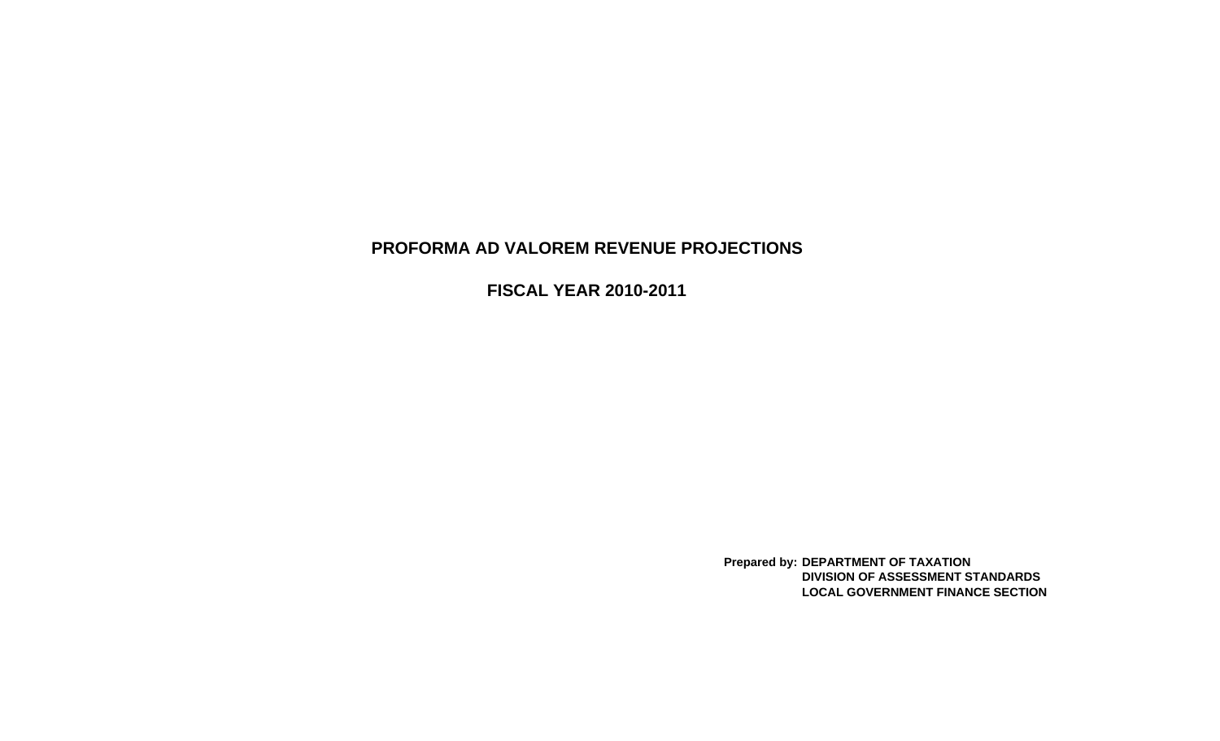# PROFORMA AD VALOREM REVENUE PROJECTIONS

## FISCAL YEAR 2010-2011

**Prepared by:** **DEPARTMENT OF TAXATION**
**DIVISION OF ASSESSMENT STANDARDS**
**LOCAL GOVERNMENT FINANCE SECTION**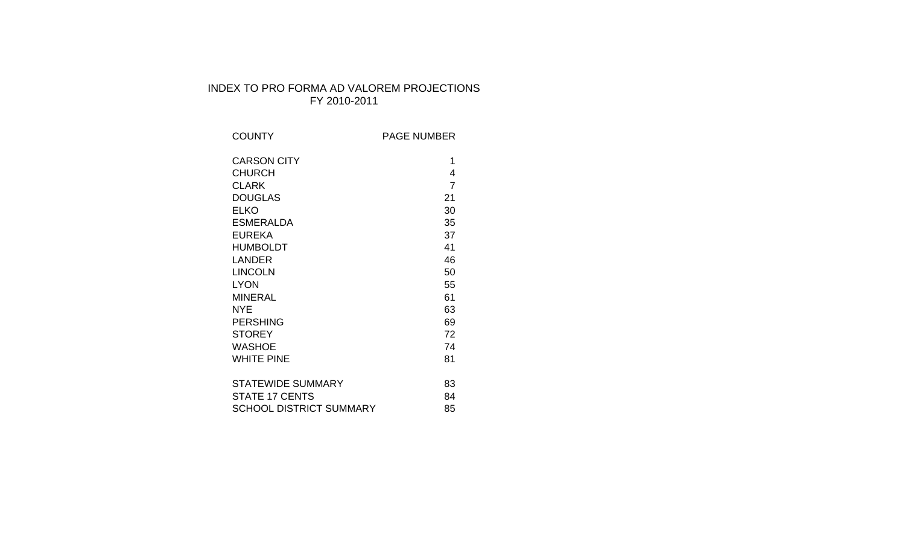# INDEX TO PRO FORMA AD VALOREM PROJECTIONS
## FY 2010-2011

| COUNTY | PAGE NUMBER |
|---|---|
| CARSON CITY | 1 |
| CHURCH | 4 |
| CLARK | 7 |
| DOUGLAS | 21 |
| ELKO | 30 |
| ESMERALDA | 35 |
| EUREKA | 37 |
| HUMBOLDT | 41 |
| LANDER | 46 |
| LINCOLN | 50 |
| LYON | 55 |
| MINERAL | 61 |
| NYE | 63 |
| PERSHING | 69 |
| STOREY | 72 |
| WASHOE | 74 |
| WHITE PINE | 81 |
| | |
| STATEWIDE SUMMARY | 83 |
| STATE 17 CENTS | 84 |
| SCHOOL DISTRICT SUMMARY | 85 |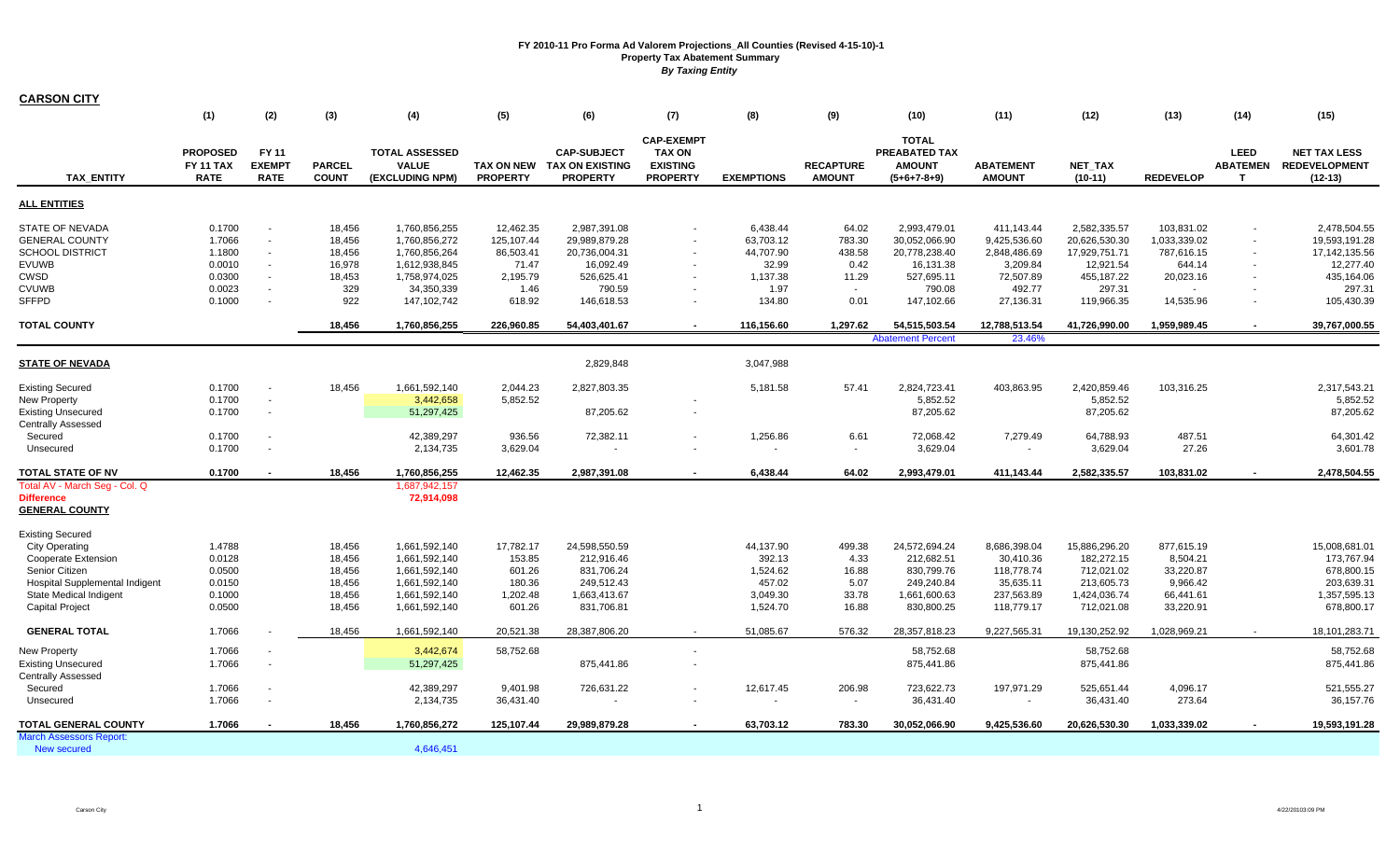# FY 2010-11 Pro Forma Ad Valorem Projections_All Counties (Revised 4-15-10)-1
## Property Tax Abatement Summary
### *By Taxing Entity*

**CARSON CITY**

| TAX_ENTITY | (1) PROPOSED FY 11 TAX RATE | (2) FY 11 EXEMPT RATE | (3) PARCEL COUNT | (4) TOTAL ASSESSED VALUE (EXCLUDING NPM) | (5) TAX ON NEW PROPERTY | (6) CAP-SUBJECT TAX ON EXISTING PROPERTY | (7) CAP-EXEMPT TAX ON EXISTING PROPERTY | (8) EXEMPTIONS | (9) RECAPTURE AMOUNT | (10) TOTAL PREABATED TAX AMOUNT (5+6+7-8+9) | (11) ABATEMENT AMOUNT | (12) NET_TAX (10-11) | (13) REDEVELOP | (14) LEED ABATEMENT | (15) NET TAX LESS REDEVELOPMENT (12-13) |
|---|---|---|---|---|---|---|---|---|---|---|---|---|---|---|---|
| **ALL ENTITIES** | | | | | | | | | | | | | | | |
| STATE OF NEVADA | 0.1700 | - | 18,456 | 1,760,856,255 | 12,462.35 | 2,987,391.08 | - | 6,438.44 | 64.02 | 2,993,479.01 | 411,143.44 | 2,582,335.57 | 103,831.02 | - | 2,478,504.55 |
| GENERAL COUNTY | 1.7066 | - | 18,456 | 1,760,856,272 | 125,107.44 | 29,989,879.28 | - | 63,703.12 | 783.30 | 30,052,066.90 | 9,425,536.60 | 20,626,530.30 | 1,033,339.02 | - | 19,593,191.28 |
| SCHOOL DISTRICT | 1.1800 | - | 18,456 | 1,760,856,264 | 86,503.41 | 20,736,004.31 | - | 44,707.90 | 438.58 | 20,778,238.40 | 2,848,486.69 | 17,929,751.71 | 787,616.15 | - | 17,142,135.56 |
| EVUWB | 0.0010 | - | 16,978 | 1,612,938,845 | 71.47 | 16,092.49 | - | 32.99 | 0.42 | 16,131.38 | 3,209.84 | 12,921.54 | 644.14 | - | 12,277.40 |
| CWSD | 0.0300 | - | 18,453 | 1,758,974,025 | 2,195.79 | 526,625.41 | - | 1,137.38 | 11.29 | 527,695.11 | 72,507.89 | 455,187.22 | 20,023.16 | - | 435,164.06 |
| CVUWB | 0.0023 | - | 329 | 34,350,339 | 1.46 | 790.59 | - | 1.97 | - | 790.08 | 492.77 | 297.31 | - | - | 297.31 |
| SFFPD | 0.1000 | - | 922 | 147,102,742 | 618.92 | 146,618.53 | - | 134.80 | 0.01 | 147,102.66 | 27,136.31 | 119,966.35 | 14,535.96 | - | 105,430.39 |
| **TOTAL COUNTY** | | | **18,456** | **1,760,856,255** | **226,960.85** | **54,403,401.67** | **-** | **116,156.60** | **1,297.62** | **54,515,503.54** | **12,788,513.54** | **41,726,990.00** | **1,959,989.45** | **-** | **39,767,000.55** |
| | | | | | | | | | | Abatement Percent | 23.46% | | | | |
| **STATE OF NEVADA** | | | | | | 2,829,848 | | 3,047,988 | | | | | | | |
| Existing Secured | 0.1700 | - | 18,456 | 1,661,592,140 | 2,044.23 | 2,827,803.35 | | 5,181.58 | 57.41 | 2,824,723.41 | 403,863.95 | 2,420,859.46 | 103,316.25 | | 2,317,543.21 |
| New Property | 0.1700 | - | | 3,442,658 | 5,852.52 | | - | | | 5,852.52 | | 5,852.52 | | | 5,852.52 |
| Existing Unsecured | 0.1700 | - | | 51,297,425 | | 87,205.62 | - | | | 87,205.62 | | 87,205.62 | | | 87,205.62 |
| Centrally Assessed | | | | | | | | | | | | | | | |
| Secured | 0.1700 | - | | 42,389,297 | 936.56 | 72,382.11 | - | 1,256.86 | 6.61 | 72,068.42 | 7,279.49 | 64,788.93 | 487.51 | | 64,301.42 |
| Unsecured | 0.1700 | - | | 2,134,735 | 3,629.04 | - | - | - | - | 3,629.04 | - | 3,629.04 | 27.26 | | 3,601.78 |
| **TOTAL STATE OF NV** | **0.1700** | **-** | **18,456** | **1,760,856,255** | **12,462.35** | **2,987,391.08** | **-** | **6,438.44** | **64.02** | **2,993,479.01** | **411,143.44** | **2,582,335.57** | **103,831.02** | **-** | **2,478,504.55** |
| Total AV - March Seg - Col. Q | | | | 1,687,942,157 | | | | | | | | | | | |
| **Difference** | | | | **72,914,098** | | | | | | | | | | | |
| **GENERAL COUNTY** | | | | | | | | | | | | | | | |
| Existing Secured | | | | | | | | | | | | | | | |
| City Operating | 1.4788 | | 18,456 | 1,661,592,140 | 17,782.17 | 24,598,550.59 | | 44,137.90 | 499.38 | 24,572,694.24 | 8,686,398.04 | 15,886,296.20 | 877,615.19 | | 15,008,681.01 |
| Cooperate Extension | 0.0128 | | 18,456 | 1,661,592,140 | 153.85 | 212,916.46 | | 392.13 | 4.33 | 212,682.51 | 30,410.36 | 182,272.15 | 8,504.21 | | 173,767.94 |
| Senior Citizen | 0.0500 | | 18,456 | 1,661,592,140 | 601.26 | 831,706.24 | | 1,524.62 | 16.88 | 830,799.76 | 118,778.74 | 712,021.02 | 33,220.87 | | 678,800.15 |
| Hospital Supplemental Indigent | 0.0150 | | 18,456 | 1,661,592,140 | 180.36 | 249,512.43 | | 457.02 | 5.07 | 249,240.84 | 35,635.11 | 213,605.73 | 9,966.42 | | 203,639.31 |
| State Medical Indigent | 0.1000 | | 18,456 | 1,661,592,140 | 1,202.48 | 1,663,413.67 | | 3,049.30 | 33.78 | 1,661,600.63 | 237,563.89 | 1,424,036.74 | 66,441.61 | | 1,357,595.13 |
| Capital Project | 0.0500 | | 18,456 | 1,661,592,140 | 601.26 | 831,706.81 | | 1,524.70 | 16.88 | 830,800.25 | 118,779.17 | 712,021.08 | 33,220.91 | | 678,800.17 |
| **GENERAL TOTAL** | **1.7066** | **-** | **18,456** | **1,661,592,140** | **20,521.38** | **28,387,806.20** | **-** | **51,085.67** | **576.32** | **28,357,818.23** | **9,227,565.31** | **19,130,252.92** | **1,028,969.21** | **-** | **18,101,283.71** |
| New Property | 1.7066 | - | | 3,442,674 | 58,752.68 | | - | | | 58,752.68 | | 58,752.68 | | | 58,752.68 |
| Existing Unsecured | 1.7066 | - | | 51,297,425 | | 875,441.86 | - | | | 875,441.86 | | 875,441.86 | | | 875,441.86 |
| Centrally Assessed | | | | | | | | | | | | | | | |
| Secured | 1.7066 | - | | 42,389,297 | 9,401.98 | 726,631.22 | - | 12,617.45 | 206.98 | 723,622.73 | 197,971.29 | 525,651.44 | 4,096.17 | | 521,555.27 |
| Unsecured | 1.7066 | - | | 2,134,735 | 36,431.40 | - | - | - | - | 36,431.40 | - | 36,431.40 | 273.64 | | 36,157.76 |
| **TOTAL GENERAL COUNTY** | **1.7066** | **-** | **18,456** | **1,760,856,272** | **125,107.44** | **29,989,879.28** | **-** | **63,703.12** | **783.30** | **30,052,066.90** | **9,425,536.60** | **20,626,530.30** | **1,033,339.02** | **-** | **19,593,191.28** |
| March Assessors Report: | | | | | | | | | | | | | | | |
| New secured | | | | 4,646,451 | | | | | | | | | | | |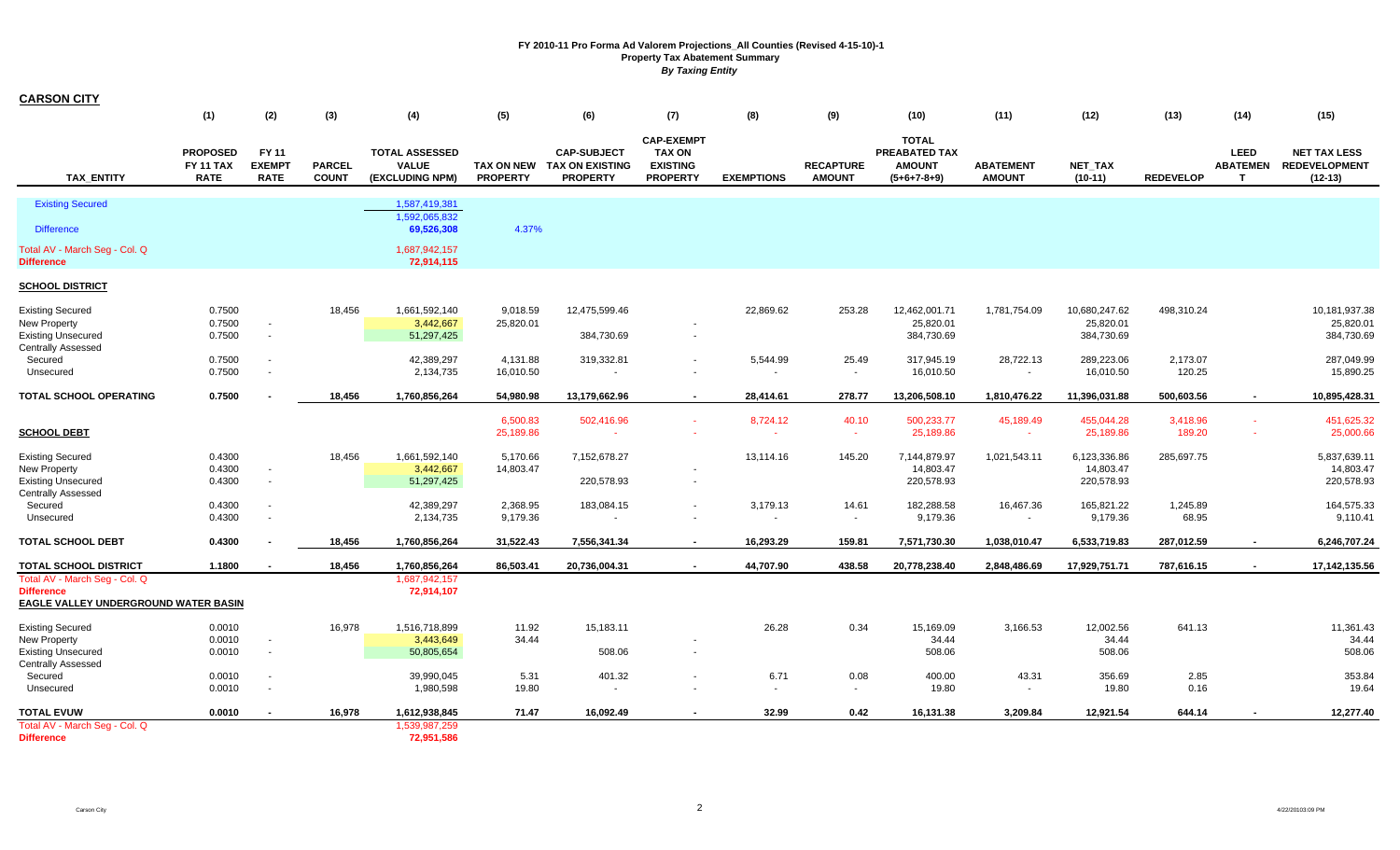# FY 2010-11 Pro Forma Ad Valorem Projections_All Counties (Revised 4-15-10)-1
## Property Tax Abatement Summary
### *By Taxing Entity*

## CARSON CITY

| TAX_ENTITY | (1) PROPOSED FY 11 TAX RATE | (2) FY 11 EXEMPT RATE | (3) PARCEL COUNT | (4) TOTAL ASSESSED VALUE (EXCLUDING NPM) | (5) TAX ON NEW PROPERTY | (6) CAP-SUBJECT TAX ON EXISTING PROPERTY | (7) CAP-EXEMPT TAX ON EXISTING PROPERTY | (8) EXEMPTIONS | (9) RECAPTURE AMOUNT | (10) TOTAL PREABATED TAX AMOUNT (5+6+7-8+9) | (11) ABATEMENT AMOUNT | (12) NET_TAX (10-11) | (13) REDEVELOP | (14) LEED ABATEMENT | (15) NET TAX LESS REDEVELOPMENT (12-13) |
|---|---|---|---|---|---|---|---|---|---|---|---|---|---|---|---|
| Existing Secured | | | | 1,587,419,381 | | | | | | | | | | | |
| | | | | 1,592,065,832 | | | | | | | | | | | |
| Difference | | | | 69,526,308 | 4.37% | | | | | | | | | | |
| Total AV - March Seg - Col. Q | | | | 1,687,942,157 | | | | | | | | | | | |
| **Difference** | | | | 72,914,115 | | | | | | | | | | | |
| **SCHOOL DISTRICT** | | | | | | | | | | | | | | | |
| Existing Secured | 0.7500 | | 18,456 | 1,661,592,140 | 9,018.59 | 12,475,599.46 | | 22,869.62 | 253.28 | 12,462,001.71 | 1,781,754.09 | 10,680,247.62 | 498,310.24 | | 10,181,937.38 |
| New Property | 0.7500 | - | | 3,442,667 | 25,820.01 | | - | | | 25,820.01 | | 25,820.01 | | | 25,820.01 |
| Existing Unsecured | 0.7500 | - | | 51,297,425 | | 384,730.69 | - | | | 384,730.69 | | 384,730.69 | | | 384,730.69 |
| Centrally Assessed | | | | | | | | | | | | | | | |
| Secured | 0.7500 | - | | 42,389,297 | 4,131.88 | 319,332.81 | - | 5,544.99 | 25.49 | 317,945.19 | 28,722.13 | 289,223.06 | 2,173.07 | | 287,049.99 |
| Unsecured | 0.7500 | - | | 2,134,735 | 16,010.50 | - | - | - | - | 16,010.50 | - | 16,010.50 | 120.25 | | 15,890.25 |
| **TOTAL SCHOOL OPERATING** | **0.7500** | **-** | **18,456** | **1,760,856,264** | **54,980.98** | **13,179,662.96** | **-** | **28,414.61** | **278.77** | **13,206,508.10** | **1,810,476.22** | **11,396,031.88** | **500,603.56** | **-** | **10,895,428.31** |
| | | | | | 6,500.83 | 502,416.96 | - | 8,724.12 | 40.10 | 500,233.77 | 45,189.49 | 455,044.28 | 3,418.96 | - | 451,625.32 |
| **SCHOOL DEBT** | | | | | 25,189.86 | - | - | - | - | 25,189.86 | - | 25,189.86 | 189.20 | - | 25,000.66 |
| Existing Secured | 0.4300 | | 18,456 | 1,661,592,140 | 5,170.66 | 7,152,678.27 | | 13,114.16 | 145.20 | 7,144,879.97 | 1,021,543.11 | 6,123,336.86 | 285,697.75 | | 5,837,639.11 |
| New Property | 0.4300 | - | | 3,442,667 | 14,803.47 | | - | | | 14,803.47 | | 14,803.47 | | | 14,803.47 |
| Existing Unsecured | 0.4300 | - | | 51,297,425 | | 220,578.93 | - | | | 220,578.93 | | 220,578.93 | | | 220,578.93 |
| Centrally Assessed | | | | | | | | | | | | | | | |
| Secured | 0.4300 | - | | 42,389,297 | 2,368.95 | 183,084.15 | - | 3,179.13 | 14.61 | 182,288.58 | 16,467.36 | 165,821.22 | 1,245.89 | | 164,575.33 |
| Unsecured | 0.4300 | - | | 2,134,735 | 9,179.36 | - | - | - | - | 9,179.36 | - | 9,179.36 | 68.95 | | 9,110.41 |
| **TOTAL SCHOOL DEBT** | **0.4300** | **-** | **18,456** | **1,760,856,264** | **31,522.43** | **7,556,341.34** | **-** | **16,293.29** | **159.81** | **7,571,730.30** | **1,038,010.47** | **6,533,719.83** | **287,012.59** | **-** | **6,246,707.24** |
| **TOTAL SCHOOL DISTRICT** | **1.1800** | **-** | **18,456** | **1,760,856,264** | **86,503.41** | **20,736,004.31** | **-** | **44,707.90** | **438.58** | **20,778,238.40** | **2,848,486.69** | **17,929,751.71** | **787,616.15** | **-** | **17,142,135.56** |
| Total AV - March Seg - Col. Q | | | | 1,687,942,157 | | | | | | | | | | | |
| **Difference** | | | | 72,914,107 | | | | | | | | | | | |
| **EAGLE VALLEY UNDERGROUND WATER BASIN** | | | | | | | | | | | | | | | |
| Existing Secured | 0.0010 | | 16,978 | 1,516,718,899 | 11.92 | 15,183.11 | | 26.28 | 0.34 | 15,169.09 | 3,166.53 | 12,002.56 | 641.13 | | 11,361.43 |
| New Property | 0.0010 | - | | 3,443,649 | 34.44 | | - | | | 34.44 | | 34.44 | | | 34.44 |
| Existing Unsecured | 0.0010 | - | | 50,805,654 | | 508.06 | - | | | 508.06 | | 508.06 | | | 508.06 |
| Centrally Assessed | | | | | | | | | | | | | | | |
| Secured | 0.0010 | - | | 39,990,045 | 5.31 | 401.32 | - | 6.71 | 0.08 | 400.00 | 43.31 | 356.69 | 2.85 | | 353.84 |
| Unsecured | 0.0010 | - | | 1,980,598 | 19.80 | - | - | - | - | 19.80 | - | 19.80 | 0.16 | | 19.64 |
| **TOTAL EVUW** | **0.0010** | **-** | **16,978** | **1,612,938,845** | **71.47** | **16,092.49** | **-** | **32.99** | **0.42** | **16,131.38** | **3,209.84** | **12,921.54** | **644.14** | **-** | **12,277.40** |
| Total AV - March Seg - Col. Q | | | | 1,539,987,259 | | | | | | | | | | | |
| **Difference** | | | | 72,951,586 | | | | | | | | | | | |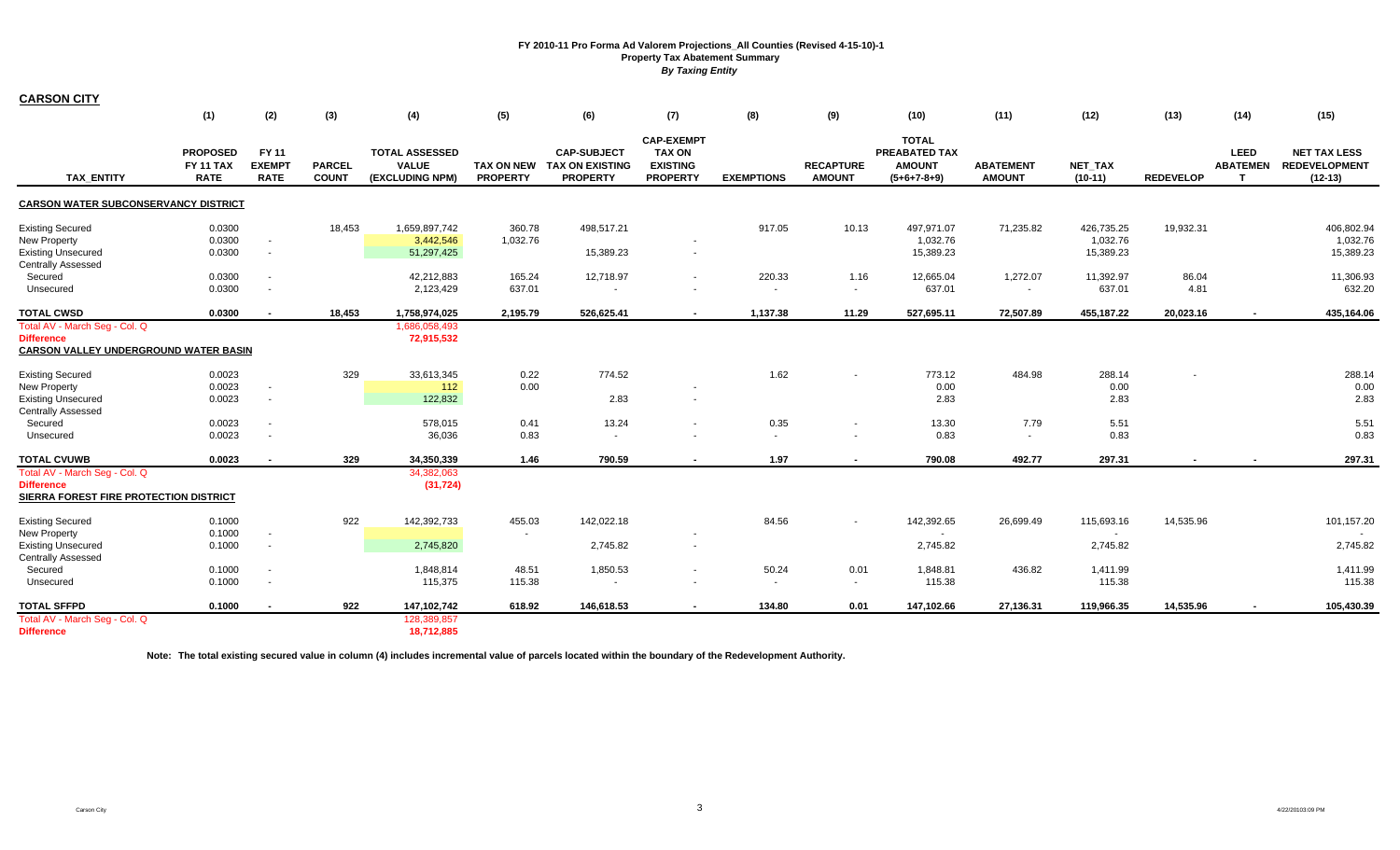**FY 2010-11 Pro Forma Ad Valorem Projections_All Counties (Revised 4-15-10)-1**
**Property Tax Abatement Summary**
***By Taxing Entity***

## CARSON CITY

| TAX_ENTITY | (1) PROPOSED FY 11 TAX RATE | (2) FY 11 EXEMPT RATE | (3) PARCEL COUNT | (4) TOTAL ASSESSED VALUE (EXCLUDING NPM) | (5) TAX ON NEW PROPERTY | (6) CAP-SUBJECT TAX ON EXISTING PROPERTY | (7) CAP-EXEMPT TAX ON EXISTING PROPERTY | (8) EXEMPTIONS | (9) RECAPTURE AMOUNT | (10) TOTAL PREABATED TAX AMOUNT (5+6+7-8+9) | (11) ABATEMENT AMOUNT | (12) NET_TAX (10-11) | (13) REDEVELOP | (14) LEED ABATEMENT | (15) NET TAX LESS REDEVELOPMENT (12-13) |
|---|---|---|---|---|---|---|---|---|---|---|---|---|---|---|---|
| **CARSON WATER SUBCONSERVANCY DISTRICT** | | | | | | | | | | | | | | | |
| Existing Secured | 0.0300 | | 18,453 | 1,659,897,742 | 360.78 | 498,517.21 | | 917.05 | 10.13 | 497,971.07 | 71,235.82 | 426,735.25 | 19,932.31 | | 406,802.94 |
| New Property | 0.0300 | - | | 3,442,546 | 1,032.76 | | - | | | 1,032.76 | | 1,032.76 | | | 1,032.76 |
| Existing Unsecured | 0.0300 | - | | 51,297,425 | | 15,389.23 | - | | | 15,389.23 | | 15,389.23 | | | 15,389.23 |
| Centrally Assessed | | | | | | | | | | | | | | | |
| Secured | 0.0300 | - | | 42,212,883 | 165.24 | 12,718.97 | - | 220.33 | 1.16 | 12,665.04 | 1,272.07 | 11,392.97 | 86.04 | | 11,306.93 |
| Unsecured | 0.0300 | - | | 2,123,429 | 637.01 | - | - | - | - | 637.01 | - | 637.01 | 4.81 | | 632.20 |
| **TOTAL CWSD** | **0.0300** | **-** | **18,453** | **1,758,974,025** | **2,195.79** | **526,625.41** | **-** | **1,137.38** | **11.29** | **527,695.11** | **72,507.89** | **455,187.22** | **20,023.16** | **-** | **435,164.06** |
| Total AV - March Seg - Col. Q | | | | 1,686,058,493 | | | | | | | | | | | |
| Difference | | | | 72,915,532 | | | | | | | | | | | |
| **CARSON VALLEY UNDERGROUND WATER BASIN** | | | | | | | | | | | | | | | |
| Existing Secured | 0.0023 | | 329 | 33,613,345 | 0.22 | 774.52 | | 1.62 | - | 773.12 | 484.98 | 288.14 | - | | 288.14 |
| New Property | 0.0023 | - | | 112 | 0.00 | | - | | | 0.00 | | 0.00 | | | 0.00 |
| Existing Unsecured | 0.0023 | - | | 122,832 | | 2.83 | - | | | 2.83 | | 2.83 | | | 2.83 |
| Centrally Assessed | | | | | | | | | | | | | | | |
| Secured | 0.0023 | - | | 578,015 | 0.41 | 13.24 | - | 0.35 | - | 13.30 | 7.79 | 5.51 | | | 5.51 |
| Unsecured | 0.0023 | - | | 36,036 | 0.83 | - | - | - | - | 0.83 | - | 0.83 | | | 0.83 |
| **TOTAL CVUWB** | **0.0023** | **-** | **329** | **34,350,339** | **1.46** | **790.59** | **-** | **1.97** | **-** | **790.08** | **492.77** | **297.31** | **-** | **-** | **297.31** |
| Total AV - March Seg - Col. Q | | | | 34,382,063 | | | | | | | | | | | |
| Difference | | | | (31,724) | | | | | | | | | | | |
| **SIERRA FOREST FIRE PROTECTION DISTRICT** | | | | | | | | | | | | | | | |
| Existing Secured | 0.1000 | | 922 | 142,392,733 | 455.03 | 142,022.18 | | 84.56 | - | 142,392.65 | 26,699.49 | 115,693.16 | 14,535.96 | | 101,157.20 |
| New Property | 0.1000 | - | | | - | | - | | | - | | - | | | - |
| Existing Unsecured | 0.1000 | - | | 2,745,820 | | 2,745.82 | - | | | 2,745.82 | | 2,745.82 | | | 2,745.82 |
| Centrally Assessed | | | | | | | | | | | | | | | |
| Secured | 0.1000 | - | | 1,848,814 | 48.51 | 1,850.53 | - | 50.24 | 0.01 | 1,848.81 | 436.82 | 1,411.99 | | | 1,411.99 |
| Unsecured | 0.1000 | - | | 115,375 | 115.38 | - | - | - | - | 115.38 | | 115.38 | | | 115.38 |
| **TOTAL SFFPD** | **0.1000** | **-** | **922** | **147,102,742** | **618.92** | **146,618.53** | **-** | **134.80** | **0.01** | **147,102.66** | **27,136.31** | **119,966.35** | **14,535.96** | **-** | **105,430.39** |
| Total AV - March Seg - Col. Q | | | | 128,389,857 | | | | | | | | | | | |
| Difference | | | | 18,712,885 | | | | | | | | | | | |

**Note: The total existing secured value in column (4) includes incremental value of parcels located within the boundary of the Redevelopment Authority.**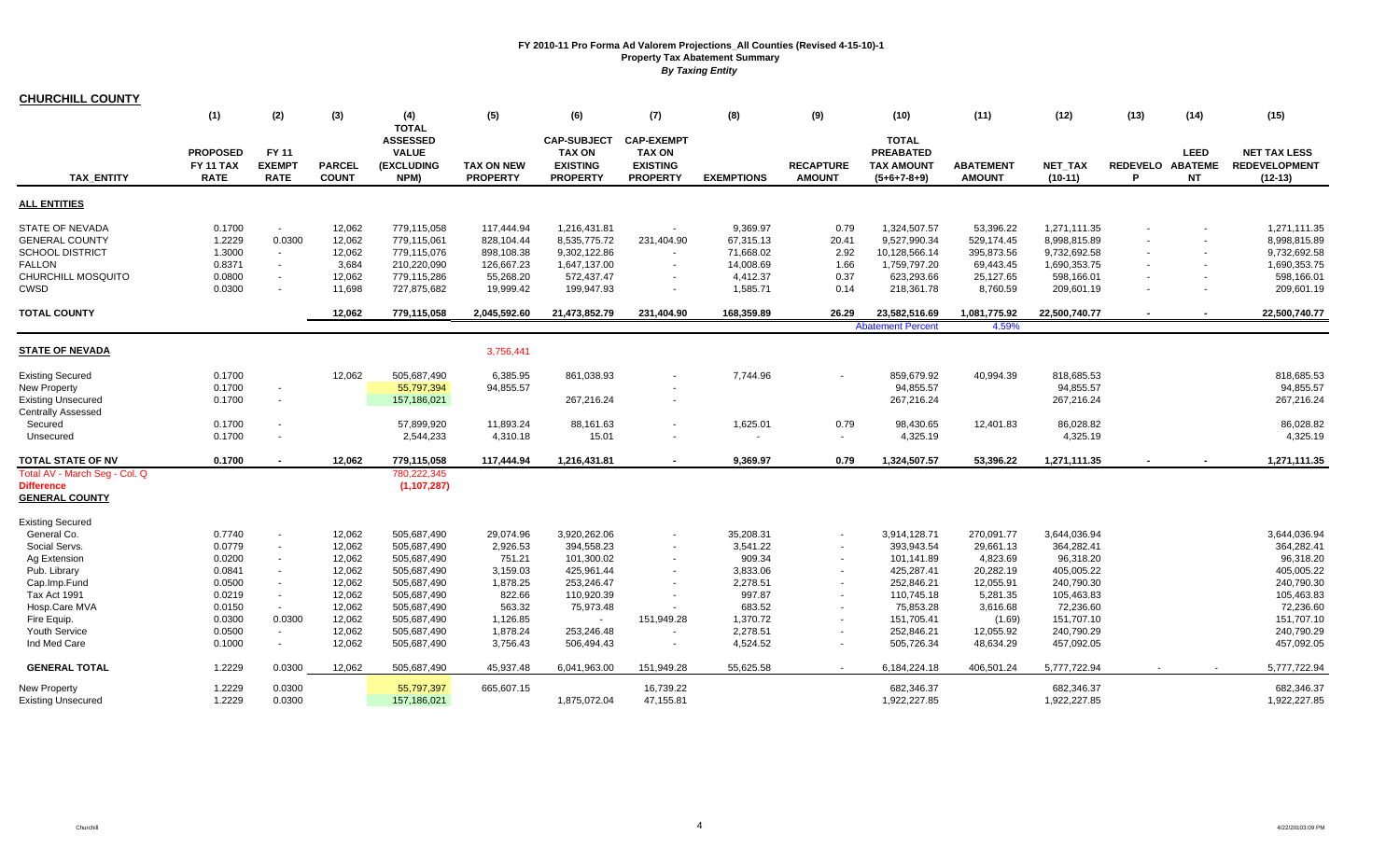# FY 2010-11 Pro Forma Ad Valorem Projections_All Counties (Revised 4-15-10)-1
## Property Tax Abatement Summary
### *By Taxing Entity*

**CHURCHILL COUNTY**

| TAX_ENTITY | (1) PROPOSED FY 11 TAX RATE | (2) FY 11 EXEMPT RATE | (3) PARCEL COUNT | (4) TOTAL ASSESSED VALUE (EXCLUDING NPM) | (5) TAX ON NEW PROPERTY | (6) CAP-SUBJECT TAX ON EXISTING PROPERTY | (7) CAP-EXEMPT TAX ON EXISTING PROPERTY | (8) EXEMPTIONS | (9) RECAPTURE AMOUNT | (10) TOTAL PREABATED TAX AMOUNT (5+6+7-8+9) | (11) ABATEMENT AMOUNT | (12) NET_TAX (10-11) | (13) REDEVELOP | (14) LEED ABATEMENT | (15) NET TAX LESS REDEVELOPMENT (12-13) |
|---|---|---|---|---|---|---|---|---|---|---|---|---|---|---|---|
| **ALL ENTITIES** | | | | | | | | | | | | | | | |
| STATE OF NEVADA | 0.1700 | - | 12,062 | 779,115,058 | 117,444.94 | 1,216,431.81 | - | 9,369.97 | 0.79 | 1,324,507.57 | 53,396.22 | 1,271,111.35 | - | - | 1,271,111.35 |
| GENERAL COUNTY | 1.2229 | 0.0300 | 12,062 | 779,115,061 | 828,104.44 | 8,535,775.72 | 231,404.90 | 67,315.13 | 20.41 | 9,527,990.34 | 529,174.45 | 8,998,815.89 | - | - | 8,998,815.89 |
| SCHOOL DISTRICT | 1.3000 | - | 12,062 | 779,115,076 | 898,108.38 | 9,302,122.86 | - | 71,668.02 | 2.92 | 10,128,566.14 | 395,873.56 | 9,732,692.58 | - | - | 9,732,692.58 |
| FALLON | 0.8371 | - | 3,684 | 210,220,090 | 126,667.23 | 1,647,137.00 | - | 14,008.69 | 1.66 | 1,759,797.20 | 69,443.45 | 1,690,353.75 | - | - | 1,690,353.75 |
| CHURCHILL MOSQUITO | 0.0800 | - | 12,062 | 779,115,286 | 55,268.20 | 572,437.47 | - | 4,412.37 | 0.37 | 623,293.66 | 25,127.65 | 598,166.01 | - | - | 598,166.01 |
| CWSD | 0.0300 | - | 11,698 | 727,875,682 | 19,999.42 | 199,947.93 | - | 1,585.71 | 0.14 | 218,361.78 | 8,760.59 | 209,601.19 | - | - | 209,601.19 |
| **TOTAL COUNTY** | | | 12,062 | 779,115,058 | 2,045,592.60 | 21,473,852.79 | 231,404.90 | 168,359.89 | 26.29 | 23,582,516.69 | 1,081,775.92 | 22,500,740.77 | - | - | 22,500,740.77 |
| | | | | | | | | | | Abatement Percent | 4.59% | | | | |
| **STATE OF NEVADA** | | | | | 3,756,441 | | | | | | | | | | |
| Existing Secured | 0.1700 | | 12,062 | 505,687,490 | 6,385.95 | 861,038.93 | - | 7,744.96 | - | 859,679.92 | 40,994.39 | 818,685.53 | | | 818,685.53 |
| New Property | 0.1700 | - | | 55,797,394 | 94,855.57 | | - | | | 94,855.57 | | 94,855.57 | | | 94,855.57 |
| Existing Unsecured | 0.1700 | - | | 157,186,021 | | 267,216.24 | - | | | 267,216.24 | | 267,216.24 | | | 267,216.24 |
| Centrally Assessed | | | | | | | | | | | | | | | |
| Secured | 0.1700 | - | | 57,899,920 | 11,893.24 | 88,161.63 | - | 1,625.01 | 0.79 | 98,430.65 | 12,401.83 | 86,028.82 | | | 86,028.82 |
| Unsecured | 0.1700 | - | | 2,544,233 | 4,310.18 | 15.01 | - | - | - | 4,325.19 | | 4,325.19 | | | 4,325.19 |
| **TOTAL STATE OF NV** | 0.1700 | - | 12,062 | 779,115,058 | 117,444.94 | 1,216,431.81 | - | 9,369.97 | 0.79 | 1,324,507.57 | 53,396.22 | 1,271,111.35 | - | - | 1,271,111.35 |
| Total AV - March Seg - Col. Q | | | | 780,222,345 | | | | | | | | | | | |
| Difference | | | | (1,107,287) | | | | | | | | | | | |
| **GENERAL COUNTY** | | | | | | | | | | | | | | | |
| Existing Secured | | | | | | | | | | | | | | | |
| General Co. | 0.7740 | - | 12,062 | 505,687,490 | 29,074.96 | 3,920,262.06 | - | 35,208.31 | - | 3,914,128.71 | 270,091.77 | 3,644,036.94 | | | 3,644,036.94 |
| Social Servs. | 0.0779 | - | 12,062 | 505,687,490 | 2,926.53 | 394,558.23 | - | 3,541.22 | - | 393,943.54 | 29,661.13 | 364,282.41 | | | 364,282.41 |
| Ag Extension | 0.0200 | - | 12,062 | 505,687,490 | 751.21 | 101,300.02 | - | 909.34 | - | 101,141.89 | 4,823.69 | 96,318.20 | | | 96,318.20 |
| Pub. Library | 0.0841 | - | 12,062 | 505,687,490 | 3,159.03 | 425,961.44 | - | 3,833.06 | - | 425,287.41 | 20,282.19 | 405,005.22 | | | 405,005.22 |
| Cap.Imp.Fund | 0.0500 | - | 12,062 | 505,687,490 | 1,878.25 | 253,246.47 | - | 2,278.51 | - | 252,846.21 | 12,055.91 | 240,790.30 | | | 240,790.30 |
| Tax Act 1991 | 0.0219 | - | 12,062 | 505,687,490 | 822.66 | 110,920.39 | - | 997.87 | - | 110,745.18 | 5,281.35 | 105,463.83 | | | 105,463.83 |
| Hosp.Care MVA | 0.0150 | - | 12,062 | 505,687,490 | 563.32 | 75,973.48 | - | 683.52 | - | 75,853.28 | 3,616.68 | 72,236.60 | | | 72,236.60 |
| Fire Equip. | 0.0300 | 0.0300 | 12,062 | 505,687,490 | 1,126.85 | - | 151,949.28 | 1,370.72 | - | 151,705.41 | (1.69) | 151,707.10 | | | 151,707.10 |
| Youth Service | 0.0500 | - | 12,062 | 505,687,490 | 1,878.24 | 253,246.48 | - | 2,278.51 | - | 252,846.21 | 12,055.92 | 240,790.29 | | | 240,790.29 |
| Ind Med Care | 0.1000 | - | 12,062 | 505,687,490 | 3,756.43 | 506,494.43 | - | 4,524.52 | - | 505,726.34 | 48,634.29 | 457,092.05 | | | 457,092.05 |
| **GENERAL TOTAL** | 1.2229 | 0.0300 | 12,062 | 505,687,490 | 45,937.48 | 6,041,963.00 | 151,949.28 | 55,625.58 | - | 6,184,224.18 | 406,501.24 | 5,777,722.94 | - | - | 5,777,722.94 |
| New Property | 1.2229 | 0.0300 | | 55,797,397 | 665,607.15 | | 16,739.22 | | | 682,346.37 | | 682,346.37 | | | 682,346.37 |
| Existing Unsecured | 1.2229 | 0.0300 | | 157,186,021 | | 1,875,072.04 | 47,155.81 | | | 1,922,227.85 | | 1,922,227.85 | | | 1,922,227.85 |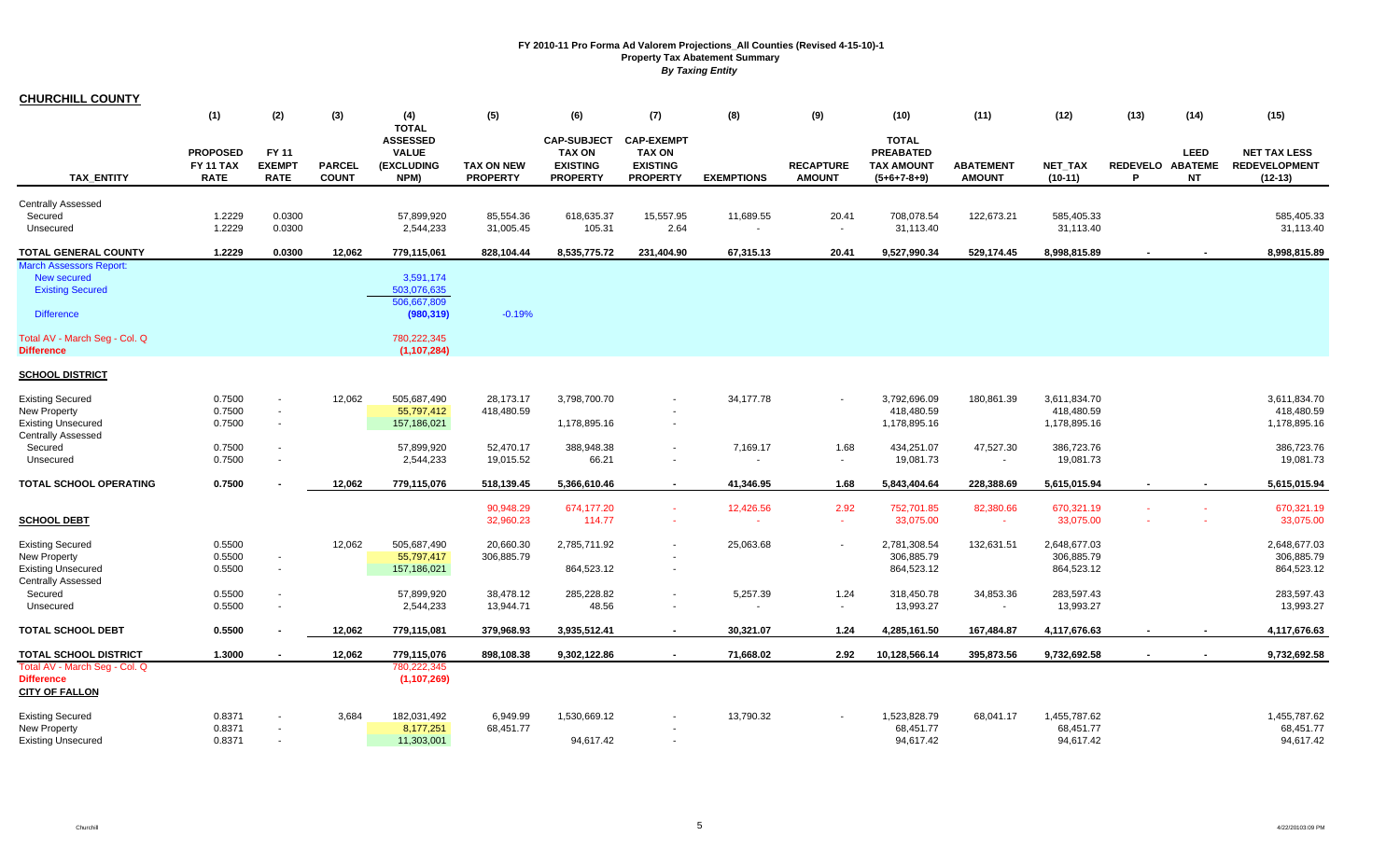**FY 2010-11 Pro Forma Ad Valorem Projections_All Counties (Revised 4-15-10)-1**
**Property Tax Abatement Summary**
***By Taxing Entity***

**CHURCHILL COUNTY**

| TAX_ENTITY | (1) PROPOSED FY 11 TAX RATE | (2) FY 11 EXEMPT RATE | (3) PARCEL COUNT | (4) TOTAL ASSESSED VALUE (EXCLUDING NPM) | (5) TAX ON NEW PROPERTY | (6) CAP-SUBJECT TAX ON EXISTING PROPERTY | (7) CAP-EXEMPT TAX ON EXISTING PROPERTY | (8) EXEMPTIONS | (9) RECAPTURE AMOUNT | (10) TOTAL PREABATED TAX AMOUNT (5+6+7-8+9) | (11) ABATEMENT AMOUNT | (12) NET_TAX (10-11) | (13) REDEVELOP | (14) LEED ABATEMENT | (15) NET TAX LESS REDEVELOPMENT (12-13) |
|---|---|---|---|---|---|---|---|---|---|---|---|---|---|---|---|
| Centrally Assessed | | | | | | | | | | | | | | | |
| Secured | 1.2229 | 0.0300 | | 57,899,920 | 85,554.36 | 618,635.37 | 15,557.95 | 11,689.55 | 20.41 | 708,078.54 | 122,673.21 | 585,405.33 | | | 585,405.33 |
| Unsecured | 1.2229 | 0.0300 | | 2,544,233 | 31,005.45 | 105.31 | 2.64 | - | - | 31,113.40 | | 31,113.40 | | | 31,113.40 |
| **TOTAL GENERAL COUNTY** | **1.2229** | **0.0300** | **12,062** | **779,115,061** | **828,104.44** | **8,535,775.72** | **231,404.90** | **67,315.13** | **20.41** | **9,527,990.34** | **529,174.45** | **8,998,815.89** | **-** | **-** | **8,998,815.89** |
| March Assessors Report: | | | | | | | | | | | | | | | |
| New secured | | | | 3,591,174 | | | | | | | | | | | |
| Existing Secured | | | | 503,076,635 | | | | | | | | | | | |
| | | | | 506,667,809 | | | | | | | | | | | |
| Difference | | | | (980,319) | -0.19% | | | | | | | | | | |
| Total AV - March Seg - Col. Q | | | | 780,222,345 | | | | | | | | | | | |
| **Difference** | | | | **(1,107,284)** | | | | | | | | | | | |
| **SCHOOL DISTRICT** | | | | | | | | | | | | | | | |
| Existing Secured | 0.7500 | - | 12,062 | 505,687,490 | 28,173.17 | 3,798,700.70 | - | 34,177.78 | - | 3,792,696.09 | 180,861.39 | 3,611,834.70 | | | 3,611,834.70 |
| New Property | 0.7500 | - | | 55,797,412 | 418,480.59 | | - | | | 418,480.59 | | 418,480.59 | | | 418,480.59 |
| Existing Unsecured | 0.7500 | - | | 157,186,021 | | 1,178,895.16 | - | | | 1,178,895.16 | | 1,178,895.16 | | | 1,178,895.16 |
| Centrally Assessed | | | | | | | | | | | | | | | |
| Secured | 0.7500 | - | | 57,899,920 | 52,470.17 | 388,948.38 | - | 7,169.17 | 1.68 | 434,251.07 | 47,527.30 | 386,723.76 | | | 386,723.76 |
| Unsecured | 0.7500 | - | | 2,544,233 | 19,015.52 | 66.21 | - | - | - | 19,081.73 | - | 19,081.73 | | | 19,081.73 |
| **TOTAL SCHOOL OPERATING** | **0.7500** | **-** | **12,062** | **779,115,076** | **518,139.45** | **5,366,610.46** | **-** | **41,346.95** | **1.68** | **5,843,404.64** | **228,388.69** | **5,615,015.94** | **-** | **-** | **5,615,015.94** |
| | | | | | 90,948.29 | 674,177.20 | - | 12,426.56 | 2.92 | 752,701.85 | 82,380.66 | 670,321.19 | - | - | 670,321.19 |
| **SCHOOL DEBT** | | | | | 32,960.23 | 114.77 | - | - | - | 33,075.00 | - | 33,075.00 | - | - | 33,075.00 |
| Existing Secured | 0.5500 | | 12,062 | 505,687,490 | 20,660.30 | 2,785,711.92 | - | 25,063.68 | - | 2,781,308.54 | 132,631.51 | 2,648,677.03 | | | 2,648,677.03 |
| New Property | 0.5500 | - | | 55,797,417 | 306,885.79 | | - | | | 306,885.79 | | 306,885.79 | | | 306,885.79 |
| Existing Unsecured | 0.5500 | - | | 157,186,021 | | 864,523.12 | - | | | 864,523.12 | | 864,523.12 | | | 864,523.12 |
| Centrally Assessed | | | | | | | | | | | | | | | |
| Secured | 0.5500 | - | | 57,899,920 | 38,478.12 | 285,228.82 | - | 5,257.39 | 1.24 | 318,450.78 | 34,853.36 | 283,597.43 | | | 283,597.43 |
| Unsecured | 0.5500 | - | | 2,544,233 | 13,944.71 | 48.56 | - | - | - | 13,993.27 | - | 13,993.27 | | | 13,993.27 |
| **TOTAL SCHOOL DEBT** | **0.5500** | **-** | **12,062** | **779,115,081** | **379,968.93** | **3,935,512.41** | **-** | **30,321.07** | **1.24** | **4,285,161.50** | **167,484.87** | **4,117,676.63** | **-** | **-** | **4,117,676.63** |
| **TOTAL SCHOOL DISTRICT** | **1.3000** | **-** | **12,062** | **779,115,076** | **898,108.38** | **9,302,122.86** | **-** | **71,668.02** | **2.92** | **10,128,566.14** | **395,873.56** | **9,732,692.58** | **-** | **-** | **9,732,692.58** |
| Total AV - March Seg - Col. Q | | | | 780,222,345 | | | | | | | | | | | |
| **Difference** | | | | **(1,107,269)** | | | | | | | | | | | |
| **CITY OF FALLON** | | | | | | | | | | | | | | | |
| Existing Secured | 0.8371 | - | 3,684 | 182,031,492 | 6,949.99 | 1,530,669.12 | - | 13,790.32 | - | 1,523,828.79 | 68,041.17 | 1,455,787.62 | | | 1,455,787.62 |
| New Property | 0.8371 | - | | 8,177,251 | 68,451.77 | | - | | | 68,451.77 | | 68,451.77 | | | 68,451.77 |
| Existing Unsecured | 0.8371 | - | | 11,303,001 | | 94,617.42 | - | | | 94,617.42 | | 94,617.42 | | | 94,617.42 |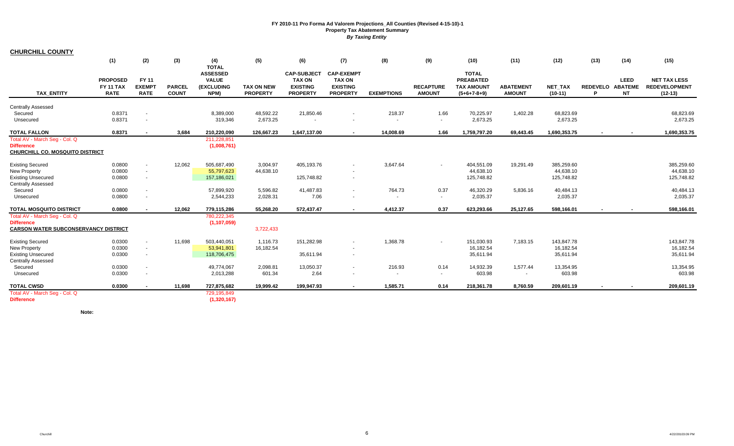**FY 2010-11 Pro Forma Ad Valorem Projections_All Counties (Revised 4-15-10)-1**
**Property Tax Abatement Summary**
***By Taxing Entity***

**CHURCHILL COUNTY**

| TAX_ENTITY | (1) PROPOSED FY 11 TAX RATE | (2) FY 11 EXEMPT RATE | (3) PARCEL COUNT | (4) TOTAL ASSESSED VALUE (EXCLUDING NPM) | (5) TAX ON NEW PROPERTY | (6) CAP-SUBJECT TAX ON EXISTING PROPERTY | (7) CAP-EXEMPT TAX ON EXISTING PROPERTY | (8) EXEMPTIONS | (9) RECAPTURE AMOUNT | (10) TOTAL PREABATED TAX AMOUNT (5+6+7-8+9) | (11) ABATEMENT AMOUNT | (12) NET_TAX (10-11) | (13) REDEVELOP | (14) LEED ABATEMENT | (15) NET TAX LESS REDEVELOPMENT (12-13) |
|---|---|---|---|---|---|---|---|---|---|---|---|---|---|---|---|
| Centrally Assessed | | | | | | | | | | | | | | | |
| Secured | 0.8371 | - | | 8,389,000 | 48,592.22 | 21,850.46 | - | 218.37 | 1.66 | 70,225.97 | 1,402.28 | 68,823.69 | | | 68,823.69 |
| Unsecured | 0.8371 | - | | 319,346 | 2,673.25 | - | - | - | - | 2,673.25 | | 2,673.25 | | | 2,673.25 |
| **TOTAL FALLON** | **0.8371** | **-** | **3,684** | **210,220,090** | **126,667.23** | **1,647,137.00** | **-** | **14,008.69** | **1.66** | **1,759,797.20** | **69,443.45** | **1,690,353.75** | **-** | **-** | **1,690,353.75** |
| Total AV - March Seg - Col. Q | | | | 211,228,851 | | | | | | | | | | | |
| **Difference** | | | | (1,008,761) | | | | | | | | | | | |
| **CHURCHILL CO. MOSQUITO DISTRICT** | | | | | | | | | | | | | | | |
| Existing Secured | 0.0800 | - | 12,062 | 505,687,490 | 3,004.97 | 405,193.76 | - | 3,647.64 | - | 404,551.09 | 19,291.49 | 385,259.60 | | | 385,259.60 |
| New Property | 0.0800 | - | | 55,797,623 | 44,638.10 | | - | | | 44,638.10 | | 44,638.10 | | | 44,638.10 |
| Existing Unsecured | 0.0800 | - | | 157,186,021 | | 125,748.82 | - | | | 125,748.82 | | 125,748.82 | | | 125,748.82 |
| Centrally Assessed | | | | | | | | | | | | | | | |
| Secured | 0.0800 | - | | 57,899,920 | 5,596.82 | 41,487.83 | - | 764.73 | 0.37 | 46,320.29 | 5,836.16 | 40,484.13 | | | 40,484.13 |
| Unsecured | 0.0800 | - | | 2,544,233 | 2,028.31 | 7.06 | - | - | - | 2,035.37 | | 2,035.37 | | | 2,035.37 |
| **TOTAL MOSQUITO DISTRICT** | **0.0800** | **-** | **12,062** | **779,115,286** | **55,268.20** | **572,437.47** | **-** | **4,412.37** | **0.37** | **623,293.66** | **25,127.65** | **598,166.01** | **-** | **-** | **598,166.01** |
| Total AV - March Seg - Col. Q | | | | 780,222,345 | | | | | | | | | | | |
| **Difference** | | | | (1,107,059) | | | | | | | | | | | |
| **CARSON WATER SUBCONSERVANCY DISTRICT** | | | | | 3,722,433 | | | | | | | | | | |
| Existing Secured | 0.0300 | - | 11,698 | 503,440,051 | 1,116.73 | 151,282.98 | - | 1,368.78 | - | 151,030.93 | 7,183.15 | 143,847.78 | | | 143,847.78 |
| New Property | 0.0300 | - | | 53,941,801 | 16,182.54 | | - | | | 16,182.54 | | 16,182.54 | | | 16,182.54 |
| Existing Unsecured | 0.0300 | - | | 118,706,475 | | 35,611.94 | - | | | 35,611.94 | | 35,611.94 | | | 35,611.94 |
| Centrally Assessed | | | | | | | | | | | | | | | |
| Secured | 0.0300 | - | | 49,774,067 | 2,098.81 | 13,050.37 | - | 216.93 | 0.14 | 14,932.39 | 1,577.44 | 13,354.95 | | | 13,354.95 |
| Unsecured | 0.0300 | - | | 2,013,288 | 601.34 | 2.64 | - | - | - | 603.98 | - | 603.98 | | | 603.98 |
| **TOTAL CWSD** | **0.0300** | **-** | **11,698** | **727,875,682** | **19,999.42** | **199,947.93** | **-** | **1,585.71** | **0.14** | **218,361.78** | **8,760.59** | **209,601.19** | **-** | **-** | **209,601.19** |
| Total AV - March Seg - Col. Q | | | | 729,195,849 | | | | | | | | | | | |
| **Difference** | | | | (1,320,167) | | | | | | | | | | | |

**Note:**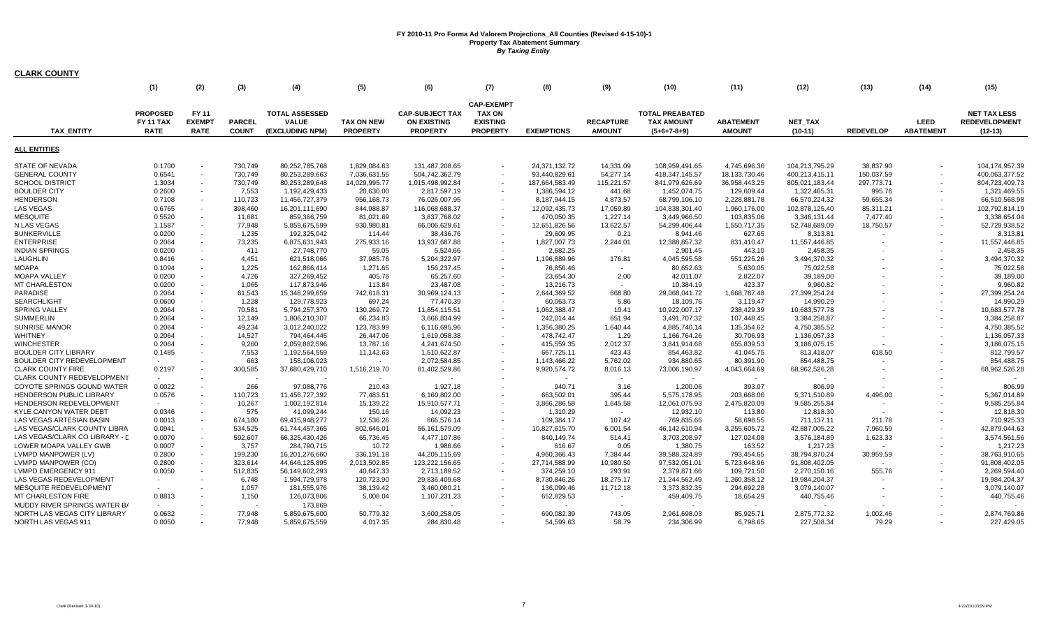# FY 2010-11 Pro Forma Ad Valorem Projections_All Counties (Revised 4-15-10)-1

## Property Tax Abatement Summary

### *By Taxing Entity*

**CLARK COUNTY**

| TAX_ENTITY | (1) PROPOSED FY 11 TAX RATE | (2) FY 11 EXEMPT RATE | (3) PARCEL COUNT | (4) TOTAL ASSESSED VALUE (EXCLUDING NPM) | (5) TAX ON NEW PROPERTY | (6) CAP-SUBJECT TAX ON EXISTING PROPERTY | (7) CAP-EXEMPT TAX ON EXISTING PROPERTY | (8) EXEMPTIONS | (9) RECAPTURE AMOUNT | (10) TOTAL PREABATED TAX AMOUNT (5+6+7-8+9) | (11) ABATEMENT AMOUNT | (12) NET_TAX (10-11) | (13) REDEVELOP | (14) LEED ABATEMENT | (15) NET TAX LESS REDEVELOPMENT (12-13) |
|---|---|---|---|---|---|---|---|---|---|---|---|---|---|---|---|
| **ALL ENTITIES** | | | | | | | | | | | | | | | |
| STATE OF NEVADA | 0.1700 | - | 730,749 | 80,252,785,768 | 1,829,084.63 | 131,487,208.65 | - | 24,371,132.72 | 14,331.09 | 108,959,491.65 | 4,745,696.36 | 104,213,795.29 | 38,837.90 | - | 104,174,957.39 |
| GENERAL COUNTY | 0.6541 | - | 730,749 | 80,253,289,663 | 7,036,631.55 | 504,742,362.79 | - | 93,440,829.61 | 54,277.14 | 418,347,145.57 | 18,133,730.46 | 400,213,415.11 | 150,037.59 | - | 400,063,377.52 |
| SCHOOL DISTRICT | 1.3034 | - | 730,749 | 80,253,289,648 | 14,029,995.77 | 1,015,498,992.84 | - | 187,664,583.49 | 115,221.57 | 841,979,626.69 | 36,958,443.25 | 805,021,183.44 | 297,773.71 | - | 804,723,409.73 |
| BOULDER CITY | 0.2600 | - | 7,553 | 1,192,429,433 | 20,630.00 | 2,817,597.19 | - | 1,386,594.12 | 441.68 | 1,452,074.75 | 129,609.44 | 1,322,465.31 | 995.76 | - | 1,321,469.55 |
| HENDERSON | 0.7108 | - | 110,723 | 11,456,727,379 | 956,168.73 | 76,026,007.95 | - | 8,187,944.15 | 4,873.57 | 68,799,106.10 | 2,228,881.78 | 66,570,224.32 | 59,655.34 | - | 66,510,568.98 |
| LAS VEGAS | 0.6765 | - | 398,460 | 16,201,111,690 | 844,988.87 | 116,068,688.37 | - | 12,092,435.73 | 17,059.89 | 104,838,301.40 | 1,960,176.00 | 102,878,125.40 | 85,311.21 | - | 102,792,814.19 |
| MESQUITE | 0.5520 | - | 11,681 | 859,366,759 | 81,021.69 | 3,837,768.02 | - | 470,050.35 | 1,227.14 | 3,449,966.50 | 103,835.06 | 3,346,131.44 | 7,477.40 | - | 3,338,654.04 |
| N LAS VEGAS | 1.1587 | - | 77,948 | 5,859,675,599 | 930,980.81 | 66,006,629.61 | - | 12,651,826.56 | 13,622.57 | 54,299,406.44 | 1,550,717.35 | 52,748,689.09 | 18,750.57 | - | 52,729,938.52 |
| BUNKERVILLE | 0.0200 | - | 1,235 | 192,325,042 | 114.44 | 38,436.76 | - | 29,609.95 | 0.21 | 8,941.46 | 627.65 | 8,313.81 | - | - | 8,313.81 |
| ENTERPRISE | 0.2064 | - | 73,235 | 6,875,631,943 | 275,933.16 | 13,937,687.88 | - | 1,827,007.73 | 2,244.01 | 12,388,857.32 | 831,410.47 | 11,557,446.85 | - | - | 11,557,446.85 |
| INDIAN SPRINGS | 0.0200 | - | 411 | 27,748,770 | 59.05 | 5,524.66 | - | 2,682.25 | - | 2,901.45 | 443.10 | 2,458.35 | - | - | 2,458.35 |
| LAUGHLIN | 0.8416 | - | 4,451 | 621,518,066 | 37,985.76 | 5,204,322.97 | - | 1,196,889.96 | 176.81 | 4,045,595.58 | 551,225.26 | 3,494,370.32 | - | - | 3,494,370.32 |
| MOAPA | 0.1094 | - | 1,225 | 162,866,414 | 1,271.65 | 156,237.45 | - | 76,856.46 | - | 80,652.63 | 5,630.05 | 75,022.58 | - | - | 75,022.58 |
| MOAPA VALLEY | 0.0200 | - | 4,726 | 327,269,452 | 405.76 | 65,257.60 | - | 23,654.30 | 2.00 | 42,011.07 | 2,822.07 | 39,189.00 | - | - | 39,189.00 |
| MT CHARLESTON | 0.0200 | - | 1,065 | 117,873,946 | 113.84 | 23,487.08 | - | 13,216.73 | - | 10,384.19 | 423.37 | 9,960.82 | - | - | 9,960.82 |
| PARADISE | 0.2064 | - | 61,543 | 15,348,299,659 | 742,618.31 | 30,969,124.13 | - | 2,644,369.52 | 668.80 | 29,068,041.72 | 1,668,787.48 | 27,399,254.24 | - | - | 27,399,254.24 |
| SEARCHLIGHT | 0.0600 | - | 1,228 | 129,778,923 | 697.24 | 77,470.39 | - | 60,063.73 | 5.86 | 18,109.76 | 3,119.47 | 14,990.29 | - | - | 14,990.29 |
| SPRING VALLEY | 0.2064 | - | 70,581 | 5,794,257,370 | 130,269.72 | 11,854,115.51 | - | 1,062,388.47 | 10.41 | 10,922,007.17 | 238,429.39 | 10,683,577.78 | - | - | 10,683,577.78 |
| SUMMERLIN | 0.2064 | - | 12,149 | 1,806,210,307 | 66,234.83 | 3,666,834.99 | - | 242,014.44 | 651.94 | 3,491,707.32 | 107,448.45 | 3,384,258.87 | - | - | 3,384,258.87 |
| SUNRISE MANOR | 0.2064 | - | 49,234 | 3,012,240,022 | 123,783.99 | 6,116,695.96 | - | 1,356,380.25 | 1,640.44 | 4,885,740.14 | 135,354.62 | 4,750,385.52 | - | - | 4,750,385.52 |
| WHITNEY | 0.2064 | - | 14,527 | 794,464,445 | 26,447.06 | 1,619,058.38 | - | 478,742.47 | 1.29 | 1,166,764.26 | 30,706.93 | 1,136,057.33 | - | - | 1,136,057.33 |
| WINCHESTER | 0.2064 | - | 9,260 | 2,059,882,596 | 13,787.16 | 4,241,674.50 | - | 415,559.35 | 2,012.37 | 3,841,914.68 | 655,839.53 | 3,186,075.15 | - | - | 3,186,075.15 |
| BOULDER CITY LIBRARY | 0.1485 | - | 7,553 | 1,192,564,559 | 11,142.63 | 1,510,622.87 | - | 667,725.11 | 423.43 | 854,463.82 | 41,045.75 | 813,418.07 | 618.50 | - | 812,799.57 |
| BOULDER CITY REDEVELOPMENT | - | - | 663 | 158,106,023 | - | 2,072,584.85 | - | 1,143,466.22 | 5,762.02 | 934,880.65 | 80,391.90 | 854,488.75 | - | - | 854,488.75 |
| CLARK COUNTY FIRE | 0.2197 | - | 300,585 | 37,680,429,710 | 1,516,219.70 | 81,402,529.86 | - | 9,920,574.72 | 8,016.13 | 73,006,190.97 | 4,043,664.69 | 68,962,526.28 | - | - | 68,962,526.28 |
| CLARK COUNTY REDEVELOPMENT | - | - | - | - | - | - | - | - | - | - | - | - | - | - | - |
| COYOTE SPRINGS GOUND WATER | 0.0022 | - | 266 | 97,088,776 | 210.43 | 1,927.18 | - | 940.71 | 3.16 | 1,200.06 | 393.07 | 806.99 | - | - | 806.99 |
| HENDERSON PUBLIC LIBRARY | 0.0576 | - | 110,723 | 11,456,727,392 | 77,483.51 | 6,160,802.00 | - | 663,502.01 | 395.44 | 5,575,178.95 | 203,668.06 | 5,371,510.89 | 4,496.00 | - | 5,367,014.89 |
| HENDERSON REDEVELOPMENT | - | - | 10,267 | 1,002,192,814 | 15,139.22 | 15,910,577.71 | - | 3,866,286.58 | 1,645.58 | 12,061,075.93 | 2,475,820.09 | 9,585,255.84 | - | - | 9,585,255.84 |
| KYLE CANYON WATER DEBT | 0.0346 | - | 575 | 41,099,244 | 150.16 | 14,092.23 | - | 1,310.29 | - | 12,932.10 | 113.80 | 12,818.30 | - | - | 12,818.30 |
| LAS VEGAS ARTESIAN BASIN | 0.0013 | - | 674,180 | 69,415,948,277 | 12,536.26 | 866,576.14 | - | 109,384.17 | 107.42 | 769,835.66 | 58,698.55 | 711,137.11 | 211.78 | - | 710,925.33 |
| LAS VEGAS/CLARK COUNTY LIBRA | 0.0941 | - | 534,525 | 61,744,457,365 | 802,646.01 | 56,161,579.09 | - | 10,827,615.70 | 6,001.54 | 46,142,610.94 | 3,255,605.72 | 42,887,005.22 | 7,960.59 | - | 42,879,044.63 |
| LAS VEGAS/CLARK CO LIBRARY - D | 0.0070 | - | 592,607 | 66,325,430,426 | 65,736.45 | 4,477,107.86 | - | 840,149.74 | 514.41 | 3,703,208.97 | 127,024.08 | 3,576,184.89 | 1,623.33 | - | 3,574,561.56 |
| LOWER MOAPA VALLEY GWB | 0.0007 | - | 3,757 | 284,790,715 | 10.72 | 1,986.66 | - | 616.67 | 0.05 | 1,380.75 | 163.52 | 1,217.23 | - | - | 1,217.23 |
| LVMPD MANPOWER (LV) | 0.2800 | - | 199,230 | 16,201,276,660 | 336,191.18 | 44,205,115.69 | - | 4,960,366.43 | 7,384.44 | 39,588,324.89 | 793,454.65 | 38,794,870.24 | 30,959.59 | - | 38,763,910.65 |
| LVMPD MANPOWER (CO) | 0.2800 | - | 323,614 | 44,646,125,895 | 2,013,502.85 | 123,222,156.65 | - | 27,714,588.99 | 10,980.50 | 97,532,051.01 | 5,723,648.96 | 91,808,402.05 | - | - | 91,808,402.05 |
| LVMPD EMERGENCY 911 | 0.0050 | - | 512,835 | 56,149,602,293 | 40,647.33 | 2,713,189.52 | - | 374,259.10 | 293.91 | 2,379,871.66 | 109,721.50 | 2,270,150.16 | 555.76 | - | 2,269,594.40 |
| LAS VEGAS REDEVELOPMENT | - | - | 6,748 | 1,594,729,978 | 120,723.90 | 29,836,409.68 | - | 8,730,846.26 | 18,275.17 | 21,244,562.49 | 1,260,358.12 | 19,984,204.37 | - | - | 19,984,204.37 |
| MESQUITE REDEVELOPMENT | - | - | 1,057 | 181,555,976 | 38,139.42 | 3,460,080.21 | - | 136,099.46 | 11,712.18 | 3,373,832.35 | 294,692.28 | 3,079,140.07 | - | - | 3,079,140.07 |
| MT CHARLESTON FIRE | 0.8813 | - | 1,150 | 126,073,806 | 5,008.04 | 1,107,231.23 | - | 652,829.53 | - | 459,409.75 | 18,654.29 | 440,755.46 | - | - | 440,755.46 |
| MUDDY RIVER SPRINGS WATER B/ | - | - | - | 173,869 | - | - | - | - | - | - | - | - | - | - | - |
| NORTH LAS VEGAS CITY LIBRARY | 0.0632 | - | 77,948 | 5,859,675,600 | 50,779.32 | 3,600,258.05 | - | 690,082.39 | 743.05 | 2,961,698.03 | 85,925.71 | 2,875,772.32 | 1,002.46 | - | 2,874,769.86 |
| NORTH LAS VEGAS 911 | 0.0050 | - | 77,948 | 5,859,675,559 | 4,017.35 | 284,830.48 | - | 54,599.63 | 58.79 | 234,306.99 | 6,798.65 | 227,508.34 | 79.29 | - | 227,429.05 |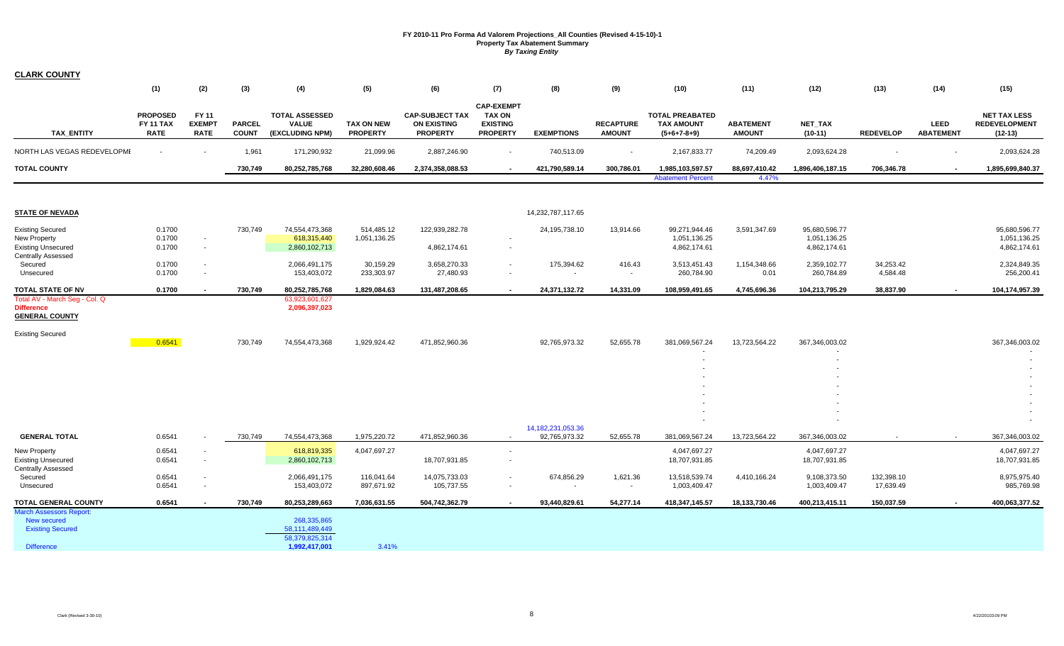# FY 2010-11 Pro Forma Ad Valorem Projections_All Counties (Revised 4-15-10)-1

## Property Tax Abatement Summary

*By Taxing Entity*

**CLARK COUNTY**

| TAX_ENTITY | (1) PROPOSED FY 11 TAX RATE | (2) FY 11 EXEMPT RATE | (3) PARCEL COUNT | (4) TOTAL ASSESSED VALUE (EXCLUDING NPM) | (5) TAX ON NEW PROPERTY | (6) CAP-SUBJECT TAX ON EXISTING PROPERTY | (7) CAP-EXEMPT TAX ON EXISTING PROPERTY | (8) EXEMPTIONS | (9) RECAPTURE AMOUNT | (10) TOTAL PREABATED TAX AMOUNT (5+6+7-8+9) | (11) ABATEMENT AMOUNT | (12) NET_TAX (10-11) | (13) REDEVELOP | (14) LEED ABATEMENT | (15) NET TAX LESS REDEVELOPMENT (12-13) |
|---|---|---|---|---|---|---|---|---|---|---|---|---|---|---|---|
| NORTH LAS VEGAS REDEVELOPMI | - | - | 1,961 | 171,290,932 | 21,099.96 | 2,887,246.90 | - | 740,513.09 | - | 2,167,833.77 | 74,209.49 | 2,093,624.28 | - | - | 2,093,624.28 |
| **TOTAL COUNTY** | | | **730,749** | **80,252,785,768** | **32,280,608.46** | **2,374,358,088.53** | **-** | **421,790,589.14** | **300,786.01** | **1,985,103,597.57** | **88,697,410.42** | **1,896,406,187.15** | **706,346.78** | **-** | **1,895,699,840.37** |
| | | | | | | | | | | Abatement Percent | 4.47% | | | | |
| **STATE OF NEVADA** | | | | | | | | 14,232,787,117.65 | | | | | | | |
| Existing Secured | 0.1700 | | 730,749 | 74,554,473,368 | 514,485.12 | 122,939,282.78 | | 24,195,738.10 | 13,914.66 | 99,271,944.46 | 3,591,347.69 | 95,680,596.77 | | | 95,680,596.77 |
| New Property | 0.1700 | - | | 618,315,440 | 1,051,136.25 | | - | | | 1,051,136.25 | | 1,051,136.25 | | | 1,051,136.25 |
| Existing Unsecured | 0.1700 | - | | 2,860,102,713 | | 4,862,174.61 | - | | | 4,862,174.61 | | 4,862,174.61 | | | 4,862,174.61 |
| Centrally Assessed | | | | | | | | | | | | | | | |
| Secured | 0.1700 | - | | 2,066,491,175 | 30,159.29 | 3,658,270.33 | - | 175,394.62 | 416.43 | 3,513,451.43 | 1,154,348.66 | 2,359,102.77 | 34,253.42 | | 2,324,849.35 |
| Unsecured | 0.1700 | - | | 153,403,072 | 233,303.97 | 27,480.93 | - | - | - | 260,784.90 | 0.01 | 260,784.89 | 4,584.48 | | 256,200.41 |
| **TOTAL STATE OF NV** | **0.1700** | **-** | **730,749** | **80,252,785,768** | **1,829,084.63** | **131,487,208.65** | **-** | **24,371,132.72** | **14,331.09** | **108,959,491.65** | **4,745,696.36** | **104,213,795.29** | **38,837.90** | **-** | **104,174,957.39** |
| Total AV - March Seg - Col. Q | | | | 63,923,601,627 | | | | | | | | | | | |
| **Difference** | | | | **2,096,397,023** | | | | | | | | | | | |
| **GENERAL COUNTY** | | | | | | | | | | | | | | | |
| Existing Secured | 0.6541 | | 730,749 | 74,554,473,368 | 1,929,924.42 | 471,852,960.36 | | 92,765,973.32 | 52,655.78 | 381,069,567.24 | 13,723,564.22 | 367,346,003.02 | | | 367,346,003.02 |
| | | | | | | | | 14,182,231,053.36 | | | | | | | |
| **GENERAL TOTAL** | 0.6541 | - | 730,749 | 74,554,473,368 | 1,975,220.72 | 471,852,960.36 | - | 92,765,973.32 | 52,655.78 | 381,069,567.24 | 13,723,564.22 | 367,346,003.02 | - | - | 367,346,003.02 |
| New Property | 0.6541 | - | | 618,819,335 | 4,047,697.27 | | - | | | 4,047,697.27 | | 4,047,697.27 | | | 4,047,697.27 |
| Existing Unsecured | 0.6541 | - | | 2,860,102,713 | | 18,707,931.85 | - | | | 18,707,931.85 | | 18,707,931.85 | | | 18,707,931.85 |
| Centrally Assessed | | | | | | | | | | | | | | | |
| Secured | 0.6541 | - | | 2,066,491,175 | 116,041.64 | 14,075,733.03 | - | 674,856.29 | 1,621.36 | 13,518,539.74 | 4,410,166.24 | 9,108,373.50 | 132,398.10 | | 8,975,975.40 |
| Unsecured | 0.6541 | - | | 153,403,072 | 897,671.92 | 105,737.55 | - | - | - | 1,003,409.47 | | 1,003,409.47 | 17,639.49 | | 985,769.98 |
| **TOTAL GENERAL COUNTY** | **0.6541** | **-** | **730,749** | **80,253,289,663** | **7,036,631.55** | **504,742,362.79** | **-** | **93,440,829.61** | **54,277.14** | **418,347,145.57** | **18,133,730.46** | **400,213,415.11** | **150,037.59** | **-** | **400,063,377.52** |
| March Assessors Report: | | | | | | | | | | | | | | | |
| New secured | | | | 268,335,865 | | | | | | | | | | | |
| Existing Secured | | | | 58,111,489,449 | | | | | | | | | | | |
| | | | | 58,379,825,314 | | | | | | | | | | | |
| Difference | | | | **1,992,417,001** | 3.41% | | | | | | | | | | |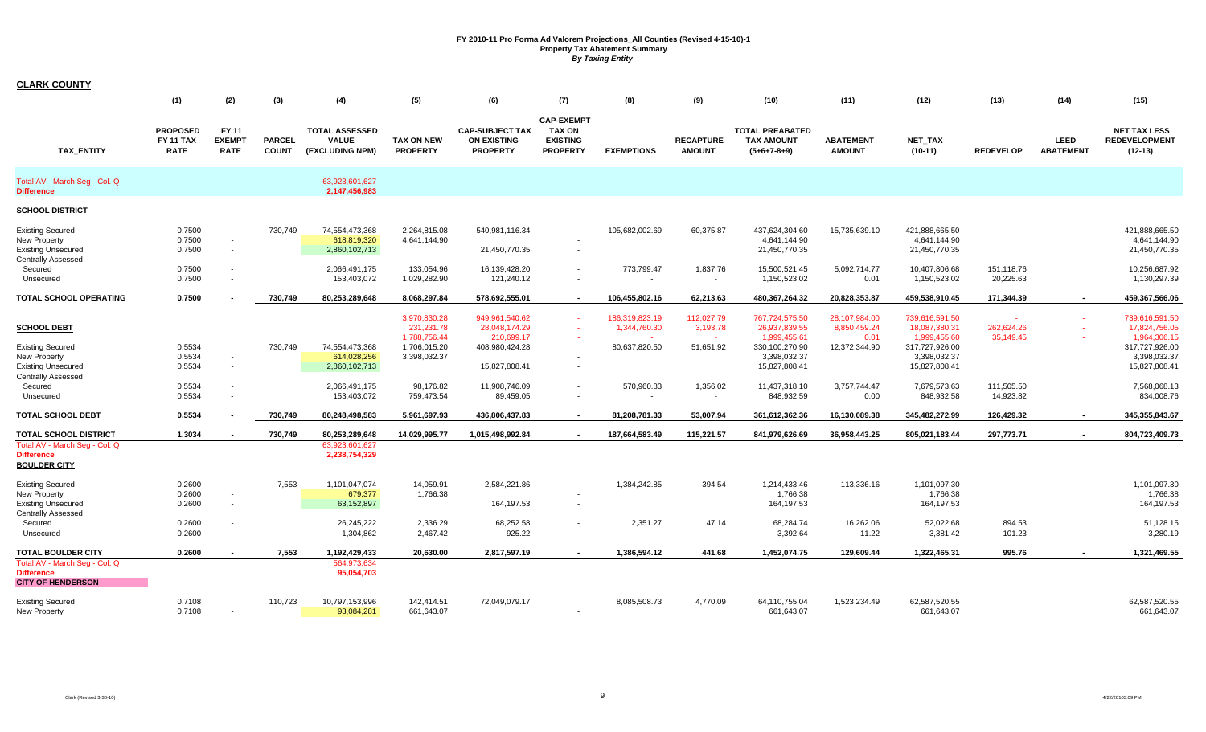# FY 2010-11 Pro Forma Ad Valorem Projections_All Counties (Revised 4-15-10)-1

**Property Tax Abatement Summary**

*By Taxing Entity*

**CLARK COUNTY**

| TAX_ENTITY | (1) PROPOSED FY 11 TAX RATE | (2) FY 11 EXEMPT RATE | (3) PARCEL COUNT | (4) TOTAL ASSESSED VALUE (EXCLUDING NPM) | (5) TAX ON NEW PROPERTY | (6) CAP-SUBJECT TAX ON EXISTING PROPERTY | (7) CAP-EXEMPT TAX ON EXISTING PROPERTY | (8) EXEMPTIONS | (9) RECAPTURE AMOUNT | (10) TOTAL PREABATED TAX AMOUNT (5+6+7-8+9) | (11) ABATEMENT AMOUNT | (12) NET_TAX (10-11) | (13) REDEVELOP | (14) LEED ABATEMENT | (15) NET TAX LESS REDEVELOPMENT (12-13) |
|---|---|---|---|---|---|---|---|---|---|---|---|---|---|---|---|
| Total AV - March Seg - Col. Q | | | | 63,923,601,627 | | | | | | | | | | | |
| Difference | | | | 2,147,456,983 | | | | | | | | | | | |
| **SCHOOL DISTRICT** | | | | | | | | | | | | | | | |
| Existing Secured | 0.7500 | | 730,749 | 74,554,473,368 | 2,264,815.08 | 540,981,116.34 | | 105,682,002.69 | 60,375.87 | 437,624,304.60 | 15,735,639.10 | 421,888,665.50 | | | 421,888,665.50 |
| New Property | 0.7500 | - | | 618,819,320 | 4,641,144.90 | | - | | | 4,641,144.90 | | 4,641,144.90 | | | 4,641,144.90 |
| Existing Unsecured | 0.7500 | - | | 2,860,102,713 | | 21,450,770.35 | - | | | 21,450,770.35 | | 21,450,770.35 | | | 21,450,770.35 |
| Centrally Assessed | | | | | | | | | | | | | | | |
| Secured | 0.7500 | - | | 2,066,491,175 | 133,054.96 | 16,139,428.20 | - | 773,799.47 | 1,837.76 | 15,500,521.45 | 5,092,714.77 | 10,407,806.68 | 151,118.76 | | 10,256,687.92 |
| Unsecured | 0.7500 | - | | 153,403,072 | 1,029,282.90 | 121,240.12 | - | - | - | 1,150,523.02 | 0.01 | 1,150,523.02 | 20,225.63 | | 1,130,297.39 |
| **TOTAL SCHOOL OPERATING** | **0.7500** | **-** | **730,749** | **80,253,289,648** | **8,068,297.84** | **578,692,555.01** | **-** | **106,455,802.16** | **62,213.63** | **480,367,264.32** | **20,828,353.87** | **459,538,910.45** | **171,344.39** | **-** | **459,367,566.06** |
| | | | | | 3,970,830.28 | 949,961,540.62 | - | 186,319,823.19 | 112,027.79 | 767,724,575.50 | 28,107,984.00 | 739,616,591.50 | - | - | 739,616,591.50 |
| **SCHOOL DEBT** | | | | | 231,231.78 | 28,048,174.29 | - | 1,344,760.30 | 3,193.78 | 26,937,839.55 | 8,850,459.24 | 18,087,380.31 | 262,624.26 | - | 17,824,756.05 |
| | | | | | 1,788,756.44 | 210,699.17 | - | - | - | 1,999,455.61 | 0.01 | 1,999,455.60 | 35,149.45 | - | 1,964,306.15 |
| Existing Secured | 0.5534 | | 730,749 | 74,554,473,368 | 1,706,015.20 | 408,980,424.28 | | 80,637,820.50 | 51,651.92 | 330,100,270.90 | 12,372,344.90 | 317,727,926.00 | | | 317,727,926.00 |
| New Property | 0.5534 | - | | 614,028,256 | 3,398,032.37 | | - | | | 3,398,032.37 | | 3,398,032.37 | | | 3,398,032.37 |
| Existing Unsecured | 0.5534 | - | | 2,860,102,713 | | 15,827,808.41 | - | | | 15,827,808.41 | | 15,827,808.41 | | | 15,827,808.41 |
| Centrally Assessed | | | | | | | | | | | | | | | |
| Secured | 0.5534 | - | | 2,066,491,175 | 98,176.82 | 11,908,746.09 | - | 570,960.83 | 1,356.02 | 11,437,318.10 | 3,757,744.47 | 7,679,573.63 | 111,505.50 | | 7,568,068.13 |
| Unsecured | 0.5534 | - | | 153,403,072 | 759,473.54 | 89,459.05 | - | - | - | 848,932.59 | 0.00 | 848,932.58 | 14,923.82 | | 834,008.76 |
| **TOTAL SCHOOL DEBT** | **0.5534** | **-** | **730,749** | **80,248,498,583** | **5,961,697.93** | **436,806,437.83** | **-** | **81,208,781.33** | **53,007.94** | **361,612,362.36** | **16,130,089.38** | **345,482,272.99** | **126,429.32** | **-** | **345,355,843.67** |
| **TOTAL SCHOOL DISTRICT** | **1.3034** | **-** | **730,749** | **80,253,289,648** | **14,029,995.77** | **1,015,498,992.84** | **-** | **187,664,583.49** | **115,221.57** | **841,979,626.69** | **36,958,443.25** | **805,021,183.44** | **297,773.71** | **-** | **804,723,409.73** |
| Total AV - March Seg - Col. Q | | | | 63,923,601,627 | | | | | | | | | | | |
| Difference | | | | 2,238,754,329 | | | | | | | | | | | |
| **BOULDER CITY** | | | | | | | | | | | | | | | |
| Existing Secured | 0.2600 | | 7,553 | 1,101,047,074 | 14,059.91 | 2,584,221.86 | | 1,384,242.85 | 394.54 | 1,214,433.46 | 113,336.16 | 1,101,097.30 | | | 1,101,097.30 |
| New Property | 0.2600 | - | | 679,377 | 1,766.38 | | - | | | 1,766.38 | | 1,766.38 | | | 1,766.38 |
| Existing Unsecured | 0.2600 | - | | 63,152,897 | | 164,197.53 | - | | | 164,197.53 | | 164,197.53 | | | 164,197.53 |
| Centrally Assessed | | | | | | | | | | | | | | | |
| Secured | 0.2600 | - | | 26,245,222 | 2,336.29 | 68,252.58 | - | 2,351.27 | 47.14 | 68,284.74 | 16,262.06 | 52,022.68 | 894.53 | | 51,128.15 |
| Unsecured | 0.2600 | - | | 1,304,862 | 2,467.42 | 925.22 | - | - | - | 3,392.64 | 11.22 | 3,381.42 | 101.23 | | 3,280.19 |
| **TOTAL BOULDER CITY** | **0.2600** | **-** | **7,553** | **1,192,429,433** | **20,630.00** | **2,817,597.19** | **-** | **1,386,594.12** | **441.68** | **1,452,074.75** | **129,609.44** | **1,322,465.31** | **995.76** | **-** | **1,321,469.55** |
| Total AV - March Seg - Col. Q | | | | 564,973,634 | | | | | | | | | | | |
| Difference | | | | 95,054,703 | | | | | | | | | | | |
| **CITY OF HENDERSON** | | | | | | | | | | | | | | | |
| Existing Secured | 0.7108 | | 110,723 | 10,797,153,996 | 142,414.51 | 72,049,079.17 | | 8,085,508.73 | 4,770.09 | 64,110,755.04 | 1,523,234.49 | 62,587,520.55 | | | 62,587,520.55 |
| New Property | 0.7108 | - | | 93,084,281 | 661,643.07 | | - | | | 661,643.07 | | 661,643.07 | | | 661,643.07 |

Clark (Revised 3-30-10)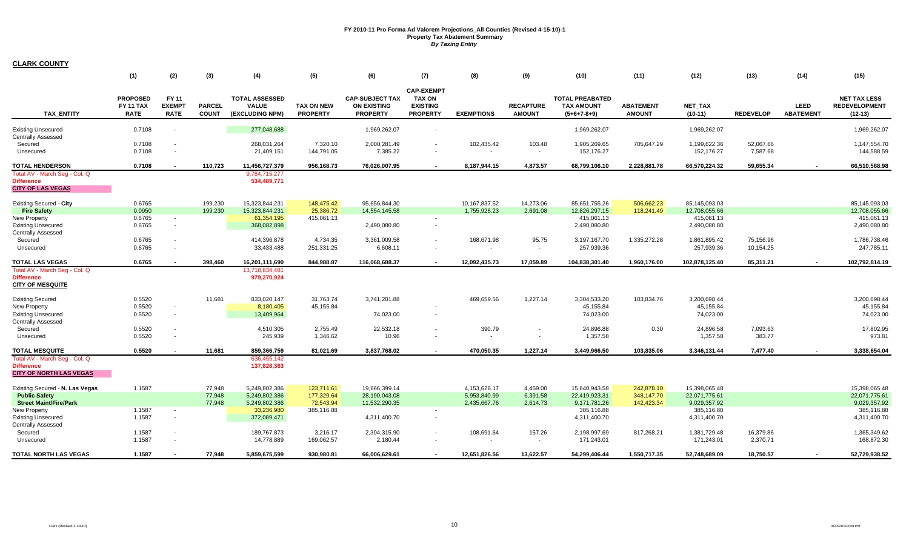# FY 2010-11 Pro Forma Ad Valorem Projections_All Counties (Revised 4-15-10)-1
## Property Tax Abatement Summary
### *By Taxing Entity*

**CLARK COUNTY**

| TAX_ENTITY | (1) PROPOSED FY 11 TAX RATE | (2) FY 11 EXEMPT RATE | (3) PARCEL COUNT | (4) TOTAL ASSESSED VALUE (EXCLUDING NPM) | (5) TAX ON NEW PROPERTY | (6) CAP-SUBJECT TAX ON EXISTING PROPERTY | (7) CAP-EXEMPT TAX ON EXISTING PROPERTY | (8) EXEMPTIONS | (9) RECAPTURE AMOUNT | (10) TOTAL PREABATED TAX AMOUNT (5+6+7-8+9) | (11) ABATEMENT AMOUNT | (12) NET_TAX (10-11) | (13) REDEVELOP | (14) LEED ABATEMENT | (15) NET TAX LESS REDEVELOPMENT (12-13) |
|---|---|---|---|---|---|---|---|---|---|---|---|---|---|---|---|
| Existing Unsecured | 0.7108 | - | | 277,048,688 | | 1,969,262.07 | - | | | 1,969,262.07 | | 1,969,262.07 | | | 1,969,262.07 |
| Centrally Assessed | | | | | | | | | | | | | | | |
| Secured | 0.7108 | - | | 268,031,264 | 7,320.10 | 2,000,281.49 | - | 102,435.42 | 103.48 | 1,905,269.65 | 705,647.29 | 1,199,622.36 | 52,067.66 | | 1,147,554.70 |
| Unsecured | 0.7108 | - | | 21,409,151 | 144,791.05 | 7,385.22 | - | - | - | 152,176.27 | | 152,176.27 | 7,587.68 | | 144,588.59 |
| **TOTAL HENDERSON** | **0.7108** | **-** | **110,723** | **11,456,727,379** | **956,168.73** | **76,026,007.95** | **-** | **8,187,944.15** | **4,873.57** | **68,799,106.10** | **2,228,881.78** | **66,570,224.32** | **59,655.34** | **-** | **66,510,568.98** |
| Total AV - March Seg - Col. Q | | | | 9,784,715,277 | | | | | | | | | | | |
| **Difference** | | | | **534,489,771** | | | | | | | | | | | |
| **CITY OF LAS VEGAS** | | | | | | | | | | | | | | | |
| Existing Secured - **City** | 0.6765 | | 199,230 | 15,323,844,231 | 148,475.42 | 95,656,844.30 | | 10,167,837.52 | 14,273.06 | 85,651,755.26 | 506,662.23 | 85,145,093.03 | | | 85,145,093.03 |
| **Fire Safety** | 0.0950 | | 199,230 | 15,323,844,231 | 25,386.72 | 14,554,145.58 | | 1,755,926.23 | 2,691.08 | 12,826,297.15 | 118,241.49 | 12,708,055.66 | | | 12,708,055.66 |
| New Property | 0.6765 | - | | 61,354,195 | 415,061.13 | | - | | | 415,061.13 | | 415,061.13 | | | 415,061.13 |
| Existing Unsecured | 0.6765 | - | | 368,082,898 | | 2,490,080.80 | - | | | 2,490,080.80 | | 2,490,080.80 | | | 2,490,080.80 |
| Centrally Assessed | | | | | | | | | | | | | | | |
| Secured | 0.6765 | - | | 414,396,878 | 4,734.35 | 3,361,009.58 | - | 168,671.98 | 95.75 | 3,197,167.70 | 1,335,272.28 | 1,861,895.42 | 75,156.96 | | 1,786,738.46 |
| Unsecured | 0.6765 | - | | 33,433,488 | 251,331.25 | 6,608.11 | - | - | - | 257,939.36 | | 257,939.36 | 10,154.25 | | 247,785.11 |
| **TOTAL LAS VEGAS** | **0.6765** | **-** | **398,460** | **16,201,111,690** | **844,988.87** | **116,068,688.37** | **-** | **12,092,435.73** | **17,059.89** | **104,838,301.40** | **1,960,176.00** | **102,878,125.40** | **85,311.21** | **-** | **102,792,814.19** |
| Total AV - March Seg - Col. Q | | | | 13,718,834,481 | | | | | | | | | | | |
| **Difference** | | | | **979,270,924** | | | | | | | | | | | |
| **CITY OF MESQUITE** | | | | | | | | | | | | | | | |
| Existing Secured | 0.5520 | | 11,681 | 833,020,147 | 31,763.74 | 3,741,201.88 | | 469,659.56 | 1,227.14 | 3,304,533.20 | 103,834.76 | 3,200,698.44 | | | 3,200,698.44 |
| New Property | 0.5520 | - | | 8,180,405 | 45,155.84 | | - | | | 45,155.84 | | 45,155.84 | | | 45,155.84 |
| Existing Unsecured | 0.5520 | - | | 13,409,964 | | 74,023.00 | - | | | 74,023.00 | | 74,023.00 | | | 74,023.00 |
| Centrally Assessed | | | | | | | | | | | | | | | |
| Secured | 0.5520 | - | | 4,510,305 | 2,755.49 | 22,532.18 | - | 390.79 | - | 24,896.88 | 0.30 | 24,896.58 | 7,093.63 | | 17,802.95 |
| Unsecured | 0.5520 | - | | 245,939 | 1,346.62 | 10.96 | - | - | - | 1,357.58 | | 1,357.58 | 383.77 | | 973.81 |
| **TOTAL MESQUITE** | **0.5520** | **-** | **11,681** | **859,366,759** | **81,021.69** | **3,837,768.02** | **-** | **470,050.35** | **1,227.14** | **3,449,966.50** | **103,835.06** | **3,346,131.44** | **7,477.40** | **-** | **3,338,654.04** |
| Total AV - March Seg - Col. Q | | | | 636,455,142 | | | | | | | | | | | |
| **Difference** | | | | **137,828,363** | | | | | | | | | | | |
| **CITY OF NORTH LAS VEGAS** | | | | | | | | | | | | | | | |
| Existing Secured - **N. Las Vegas** | 1.1587 | | 77,948 | 5,249,802,386 | 123,711.61 | 19,666,399.14 | | 4,153,626.17 | 4,459.00 | 15,640,943.58 | 242,878.10 | 15,398,065.48 | | | 15,398,065.48 |
| **Public Safety** | | | 77,948 | 5,249,802,386 | 177,329.64 | 28,190,043.08 | | 5,953,840.99 | 6,391.58 | 22,419,923.31 | 348,147.70 | 22,071,775.61 | | | 22,071,775.61 |
| **Street Maint/Fire/Park** | | | 77,948 | 5,249,802,386 | 72,543.94 | 11,532,290.35 | | 2,435,667.76 | 2,614.73 | 9,171,781.26 | 142,423.34 | 9,029,357.92 | | | 9,029,357.92 |
| New Property | 1.1587 | - | | 33,236,980 | 385,116.88 | | - | | | 385,116.88 | | 385,116.88 | | | 385,116.88 |
| Existing Unsecured | 1.1587 | - | | 372,089,471 | | 4,311,400.70 | - | | | 4,311,400.70 | | 4,311,400.70 | | | 4,311,400.70 |
| Centrally Assessed | | | | | | | | | | | | | | | |
| Secured | 1.1587 | - | | 189,767,873 | 3,216.17 | 2,304,315.90 | - | 108,691.64 | 157.26 | 2,198,997.69 | 817,268.21 | 1,381,729.48 | 16,379.86 | | 1,365,349.62 |
| Unsecured | 1.1587 | - | | 14,778,889 | 169,062.57 | 2,180.44 | - | - | - | 171,243.01 | | 171,243.01 | 2,370.71 | | 168,872.30 |
| **TOTAL NORTH LAS VEGAS** | **1.1587** | **-** | **77,948** | **5,859,675,599** | **930,980.81** | **66,006,629.61** | **-** | **12,651,826.56** | **13,622.57** | **54,299,406.44** | **1,550,717.35** | **52,748,689.09** | **18,750.57** | **-** | **52,729,938.52** |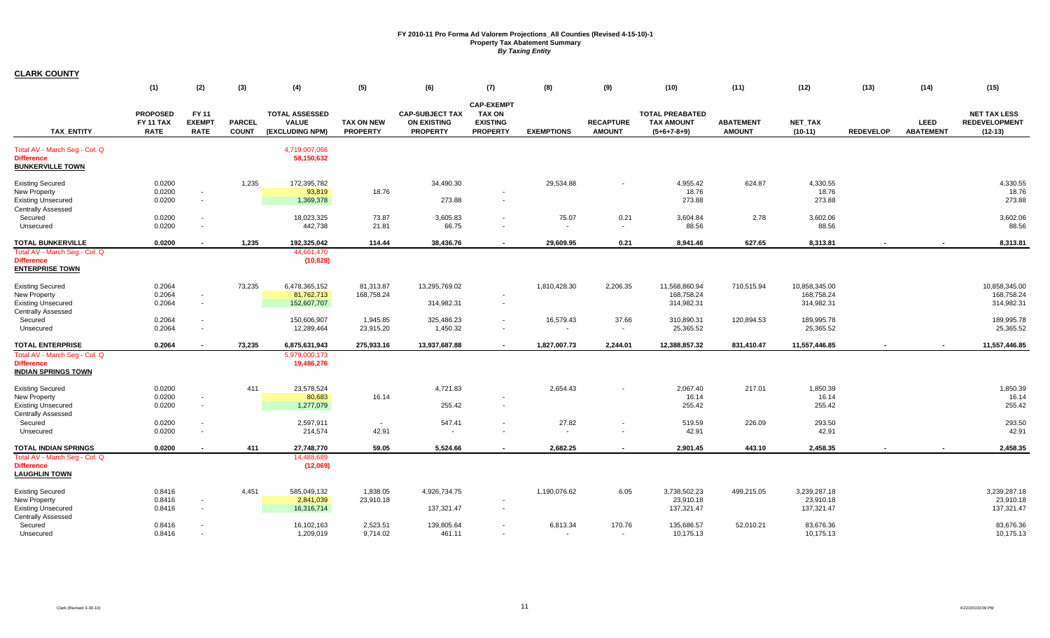**FY 2010-11 Pro Forma Ad Valorem Projections_All Counties (Revised 4-15-10)-1**
**Property Tax Abatement Summary**
***By Taxing Entity***

**CLARK COUNTY**

| | (1) | (2) | (3) | (4) | (5) | (6) | (7) | (8) | (9) | (10) | (11) | (12) | (13) | (14) | (15) |
|---|---|---|---|---|---|---|---|---|---|---|---|---|---|---|---|
| TAX_ENTITY | PROPOSED FY 11 TAX RATE | FY 11 EXEMPT RATE | PARCEL COUNT | TOTAL ASSESSED VALUE (EXCLUDING NPM) | TAX ON NEW PROPERTY | CAP-SUBJECT TAX ON EXISTING PROPERTY | CAP-EXEMPT TAX ON EXISTING PROPERTY | EXEMPTIONS | RECAPTURE AMOUNT | TOTAL PREABATED TAX AMOUNT (5+6+7-8+9) | ABATEMENT AMOUNT | NET_TAX (10-11) | REDEVELOP | LEED ABATEMENT | NET TAX LESS REDEVELOPMENT (12-13) |
| Total AV - March Seg - Col. Q | | | | 4,719,007,066 | | | | | | | | | | | |
| Difference | | | | 58,150,632 | | | | | | | | | | | |
| **BUNKERVILLE TOWN** | | | | | | | | | | | | | | | |
| Existing Secured | 0.0200 | | 1,235 | 172,395,782 | | 34,490.30 | | 29,534.88 | - | 4,955.42 | 624.87 | 4,330.55 | | | 4,330.55 |
| New Property | 0.0200 | - | | 93,819 | 18.76 | | - | | | 18.76 | | 18.76 | | | 18.76 |
| Existing Unsecured | 0.0200 | - | | 1,369,378 | | 273.88 | - | | | 273.88 | | 273.88 | | | 273.88 |
| Centrally Assessed | | | | | | | | | | | | | | | |
| Secured | 0.0200 | - | | 18,023,325 | 73.87 | 3,605.83 | - | 75.07 | 0.21 | 3,604.84 | 2.78 | 3,602.06 | | | 3,602.06 |
| Unsecured | 0.0200 | - | | 442,738 | 21.81 | 66.75 | - | - | - | 88.56 | | 88.56 | | | 88.56 |
| **TOTAL BUNKERVILLE** | **0.0200** | **-** | **1,235** | **192,325,042** | **114.44** | **38,436.76** | **-** | **29,609.95** | **0.21** | **8,941.46** | **627.65** | **8,313.81** | **-** | **-** | **8,313.81** |
| Total AV - March Seg - Col. Q | | | | 44,661,470 | | | | | | | | | | | |
| Difference | | | | (10,828) | | | | | | | | | | | |
| **ENTERPRISE TOWN** | | | | | | | | | | | | | | | |
| Existing Secured | 0.2064 | | 73,235 | 6,478,365,152 | 81,313.87 | 13,295,769.02 | | 1,810,428.30 | 2,206.35 | 11,568,860.94 | 710,515.94 | 10,858,345.00 | | | 10,858,345.00 |
| New Property | 0.2064 | - | | 81,762,713 | 168,758.24 | | - | | | 168,758.24 | | 168,758.24 | | | 168,758.24 |
| Existing Unsecured | 0.2064 | - | | 152,607,707 | | 314,982.31 | - | | | 314,982.31 | | 314,982.31 | | | 314,982.31 |
| Centrally Assessed | | | | | | | | | | | | | | | |
| Secured | 0.2064 | - | | 150,606,907 | 1,945.85 | 325,486.23 | - | 16,579.43 | 37.66 | 310,890.31 | 120,894.53 | 189,995.78 | | | 189,995.78 |
| Unsecured | 0.2064 | - | | 12,289,464 | 23,915.20 | 1,450.32 | - | - | - | 25,365.52 | | 25,365.52 | | | 25,365.52 |
| **TOTAL ENTERPRISE** | **0.2064** | **-** | **73,235** | **6,875,631,943** | **275,933.16** | **13,937,687.88** | **-** | **1,827,007.73** | **2,244.01** | **12,388,857.32** | **831,410.47** | **11,557,446.85** | **-** | **-** | **11,557,446.85** |
| Total AV - March Seg - Col. Q | | | | 5,979,000,173 | | | | | | | | | | | |
| Difference | | | | 19,486,276 | | | | | | | | | | | |
| **INDIAN SPRINGS TOWN** | | | | | | | | | | | | | | | |
| Existing Secured | 0.0200 | | 411 | 23,578,524 | | 4,721.83 | | 2,654.43 | - | 2,067.40 | 217.01 | 1,850.39 | | | 1,850.39 |
| New Property | 0.0200 | - | | 80,683 | 16.14 | | - | | | 16.14 | | 16.14 | | | 16.14 |
| Existing Unsecured | 0.0200 | - | | 1,277,079 | | 255.42 | - | | | 255.42 | | 255.42 | | | 255.42 |
| Centrally Assessed | | | | | | | | | | | | | | | |
| Secured | 0.0200 | - | | 2,597,911 | - | 547.41 | - | 27.82 | - | 519.59 | 226.09 | 293.50 | | | 293.50 |
| Unsecured | 0.0200 | - | | 214,574 | 42.91 | - | - | - | - | 42.91 | | 42.91 | | | 42.91 |
| **TOTAL INDIAN SPRINGS** | **0.0200** | **-** | **411** | **27,748,770** | **59.05** | **5,524.66** | **-** | **2,682.25** | **-** | **2,901.45** | **443.10** | **2,458.35** | **-** | **-** | **2,458.35** |
| Total AV - March Seg - Col. Q | | | | 14,488,689 | | | | | | | | | | | |
| Difference | | | | (12,069) | | | | | | | | | | | |
| **LAUGHLIN TOWN** | | | | | | | | | | | | | | | |
| Existing Secured | 0.8416 | | 4,451 | 585,049,132 | 1,838.05 | 4,926,734.75 | | 1,190,076.62 | 6.05 | 3,738,502.23 | 499,215.05 | 3,239,287.18 | | | 3,239,287.18 |
| New Property | 0.8416 | - | | 2,841,039 | 23,910.18 | | - | | | 23,910.18 | | 23,910.18 | | | 23,910.18 |
| Existing Unsecured | 0.8416 | - | | 16,316,714 | | 137,321.47 | - | | | 137,321.47 | | 137,321.47 | | | 137,321.47 |
| Centrally Assessed | | | | | | | | | | | | | | | |
| Secured | 0.8416 | - | | 16,102,163 | 2,523.51 | 139,805.64 | - | 6,813.34 | 170.76 | 135,686.57 | 52,010.21 | 83,676.36 | | | 83,676.36 |
| Unsecured | 0.8416 | - | | 1,209,019 | 9,714.02 | 461.11 | - | - | - | 10,175.13 | | 10,175.13 | | | 10,175.13 |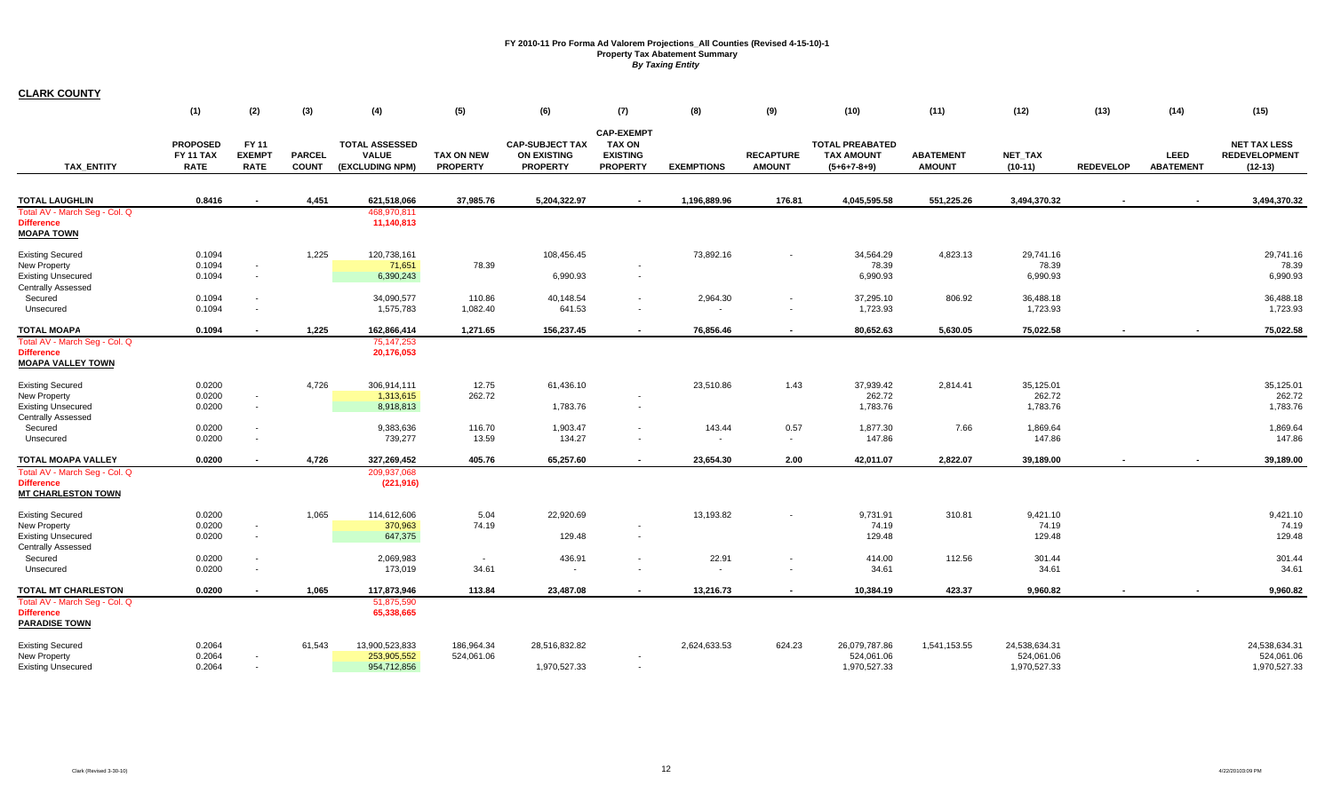# FY 2010-11 Pro Forma Ad Valorem Projections_All Counties (Revised 4-15-10)-1

## Property Tax Abatement Summary

### *By Taxing Entity*

**CLARK COUNTY**

| | (1) | (2) | (3) | (4) | (5) | (6) | (7) | (8) | (9) | (10) | (11) | (12) | (13) | (14) | (15) |
|---|---|---|---|---|---|---|---|---|---|---|---|---|---|---|---|
| **TAX_ENTITY** | **PROPOSED FY 11 TAX RATE** | **FY 11 EXEMPT RATE** | **PARCEL COUNT** | **TOTAL ASSESSED VALUE (EXCLUDING NPM)** | **TAX ON NEW PROPERTY** | **CAP-SUBJECT TAX ON EXISTING PROPERTY** | **CAP-EXEMPT TAX ON EXISTING PROPERTY** | **EXEMPTIONS** | **RECAPTURE AMOUNT** | **TOTAL PREABATED TAX AMOUNT (5+6+7-8+9)** | **ABATEMENT AMOUNT** | **NET_TAX (10-11)** | **REDEVELOP** | **LEED ABATEMENT** | **NET TAX LESS REDEVELOPMENT (12-13)** |
| **TOTAL LAUGHLIN** | **0.8416** | **-** | **4,451** | **621,518,066** | **37,985.76** | **5,204,322.97** | **-** | **1,196,889.96** | **176.81** | **4,045,595.58** | **551,225.26** | **3,494,370.32** | **-** | **-** | **3,494,370.32** |
| Total AV - March Seg - Col. Q | | | | 468,970,811 | | | | | | | | | | | |
| **Difference** | | | | 11,140,813 | | | | | | | | | | | |
| **MOAPA TOWN** | | | | | | | | | | | | | | | |
| Existing Secured | 0.1094 | | 1,225 | 120,738,161 | | 108,456.45 | | 73,892.16 | - | 34,564.29 | 4,823.13 | 29,741.16 | | | 29,741.16 |
| New Property | 0.1094 | - | | 71,651 | 78.39 | | - | | | 78.39 | | 78.39 | | | 78.39 |
| Existing Unsecured | 0.1094 | - | | 6,390,243 | | 6,990.93 | - | | | 6,990.93 | | 6,990.93 | | | 6,990.93 |
| Centrally Assessed | | | | | | | | | | | | | | | |
| Secured | 0.1094 | - | | 34,090,577 | 110.86 | 40,148.54 | - | 2,964.30 | - | 37,295.10 | 806.92 | 36,488.18 | | | 36,488.18 |
| Unsecured | 0.1094 | - | | 1,575,783 | 1,082.40 | 641.53 | - | - | - | 1,723.93 | | 1,723.93 | | | 1,723.93 |
| **TOTAL MOAPA** | **0.1094** | **-** | **1,225** | **162,866,414** | **1,271.65** | **156,237.45** | **-** | **76,856.46** | **-** | **80,652.63** | **5,630.05** | **75,022.58** | **-** | **-** | **75,022.58** |
| Total AV - March Seg - Col. Q | | | | 75,147,253 | | | | | | | | | | | |
| **Difference** | | | | 20,176,053 | | | | | | | | | | | |
| **MOAPA VALLEY TOWN** | | | | | | | | | | | | | | | |
| Existing Secured | 0.0200 | | 4,726 | 306,914,111 | 12.75 | 61,436.10 | | 23,510.86 | 1.43 | 37,939.42 | 2,814.41 | 35,125.01 | | | 35,125.01 |
| New Property | 0.0200 | - | | 1,313,615 | 262.72 | | - | | | 262.72 | | 262.72 | | | 262.72 |
| Existing Unsecured | 0.0200 | - | | 8,918,813 | | 1,783.76 | - | | | 1,783.76 | | 1,783.76 | | | 1,783.76 |
| Centrally Assessed | | | | | | | | | | | | | | | |
| Secured | 0.0200 | - | | 9,383,636 | 116.70 | 1,903.47 | - | 143.44 | 0.57 | 1,877.30 | 7.66 | 1,869.64 | | | 1,869.64 |
| Unsecured | 0.0200 | - | | 739,277 | 13.59 | 134.27 | - | - | - | 147.86 | | 147.86 | | | 147.86 |
| **TOTAL MOAPA VALLEY** | **0.0200** | **-** | **4,726** | **327,269,452** | **405.76** | **65,257.60** | **-** | **23,654.30** | **2.00** | **42,011.07** | **2,822.07** | **39,189.00** | **-** | **-** | **39,189.00** |
| Total AV - March Seg - Col. Q | | | | 209,937,068 | | | | | | | | | | | |
| **Difference** | | | | (221,916) | | | | | | | | | | | |
| **MT CHARLESTON TOWN** | | | | | | | | | | | | | | | |
| Existing Secured | 0.0200 | | 1,065 | 114,612,606 | 5.04 | 22,920.69 | | 13,193.82 | - | 9,731.91 | 310.81 | 9,421.10 | | | 9,421.10 |
| New Property | 0.0200 | - | | 370,963 | 74.19 | | - | | | 74.19 | | 74.19 | | | 74.19 |
| Existing Unsecured | 0.0200 | - | | 647,375 | | 129.48 | - | | | 129.48 | | 129.48 | | | 129.48 |
| Centrally Assessed | | | | | | | | | | | | | | | |
| Secured | 0.0200 | - | | 2,069,983 | - | 436.91 | - | 22.91 | - | 414.00 | 112.56 | 301.44 | | | 301.44 |
| Unsecured | 0.0200 | - | | 173,019 | 34.61 | - | - | - | - | 34.61 | | 34.61 | | | 34.61 |
| **TOTAL MT CHARLESTON** | **0.0200** | **-** | **1,065** | **117,873,946** | **113.84** | **23,487.08** | **-** | **13,216.73** | **-** | **10,384.19** | **423.37** | **9,960.82** | **-** | **-** | **9,960.82** |
| Total AV - March Seg - Col. Q | | | | 51,875,590 | | | | | | | | | | | |
| **Difference** | | | | 65,338,665 | | | | | | | | | | | |
| **PARADISE TOWN** | | | | | | | | | | | | | | | |
| Existing Secured | 0.2064 | | 61,543 | 13,900,523,833 | 186,964.34 | 28,516,832.82 | | 2,624,633.53 | 624.23 | 26,079,787.86 | 1,541,153.55 | 24,538,634.31 | | | 24,538,634.31 |
| New Property | 0.2064 | - | | 253,905,552 | 524,061.06 | | - | | | 524,061.06 | | 524,061.06 | | | 524,061.06 |
| Existing Unsecured | 0.2064 | - | | 954,712,856 | | 1,970,527.33 | - | | | 1,970,527.33 | | 1,970,527.33 | | | 1,970,527.33 |

Clark (Revised 3-30-10)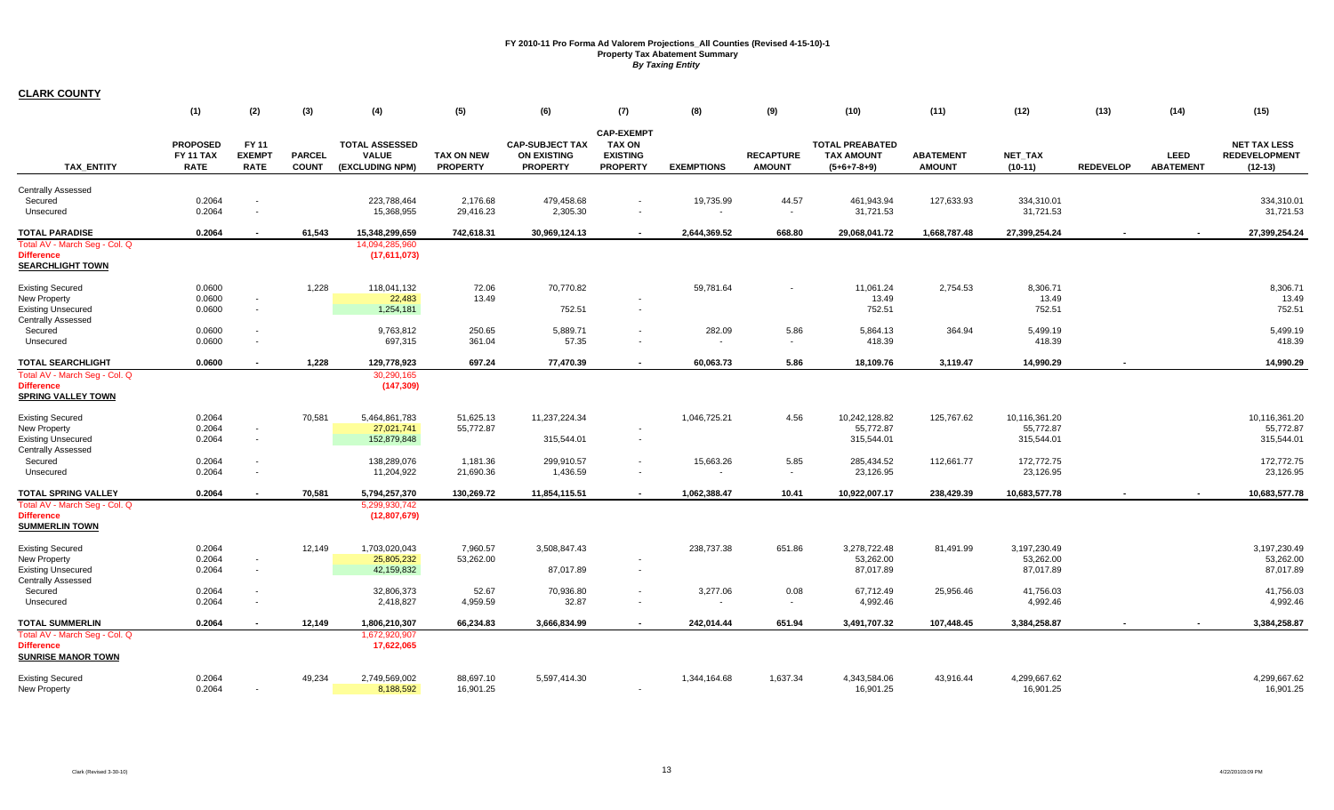# FY 2010-11 Pro Forma Ad Valorem Projections_All Counties (Revised 4-15-10)-1
## Property Tax Abatement Summary
### *By Taxing Entity*

**CLARK COUNTY**

| TAX_ENTITY | (1) PROPOSED FY 11 TAX RATE | (2) FY 11 EXEMPT RATE | (3) PARCEL COUNT | (4) TOTAL ASSESSED VALUE (EXCLUDING NPM) | (5) TAX ON NEW PROPERTY | (6) CAP-SUBJECT TAX ON EXISTING PROPERTY | (7) CAP-EXEMPT TAX ON EXISTING PROPERTY | (8) EXEMPTIONS | (9) RECAPTURE AMOUNT | (10) TOTAL PREABATED TAX AMOUNT (5+6+7-8+9) | (11) ABATEMENT AMOUNT | (12) NET_TAX (10-11) | (13) REDEVELOP | (14) LEED ABATEMENT | (15) NET TAX LESS REDEVELOPMENT (12-13) |
|---|---|---|---|---|---|---|---|---|---|---|---|---|---|---|---|
| Centrally Assessed | | | | | | | | | | | | | | | |
| Secured | 0.2064 | - | | 223,788,464 | 2,176.68 | 479,458.68 | - | 19,735.99 | 44.57 | 461,943.94 | 127,633.93 | 334,310.01 | | | 334,310.01 |
| Unsecured | 0.2064 | - | | 15,368,955 | 29,416.23 | 2,305.30 | - | - | - | 31,721.53 | | 31,721.53 | | | 31,721.53 |
| **TOTAL PARADISE** | **0.2064** | **-** | **61,543** | **15,348,299,659** | **742,618.31** | **30,969,124.13** | **-** | **2,644,369.52** | **668.80** | **29,068,041.72** | **1,668,787.48** | **27,399,254.24** | **-** | **-** | **27,399,254.24** |
| Total AV - March Seg - Col. Q | | | | 14,094,285,960 | | | | | | | | | | | |
| Difference | | | | (17,611,073) | | | | | | | | | | | |
| **SEARCHLIGHT TOWN** | | | | | | | | | | | | | | | |
| Existing Secured | 0.0600 | | 1,228 | 118,041,132 | 72.06 | 70,770.82 | | 59,781.64 | - | 11,061.24 | 2,754.53 | 8,306.71 | | | 8,306.71 |
| New Property | 0.0600 | - | | 22,483 | 13.49 | | - | | | 13.49 | | 13.49 | | | 13.49 |
| Existing Unsecured | 0.0600 | - | | 1,254,181 | | 752.51 | - | | | 752.51 | | 752.51 | | | 752.51 |
| Centrally Assessed | | | | | | | | | | | | | | | |
| Secured | 0.0600 | - | | 9,763,812 | 250.65 | 5,889.71 | - | 282.09 | 5.86 | 5,864.13 | 364.94 | 5,499.19 | | | 5,499.19 |
| Unsecured | 0.0600 | - | | 697,315 | 361.04 | 57.35 | - | - | - | 418.39 | | 418.39 | | | 418.39 |
| **TOTAL SEARCHLIGHT** | **0.0600** | **-** | **1,228** | **129,778,923** | **697.24** | **77,470.39** | **-** | **60,063.73** | **5.86** | **18,109.76** | **3,119.47** | **14,990.29** | **-** | | **14,990.29** |
| Total AV - March Seg - Col. Q | | | | 30,290,165 | | | | | | | | | | | |
| Difference | | | | (147,309) | | | | | | | | | | | |
| **SPRING VALLEY TOWN** | | | | | | | | | | | | | | | |
| Existing Secured | 0.2064 | | 70,581 | 5,464,861,783 | 51,625.13 | 11,237,224.34 | | 1,046,725.21 | 4.56 | 10,242,128.82 | 125,767.62 | 10,116,361.20 | | | 10,116,361.20 |
| New Property | 0.2064 | - | | 27,021,741 | 55,772.87 | | - | | | 55,772.87 | | 55,772.87 | | | 55,772.87 |
| Existing Unsecured | 0.2064 | - | | 152,879,848 | | 315,544.01 | - | | | 315,544.01 | | 315,544.01 | | | 315,544.01 |
| Centrally Assessed | | | | | | | | | | | | | | | |
| Secured | 0.2064 | - | | 138,289,076 | 1,181.36 | 299,910.57 | - | 15,663.26 | 5.85 | 285,434.52 | 112,661.77 | 172,772.75 | | | 172,772.75 |
| Unsecured | 0.2064 | - | | 11,204,922 | 21,690.36 | 1,436.59 | - | - | - | 23,126.95 | | 23,126.95 | | | 23,126.95 |
| **TOTAL SPRING VALLEY** | **0.2064** | **-** | **70,581** | **5,794,257,370** | **130,269.72** | **11,854,115.51** | **-** | **1,062,388.47** | **10.41** | **10,922,007.17** | **238,429.39** | **10,683,577.78** | **-** | **-** | **10,683,577.78** |
| Total AV - March Seg - Col. Q | | | | 5,299,930,742 | | | | | | | | | | | |
| Difference | | | | (12,807,679) | | | | | | | | | | | |
| **SUMMERLIN TOWN** | | | | | | | | | | | | | | | |
| Existing Secured | 0.2064 | | 12,149 | 1,703,020,043 | 7,960.57 | 3,508,847.43 | | 238,737.38 | 651.86 | 3,278,722.48 | 81,491.99 | 3,197,230.49 | | | 3,197,230.49 |
| New Property | 0.2064 | - | | 25,805,232 | 53,262.00 | | - | | | 53,262.00 | | 53,262.00 | | | 53,262.00 |
| Existing Unsecured | 0.2064 | - | | 42,159,832 | | 87,017.89 | - | | | 87,017.89 | | 87,017.89 | | | 87,017.89 |
| Centrally Assessed | | | | | | | | | | | | | | | |
| Secured | 0.2064 | - | | 32,806,373 | 52.67 | 70,936.80 | - | 3,277.06 | 0.08 | 67,712.49 | 25,956.46 | 41,756.03 | | | 41,756.03 |
| Unsecured | 0.2064 | - | | 2,418,827 | 4,959.59 | 32.87 | - | - | - | 4,992.46 | | 4,992.46 | | | 4,992.46 |
| **TOTAL SUMMERLIN** | **0.2064** | **-** | **12,149** | **1,806,210,307** | **66,234.83** | **3,666,834.99** | **-** | **242,014.44** | **651.94** | **3,491,707.32** | **107,448.45** | **3,384,258.87** | **-** | **-** | **3,384,258.87** |
| Total AV - March Seg - Col. Q | | | | 1,672,920,907 | | | | | | | | | | | |
| Difference | | | | 17,622,065 | | | | | | | | | | | |
| **SUNRISE MANOR TOWN** | | | | | | | | | | | | | | | |
| Existing Secured | 0.2064 | | 49,234 | 2,749,569,002 | 88,697.10 | 5,597,414.30 | | 1,344,164.68 | 1,637.34 | 4,343,584.06 | 43,916.44 | 4,299,667.62 | | | 4,299,667.62 |
| New Property | 0.2064 | - | | 8,188,592 | 16,901.25 | | - | | | 16,901.25 | | 16,901.25 | | | 16,901.25 |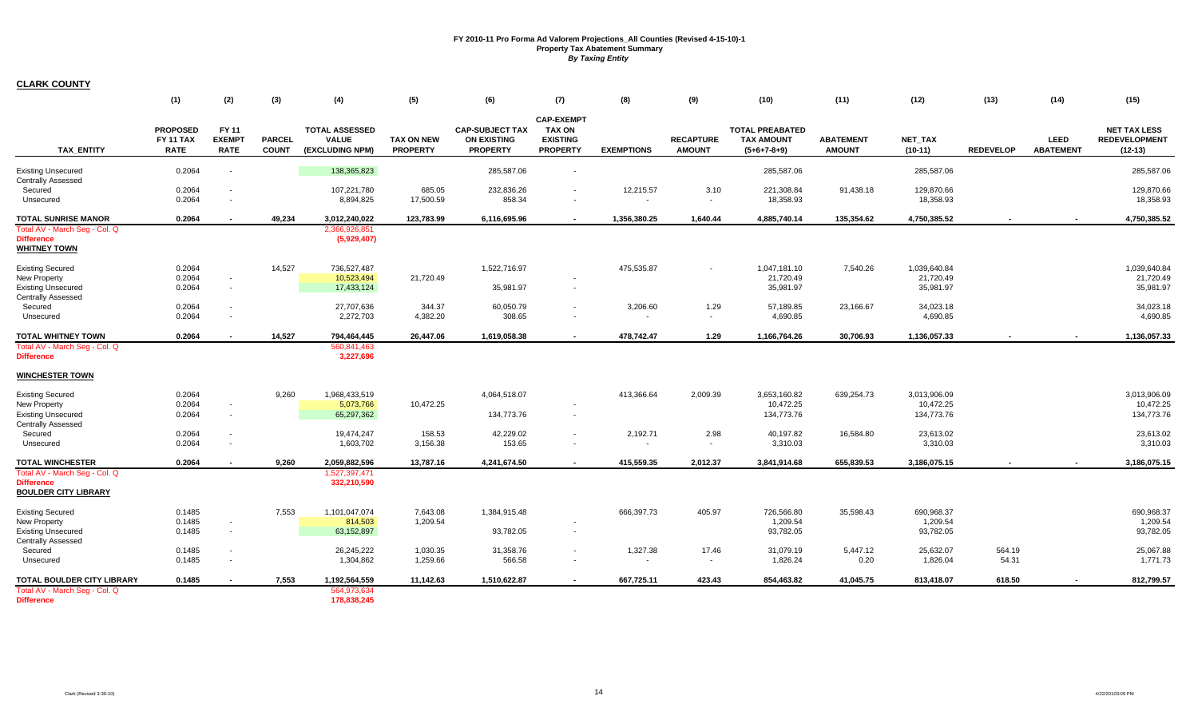# FY 2010-11 Pro Forma Ad Valorem Projections_All Counties (Revised 4-15-10)-1
## Property Tax Abatement Summary
### *By Taxing Entity*

**CLARK COUNTY**

| TAX_ENTITY | (1) PROPOSED FY 11 TAX RATE | (2) FY 11 EXEMPT RATE | (3) PARCEL COUNT | (4) TOTAL ASSESSED VALUE (EXCLUDING NPM) | (5) TAX ON NEW PROPERTY | (6) CAP-SUBJECT TAX ON EXISTING PROPERTY | (7) CAP-EXEMPT TAX ON EXISTING PROPERTY | (8) EXEMPTIONS | (9) RECAPTURE AMOUNT | (10) TOTAL PREABATED TAX AMOUNT (5+6+7-8+9) | (11) ABATEMENT AMOUNT | (12) NET_TAX (10-11) | (13) REDEVELOP | (14) LEED ABATEMENT | (15) NET TAX LESS REDEVELOPMENT (12-13) |
|---|---|---|---|---|---|---|---|---|---|---|---|---|---|---|---|
| Existing Unsecured | 0.2064 | - | | 138,365,823 | | 285,587.06 | - | | | 285,587.06 | | 285,587.06 | | | 285,587.06 |
| Centrally Assessed | | | | | | | | | | | | | | | |
| Secured | 0.2064 | - | | 107,221,780 | 685.05 | 232,836.26 | - | 12,215.57 | 3.10 | 221,308.84 | 91,438.18 | 129,870.66 | | | 129,870.66 |
| Unsecured | 0.2064 | - | | 8,894,825 | 17,500.59 | 858.34 | - | - | - | 18,358.93 | | 18,358.93 | | | 18,358.93 |
| **TOTAL SUNRISE MANOR** | **0.2064** | **-** | **49,234** | **3,012,240,022** | **123,783.99** | **6,116,695.96** | **-** | **1,356,380.25** | **1,640.44** | **4,885,740.14** | **135,354.62** | **4,750,385.52** | **-** | **-** | **4,750,385.52** |
| Total AV - March Seg - Col. Q | | | | 2,366,926,851 | | | | | | | | | | | |
| **Difference** | | | | **(5,929,407)** | | | | | | | | | | | |
| **WHITNEY TOWN** | | | | | | | | | | | | | | | |
| Existing Secured | 0.2064 | | 14,527 | 736,527,487 | | 1,522,716.97 | | 475,535.87 | - | 1,047,181.10 | 7,540.26 | 1,039,640.84 | | | 1,039,640.84 |
| New Property | 0.2064 | - | | 10,523,494 | 21,720.49 | | - | | | 21,720.49 | | 21,720.49 | | | 21,720.49 |
| Existing Unsecured | 0.2064 | - | | 17,433,124 | | 35,981.97 | - | | | 35,981.97 | | 35,981.97 | | | 35,981.97 |
| Centrally Assessed | | | | | | | | | | | | | | | |
| Secured | 0.2064 | - | | 27,707,636 | 344.37 | 60,050.79 | - | 3,206.60 | 1.29 | 57,189.85 | 23,166.67 | 34,023.18 | | | 34,023.18 |
| Unsecured | 0.2064 | - | | 2,272,703 | 4,382.20 | 308.65 | - | - | - | 4,690.85 | | 4,690.85 | | | 4,690.85 |
| **TOTAL WHITNEY TOWN** | **0.2064** | **-** | **14,527** | **794,464,445** | **26,447.06** | **1,619,058.38** | **-** | **478,742.47** | **1.29** | **1,166,764.26** | **30,706.93** | **1,136,057.33** | **-** | **-** | **1,136,057.33** |
| Total AV - March Seg - Col. Q | | | | 560,841,463 | | | | | | | | | | | |
| **Difference** | | | | **3,227,696** | | | | | | | | | | | |
| **WINCHESTER TOWN** | | | | | | | | | | | | | | | |
| Existing Secured | 0.2064 | | 9,260 | 1,968,433,519 | | 4,064,518.07 | | 413,366.64 | 2,009.39 | 3,653,160.82 | 639,254.73 | 3,013,906.09 | | | 3,013,906.09 |
| New Property | 0.2064 | - | | 5,073,766 | 10,472.25 | | - | | | 10,472.25 | | 10,472.25 | | | 10,472.25 |
| Existing Unsecured | 0.2064 | - | | 65,297,362 | | 134,773.76 | - | | | 134,773.76 | | 134,773.76 | | | 134,773.76 |
| Centrally Assessed | | | | | | | | | | | | | | | |
| Secured | 0.2064 | - | | 19,474,247 | 158.53 | 42,229.02 | - | 2,192.71 | 2.98 | 40,197.82 | 16,584.80 | 23,613.02 | | | 23,613.02 |
| Unsecured | 0.2064 | - | | 1,603,702 | 3,156.38 | 153.65 | - | - | - | 3,310.03 | | 3,310.03 | | | 3,310.03 |
| **TOTAL WINCHESTER** | **0.2064** | **-** | **9,260** | **2,059,882,596** | **13,787.16** | **4,241,674.50** | **-** | **415,559.35** | **2,012.37** | **3,841,914.68** | **655,839.53** | **3,186,075.15** | **-** | **-** | **3,186,075.15** |
| Total AV - March Seg - Col. Q | | | | 1,527,397,471 | | | | | | | | | | | |
| **Difference** | | | | **332,210,590** | | | | | | | | | | | |
| **BOULDER CITY LIBRARY** | | | | | | | | | | | | | | | |
| Existing Secured | 0.1485 | | 7,553 | 1,101,047,074 | 7,643.08 | 1,384,915.48 | | 666,397.73 | 405.97 | 726,566.80 | 35,598.43 | 690,968.37 | | | 690,968.37 |
| New Property | 0.1485 | - | | 814,503 | 1,209.54 | | - | | | 1,209.54 | | 1,209.54 | | | 1,209.54 |
| Existing Unsecured | 0.1485 | - | | 63,152,897 | | 93,782.05 | - | | | 93,782.05 | | 93,782.05 | | | 93,782.05 |
| Centrally Assessed | | | | | | | | | | | | | | | |
| Secured | 0.1485 | - | | 26,245,222 | 1,030.35 | 31,358.76 | - | 1,327.38 | 17.46 | 31,079.19 | 5,447.12 | 25,632.07 | 564.19 | | 25,067.88 |
| Unsecured | 0.1485 | - | | 1,304,862 | 1,259.66 | 566.58 | - | - | - | 1,826.24 | 0.20 | 1,826.04 | 54.31 | | 1,771.73 |
| **TOTAL BOULDER CITY LIBRARY** | **0.1485** | **-** | **7,553** | **1,192,564,559** | **11,142.63** | **1,510,622.87** | **-** | **667,725.11** | **423.43** | **854,463.82** | **41,045.75** | **813,418.07** | **618.50** | **-** | **812,799.57** |
| Total AV - March Seg - Col. Q | | | | 564,973,634 | | | | | | | | | | | |
| **Difference** | | | | **178,838,245** | | | | | | | | | | | |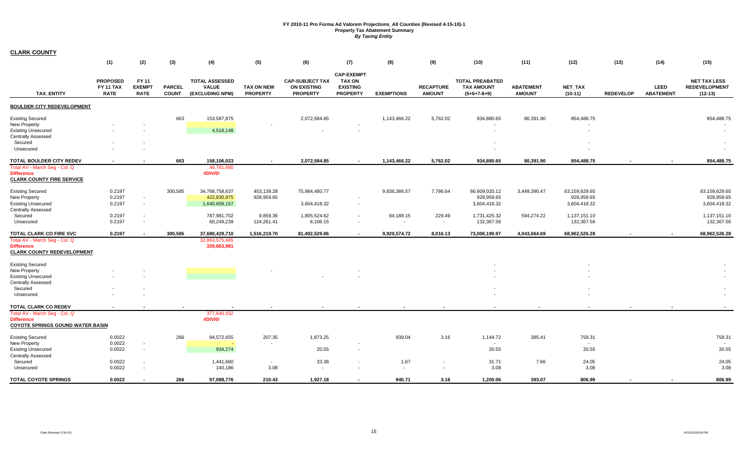# FY 2010-11 Pro Forma Ad Valorem Projections_All Counties (Revised 4-15-10)-1
## Property Tax Abatement Summary
### *By Taxing Entity*

**CLARK COUNTY**

| | (1) | (2) | (3) | (4) | (5) | (6) | (7) | (8) | (9) | (10) | (11) | (12) | (13) | (14) | (15) |
|---|---|---|---|---|---|---|---|---|---|---|---|---|---|---|---|
| **TAX_ENTITY** | **PROPOSED FY 11 TAX RATE** | **FY 11 EXEMPT RATE** | **PARCEL COUNT** | **TOTAL ASSESSED VALUE (EXCLUDING NPM)** | **TAX ON NEW PROPERTY** | **CAP-SUBJECT TAX ON EXISTING PROPERTY** | **CAP-EXEMPT TAX ON EXISTING PROPERTY** | **EXEMPTIONS** | **RECAPTURE AMOUNT** | **TOTAL PREABATED TAX AMOUNT (5+6+7-8+9)** | **ABATEMENT AMOUNT** | **NET_TAX (10-11)** | **REDEVELOP** | **LEED ABATEMENT** | **NET TAX LESS REDEVELOPMENT (12-13)** |
| **BOULDER CITY REDEVELOPMENT** | | | | | | | | | | | | | | | |
| Existing Secured | | | 663 | 153,587,875 | | 2,072,584.85 | | 1,143,466.22 | 5,762.02 | 934,880.65 | 80,391.90 | 854,488.75 | | | 854,488.75 |
| New Property | - | - | | | - | | - | | | - | | - | | | - |
| Existing Unsecured | - | - | | 4,518,148 | | - | - | | | - | | - | | | - |
| Centrally Assessed | | | | | | | | | | | | | | | |
| Secured | - | - | | | | | | | | - | | - | | | - |
| Unsecured | - | - | | | | | | | | - | | - | | | - |
| **TOTAL BOULDER CITY REDEV** | **-** | **-** | **663** | **158,106,023** | **-** | **2,072,584.85** | **-** | **1,143,466.22** | **5,762.02** | **934,880.65** | **80,391.90** | **854,488.75** | **-** | **-** | **854,488.75** |
| Total AV - March Seg - Col. Q | | | | 46,781,680 | | | | | | | | | | | |
| **Difference** | | | | #DIV/0! | | | | | | | | | | | |
| **CLARK COUNTY FIRE SERVICE** | | | | | | | | | | | | | | | |
| Existing Secured | 0.2197 | | 300,585 | 34,768,758,637 | 453,139.28 | 75,984,480.77 | | 9,836,386.57 | 7,786.64 | 66,609,020.12 | 3,449,390.47 | 63,159,629.65 | | | 63,159,629.65 |
| New Property | 0.2197 | - | | 422,830,975 | 928,959.65 | | - | | | 928,959.65 | | 928,959.65 | | | 928,959.65 |
| Existing Unsecured | 0.2197 | - | | 1,640,609,157 | | 3,604,418.32 | - | | | 3,604,418.32 | | 3,604,418.32 | | | 3,604,418.32 |
| Centrally Assessed | | | | | | | | | | | | | | | |
| Secured | 0.2197 | - | | 787,981,702 | 9,859.36 | 1,805,524.62 | - | 84,188.15 | 229.49 | 1,731,425.32 | 594,274.22 | 1,137,151.10 | | | 1,137,151.10 |
| Unsecured | 0.2197 | - | | 60,249,239 | 124,261.41 | 8,106.15 | - | - | - | 132,367.56 | | 132,367.56 | | | 132,367.56 |
| **TOTAL CLARK CO FIRE SVC** | **0.2197** | **-** | **300,585** | **37,680,429,710** | **1,516,219.70** | **81,402,529.86** | **-** | **9,920,574.72** | **8,016.13** | **73,006,190.97** | **4,043,664.69** | **68,962,526.28** | **-** | **-** | **68,962,526.28** |
| Total AV - March Seg - Col. Q | | | | 32,863,575,665 | | | | | | | | | | | |
| **Difference** | | | | 339,663,981 | | | | | | | | | | | |
| **CLARK COUNTY REDEVELOPMENT** | | | | | | | | | | | | | | | |
| Existing Secured | | | | | | | | | | - | | - | | | - |
| New Property | - | - | | | - | | - | | | - | | - | | | - |
| Existing Unsecured | - | - | | | | - | - | | | - | | - | | | - |
| Centrally Assessed | | | | | | | | | | | | | | | |
| Secured | - | - | | | | | | | | - | | - | | | - |
| Unsecured | - | - | | | | | | | | - | | - | | | - |
| **TOTAL CLARK CO REDEV** | **-** | **-** | **-** | **-** | **-** | **-** | **-** | **-** | **-** | **-** | **-** | **-** | **-** | **-** | **-** |
| Total AV - March Seg - Col. Q | | | | 377,640,932 | | | | | | | | | | | |
| **Difference** | | | | #DIV/0! | | | | | | | | | | | |
| **COYOTE SPRINGS GOUND WATER BASIN** | | | | | | | | | | | | | | | |
| Existing Secured | 0.0022 | | 266 | 94,572,655 | 207.35 | 1,873.25 | | 939.04 | 3.16 | 1,144.72 | 385.41 | 759.31 | | | 759.31 |
| New Property | 0.0022 | - | | - | - | | - | | | - | | - | | | - |
| Existing Unsecured | 0.0022 | - | | 934,274 | | 20.55 | - | | | 20.55 | | 20.55 | | | 20.55 |
| Centrally Assessed | | | | | | | | | | | | | | | |
| Secured | 0.0022 | - | | 1,441,660 | - | 33.38 | - | 1.67 | - | 31.71 | 7.66 | 24.05 | | | 24.05 |
| Unsecured | 0.0022 | - | | 140,186 | 3.08 | - | - | - | - | 3.08 | | 3.08 | | | 3.08 |
| **TOTAL COYOTE SPRINGS** | **0.0022** | **-** | **266** | **97,088,776** | **210.43** | **1,927.18** | **-** | **940.71** | **3.16** | **1,200.06** | **393.07** | **806.99** | **-** | **-** | **806.99** |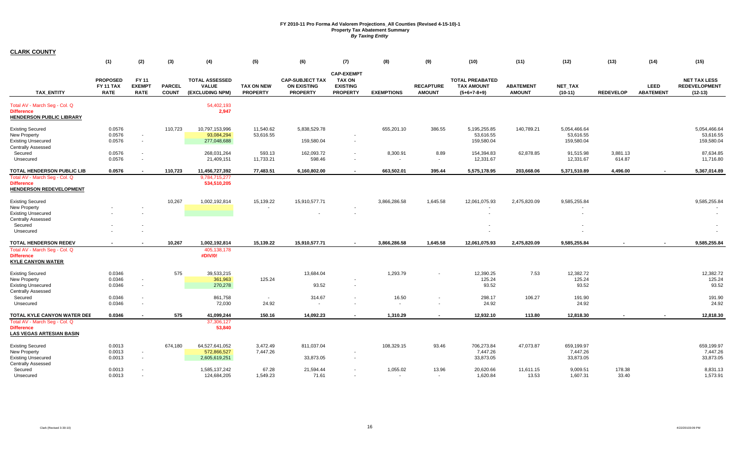# FY 2010-11 Pro Forma Ad Valorem Projections_All Counties (Revised 4-15-10)-1

## Property Tax Abatement Summary

### *By Taxing Entity*

**CLARK COUNTY**

| TAX_ENTITY | (1) PROPOSED FY 11 TAX RATE | (2) FY 11 EXEMPT RATE | (3) PARCEL COUNT | (4) TOTAL ASSESSED VALUE (EXCLUDING NPM) | (5) TAX ON NEW PROPERTY | (6) CAP-SUBJECT TAX ON EXISTING PROPERTY | (7) CAP-EXEMPT TAX ON EXISTING PROPERTY | (8) EXEMPTIONS | (9) RECAPTURE AMOUNT | (10) TOTAL PREABATED TAX AMOUNT (5+6+7-8+9) | (11) ABATEMENT AMOUNT | (12) NET_TAX (10-11) | (13) REDEVELOP | (14) LEED ABATEMENT | (15) NET TAX LESS REDEVELOPMENT (12-13) |
|---|---|---|---|---|---|---|---|---|---|---|---|---|---|---|---|
| Total AV - March Seg - Col. Q | | | | 54,402,193 | | | | | | | | | | | |
| Difference | | | | 2,947 | | | | | | | | | | | |
| **HENDERSON PUBLIC LIBRARY** | | | | | | | | | | | | | | | |
| Existing Secured | 0.0576 | | 110,723 | 10,797,153,996 | 11,540.62 | 5,838,529.78 | | 655,201.10 | 386.55 | 5,195,255.85 | 140,789.21 | 5,054,466.64 | | | 5,054,466.64 |
| New Property | 0.0576 | - | | 93,084,294 | 53,616.55 | | - | | | 53,616.55 | | 53,616.55 | | | 53,616.55 |
| Existing Unsecured | 0.0576 | - | | 277,048,688 | | 159,580.04 | - | | | 159,580.04 | | 159,580.04 | | | 159,580.04 |
| Centrally Assessed | | | | | | | | | | | | | | | |
| Secured | 0.0576 | - | | 268,031,264 | 593.13 | 162,093.72 | - | 8,300.91 | 8.89 | 154,394.83 | 62,878.85 | 91,515.98 | 3,881.13 | | 87,634.85 |
| Unsecured | 0.0576 | - | | 21,409,151 | 11,733.21 | 598.46 | - | - | - | 12,331.67 | | 12,331.67 | 614.87 | | 11,716.80 |
| **TOTAL HENDERSON PUBLIC LIB** | **0.0576** | **-** | **110,723** | **11,456,727,392** | **77,483.51** | **6,160,802.00** | **-** | **663,502.01** | **395.44** | **5,575,178.95** | **203,668.06** | **5,371,510.89** | **4,496.00** | **-** | **5,367,014.89** |
| Total AV - March Seg - Col. Q | | | | 9,784,715,277 | | | | | | | | | | | |
| Difference | | | | 534,510,205 | | | | | | | | | | | |
| **HENDERSON REDEVELOPMENT** | | | | | | | | | | | | | | | |
| Existing Secured | | | 10,267 | 1,002,192,814 | 15,139.22 | 15,910,577.71 | | 3,866,286.58 | 1,645.58 | 12,061,075.93 | 2,475,820.09 | 9,585,255.84 | | | 9,585,255.84 |
| New Property | - | - | | | - | | - | | | - | | - | | | - |
| Existing Unsecured | - | - | | | | - | - | | | - | | - | | | - |
| Centrally Assessed | | | | | | | | | | | | | | | |
| Secured | - | - | | | | | | | | - | | - | | | - |
| Unsecured | - | - | | | | | | | | - | | - | | | - |
| **TOTAL HENDERSON REDEV** | **-** | **-** | **10,267** | **1,002,192,814** | **15,139.22** | **15,910,577.71** | **-** | **3,866,286.58** | **1,645.58** | **12,061,075.93** | **2,475,820.09** | **9,585,255.84** | **-** | **-** | **9,585,255.84** |
| Total AV - March Seg - Col. Q | | | | 405,138,178 | | | | | | | | | | | |
| Difference | | | | #DIV/0! | | | | | | | | | | | |
| **KYLE CANYON WATER** | | | | | | | | | | | | | | | |
| Existing Secured | 0.0346 | | 575 | 39,533,215 | | 13,684.04 | | 1,293.79 | - | 12,390.25 | 7.53 | 12,382.72 | | | 12,382.72 |
| New Property | 0.0346 | - | | 361,963 | 125.24 | | - | | | 125.24 | | 125.24 | | | 125.24 |
| Existing Unsecured | 0.0346 | - | | 270,278 | | 93.52 | - | | | 93.52 | | 93.52 | | | 93.52 |
| Centrally Assessed | | | | | | | | | | | | | | | |
| Secured | 0.0346 | - | | 861,758 | - | 314.67 | - | 16.50 | - | 298.17 | 106.27 | 191.90 | | | 191.90 |
| Unsecured | 0.0346 | - | | 72,030 | 24.92 | - | - | - | - | 24.92 | | 24.92 | | | 24.92 |
| **TOTAL KYLE CANYON WATER DEE** | **0.0346** | **-** | **575** | **41,099,244** | **150.16** | **14,092.23** | **-** | **1,310.29** | **-** | **12,932.10** | **113.80** | **12,818.30** | **-** | **-** | **12,818.30** |
| Total AV - March Seg - Col. Q | | | | 37,306,127 | | | | | | | | | | | |
| Difference | | | | 53,840 | | | | | | | | | | | |
| **LAS VEGAS ARTESIAN BASIN** | | | | | | | | | | | | | | | |
| Existing Secured | 0.0013 | | 674,180 | 64,527,641,052 | 3,472.49 | 811,037.04 | | 108,329.15 | 93.46 | 706,273.84 | 47,073.87 | 659,199.97 | | | 659,199.97 |
| New Property | 0.0013 | - | | 572,866,527 | 7,447.26 | | - | | | 7,447.26 | | 7,447.26 | | | 7,447.26 |
| Existing Unsecured | 0.0013 | - | | 2,605,619,251 | | 33,873.05 | - | | | 33,873.05 | | 33,873.05 | | | 33,873.05 |
| Centrally Assessed | | | | | | | | | | | | | | | |
| Secured | 0.0013 | - | | 1,585,137,242 | 67.28 | 21,594.44 | - | 1,055.02 | 13.96 | 20,620.66 | 11,611.15 | 9,009.51 | 178.38 | | 8,831.13 |
| Unsecured | 0.0013 | - | | 124,684,205 | 1,549.23 | 71.61 | - | - | - | 1,620.84 | 13.53 | 1,607.31 | 33.40 | | 1,573.91 |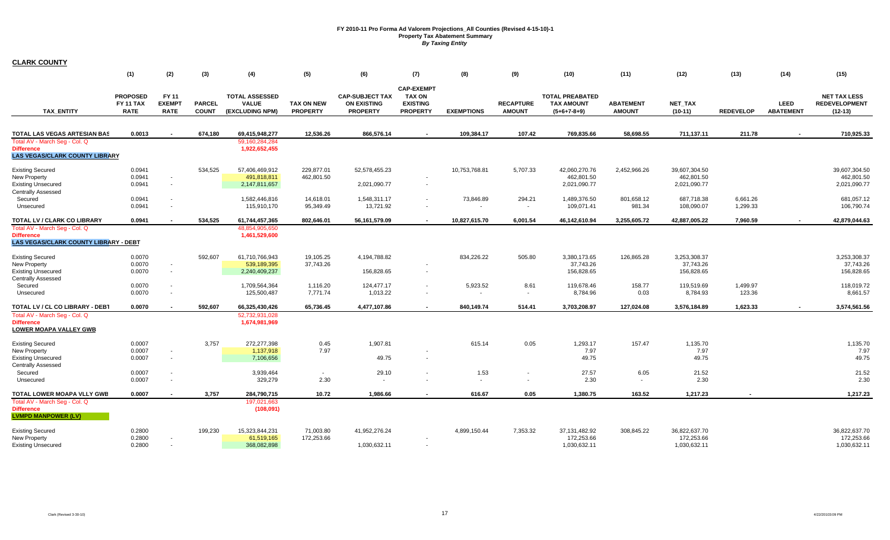# FY 2010-11 Pro Forma Ad Valorem Projections_All Counties (Revised 4-15-10)-1
## Property Tax Abatement Summary
### *By Taxing Entity*

**CLARK COUNTY**

| | (1) | (2) | (3) | (4) | (5) | (6) | (7) | (8) | (9) | (10) | (11) | (12) | (13) | (14) | (15) |
|---|---|---|---|---|---|---|---|---|---|---|---|---|---|---|---|
| **TAX_ENTITY** | **PROPOSED FY 11 TAX RATE** | **FY 11 EXEMPT RATE** | **PARCEL COUNT** | **TOTAL ASSESSED VALUE (EXCLUDING NPM)** | **TAX ON NEW PROPERTY** | **CAP-SUBJECT TAX ON EXISTING PROPERTY** | **CAP-EXEMPT TAX ON EXISTING PROPERTY** | **EXEMPTIONS** | **RECAPTURE AMOUNT** | **TOTAL PREABATED TAX AMOUNT (5+6+7-8+9)** | **ABATEMENT AMOUNT** | **NET_TAX (10-11)** | **REDEVELOP** | **LEED ABATEMENT** | **NET TAX LESS REDEVELOPMENT (12-13)** |
| **TOTAL LAS VEGAS ARTESIAN BAS** | **0.0013** | **-** | **674,180** | **69,415,948,277** | **12,536.26** | **866,576.14** | **-** | **109,384.17** | **107.42** | **769,835.66** | **58,698.55** | **711,137.11** | **211.78** | **-** | **710,925.33** |
| Total AV - March Seg - Col. Q | | | | 59,160,284,284 | | | | | | | | | | | |
| **Difference** | | | | **1,922,652,455** | | | | | | | | | | | |
| **LAS VEGAS/CLARK COUNTY LIBRARY** | | | | | | | | | | | | | | | |
| Existing Secured | 0.0941 | | 534,525 | 57,406,469,912 | 229,877.01 | 52,578,455.23 | | 10,753,768.81 | 5,707.33 | 42,060,270.76 | 2,452,966.26 | 39,607,304.50 | | | 39,607,304.50 |
| New Property | 0.0941 | - | | 491,818,811 | 462,801.50 | | - | | | 462,801.50 | | 462,801.50 | | | 462,801.50 |
| Existing Unsecured | 0.0941 | - | | 2,147,811,657 | | 2,021,090.77 | - | | | 2,021,090.77 | | 2,021,090.77 | | | 2,021,090.77 |
| Centrally Assessed | | | | | | | | | | | | | | | |
| Secured | 0.0941 | - | | 1,582,446,816 | 14,618.01 | 1,548,311.17 | - | 73,846.89 | 294.21 | 1,489,376.50 | 801,658.12 | 687,718.38 | 6,661.26 | | 681,057.12 |
| Unsecured | 0.0941 | - | | 115,910,170 | 95,349.49 | 13,721.92 | - | - | - | 109,071.41 | 981.34 | 108,090.07 | 1,299.33 | | 106,790.74 |
| **TOTAL LV / CLARK CO LIBRARY** | **0.0941** | **-** | **534,525** | **61,744,457,365** | **802,646.01** | **56,161,579.09** | **-** | **10,827,615.70** | **6,001.54** | **46,142,610.94** | **3,255,605.72** | **42,887,005.22** | **7,960.59** | **-** | **42,879,044.63** |
| Total AV - March Seg - Col. Q | | | | 48,854,905,650 | | | | | | | | | | | |
| **Difference** | | | | **1,461,529,600** | | | | | | | | | | | |
| **LAS VEGAS/CLARK COUNTY LIBRARY - DEBT** | | | | | | | | | | | | | | | |
| Existing Secured | 0.0070 | | 592,607 | 61,710,766,943 | 19,105.25 | 4,194,788.82 | | 834,226.22 | 505.80 | 3,380,173.65 | 126,865.28 | 3,253,308.37 | | | 3,253,308.37 |
| New Property | 0.0070 | - | | 539,189,395 | 37,743.26 | | - | | | 37,743.26 | | 37,743.26 | | | 37,743.26 |
| Existing Unsecured | 0.0070 | - | | 2,240,409,237 | | 156,828.65 | - | | | 156,828.65 | | 156,828.65 | | | 156,828.65 |
| Centrally Assessed | | | | | | | | | | | | | | | |
| Secured | 0.0070 | - | | 1,709,564,364 | 1,116.20 | 124,477.17 | - | 5,923.52 | 8.61 | 119,678.46 | 158.77 | 119,519.69 | 1,499.97 | | 118,019.72 |
| Unsecured | 0.0070 | - | | 125,500,487 | 7,771.74 | 1,013.22 | - | - | - | 8,784.96 | 0.03 | 8,784.93 | 123.36 | | 8,661.57 |
| **TOTAL LV / CL CO LIBRARY - DEBT** | **0.0070** | **-** | **592,607** | **66,325,430,426** | **65,736.45** | **4,477,107.86** | **-** | **840,149.74** | **514.41** | **3,703,208.97** | **127,024.08** | **3,576,184.89** | **1,623.33** | **-** | **3,574,561.56** |
| Total AV - March Seg - Col. Q | | | | 52,732,931,028 | | | | | | | | | | | |
| **Difference** | | | | **1,674,981,969** | | | | | | | | | | | |
| **LOWER MOAPA VALLEY GWB** | | | | | | | | | | | | | | | |
| Existing Secured | 0.0007 | | 3,757 | 272,277,398 | 0.45 | 1,907.81 | | 615.14 | 0.05 | 1,293.17 | 157.47 | 1,135.70 | | | 1,135.70 |
| New Property | 0.0007 | - | | 1,137,918 | 7.97 | | - | | | 7.97 | | 7.97 | | | 7.97 |
| Existing Unsecured | 0.0007 | - | | 7,106,656 | | 49.75 | - | | | 49.75 | | 49.75 | | | 49.75 |
| Centrally Assessed | | | | | | | | | | | | | | | |
| Secured | 0.0007 | - | | 3,939,464 | - | 29.10 | - | 1.53 | - | 27.57 | 6.05 | 21.52 | | | 21.52 |
| Unsecured | 0.0007 | - | | 329,279 | 2.30 | - | - | - | - | 2.30 | - | 2.30 | | | 2.30 |
| **TOTAL LOWER MOAPA VLLY GWB** | **0.0007** | **-** | **3,757** | **284,790,715** | **10.72** | **1,986.66** | **-** | **616.67** | **0.05** | **1,380.75** | **163.52** | **1,217.23** | **-** | | **1,217.23** |
| Total AV - March Seg - Col. Q | | | | 197,021,663 | | | | | | | | | | | |
| **Difference** | | | | **(108,091)** | | | | | | | | | | | |
| **LVMPD MANPOWER (LV)** | | | | | | | | | | | | | | | |
| Existing Secured | 0.2800 | | 199,230 | 15,323,844,231 | 71,003.80 | 41,952,276.24 | | 4,899,150.44 | 7,353.32 | 37,131,482.92 | 308,845.22 | 36,822,637.70 | | | 36,822,637.70 |
| New Property | 0.2800 | - | | 61,519,165 | 172,253.66 | | - | | | 172,253.66 | | 172,253.66 | | | 172,253.66 |
| Existing Unsecured | 0.2800 | - | | 368,082,898 | | 1,030,632.11 | - | | | 1,030,632.11 | | 1,030,632.11 | | | 1,030,632.11 |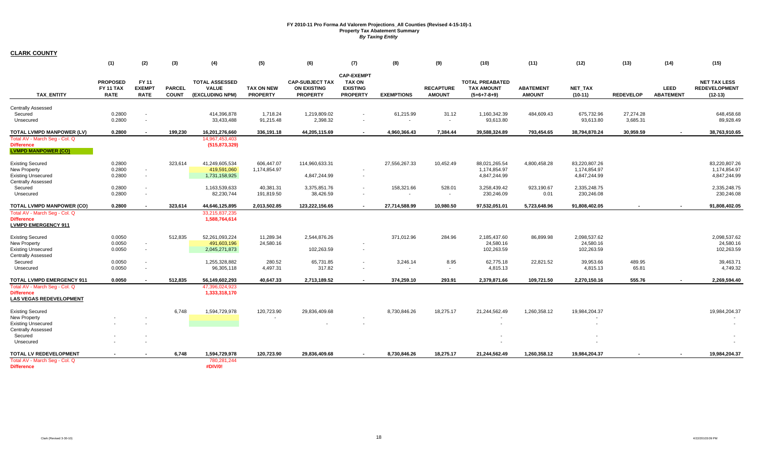**FY 2010-11 Pro Forma Ad Valorem Projections_All Counties (Revised 4-15-10)-1**
**Property Tax Abatement Summary**
***By Taxing Entity***

**CLARK COUNTY**

| TAX_ENTITY | (1) PROPOSED FY 11 TAX RATE | (2) FY 11 EXEMPT RATE | (3) PARCEL COUNT | (4) TOTAL ASSESSED VALUE (EXCLUDING NPM) | (5) TAX ON NEW PROPERTY | (6) CAP-SUBJECT TAX ON EXISTING PROPERTY | (7) CAP-EXEMPT TAX ON EXISTING PROPERTY | (8) EXEMPTIONS | (9) RECAPTURE AMOUNT | (10) TOTAL PREABATED TAX AMOUNT (5+6+7-8+9) | (11) ABATEMENT AMOUNT | (12) NET_TAX (10-11) | (13) REDEVELOP | (14) LEED ABATEMENT | (15) NET TAX LESS REDEVELOPMENT (12-13) |
|---|---|---|---|---|---|---|---|---|---|---|---|---|---|---|---|
| Centrally Assessed | | | | | | | | | | | | | | | |
| Secured | 0.2800 | - | | 414,396,878 | 1,718.24 | 1,219,809.02 | - | 61,215.99 | 31.12 | 1,160,342.39 | 484,609.43 | 675,732.96 | 27,274.28 | | 648,458.68 |
| Unsecured | 0.2800 | - | | 33,433,488 | 91,215.48 | 2,398.32 | - | - | - | 93,613.80 | | 93,613.80 | 3,685.31 | | 89,928.49 |
| **TOTAL LVMPD MANPOWER (LV)** | **0.2800** | **-** | **199,230** | **16,201,276,660** | **336,191.18** | **44,205,115.69** | **-** | **4,960,366.43** | **7,384.44** | **39,588,324.89** | **793,454.65** | **38,794,870.24** | **30,959.59** | **-** | **38,763,910.65** |
| Total AV - March Seg - Col. Q | | | | 14,967,453,403 | | | | | | | | | | | |
| **Difference** | | | | **(515,873,329)** | | | | | | | | | | | |
| **LVMPD MANPOWER (CO)** | | | | | | | | | | | | | | | |
| Existing Secured | 0.2800 | | 323,614 | 41,249,605,534 | 606,447.07 | 114,960,633.31 | | 27,556,267.33 | 10,452.49 | 88,021,265.54 | 4,800,458.28 | 83,220,807.26 | | | 83,220,807.26 |
| New Property | 0.2800 | - | | 419,591,060 | 1,174,854.97 | | - | | | 1,174,854.97 | | 1,174,854.97 | | | 1,174,854.97 |
| Existing Unsecured | 0.2800 | - | | 1,731,158,925 | | 4,847,244.99 | - | | | 4,847,244.99 | | 4,847,244.99 | | | 4,847,244.99 |
| Centrally Assessed | | | | | | | | | | | | | | | |
| Secured | 0.2800 | - | | 1,163,539,633 | 40,381.31 | 3,375,851.76 | - | 158,321.66 | 528.01 | 3,258,439.42 | 923,190.67 | 2,335,248.75 | | | 2,335,248.75 |
| Unsecured | 0.2800 | - | | 82,230,744 | 191,819.50 | 38,426.59 | - | - | - | 230,246.09 | 0.01 | 230,246.08 | | | 230,246.08 |
| **TOTAL LVMPD MANPOWER (CO)** | **0.2800** | **-** | **323,614** | **44,646,125,895** | **2,013,502.85** | **123,222,156.65** | **-** | **27,714,588.99** | **10,980.50** | **97,532,051.01** | **5,723,648.96** | **91,808,402.05** | **-** | **-** | **91,808,402.05** |
| Total AV - March Seg - Col. Q | | | | 33,215,837,235 | | | | | | | | | | | |
| **Difference** | | | | **1,588,764,614** | | | | | | | | | | | |
| **LVMPD EMERGENCY 911** | | | | | | | | | | | | | | | |
| Existing Secured | 0.0050 | | 512,835 | 52,261,093,224 | 11,289.34 | 2,544,876.26 | | 371,012.96 | 284.96 | 2,185,437.60 | 86,899.98 | 2,098,537.62 | | | 2,098,537.62 |
| New Property | 0.0050 | - | | 491,603,196 | 24,580.16 | | - | | | 24,580.16 | | 24,580.16 | | | 24,580.16 |
| Existing Unsecured | 0.0050 | - | | 2,045,271,873 | | 102,263.59 | - | | | 102,263.59 | | 102,263.59 | | | 102,263.59 |
| Centrally Assessed | | | | | | | | | | | | | | | |
| Secured | 0.0050 | - | | 1,255,328,882 | 280.52 | 65,731.85 | - | 3,246.14 | 8.95 | 62,775.18 | 22,821.52 | 39,953.66 | 489.95 | | 39,463.71 |
| Unsecured | 0.0050 | - | | 96,305,118 | 4,497.31 | 317.82 | - | - | - | 4,815.13 | | 4,815.13 | 65.81 | | 4,749.32 |
| **TOTAL LVMPD EMERGENCY 911** | **0.0050** | **-** | **512,835** | **56,149,602,293** | **40,647.33** | **2,713,189.52** | **-** | **374,259.10** | **293.91** | **2,379,871.66** | **109,721.50** | **2,270,150.16** | **555.76** | **-** | **2,269,594.40** |
| Total AV - March Seg - Col. Q | | | | 47,396,024,923 | | | | | | | | | | | |
| **Difference** | | | | **1,333,318,170** | | | | | | | | | | | |
| **LAS VEGAS REDEVELOPMENT** | | | | | | | | | | | | | | | |
| Existing Secured | | | 6,748 | 1,594,729,978 | 120,723.90 | 29,836,409.68 | | 8,730,846.26 | 18,275.17 | 21,244,562.49 | 1,260,358.12 | 19,984,204.37 | | | 19,984,204.37 |
| New Property | - | - | | | - | | - | | | - | | - | | | - |
| Existing Unsecured | - | - | | | | - | - | | | - | | - | | | - |
| Centrally Assessed | | | | | | | | | | | | | | | |
| Secured | - | - | | | | | | | | - | | - | | | - |
| Unsecured | - | - | | | | | | | | - | | - | | | - |
| **TOTAL LV REDEVELOPMENT** | **-** | **-** | **6,748** | **1,594,729,978** | **120,723.90** | **29,836,409.68** | **-** | **8,730,846.26** | **18,275.17** | **21,244,562.49** | **1,260,358.12** | **19,984,204.37** | **-** | **-** | **19,984,204.37** |
| Total AV - March Seg - Col. Q | | | | 780,281,244 | | | | | | | | | | | |
| **Difference** | | | | **#DIV/0!** | | | | | | | | | | | |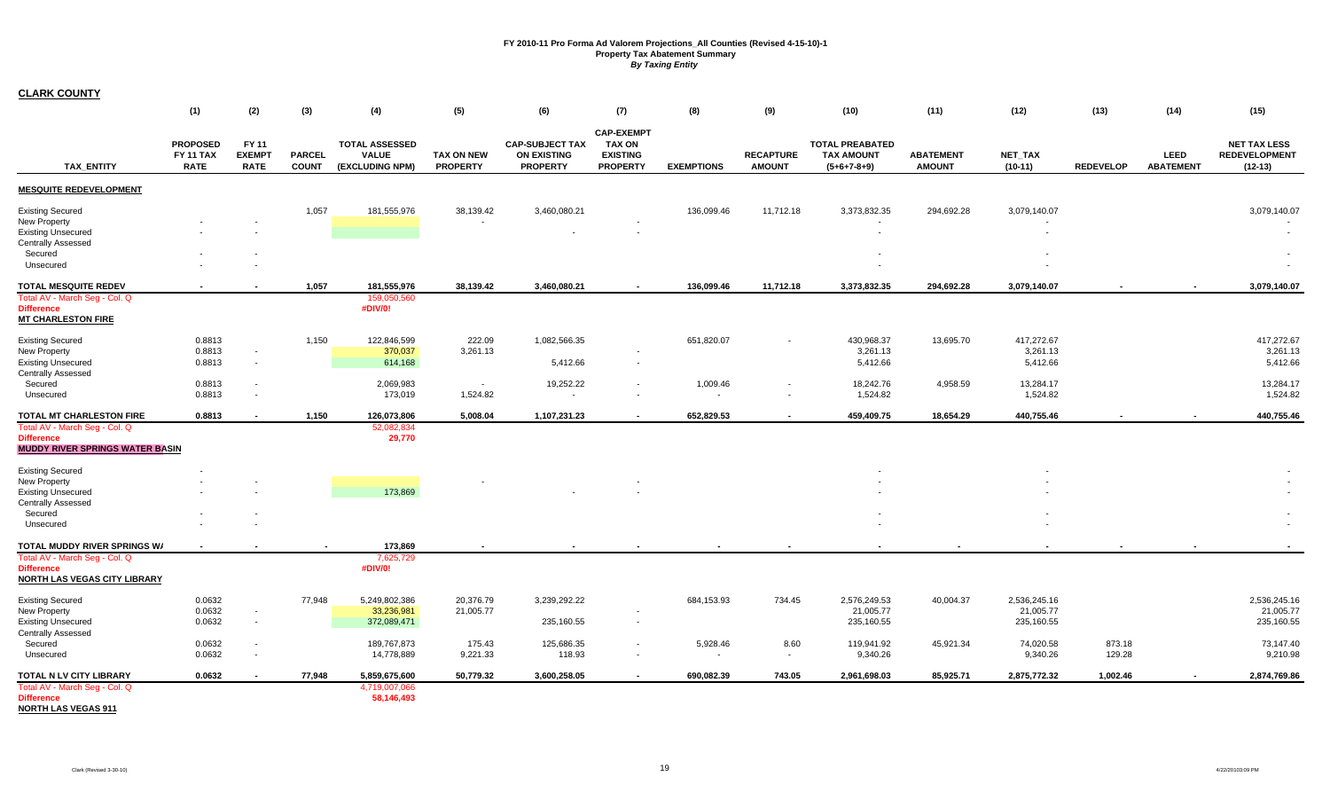# FY 2010-11 Pro Forma Ad Valorem Projections_All Counties (Revised 4-15-10)-1
## Property Tax Abatement Summary
### *By Taxing Entity*

**CLARK COUNTY**

| TAX_ENTITY | (1) PROPOSED FY 11 TAX RATE | (2) FY 11 EXEMPT RATE | (3) PARCEL COUNT | (4) TOTAL ASSESSED VALUE (EXCLUDING NPM) | (5) TAX ON NEW PROPERTY | (6) CAP-SUBJECT TAX ON EXISTING PROPERTY | (7) CAP-EXEMPT TAX ON EXISTING PROPERTY | (8) EXEMPTIONS | (9) RECAPTURE AMOUNT | (10) TOTAL PREABATED TAX AMOUNT (5+6+7-8+9) | (11) ABATEMENT AMOUNT | (12) NET_TAX (10-11) | (13) REDEVELOP | (14) LEED ABATEMENT | (15) NET TAX LESS REDEVELOPMENT (12-13) |
|---|---|---|---|---|---|---|---|---|---|---|---|---|---|---|---|
| **MESQUITE REDEVELOPMENT** | | | | | | | | | | | | | | | |
| Existing Secured | | | 1,057 | 181,555,976 | 38,139.42 | 3,460,080.21 | | 136,099.46 | 11,712.18 | 3,373,832.35 | 294,692.28 | 3,079,140.07 | | | 3,079,140.07 |
| New Property | - | - | | | - | | - | | | - | | - | | | - |
| Existing Unsecured | - | - | | | | - | - | | | - | | - | | | - |
| Centrally Assessed | | | | | | | | | | | | | | | |
| Secured | - | - | | | | | | | | - | | - | | | - |
| Unsecured | - | - | | | | | | | | - | | - | | | - |
| **TOTAL MESQUITE REDEV** | **-** | **-** | **1,057** | **181,555,976** | **38,139.42** | **3,460,080.21** | **-** | **136,099.46** | **11,712.18** | **3,373,832.35** | **294,692.28** | **3,079,140.07** | **-** | **-** | **3,079,140.07** |
| Total AV - March Seg - Col. Q | | | | 159,050,560 | | | | | | | | | | | |
| **Difference** | | | | **#DIV/0!** | | | | | | | | | | | |
| **MT CHARLESTON FIRE** | | | | | | | | | | | | | | | |
| Existing Secured | 0.8813 | | 1,150 | 122,846,599 | 222.09 | 1,082,566.35 | | 651,820.07 | - | 430,968.37 | 13,695.70 | 417,272.67 | | | 417,272.67 |
| New Property | 0.8813 | - | | 370,037 | 3,261.13 | | - | | | 3,261.13 | | 3,261.13 | | | 3,261.13 |
| Existing Unsecured | 0.8813 | - | | 614,168 | | 5,412.66 | - | | | 5,412.66 | | 5,412.66 | | | 5,412.66 |
| Centrally Assessed | | | | | | | | | | | | | | | |
| Secured | 0.8813 | - | | 2,069,983 | - | 19,252.22 | - | 1,009.46 | - | 18,242.76 | 4,958.59 | 13,284.17 | | | 13,284.17 |
| Unsecured | 0.8813 | - | | 173,019 | 1,524.82 | - | - | - | - | 1,524.82 | | 1,524.82 | | | 1,524.82 |
| **TOTAL MT CHARLESTON FIRE** | **0.8813** | **-** | **1,150** | **126,073,806** | **5,008.04** | **1,107,231.23** | **-** | **652,829.53** | **-** | **459,409.75** | **18,654.29** | **440,755.46** | **-** | **-** | **440,755.46** |
| Total AV - March Seg - Col. Q | | | | 52,082,834 | | | | | | | | | | | |
| **Difference** | | | | **29,770** | | | | | | | | | | | |
| **MUDDY RIVER SPRINGS WATER BASIN** | | | | | | | | | | | | | | | |
| Existing Secured | - | | | | | | | | | - | | - | | | - |
| New Property | - | - | | | - | | - | | | - | | - | | | - |
| Existing Unsecured | - | - | | 173,869 | | - | - | | | - | | - | | | - |
| Centrally Assessed | | | | | | | | | | | | | | | |
| Secured | - | - | | | | | | | | - | | - | | | - |
| Unsecured | - | - | | | | | | | | - | | - | | | - |
| **TOTAL MUDDY RIVER SPRINGS WA** | **-** | **-** | **-** | **173,869** | **-** | **-** | **-** | **-** | **-** | **-** | **-** | **-** | **-** | **-** | **-** |
| Total AV - March Seg - Col. Q | | | | 7,625,729 | | | | | | | | | | | |
| **Difference** | | | | **#DIV/0!** | | | | | | | | | | | |
| **NORTH LAS VEGAS CITY LIBRARY** | | | | | | | | | | | | | | | |
| Existing Secured | 0.0632 | | 77,948 | 5,249,802,386 | 20,376.79 | 3,239,292.22 | | 684,153.93 | 734.45 | 2,576,249.53 | 40,004.37 | 2,536,245.16 | | | 2,536,245.16 |
| New Property | 0.0632 | - | | 33,236,981 | 21,005.77 | | - | | | 21,005.77 | | 21,005.77 | | | 21,005.77 |
| Existing Unsecured | 0.0632 | - | | 372,089,471 | | 235,160.55 | - | | | 235,160.55 | | 235,160.55 | | | 235,160.55 |
| Centrally Assessed | | | | | | | | | | | | | | | |
| Secured | 0.0632 | - | | 189,767,873 | 175.43 | 125,686.35 | - | 5,928.46 | 8.60 | 119,941.92 | 45,921.34 | 74,020.58 | 873.18 | | 73,147.40 |
| Unsecured | 0.0632 | - | | 14,778,889 | 9,221.33 | 118.93 | - | - | - | 9,340.26 | | 9,340.26 | 129.28 | | 9,210.98 |
| **TOTAL N LV CITY LIBRARY** | **0.0632** | **-** | **77,948** | **5,859,675,600** | **50,779.32** | **3,600,258.05** | **-** | **690,082.39** | **743.05** | **2,961,698.03** | **85,925.71** | **2,875,772.32** | **1,002.46** | **-** | **2,874,769.86** |
| Total AV - March Seg - Col. Q | | | | 4,719,007,066 | | | | | | | | | | | |
| **Difference** | | | | **58,146,493** | | | | | | | | | | | |
| **NORTH LAS VEGAS 911** | | | | | | | | | | | | | | | |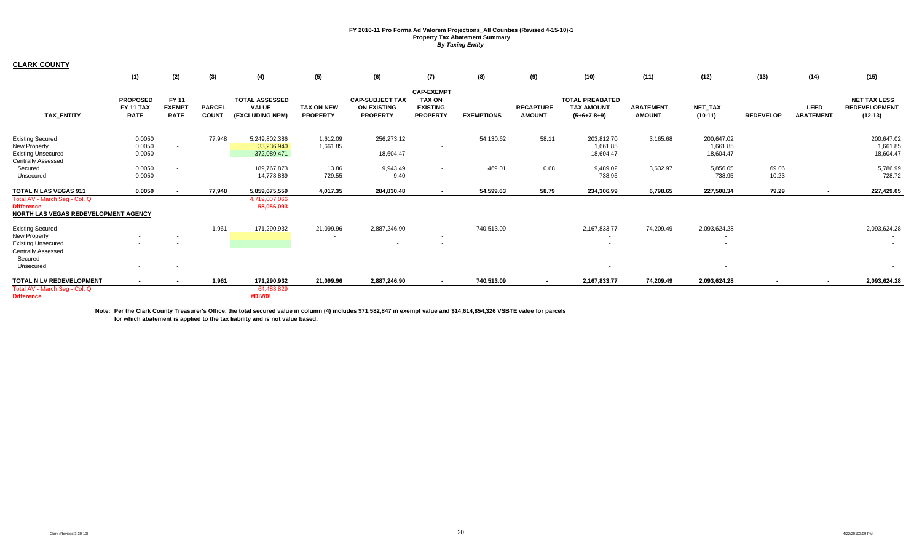# FY 2010-11 Pro Forma Ad Valorem Projections_All Counties (Revised 4-15-10)-1
## Property Tax Abatement Summary
*By Taxing Entity*

**CLARK COUNTY**

| TAX_ENTITY | (1) PROPOSED FY 11 TAX RATE | (2) FY 11 EXEMPT RATE | (3) PARCEL COUNT | (4) TOTAL ASSESSED VALUE (EXCLUDING NPM) | (5) TAX ON NEW PROPERTY | (6) CAP-SUBJECT TAX ON EXISTING PROPERTY | (7) CAP-EXEMPT TAX ON EXISTING PROPERTY | (8) EXEMPTIONS | (9) RECAPTURE AMOUNT | (10) TOTAL PREABATED TAX AMOUNT (5+6+7-8+9) | (11) ABATEMENT AMOUNT | (12) NET_TAX (10-11) | (13) REDEVELOP | (14) LEED ABATEMENT | (15) NET TAX LESS REDEVELOPMENT (12-13) |
|---|---|---|---|---|---|---|---|---|---|---|---|---|---|---|---|
| Existing Secured | 0.0050 | | 77,948 | 5,249,802,386 | 1,612.09 | 256,273.12 | | 54,130.62 | 58.11 | 203,812.70 | 3,165.68 | 200,647.02 | | | 200,647.02 |
| New Property | 0.0050 | - | | 33,236,940 | 1,661.85 | | - | | | 1,661.85 | | 1,661.85 | | | 1,661.85 |
| Existing Unsecured | 0.0050 | - | | 372,089,471 | | 18,604.47 | - | | | 18,604.47 | | 18,604.47 | | | 18,604.47 |
| Centrally Assessed | | | | | | | | | | | | | | | |
| Secured | 0.0050 | - | | 189,767,873 | 13.86 | 9,943.49 | - | 469.01 | 0.68 | 9,489.02 | 3,632.97 | 5,856.05 | 69.06 | | 5,786.99 |
| Unsecured | 0.0050 | - | | 14,778,889 | 729.55 | 9.40 | - | - | - | 738.95 | | 738.95 | 10.23 | | 728.72 |
| **TOTAL N LAS VEGAS 911** | **0.0050** | **-** | **77,948** | **5,859,675,559** | **4,017.35** | **284,830.48** | **-** | **54,599.63** | **58.79** | **234,306.99** | **6,798.65** | **227,508.34** | **79.29** | **-** | **227,429.05** |
| Total AV - March Seg - Col. Q | | | | 4,719,007,066 | | | | | | | | | | | |
| **Difference** | | | | **58,056,093** | | | | | | | | | | | |
| **NORTH LAS VEGAS REDEVELOPMENT AGENCY** | | | | | | | | | | | | | | | |
| Existing Secured | | | 1,961 | 171,290,932 | 21,099.96 | 2,887,246.90 | | 740,513.09 | - | 2,167,833.77 | 74,209.49 | 2,093,624.28 | | | 2,093,624.28 |
| New Property | - | - | | | - | | - | | | - | | - | | | - |
| Existing Unsecured | - | - | | | | - | - | | | - | | - | | | - |
| Centrally Assessed | | | | | | | | | | | | | | | |
| Secured | - | - | | | | | | | | - | | - | | | - |
| Unsecured | - | - | | | | | | | | - | | - | | | - |
| **TOTAL N LV REDEVELOPMENT** | **-** | **-** | **1,961** | **171,290,932** | **21,099.96** | **2,887,246.90** | **-** | **740,513.09** | **-** | **2,167,833.77** | **74,209.49** | **2,093,624.28** | **-** | **-** | **2,093,624.28** |
| Total AV - March Seg - Col. Q | | | | 64,488,829 | | | | | | | | | | | |
| **Difference** | | | | **#DIV/0!** | | | | | | | | | | | |

**Note: Per the Clark County Treasurer's Office, the total secured value in column (4) includes $71,582,847 in exempt value and $14,614,854,326 VSBTE value for parcels for which abatement is applied to the tax liability and is not value based.**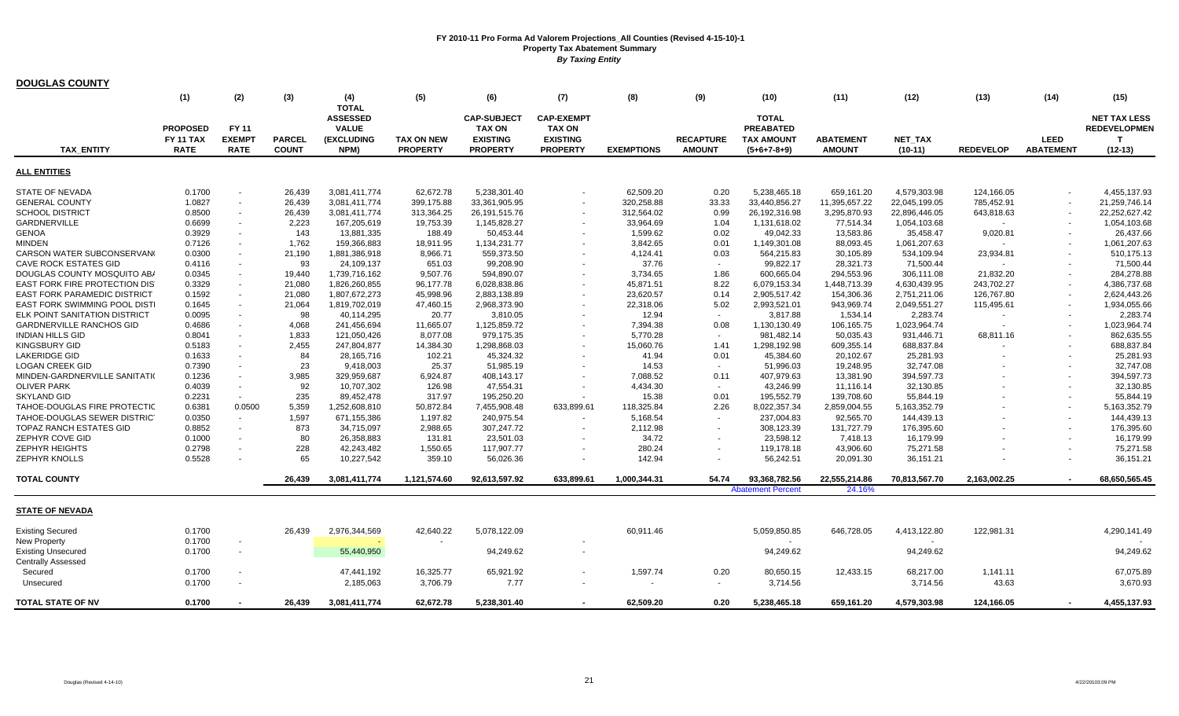**FY 2010-11 Pro Forma Ad Valorem Projections_All Counties (Revised 4-15-10)-1**
**Property Tax Abatement Summary**
***By Taxing Entity***

**DOUGLAS COUNTY**

| TAX_ENTITY | (1) PROPOSED FY 11 TAX RATE | (2) FY 11 EXEMPT RATE | (3) PARCEL COUNT | (4) TOTAL ASSESSED VALUE (EXCLUDING NPM) | (5) TAX ON NEW PROPERTY | (6) CAP-SUBJECT TAX ON EXISTING PROPERTY | (7) CAP-EXEMPT TAX ON EXISTING PROPERTY | (8) EXEMPTIONS | (9) RECAPTURE AMOUNT | (10) TOTAL PREABATED TAX AMOUNT (5+6+7-8+9) | (11) ABATEMENT AMOUNT | (12) NET_TAX (10-11) | (13) REDEVELOP | (14) LEED ABATEMENT | (15) NET TAX LESS REDEVELOPMENT T (12-13) |
|---|---|---|---|---|---|---|---|---|---|---|---|---|---|---|---|
| **ALL ENTITIES** | | | | | | | | | | | | | | | |
| STATE OF NEVADA | 0.1700 | - | 26,439 | 3,081,411,774 | 62,672.78 | 5,238,301.40 | - | 62,509.20 | 0.20 | 5,238,465.18 | 659,161.20 | 4,579,303.98 | 124,166.05 | - | 4,455,137.93 |
| GENERAL COUNTY | 1.0827 | - | 26,439 | 3,081,411,774 | 399,175.88 | 33,361,905.95 | - | 320,258.88 | 33.33 | 33,440,856.27 | 11,395,657.22 | 22,045,199.05 | 785,452.91 | - | 21,259,746.14 |
| SCHOOL DISTRICT | 0.8500 | - | 26,439 | 3,081,411,774 | 313,364.25 | 26,191,515.76 | - | 312,564.02 | 0.99 | 26,192,316.98 | 3,295,870.93 | 22,896,446.05 | 643,818.63 | - | 22,252,627.42 |
| GARDNERVILLE | 0.6699 | - | 2,223 | 167,205,619 | 19,753.39 | 1,145,828.27 | - | 33,964.69 | 1.04 | 1,131,618.02 | 77,514.34 | 1,054,103.68 | - | - | 1,054,103.68 |
| GENOA | 0.3929 | - | 143 | 13,881,335 | 188.49 | 50,453.44 | - | 1,599.62 | 0.02 | 49,042.33 | 13,583.86 | 35,458.47 | 9,020.81 | - | 26,437.66 |
| MINDEN | 0.7126 | - | 1,762 | 159,366,883 | 18,911.95 | 1,134,231.77 | - | 3,842.65 | 0.01 | 1,149,301.08 | 88,093.45 | 1,061,207.63 | - | - | 1,061,207.63 |
| CARSON WATER SUBCONSERVAN( | 0.0300 | - | 21,190 | 1,881,386,918 | 8,966.71 | 559,373.50 | - | 4,124.41 | 0.03 | 564,215.83 | 30,105.89 | 534,109.94 | 23,934.81 | - | 510,175.13 |
| CAVE ROCK ESTATES GID | 0.4116 | - | 93 | 24,109,137 | 651.03 | 99,208.90 | - | 37.76 | - | 99,822.17 | 28,321.73 | 71,500.44 | - | - | 71,500.44 |
| DOUGLAS COUNTY MOSQUITO AB/ | 0.0345 | - | 19,440 | 1,739,716,162 | 9,507.76 | 594,890.07 | - | 3,734.65 | 1.86 | 600,665.04 | 294,553.96 | 306,111.08 | 21,832.20 | - | 284,278.88 |
| EAST FORK FIRE PROTECTION DIS | 0.3329 | - | 21,080 | 1,826,260,855 | 96,177.78 | 6,028,838.86 | - | 45,871.51 | 8.22 | 6,079,153.34 | 1,448,713.39 | 4,630,439.95 | 243,702.27 | - | 4,386,737.68 |
| EAST FORK PARAMEDIC DISTRICT | 0.1592 | - | 21,080 | 1,807,672,273 | 45,998.96 | 2,883,138.89 | - | 23,620.57 | 0.14 | 2,905,517.42 | 154,306.36 | 2,751,211.06 | 126,767.80 | - | 2,624,443.26 |
| EAST FORK SWIMMING POOL DISTI | 0.1645 | - | 21,064 | 1,819,702,019 | 47,460.15 | 2,968,373.90 | - | 22,318.06 | 5.02 | 2,993,521.01 | 943,969.74 | 2,049,551.27 | 115,495.61 | - | 1,934,055.66 |
| ELK POINT SANITATION DISTRICT | 0.0095 | - | 98 | 40,114,295 | 20.77 | 3,810.05 | - | 12.94 | - | 3,817.88 | 1,534.14 | 2,283.74 | - | - | 2,283.74 |
| GARDNERVILLE RANCHOS GID | 0.4686 | - | 4,068 | 241,456,694 | 11,665.07 | 1,125,859.72 | - | 7,394.38 | 0.08 | 1,130,130.49 | 106,165.75 | 1,023,964.74 | - | - | 1,023,964.74 |
| INDIAN HILLS GID | 0.8041 | - | 1,833 | 121,050,426 | 8,077.08 | 979,175.35 | - | 5,770.28 | - | 981,482.14 | 50,035.43 | 931,446.71 | 68,811.16 | - | 862,635.55 |
| KINGSBURY GID | 0.5183 | - | 2,455 | 247,804,877 | 14,384.30 | 1,298,868.03 | - | 15,060.76 | 1.41 | 1,298,192.98 | 609,355.14 | 688,837.84 | - | - | 688,837.84 |
| LAKERIDGE GID | 0.1633 | - | 84 | 28,165,716 | 102.21 | 45,324.32 | - | 41.94 | 0.01 | 45,384.60 | 20,102.67 | 25,281.93 | - | - | 25,281.93 |
| LOGAN CREEK GID | 0.7390 | - | 23 | 9,418,003 | 25.37 | 51,985.19 | - | 14.53 | - | 51,996.03 | 19,248.95 | 32,747.08 | - | - | 32,747.08 |
| MINDEN-GARDNERVILLE SANITATI( | 0.1236 | - | 3,985 | 329,959,687 | 6,924.87 | 408,143.17 | - | 7,088.52 | 0.11 | 407,979.63 | 13,381.90 | 394,597.73 | - | - | 394,597.73 |
| OLIVER PARK | 0.4039 | - | 92 | 10,707,302 | 126.98 | 47,554.31 | - | 4,434.30 | - | 43,246.99 | 11,116.14 | 32,130.85 | - | - | 32,130.85 |
| SKYLAND GID | 0.2231 | - | 235 | 89,452,478 | 317.97 | 195,250.20 | - | 15.38 | 0.01 | 195,552.79 | 139,708.60 | 55,844.19 | - | - | 55,844.19 |
| TAHOE-DOUGLAS FIRE PROTECTIC | 0.6381 | 0.0500 | 5,359 | 1,252,608,810 | 50,872.84 | 7,455,908.48 | 633,899.61 | 118,325.84 | 2.26 | 8,022,357.34 | 2,859,004.55 | 5,163,352.79 | - | - | 5,163,352.79 |
| TAHOE-DOUGLAS SEWER DISTRIC' | 0.0350 | - | 1,597 | 671,155,386 | 1,197.82 | 240,975.54 | - | 5,168.54 | - | 237,004.83 | 92,565.70 | 144,439.13 | - | - | 144,439.13 |
| TOPAZ RANCH ESTATES GID | 0.8852 | - | 873 | 34,715,097 | 2,988.65 | 307,247.72 | - | 2,112.98 | - | 308,123.39 | 131,727.79 | 176,395.60 | - | - | 176,395.60 |
| ZEPHYR COVE GID | 0.1000 | - | 80 | 26,358,883 | 131.81 | 23,501.03 | - | 34.72 | - | 23,598.12 | 7,418.13 | 16,179.99 | - | - | 16,179.99 |
| ZEPHYR HEIGHTS | 0.2798 | - | 228 | 42,243,482 | 1,550.65 | 117,907.77 | - | 280.24 | - | 119,178.18 | 43,906.60 | 75,271.58 | - | - | 75,271.58 |
| ZEPHYR KNOLLS | 0.5528 | - | 65 | 10,227,542 | 359.10 | 56,026.36 | - | 142.94 | - | 56,242.51 | 20,091.30 | 36,151.21 | - | - | 36,151.21 |
| **TOTAL COUNTY** | | | **26,439** | **3,081,411,774** | **1,121,574.60** | **92,613,597.92** | **633,899.61** | **1,000,344.31** | **54.74** | **93,368,782.56** | **22,555,214.86** | **70,813,567.70** | **2,163,002.25** | **-** | **68,650,565.45** |
| | | | | | | | | | | Abatement Percent | 24.16% | | | | |
| **STATE OF NEVADA** | | | | | | | | | | | | | | | |
| Existing Secured | 0.1700 | | 26,439 | 2,976,344,569 | 42,640.22 | 5,078,122.09 | | 60,911.46 | | 5,059,850.85 | 646,728.05 | 4,413,122.80 | 122,981.31 | | 4,290,141.49 |
| New Property | 0.1700 | - | | - | - | | - | | | - | | - | | | - |
| Existing Unsecured | 0.1700 | - | | 55,440,950 | | 94,249.62 | - | | | 94,249.62 | | 94,249.62 | | | 94,249.62 |
| Centrally Assessed | | | | | | | | | | | | | | | |
| Secured | 0.1700 | - | | 47,441,192 | 16,325.77 | 65,921.92 | - | 1,597.74 | 0.20 | 80,650.15 | 12,433.15 | 68,217.00 | 1,141.11 | | 67,075.89 |
| Unsecured | 0.1700 | - | | 2,185,063 | 3,706.79 | 7.77 | - | - | - | 3,714.56 | | 3,714.56 | 43.63 | | 3,670.93 |
| **TOTAL STATE OF NV** | **0.1700** | **-** | **26,439** | **3,081,411,774** | **62,672.78** | **5,238,301.40** | **-** | **62,509.20** | **0.20** | **5,238,465.18** | **659,161.20** | **4,579,303.98** | **124,166.05** | **-** | **4,455,137.93** |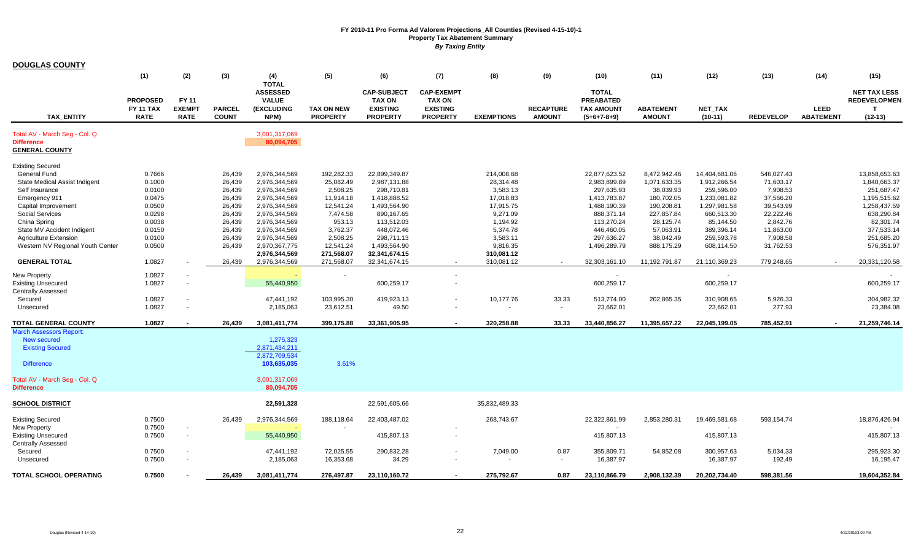# FY 2010-11 Pro Forma Ad Valorem Projections_All Counties (Revised 4-15-10)-1

## Property Tax Abatement Summary

*By Taxing Entity*

## DOUGLAS COUNTY

| TAX_ENTITY | (1) PROPOSED FY 11 TAX RATE | (2) FY 11 EXEMPT RATE | (3) PARCEL COUNT | (4) TOTAL ASSESSED VALUE (EXCLUDING NPM) | (5) TAX ON NEW PROPERTY | (6) CAP-SUBJECT TAX ON EXISTING PROPERTY | (7) CAP-EXEMPT TAX ON EXISTING PROPERTY | (8) EXEMPTIONS | (9) RECAPTURE AMOUNT | (10) TOTAL PREABATED TAX AMOUNT (5+6+7-8+9) | (11) ABATEMENT AMOUNT | (12) NET_TAX (10-11) | (13) REDEVELOP | (14) LEED ABATEMENT | (15) NET TAX LESS REDEVELOPMENT (12-13) |
|---|---|---|---|---|---|---|---|---|---|---|---|---|---|---|---|
| Total AV - March Seg - Col. Q | | | | 3,001,317,069 | | | | | | | | | | | |
| Difference | | | | 80,094,705 | | | | | | | | | | | |
| **GENERAL COUNTY** | | | | | | | | | | | | | | | |
| Existing Secured | | | | | | | | | | | | | | | |
| General Fund | 0.7666 | | 26,439 | 2,976,344,569 | 192,282.33 | 22,899,349.87 | | 214,008.68 | | 22,877,623.52 | 8,472,942.46 | 14,404,681.06 | 546,027.43 | | 13,858,653.63 |
| State Medical Assist Indigent | 0.1000 | | 26,439 | 2,976,344,569 | 25,082.49 | 2,987,131.88 | | 28,314.48 | | 2,983,899.89 | 1,071,633.35 | 1,912,266.54 | 71,603.17 | | 1,840,663.37 |
| Self Insurance | 0.0100 | | 26,439 | 2,976,344,569 | 2,508.25 | 298,710.81 | | 3,583.13 | | 297,635.93 | 38,039.93 | 259,596.00 | 7,908.53 | | 251,687.47 |
| Emergency 911 | 0.0475 | | 26,439 | 2,976,344,569 | 11,914.18 | 1,418,888.52 | | 17,018.83 | | 1,413,783.87 | 180,702.05 | 1,233,081.82 | 37,566.20 | | 1,195,515.62 |
| Capital Improvement | 0.0500 | | 26,439 | 2,976,344,569 | 12,541.24 | 1,493,564.90 | | 17,915.75 | | 1,488,190.39 | 190,208.81 | 1,297,981.58 | 39,543.99 | | 1,258,437.59 |
| Social Services | 0.0298 | | 26,439 | 2,976,344,569 | 7,474.58 | 890,167.65 | | 9,271.09 | | 888,371.14 | 227,857.84 | 660,513.30 | 22,222.46 | | 638,290.84 |
| China Spring | 0.0038 | | 26,439 | 2,976,344,569 | 953.13 | 113,512.03 | | 1,194.92 | | 113,270.24 | 28,125.74 | 85,144.50 | 2,842.76 | | 82,301.74 |
| State MV Accident Indigent | 0.0150 | | 26,439 | 2,976,344,569 | 3,762.37 | 448,072.46 | | 5,374.78 | | 446,460.05 | 57,063.91 | 389,396.14 | 11,863.00 | | 377,533.14 |
| Agriculture Extension | 0.0100 | | 26,439 | 2,976,344,569 | 2,508.25 | 298,711.13 | | 3,583.11 | | 297,636.27 | 38,042.49 | 259,593.78 | 7,908.58 | | 251,685.20 |
| Western NV Regional Youth Center | 0.0500 | | 26,439 | 2,970,367,775 | 12,541.24 | 1,493,564.90 | | 9,816.35 | | 1,496,289.79 | 888,175.29 | 608,114.50 | 31,762.53 | | 576,351.97 |
| | | | | 2,976,344,569 | 271,568.07 | 32,341,674.15 | | 310,081.12 | | | | | | | |
| **GENERAL TOTAL** | 1.0827 | - | 26,439 | 2,976,344,569 | 271,568.07 | 32,341,674.15 | - | 310,081.12 | - | 32,303,161.10 | 11,192,791.87 | 21,110,369.23 | 779,248.65 | - | 20,331,120.58 |
| New Property | 1.0827 | - | | - | - | | - | | | - | | - | | | - |
| Existing Unsecured | 1.0827 | - | | 55,440,950 | | 600,259.17 | - | | | 600,259.17 | | 600,259.17 | | | 600,259.17 |
| Centrally Assessed | | | | | | | | | | | | | | | |
| Secured | 1.0827 | - | | 47,441,192 | 103,995.30 | 419,923.13 | - | 10,177.76 | 33.33 | 513,774.00 | 202,865.35 | 310,908.65 | 5,926.33 | | 304,982.32 |
| Unsecured | 1.0827 | - | | 2,185,063 | 23,612.51 | 49.50 | - | - | - | 23,662.01 | | 23,662.01 | 277.93 | | 23,384.08 |
| **TOTAL GENERAL COUNTY** | **1.0827** | **-** | **26,439** | **3,081,411,774** | **399,175.88** | **33,361,905.95** | **-** | **320,258.88** | **33.33** | **33,440,856.27** | **11,395,657.22** | **22,045,199.05** | **785,452.91** | **-** | **21,259,746.14** |
| March Assessors Report: | | | | | | | | | | | | | | | |
| New secured | | | | 1,275,323 | | | | | | | | | | | |
| Existing Secured | | | | 2,871,434,211 | | | | | | | | | | | |
| | | | | 2,872,709,534 | | | | | | | | | | | |
| Difference | | | | 103,635,035 | 3.61% | | | | | | | | | | |
| Total AV - March Seg - Col. Q | | | | 3,001,317,069 | | | | | | | | | | | |
| Difference | | | | 80,094,705 | | | | | | | | | | | |
| **SCHOOL DISTRICT** | | | | 22,591,328 | | 22,591,605.66 | | 35,832,489.33 | | | | | | | |
| Existing Secured | 0.7500 | | 26,439 | 2,976,344,569 | 188,118.64 | 22,403,487.02 | | 268,743.67 | | 22,322,861.99 | 2,853,280.31 | 19,469,581.68 | 593,154.74 | | 18,876,426.94 |
| New Property | 0.7500 | - | | - | - | | - | | | - | | - | | | - |
| Existing Unsecured | 0.7500 | - | | 55,440,950 | | 415,807.13 | - | | | 415,807.13 | | 415,807.13 | | | 415,807.13 |
| Centrally Assessed | | | | | | | | | | | | | | | |
| Secured | 0.7500 | - | | 47,441,192 | 72,025.55 | 290,832.28 | - | 7,049.00 | 0.87 | 355,809.71 | 54,852.08 | 300,957.63 | 5,034.33 | | 295,923.30 |
| Unsecured | 0.7500 | - | | 2,185,063 | 16,353.68 | 34.29 | - | - | - | 16,387.97 | | 16,387.97 | 192.49 | | 16,195.47 |
| **TOTAL SCHOOL OPERATING** | **0.7500** | **-** | **26,439** | **3,081,411,774** | **276,497.87** | **23,110,160.72** | **-** | **275,792.67** | **0.87** | **23,110,866.79** | **2,908,132.39** | **20,202,734.40** | **598,381.56** | | **19,604,352.84** |

Douglas (Revised 4-14-10)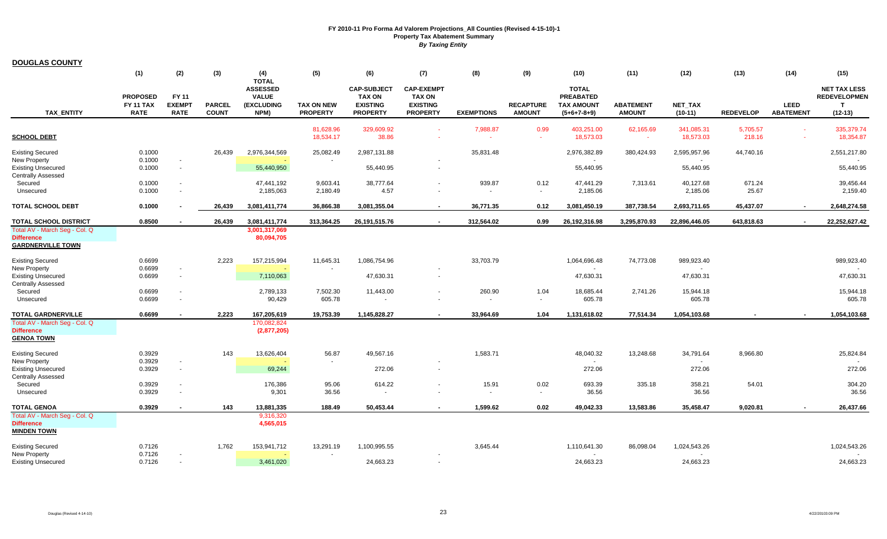**FY 2010-11 Pro Forma Ad Valorem Projections_All Counties (Revised 4-15-10)-1**
**Property Tax Abatement Summary**
***By Taxing Entity***

## DOUGLAS COUNTY

| TAX_ENTITY | (1) PROPOSED FY 11 TAX RATE | (2) FY 11 EXEMPT RATE | (3) PARCEL COUNT | (4) TOTAL ASSESSED VALUE (EXCLUDING NPM) | (5) TAX ON NEW PROPERTY | (6) CAP-SUBJECT TAX ON EXISTING PROPERTY | (7) CAP-EXEMPT TAX ON EXISTING PROPERTY | (8) EXEMPTIONS | (9) RECAPTURE AMOUNT | (10) TOTAL PREABATED TAX AMOUNT (5+6+7-8+9) | (11) ABATEMENT AMOUNT | (12) NET_TAX (10-11) | (13) REDEVELOP | (14) LEED ABATEMENT | (15) NET TAX LESS REDEVELOPMENT (12-13) |
|---|---|---|---|---|---|---|---|---|---|---|---|---|---|---|---|
| | | | | | 81,628.96 | 329,609.92 | - | 7,988.87 | 0.99 | 403,251.00 | 62,165.69 | 341,085.31 | 5,705.57 | - | 335,379.74 |
| **SCHOOL DEBT** | | | | | 18,534.17 | 38.86 | - | - | - | 18,573.03 | - | 18,573.03 | 218.16 | - | 18,354.87 |
| Existing Secured | 0.1000 | | 26,439 | 2,976,344,569 | 25,082.49 | 2,987,131.88 | | 35,831.48 | | 2,976,382.89 | 380,424.93 | 2,595,957.96 | 44,740.16 | | 2,551,217.80 |
| New Property | 0.1000 | - | | - | - | | - | | | - | | - | | | - |
| Existing Unsecured | 0.1000 | - | | 55,440,950 | | 55,440.95 | - | | | 55,440.95 | | 55,440.95 | | | 55,440.95 |
| Centrally Assessed | | | | | | | | | | | | | | | |
| Secured | 0.1000 | - | | 47,441,192 | 9,603.41 | 38,777.64 | - | 939.87 | 0.12 | 47,441.29 | 7,313.61 | 40,127.68 | 671.24 | | 39,456.44 |
| Unsecured | 0.1000 | - | | 2,185,063 | 2,180.49 | 4.57 | - | - | - | 2,185.06 | | 2,185.06 | 25.67 | | 2,159.40 |
| **TOTAL SCHOOL DEBT** | **0.1000** | **-** | **26,439** | **3,081,411,774** | **36,866.38** | **3,081,355.04** | **-** | **36,771.35** | **0.12** | **3,081,450.19** | **387,738.54** | **2,693,711.65** | **45,437.07** | **-** | **2,648,274.58** |
| **TOTAL SCHOOL DISTRICT** | **0.8500** | **-** | **26,439** | **3,081,411,774** | **313,364.25** | **26,191,515.76** | **-** | **312,564.02** | **0.99** | **26,192,316.98** | **3,295,870.93** | **22,896,446.05** | **643,818.63** | **-** | **22,252,627.42** |
| Total AV - March Seg - Col. Q | | | | 3,001,317,069 | | | | | | | | | | | |
| Difference | | | | 80,094,705 | | | | | | | | | | | |
| **GARDNERVILLE TOWN** | | | | | | | | | | | | | | | |
| Existing Secured | 0.6699 | | 2,223 | 157,215,994 | 11,645.31 | 1,086,754.96 | | 33,703.79 | | 1,064,696.48 | 74,773.08 | 989,923.40 | | | 989,923.40 |
| New Property | 0.6699 | - | | - | - | | - | | | - | | - | | | - |
| Existing Unsecured | 0.6699 | - | | 7,110,063 | | 47,630.31 | - | | | 47,630.31 | | 47,630.31 | | | 47,630.31 |
| Centrally Assessed | | | | | | | | | | | | | | | |
| Secured | 0.6699 | - | | 2,789,133 | 7,502.30 | 11,443.00 | - | 260.90 | 1.04 | 18,685.44 | 2,741.26 | 15,944.18 | | | 15,944.18 |
| Unsecured | 0.6699 | - | | 90,429 | 605.78 | - | - | - | - | 605.78 | | 605.78 | | | 605.78 |
| **TOTAL GARDNERVILLE** | **0.6699** | **-** | **2,223** | **167,205,619** | **19,753.39** | **1,145,828.27** | **-** | **33,964.69** | **1.04** | **1,131,618.02** | **77,514.34** | **1,054,103.68** | **-** | **-** | **1,054,103.68** |
| Total AV - March Seg - Col. Q | | | | 170,082,824 | | | | | | | | | | | |
| Difference | | | | (2,877,205) | | | | | | | | | | | |
| **GENOA TOWN** | | | | | | | | | | | | | | | |
| Existing Secured | 0.3929 | | 143 | 13,626,404 | 56.87 | 49,567.16 | | 1,583.71 | | 48,040.32 | 13,248.68 | 34,791.64 | 8,966.80 | | 25,824.84 |
| New Property | 0.3929 | - | | - | - | | - | | | - | | - | | | - |
| Existing Unsecured | 0.3929 | - | | 69,244 | | 272.06 | - | | | 272.06 | | 272.06 | | | 272.06 |
| Centrally Assessed | | | | | | | | | | | | | | | |
| Secured | 0.3929 | - | | 176,386 | 95.06 | 614.22 | - | 15.91 | 0.02 | 693.39 | 335.18 | 358.21 | 54.01 | | 304.20 |
| Unsecured | 0.3929 | - | | 9,301 | 36.56 | - | - | - | - | 36.56 | | 36.56 | | | 36.56 |
| **TOTAL GENOA** | **0.3929** | **-** | **143** | **13,881,335** | **188.49** | **50,453.44** | **-** | **1,599.62** | **0.02** | **49,042.33** | **13,583.86** | **35,458.47** | **9,020.81** | **-** | **26,437.66** |
| Total AV - March Seg - Col. Q | | | | 9,316,320 | | | | | | | | | | | |
| Difference | | | | 4,565,015 | | | | | | | | | | | |
| **MINDEN TOWN** | | | | | | | | | | | | | | | |
| Existing Secured | 0.7126 | | 1,762 | 153,941,712 | 13,291.19 | 1,100,995.55 | | 3,645.44 | | 1,110,641.30 | 86,098.04 | 1,024,543.26 | | | 1,024,543.26 |
| New Property | 0.7126 | - | | - | - | | - | | | - | | - | | | - |
| Existing Unsecured | 0.7126 | - | | 3,461,020 | | 24,663.23 | - | | | 24,663.23 | | 24,663.23 | | | 24,663.23 |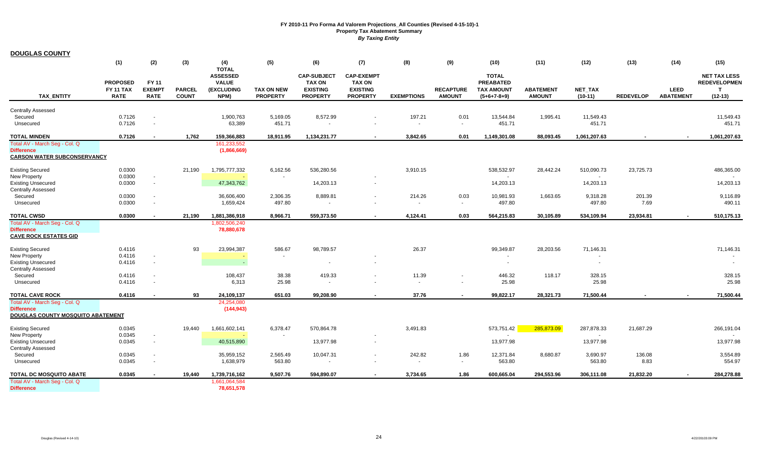**FY 2010-11 Pro Forma Ad Valorem Projections_All Counties (Revised 4-15-10)-1**
**Property Tax Abatement Summary**
***By Taxing Entity***

## DOUGLAS COUNTY

| TAX_ENTITY | (1) PROPOSED FY 11 TAX RATE | (2) FY 11 EXEMPT RATE | (3) PARCEL COUNT | (4) TOTAL ASSESSED VALUE (EXCLUDING NPM) | (5) TAX ON NEW PROPERTY | (6) CAP-SUBJECT TAX ON EXISTING PROPERTY | (7) CAP-EXEMPT TAX ON EXISTING PROPERTY | (8) EXEMPTIONS | (9) RECAPTURE AMOUNT | (10) TOTAL PREABATED TAX AMOUNT (5+6+7-8+9) | (11) ABATEMENT AMOUNT | (12) NET_TAX (10-11) | (13) REDEVELOP | (14) LEED ABATEMENT | (15) NET TAX LESS REDEVELOPMENT (12-13) |
|---|---|---|---|---|---|---|---|---|---|---|---|---|---|---|---|
| Centrally Assessed | | | | | | | | | | | | | | | |
| Secured | 0.7126 | - | | 1,900,763 | 5,169.05 | 8,572.99 | - | 197.21 | 0.01 | 13,544.84 | 1,995.41 | 11,549.43 | | | 11,549.43 |
| Unsecured | 0.7126 | - | | 63,389 | 451.71 | - | - | - | - | 451.71 | | 451.71 | | | 451.71 |
| **TOTAL MINDEN** | **0.7126** | **-** | **1,762** | **159,366,883** | **18,911.95** | **1,134,231.77** | **-** | **3,842.65** | **0.01** | **1,149,301.08** | **88,093.45** | **1,061,207.63** | **-** | **-** | **1,061,207.63** |
| Total AV - March Seg - Col. Q | | | | 161,233,552 | | | | | | | | | | | |
| Difference | | | | (1,866,669) | | | | | | | | | | | |
| **CARSON WATER SUBCONSERVANCY** | | | | | | | | | | | | | | | |
| Existing Secured | 0.0300 | | 21,190 | 1,795,777,332 | 6,162.56 | 536,280.56 | | 3,910.15 | | 538,532.97 | 28,442.24 | 510,090.73 | 23,725.73 | | 486,365.00 |
| New Property | 0.0300 | - | | - | - | | - | | | - | | - | | | - |
| Existing Unsecured | 0.0300 | - | | 47,343,762 | | 14,203.13 | - | | | 14,203.13 | | 14,203.13 | | | 14,203.13 |
| Centrally Assessed | | | | | | | | | | | | | | | |
| Secured | 0.0300 | - | | 36,606,400 | 2,306.35 | 8,889.81 | - | 214.26 | 0.03 | 10,981.93 | 1,663.65 | 9,318.28 | 201.39 | | 9,116.89 |
| Unsecured | 0.0300 | - | | 1,659,424 | 497.80 | - | - | - | - | 497.80 | | 497.80 | 7.69 | | 490.11 |
| **TOTAL CWSD** | **0.0300** | **-** | **21,190** | **1,881,386,918** | **8,966.71** | **559,373.50** | **-** | **4,124.41** | **0.03** | **564,215.83** | **30,105.89** | **534,109.94** | **23,934.81** | **-** | **510,175.13** |
| Total AV - March Seg - Col. Q | | | | 1,802,506,240 | | | | | | | | | | | |
| Difference | | | | 78,880,678 | | | | | | | | | | | |
| **CAVE ROCK ESTATES GID** | | | | | | | | | | | | | | | |
| Existing Secured | 0.4116 | | 93 | 23,994,387 | 586.67 | 98,789.57 | | 26.37 | | 99,349.87 | 28,203.56 | 71,146.31 | | | 71,146.31 |
| New Property | 0.4116 | - | | - | - | | - | | | - | | - | | | - |
| Existing Unsecured | 0.4116 | - | | - | | - | - | | | - | | - | | | - |
| Centrally Assessed | | | | | | | | | | | | | | | |
| Secured | 0.4116 | - | | 108,437 | 38.38 | 419.33 | - | 11.39 | - | 446.32 | 118.17 | 328.15 | | | 328.15 |
| Unsecured | 0.4116 | - | | 6,313 | 25.98 | - | - | - | - | 25.98 | | 25.98 | | | 25.98 |
| **TOTAL CAVE ROCK** | **0.4116** | **-** | **93** | **24,109,137** | **651.03** | **99,208.90** | **-** | **37.76** | **-** | **99,822.17** | **28,321.73** | **71,500.44** | **-** | **-** | **71,500.44** |
| Total AV - March Seg - Col. Q | | | | 24,254,080 | | | | | | | | | | | |
| Difference | | | | (144,943) | | | | | | | | | | | |
| **DOUGLAS COUNTY MOSQUITO ABATEMENT** | | | | | | | | | | | | | | | |
| Existing Secured | 0.0345 | | 19,440 | 1,661,602,141 | 6,378.47 | 570,864.78 | | 3,491.83 | | 573,751.42 | 285,873.09 | 287,878.33 | 21,687.29 | | 266,191.04 |
| New Property | 0.0345 | - | | - | - | | - | | | - | | - | | | - |
| Existing Unsecured | 0.0345 | - | | 40,515,890 | | 13,977.98 | - | | | 13,977.98 | | 13,977.98 | | | 13,977.98 |
| Centrally Assessed | | | | | | | | | | | | | | | |
| Secured | 0.0345 | - | | 35,959,152 | 2,565.49 | 10,047.31 | - | 242.82 | 1.86 | 12,371.84 | 8,680.87 | 3,690.97 | 136.08 | | 3,554.89 |
| Unsecured | 0.0345 | - | | 1,638,979 | 563.80 | - | - | - | - | 563.80 | | 563.80 | 8.83 | | 554.97 |
| **TOTAL DC MOSQUITO ABATE** | **0.0345** | **-** | **19,440** | **1,739,716,162** | **9,507.76** | **594,890.07** | **-** | **3,734.65** | **1.86** | **600,665.04** | **294,553.96** | **306,111.08** | **21,832.20** | **-** | **284,278.88** |
| Total AV - March Seg - Col. Q | | | | 1,661,064,584 | | | | | | | | | | | |
| Difference | | | | 78,651,578 | | | | | | | | | | | |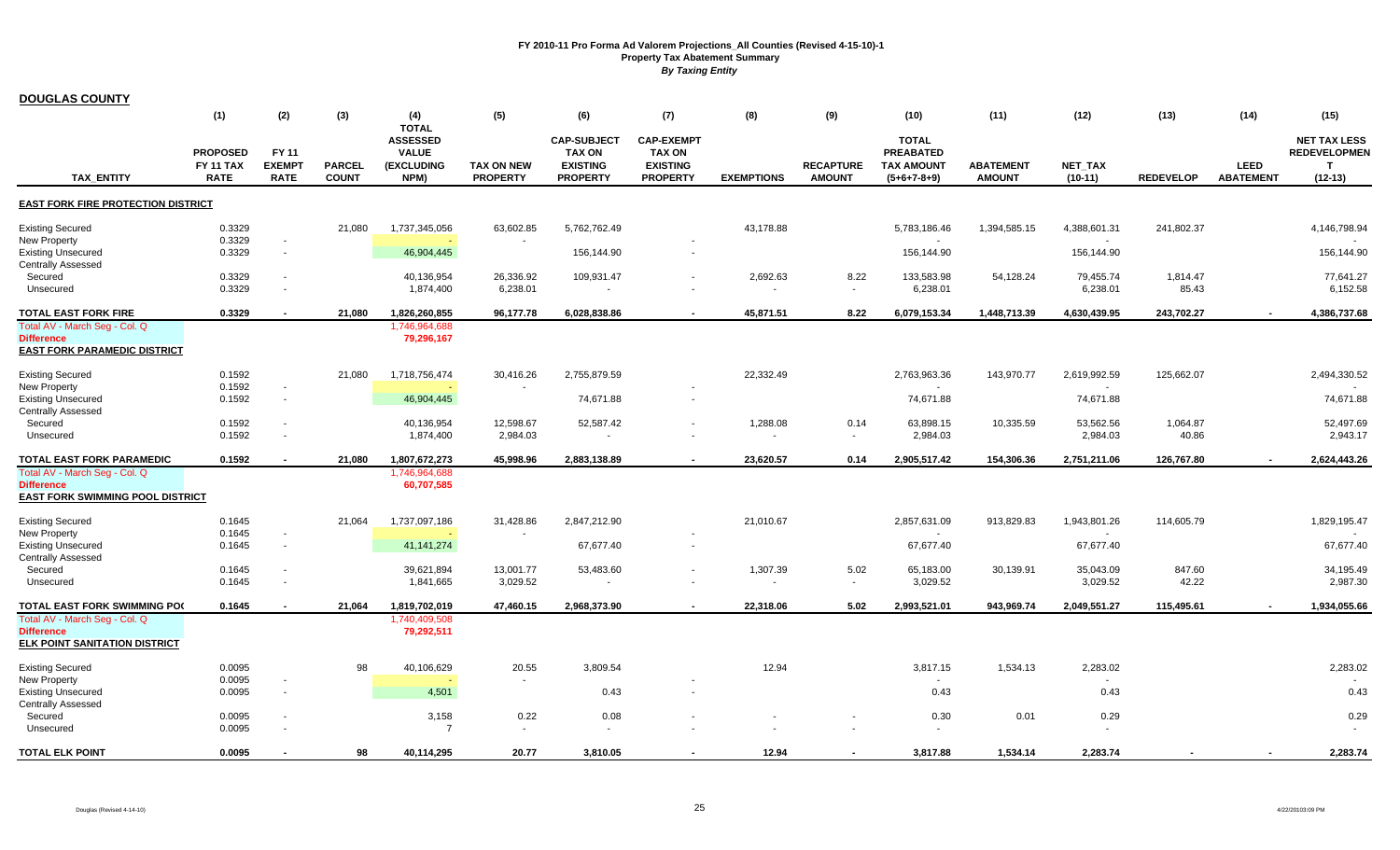**FY 2010-11 Pro Forma Ad Valorem Projections_All Counties (Revised 4-15-10)-1**
**Property Tax Abatement Summary**
***By Taxing Entity***

**DOUGLAS COUNTY**

| TAX_ENTITY | (1) PROPOSED FY 11 TAX RATE | (2) FY 11 EXEMPT RATE | (3) PARCEL COUNT | (4) TOTAL ASSESSED VALUE (EXCLUDING NPM) | (5) TAX ON NEW PROPERTY | (6) CAP-SUBJECT TAX ON EXISTING PROPERTY | (7) CAP-EXEMPT TAX ON EXISTING PROPERTY | (8) EXEMPTIONS | (9) RECAPTURE AMOUNT | (10) TOTAL PREABATED TAX AMOUNT (5+6+7-8+9) | (11) ABATEMENT AMOUNT | (12) NET_TAX (10-11) | (13) REDEVELOP | (14) LEED ABATEMENT | (15) NET TAX LESS REDEVELOPMENT (12-13) |
|---|---|---|---|---|---|---|---|---|---|---|---|---|---|---|---|
| **EAST FORK FIRE PROTECTION DISTRICT** | | | | | | | | | | | | | | | |
| Existing Secured | 0.3329 | | 21,080 | 1,737,345,056 | 63,602.85 | 5,762,762.49 | | 43,178.88 | | 5,783,186.46 | 1,394,585.15 | 4,388,601.31 | 241,802.37 | | 4,146,798.94 |
| New Property | 0.3329 | - | | - | - | | - | | | - | | - | | | - |
| Existing Unsecured | 0.3329 | - | | 46,904,445 | | 156,144.90 | - | | | 156,144.90 | | 156,144.90 | | | 156,144.90 |
| Centrally Assessed | | | | | | | | | | | | | | | |
| Secured | 0.3329 | - | | 40,136,954 | 26,336.92 | 109,931.47 | - | 2,692.63 | 8.22 | 133,583.98 | 54,128.24 | 79,455.74 | 1,814.47 | | 77,641.27 |
| Unsecured | 0.3329 | - | | 1,874,400 | 6,238.01 | - | - | - | - | 6,238.01 | | 6,238.01 | 85.43 | | 6,152.58 |
| **TOTAL EAST FORK FIRE** | **0.3329** | **-** | **21,080** | **1,826,260,855** | **96,177.78** | **6,028,838.86** | **-** | **45,871.51** | **8.22** | **6,079,153.34** | **1,448,713.39** | **4,630,439.95** | **243,702.27** | **-** | **4,386,737.68** |
| Total AV - March Seg - Col. Q | | | | 1,746,964,688 | | | | | | | | | | | |
| **Difference** | | | | **79,296,167** | | | | | | | | | | | |
| **EAST FORK PARAMEDIC DISTRICT** | | | | | | | | | | | | | | | |
| Existing Secured | 0.1592 | | 21,080 | 1,718,756,474 | 30,416.26 | 2,755,879.59 | | 22,332.49 | | 2,763,963.36 | 143,970.77 | 2,619,992.59 | 125,662.07 | | 2,494,330.52 |
| New Property | 0.1592 | - | | - | - | | - | | | - | | - | | | - |
| Existing Unsecured | 0.1592 | - | | 46,904,445 | | 74,671.88 | - | | | 74,671.88 | | 74,671.88 | | | 74,671.88 |
| Centrally Assessed | | | | | | | | | | | | | | | |
| Secured | 0.1592 | - | | 40,136,954 | 12,598.67 | 52,587.42 | - | 1,288.08 | 0.14 | 63,898.15 | 10,335.59 | 53,562.56 | 1,064.87 | | 52,497.69 |
| Unsecured | 0.1592 | - | | 1,874,400 | 2,984.03 | - | - | - | - | 2,984.03 | | 2,984.03 | 40.86 | | 2,943.17 |
| **TOTAL EAST FORK PARAMEDIC** | **0.1592** | **-** | **21,080** | **1,807,672,273** | **45,998.96** | **2,883,138.89** | **-** | **23,620.57** | **0.14** | **2,905,517.42** | **154,306.36** | **2,751,211.06** | **126,767.80** | **-** | **2,624,443.26** |
| Total AV - March Seg - Col. Q | | | | 1,746,964,688 | | | | | | | | | | | |
| **Difference** | | | | **60,707,585** | | | | | | | | | | | |
| **EAST FORK SWIMMING POOL DISTRICT** | | | | | | | | | | | | | | | |
| Existing Secured | 0.1645 | | 21,064 | 1,737,097,186 | 31,428.86 | 2,847,212.90 | | 21,010.67 | | 2,857,631.09 | 913,829.83 | 1,943,801.26 | 114,605.79 | | 1,829,195.47 |
| New Property | 0.1645 | - | | - | - | | - | | | - | | - | | | - |
| Existing Unsecured | 0.1645 | - | | 41,141,274 | | 67,677.40 | - | | | 67,677.40 | | 67,677.40 | | | 67,677.40 |
| Centrally Assessed | | | | | | | | | | | | | | | |
| Secured | 0.1645 | - | | 39,621,894 | 13,001.77 | 53,483.60 | - | 1,307.39 | 5.02 | 65,183.00 | 30,139.91 | 35,043.09 | 847.60 | | 34,195.49 |
| Unsecured | 0.1645 | - | | 1,841,665 | 3,029.52 | - | - | - | - | 3,029.52 | | 3,029.52 | 42.22 | | 2,987.30 |
| **TOTAL EAST FORK SWIMMING POO** | **0.1645** | **-** | **21,064** | **1,819,702,019** | **47,460.15** | **2,968,373.90** | **-** | **22,318.06** | **5.02** | **2,993,521.01** | **943,969.74** | **2,049,551.27** | **115,495.61** | **-** | **1,934,055.66** |
| Total AV - March Seg - Col. Q | | | | 1,740,409,508 | | | | | | | | | | | |
| **Difference** | | | | **79,292,511** | | | | | | | | | | | |
| **ELK POINT SANITATION DISTRICT** | | | | | | | | | | | | | | | |
| Existing Secured | 0.0095 | | 98 | 40,106,629 | 20.55 | 3,809.54 | | 12.94 | | 3,817.15 | 1,534.13 | 2,283.02 | | | 2,283.02 |
| New Property | 0.0095 | - | | - | - | | - | | | - | | - | | | - |
| Existing Unsecured | 0.0095 | - | | 4,501 | | 0.43 | - | | | 0.43 | | 0.43 | | | 0.43 |
| Centrally Assessed | | | | | | | | | | | | | | | |
| Secured | 0.0095 | - | | 3,158 | 0.22 | 0.08 | - | - | - | 0.30 | 0.01 | 0.29 | | | 0.29 |
| Unsecured | 0.0095 | - | | 7 | - | - | - | - | - | - | | - | | | - |
| **TOTAL ELK POINT** | **0.0095** | **-** | **98** | **40,114,295** | **20.77** | **3,810.05** | **-** | **12.94** | **-** | **3,817.88** | **1,534.14** | **2,283.74** | **-** | **-** | **2,283.74** |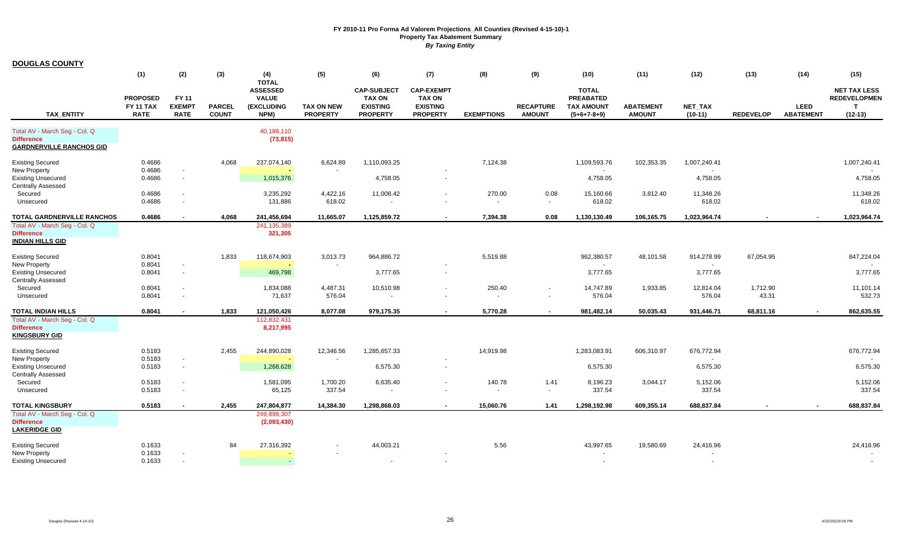**FY 2010-11 Pro Forma Ad Valorem Projections_All Counties (Revised 4-15-10)-1**
**Property Tax Abatement Summary**
***By Taxing Entity***

**DOUGLAS COUNTY**

| TAX_ENTITY | (1) PROPOSED FY 11 TAX RATE | (2) FY 11 EXEMPT RATE | (3) PARCEL COUNT | (4) TOTAL ASSESSED VALUE (EXCLUDING NPM) | (5) TAX ON NEW PROPERTY | (6) CAP-SUBJECT TAX ON EXISTING PROPERTY | (7) CAP-EXEMPT TAX ON EXISTING PROPERTY | (8) EXEMPTIONS | (9) RECAPTURE AMOUNT | (10) TOTAL PREABATED TAX AMOUNT (5+6+7-8+9) | (11) ABATEMENT AMOUNT | (12) NET_TAX (10-11) | (13) REDEVELOP | (14) LEED ABATEMENT | (15) NET TAX LESS REDEVELOPMENT (12-13) |
|---|---|---|---|---|---|---|---|---|---|---|---|---|---|---|---|
| Total AV - March Seg - Col. Q | | | | 40,188,110 | | | | | | | | | | | |
| Difference | | | | (73,815) | | | | | | | | | | | |
| **GARDNERVILLE RANCHOS GID** | | | | | | | | | | | | | | | |
| Existing Secured | 0.4686 | | 4,068 | 237,074,140 | 6,624.89 | 1,110,093.25 | | 7,124.38 | | 1,109,593.76 | 102,353.35 | 1,007,240.41 | | | 1,007,240.41 |
| New Property | 0.4686 | - | | - | - | | - | | | - | | - | | | - |
| Existing Unsecured | 0.4686 | - | | 1,015,376 | | 4,758.05 | - | | | 4,758.05 | | 4,758.05 | | | 4,758.05 |
| Centrally Assessed | | | | | | | | | | | | | | | |
| Secured | 0.4686 | - | | 3,235,292 | 4,422.16 | 11,008.42 | - | 270.00 | 0.08 | 15,160.66 | 3,812.40 | 11,348.26 | | | 11,348.26 |
| Unsecured | 0.4686 | - | | 131,886 | 618.02 | - | - | - | - | 618.02 | | 618.02 | | | 618.02 |
| **TOTAL GARDNERVILLE RANCHOS** | **0.4686** | **-** | **4,068** | **241,456,694** | **11,665.07** | **1,125,859.72** | **-** | **7,394.38** | **0.08** | **1,130,130.49** | **106,165.75** | **1,023,964.74** | **-** | **-** | **1,023,964.74** |
| Total AV - March Seg - Col. Q | | | | 241,135,389 | | | | | | | | | | | |
| Difference | | | | 321,305 | | | | | | | | | | | |
| **INDIAN HILLS GID** | | | | | | | | | | | | | | | |
| Existing Secured | 0.8041 | | 1,833 | 118,674,903 | 3,013.73 | 964,886.72 | | 5,519.88 | | 962,380.57 | 48,101.58 | 914,278.99 | 67,054.95 | | 847,224.04 |
| New Property | 0.8041 | - | | - | - | | - | | | - | | - | | | - |
| Existing Unsecured | 0.8041 | - | | 469,798 | | 3,777.65 | - | | | 3,777.65 | | 3,777.65 | | | 3,777.65 |
| Centrally Assessed | | | | | | | | | | | | | | | |
| Secured | 0.8041 | - | | 1,834,088 | 4,487.31 | 10,510.98 | - | 250.40 | - | 14,747.89 | 1,933.85 | 12,814.04 | 1,712.90 | | 11,101.14 |
| Unsecured | 0.8041 | - | | 71,637 | 576.04 | - | - | - | - | 576.04 | | 576.04 | 43.31 | | 532.73 |
| **TOTAL INDIAN HILLS** | **0.8041** | **-** | **1,833** | **121,050,426** | **8,077.08** | **979,175.35** | **-** | **5,770.28** | **-** | **981,482.14** | **50,035.43** | **931,446.71** | **68,811.16** | **-** | **862,635.55** |
| Total AV - March Seg - Col. Q | | | | 112,832,431 | | | | | | | | | | | |
| Difference | | | | 8,217,995 | | | | | | | | | | | |
| **KINGSBURY GID** | | | | | | | | | | | | | | | |
| Existing Secured | 0.5183 | | 2,455 | 244,890,028 | 12,346.56 | 1,285,657.33 | | 14,919.98 | | 1,283,083.91 | 606,310.97 | 676,772.94 | | | 676,772.94 |
| New Property | 0.5183 | - | | - | - | | - | | | - | | - | | | - |
| Existing Unsecured | 0.5183 | - | | 1,268,628 | | 6,575.30 | - | | | 6,575.30 | | 6,575.30 | | | 6,575.30 |
| Centrally Assessed | | | | | | | | | | | | | | | |
| Secured | 0.5183 | - | | 1,581,095 | 1,700.20 | 6,635.40 | - | 140.78 | 1.41 | 8,196.23 | 3,044.17 | 5,152.06 | | | 5,152.06 |
| Unsecured | 0.5183 | - | | 65,125 | 337.54 | - | - | - | - | 337.54 | | 337.54 | | | 337.54 |
| **TOTAL KINGSBURY** | **0.5183** | **-** | **2,455** | **247,804,877** | **14,384.30** | **1,298,868.03** | **-** | **15,060.76** | **1.41** | **1,298,192.98** | **609,355.14** | **688,837.84** | **-** | **-** | **688,837.84** |
| Total AV - March Seg - Col. Q | | | | 249,898,307 | | | | | | | | | | | |
| Difference | | | | (2,093,430) | | | | | | | | | | | |
| **LAKERIDGE GID** | | | | | | | | | | | | | | | |
| Existing Secured | 0.1633 | | 84 | 27,316,392 | - | 44,003.21 | | 5.56 | | 43,997.65 | 19,580.69 | 24,416.96 | | | 24,416.96 |
| New Property | 0.1633 | - | | - | - | | - | | | - | | - | | | - |
| Existing Unsecured | 0.1633 | - | | - | | - | - | | | - | | - | | | - |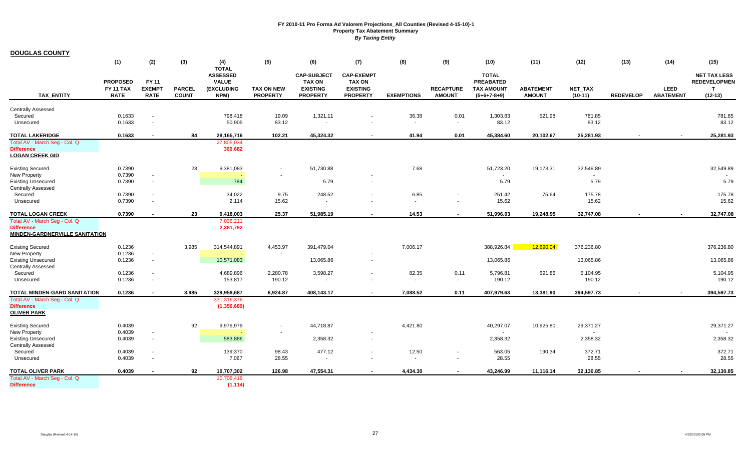**FY 2010-11 Pro Forma Ad Valorem Projections_All Counties (Revised 4-15-10)-1**
**Property Tax Abatement Summary**
***By Taxing Entity***

**DOUGLAS COUNTY**

| TAX_ENTITY | (1) PROPOSED FY 11 TAX RATE | (2) FY 11 EXEMPT RATE | (3) PARCEL COUNT | (4) TOTAL ASSESSED VALUE (EXCLUDING NPM) | (5) TAX ON NEW PROPERTY | (6) CAP-SUBJECT TAX ON EXISTING PROPERTY | (7) CAP-EXEMPT TAX ON EXISTING PROPERTY | (8) EXEMPTIONS | (9) RECAPTURE AMOUNT | (10) TOTAL PREABATED TAX AMOUNT (5+6+7-8+9) | (11) ABATEMENT AMOUNT | (12) NET_TAX (10-11) | (13) REDEVELOP | (14) LEED ABATEMENT | (15) NET TAX LESS REDEVELOPMENT (12-13) |
|---|---|---|---|---|---|---|---|---|---|---|---|---|---|---|---|
| Centrally Assessed | | | | | | | | | | | | | | | |
| Secured | 0.1633 | - | | 798,418 | 19.09 | 1,321.11 | - | 36.38 | 0.01 | 1,303.83 | 521.98 | 781.85 | | | 781.85 |
| Unsecured | 0.1633 | - | | 50,905 | 83.12 | - | - | - | - | 83.12 | | 83.12 | | | 83.12 |
| **TOTAL LAKERIDGE** | **0.1633** | **-** | **84** | **28,165,716** | **102.21** | **45,324.32** | **-** | **41.94** | **0.01** | **45,384.60** | **20,102.67** | **25,281.93** | **-** | **-** | **25,281.93** |
| Total AV - March Seg - Col. Q | | | | 27,805,034 | | | | | | | | | | | |
| **Difference** | | | | **360,682** | | | | | | | | | | | |
| **LOGAN CREEK GID** | | | | | | | | | | | | | | | |
| Existing Secured | 0.7390 | | 23 | 9,381,083 | - | 51,730.88 | | 7.68 | | 51,723.20 | 19,173.31 | 32,549.89 | | | 32,549.89 |
| New Property | 0.7390 | - | | - | - | | - | | | - | | - | | | - |
| Existing Unsecured | 0.7390 | - | | 784 | | 5.79 | - | | | 5.79 | | 5.79 | | | 5.79 |
| Centrally Assessed | | | | | | | | | | | | | | | |
| Secured | 0.7390 | - | | 34,022 | 9.75 | 248.52 | - | 6.85 | - | 251.42 | 75.64 | 175.78 | | | 175.78 |
| Unsecured | 0.7390 | - | | 2,114 | 15.62 | - | - | - | - | 15.62 | | 15.62 | | | 15.62 |
| **TOTAL LOGAN CREEK** | **0.7390** | **-** | **23** | **9,418,003** | **25.37** | **51,985.19** | **-** | **14.53** | **-** | **51,996.03** | **19,248.95** | **32,747.08** | **-** | **-** | **32,747.08** |
| Total AV - March Seg - Col. Q | | | | 7,036,211 | | | | | | | | | | | |
| **Difference** | | | | **2,381,792** | | | | | | | | | | | |
| **MINDEN-GARDNERVILLE SANITATION** | | | | | | | | | | | | | | | |
| Existing Secured | 0.1236 | | 3,985 | 314,544,891 | 4,453.97 | 391,479.04 | | 7,006.17 | | 388,926.84 | 12,690.04 | 376,236.80 | | | 376,236.80 |
| New Property | 0.1236 | - | | - | - | | - | | | - | | - | | | - |
| Existing Unsecured | 0.1236 | - | | 10,571,083 | | 13,065.86 | - | | | 13,065.86 | | 13,065.86 | | | 13,065.86 |
| Centrally Assessed | | | | | | | | | | | | | | | |
| Secured | 0.1236 | - | | 4,689,896 | 2,280.78 | 3,598.27 | - | 82.35 | 0.11 | 5,796.81 | 691.86 | 5,104.95 | | | 5,104.95 |
| Unsecured | 0.1236 | - | | 153,817 | 190.12 | - | - | - | - | 190.12 | | 190.12 | | | 190.12 |
| **TOTAL MINDEN-GARD SANITATION** | **0.1236** | **-** | **3,985** | **329,959,687** | **6,924.87** | **408,143.17** | **-** | **7,088.52** | **0.11** | **407,979.63** | **13,381.90** | **394,597.73** | **-** | **-** | **394,597.73** |
| Total AV - March Seg - Col. Q | | | | 331,316,376 | | | | | | | | | | | |
| **Difference** | | | | **(1,356,689)** | | | | | | | | | | | |
| **OLIVER PARK** | | | | | | | | | | | | | | | |
| Existing Secured | 0.4039 | | 92 | 9,976,979 | - | 44,718.87 | | 4,421.80 | | 40,297.07 | 10,925.80 | 29,371.27 | | | 29,371.27 |
| New Property | 0.4039 | - | | - | - | | - | | | - | | - | | | - |
| Existing Unsecured | 0.4039 | - | | 583,886 | | 2,358.32 | - | | | 2,358.32 | | 2,358.32 | | | 2,358.32 |
| Centrally Assessed | | | | | | | | | | | | | | | |
| Secured | 0.4039 | - | | 139,370 | 98.43 | 477.12 | - | 12.50 | - | 563.05 | 190.34 | 372.71 | | | 372.71 |
| Unsecured | 0.4039 | - | | 7,067 | 28.55 | - | - | - | - | 28.55 | | 28.55 | | | 28.55 |
| **TOTAL OLIVER PARK** | **0.4039** | **-** | **92** | **10,707,302** | **126.98** | **47,554.31** | **-** | **4,434.30** | **-** | **43,246.99** | **11,116.14** | **32,130.85** | **-** | **-** | **32,130.85** |
| Total AV - March Seg - Col. Q | | | | 10,708,416 | | | | | | | | | | | |
| **Difference** | | | | **(1,114)** | | | | | | | | | | | |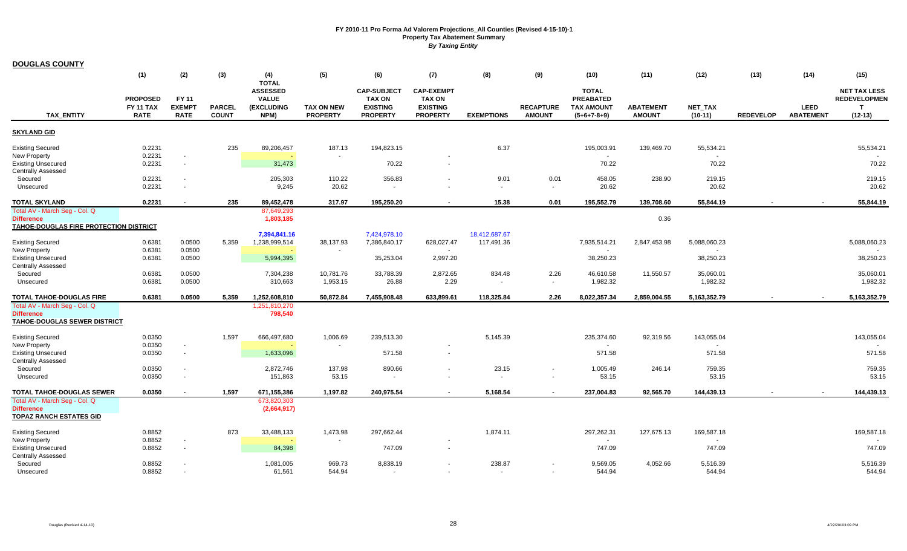**FY 2010-11 Pro Forma Ad Valorem Projections_All Counties (Revised 4-15-10)-1**
**Property Tax Abatement Summary**
***By Taxing Entity***

## DOUGLAS COUNTY

| TAX_ENTITY | (1) PROPOSED FY 11 TAX RATE | (2) FY 11 EXEMPT RATE | (3) PARCEL COUNT | (4) TOTAL ASSESSED VALUE (EXCLUDING NPM) | (5) TAX ON NEW PROPERTY | (6) CAP-SUBJECT TAX ON EXISTING PROPERTY | (7) CAP-EXEMPT TAX ON EXISTING PROPERTY | (8) EXEMPTIONS | (9) RECAPTURE AMOUNT | (10) TOTAL PREABATED TAX AMOUNT (5+6+7-8+9) | (11) ABATEMENT AMOUNT | (12) NET_TAX (10-11) | (13) REDEVELOP | (14) LEED ABATEMENT | (15) NET TAX LESS REDEVELOPMENT (12-13) |
|---|---|---|---|---|---|---|---|---|---|---|---|---|---|---|---|
| **SKYLAND GID** | | | | | | | | | | | | | | | |
| Existing Secured | 0.2231 | | 235 | 89,206,457 | 187.13 | 194,823.15 | | 6.37 | | 195,003.91 | 139,469.70 | 55,534.21 | | | 55,534.21 |
| New Property | 0.2231 | - | | - | - | | - | | | - | | - | | | - |
| Existing Unsecured | 0.2231 | - | | 31,473 | | 70.22 | - | | | 70.22 | | 70.22 | | | 70.22 |
| Centrally Assessed | | | | | | | | | | | | | | | |
| Secured | 0.2231 | - | | 205,303 | 110.22 | 356.83 | - | 9.01 | 0.01 | 458.05 | 238.90 | 219.15 | | | 219.15 |
| Unsecured | 0.2231 | - | | 9,245 | 20.62 | - | - | - | - | 20.62 | | 20.62 | | | 20.62 |
| **TOTAL SKYLAND** | **0.2231** | **-** | **235** | **89,452,478** | **317.97** | **195,250.20** | **-** | **15.38** | **0.01** | **195,552.79** | **139,708.60** | **55,844.19** | **-** | **-** | **55,844.19** |
| Total AV - March Seg - Col. Q | | | | 87,649,293 | | | | | | | | | | | |
| **Difference** | | | | **1,803,185** | | | | | | | 0.36 | | | | |
| **TAHOE-DOUGLAS FIRE PROTECTION DISTRICT** | | | | | | | | | | | | | | | |
| | | | | **7,394,841.16** | | 7,424,978.10 | | 18,412,687.67 | | | | | | | |
| Existing Secured | 0.6381 | 0.0500 | 5,359 | 1,238,999,514 | 38,137.93 | 7,386,840.17 | 628,027.47 | 117,491.36 | | 7,935,514.21 | 2,847,453.98 | 5,088,060.23 | | | 5,088,060.23 |
| New Property | 0.6381 | 0.0500 | | - | - | | - | | | - | | - | | | - |
| Existing Unsecured | 0.6381 | 0.0500 | | 5,994,395 | | 35,253.04 | 2,997.20 | | | 38,250.23 | | 38,250.23 | | | 38,250.23 |
| Centrally Assessed | | | | | | | | | | | | | | | |
| Secured | 0.6381 | 0.0500 | | 7,304,238 | 10,781.76 | 33,788.39 | 2,872.65 | 834.48 | 2.26 | 46,610.58 | 11,550.57 | 35,060.01 | | | 35,060.01 |
| Unsecured | 0.6381 | 0.0500 | | 310,663 | 1,953.15 | 26.88 | 2.29 | - | - | 1,982.32 | | 1,982.32 | | | 1,982.32 |
| **TOTAL TAHOE-DOUGLAS FIRE** | **0.6381** | **0.0500** | **5,359** | **1,252,608,810** | **50,872.84** | **7,455,908.48** | **633,899.61** | **118,325.84** | **2.26** | **8,022,357.34** | **2,859,004.55** | **5,163,352.79** | **-** | **-** | **5,163,352.79** |
| Total AV - March Seg - Col. Q | | | | 1,251,810,270 | | | | | | | | | | | |
| **Difference** | | | | **798,540** | | | | | | | | | | | |
| **TAHOE-DOUGLAS SEWER DISTRICT** | | | | | | | | | | | | | | | |
| Existing Secured | 0.0350 | | 1,597 | 666,497,680 | 1,006.69 | 239,513.30 | | 5,145.39 | | 235,374.60 | 92,319.56 | 143,055.04 | | | 143,055.04 |
| New Property | 0.0350 | - | | - | - | | - | | | - | | - | | | - |
| Existing Unsecured | 0.0350 | - | | 1,633,096 | | 571.58 | - | | | 571.58 | | 571.58 | | | 571.58 |
| Centrally Assessed | | | | | | | | | | | | | | | |
| Secured | 0.0350 | - | | 2,872,746 | 137.98 | 890.66 | - | 23.15 | - | 1,005.49 | 246.14 | 759.35 | | | 759.35 |
| Unsecured | 0.0350 | - | | 151,863 | 53.15 | - | - | - | - | 53.15 | | 53.15 | | | 53.15 |
| **TOTAL TAHOE-DOUGLAS SEWER** | **0.0350** | **-** | **1,597** | **671,155,386** | **1,197.82** | **240,975.54** | **-** | **5,168.54** | **-** | **237,004.83** | **92,565.70** | **144,439.13** | **-** | **-** | **144,439.13** |
| Total AV - March Seg - Col. Q | | | | 673,820,303 | | | | | | | | | | | |
| **Difference** | | | | **(2,664,917)** | | | | | | | | | | | |
| **TOPAZ RANCH ESTATES GID** | | | | | | | | | | | | | | | |
| Existing Secured | 0.8852 | | 873 | 33,488,133 | 1,473.98 | 297,662.44 | | 1,874.11 | | 297,262.31 | 127,675.13 | 169,587.18 | | | 169,587.18 |
| New Property | 0.8852 | - | | - | - | | - | | | - | | - | | | - |
| Existing Unsecured | 0.8852 | - | | 84,398 | | 747.09 | - | | | 747.09 | | 747.09 | | | 747.09 |
| Centrally Assessed | | | | | | | | | | | | | | | |
| Secured | 0.8852 | - | | 1,081,005 | 969.73 | 8,838.19 | - | 238.87 | - | 9,569.05 | 4,052.66 | 5,516.39 | | | 5,516.39 |
| Unsecured | 0.8852 | - | | 61,561 | 544.94 | - | - | - | - | 544.94 | | 544.94 | | | 544.94 |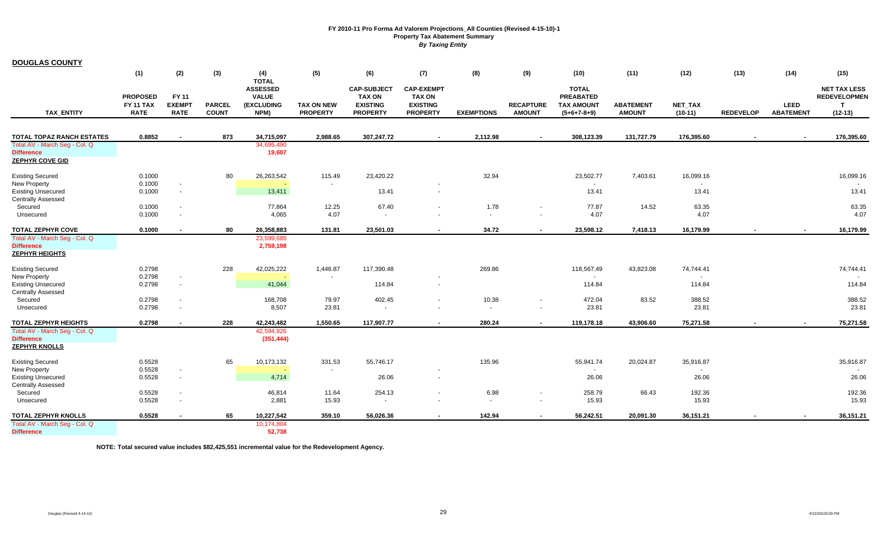**FY 2010-11 Pro Forma Ad Valorem Projections_All Counties (Revised 4-15-10)-1**
**Property Tax Abatement Summary**
***By Taxing Entity***

**DOUGLAS COUNTY**

| TAX_ENTITY | (1) PROPOSED FY 11 TAX RATE | (2) FY 11 EXEMPT RATE | (3) PARCEL COUNT | (4) TOTAL ASSESSED VALUE (EXCLUDING NPM) | (5) TAX ON NEW PROPERTY | (6) CAP-SUBJECT TAX ON EXISTING PROPERTY | (7) CAP-EXEMPT TAX ON EXISTING PROPERTY | (8) EXEMPTIONS | (9) RECAPTURE AMOUNT | (10) TOTAL PREABATED TAX AMOUNT (5+6+7-8+9) | (11) ABATEMENT AMOUNT | (12) NET_TAX (10-11) | (13) REDEVELOP | (14) LEED ABATEMENT | (15) NET TAX LESS REDEVELOPMENT (12-13) |
|---|---|---|---|---|---|---|---|---|---|---|---|---|---|---|---|
| **TOTAL TOPAZ RANCH ESTATES** | **0.8852** | **-** | **873** | **34,715,097** | **2,988.65** | **307,247.72** | **-** | **2,112.98** | **-** | **308,123.39** | **131,727.79** | **176,395.60** | **-** | **-** | **176,395.60** |
| Total AV - March Seg - Col. Q | | | | 34,695,490 | | | | | | | | | | | |
| **Difference** | | | | **19,607** | | | | | | | | | | | |
| **ZEPHYR COVE GID** | | | | | | | | | | | | | | | |
| Existing Secured | 0.1000 | | 80 | 26,263,542 | 115.49 | 23,420.22 | | 32.94 | | 23,502.77 | 7,403.61 | 16,099.16 | | | 16,099.16 |
| New Property | 0.1000 | - | | - | - | | - | | | - | | - | | | - |
| Existing Unsecured | 0.1000 | - | | 13,411 | | 13.41 | - | | | 13.41 | | 13.41 | | | 13.41 |
| Centrally Assessed | | | | | | | | | | | | | | | |
| Secured | 0.1000 | - | | 77,864 | 12.25 | 67.40 | - | 1.78 | - | 77.87 | 14.52 | 63.35 | | | 63.35 |
| Unsecured | 0.1000 | - | | 4,065 | 4.07 | - | - | - | - | 4.07 | | 4.07 | | | 4.07 |
| **TOTAL ZEPHYR COVE** | **0.1000** | **-** | **80** | **26,358,883** | **131.81** | **23,501.03** | **-** | **34.72** | **-** | **23,598.12** | **7,418.13** | **16,179.99** | **-** | **-** | **16,179.99** |
| Total AV - March Seg - Col. Q | | | | 23,599,685 | | | | | | | | | | | |
| **Difference** | | | | **2,759,198** | | | | | | | | | | | |
| **ZEPHYR HEIGHTS** | | | | | | | | | | | | | | | |
| Existing Secured | 0.2798 | | 228 | 42,025,222 | 1,446.87 | 117,390.48 | | 269.86 | | 118,567.49 | 43,823.08 | 74,744.41 | | | 74,744.41 |
| New Property | 0.2798 | - | | - | - | | - | | | - | | - | | | - |
| Existing Unsecured | 0.2798 | - | | 41,044 | | 114.84 | - | | | 114.84 | | 114.84 | | | 114.84 |
| Centrally Assessed | | | | | | | | | | | | | | | |
| Secured | 0.2798 | - | | 168,708 | 79.97 | 402.45 | - | 10.38 | - | 472.04 | 83.52 | 388.52 | | | 388.52 |
| Unsecured | 0.2798 | - | | 8,507 | 23.81 | - | - | - | - | 23.81 | | 23.81 | | | 23.81 |
| **TOTAL ZEPHYR HEIGHTS** | **0.2798** | **-** | **228** | **42,243,482** | **1,550.65** | **117,907.77** | **-** | **280.24** | **-** | **119,178.18** | **43,906.60** | **75,271.58** | **-** | **-** | **75,271.58** |
| Total AV - March Seg - Col. Q | | | | 42,594,926 | | | | | | | | | | | |
| **Difference** | | | | **(351,444)** | | | | | | | | | | | |
| **ZEPHYR KNOLLS** | | | | | | | | | | | | | | | |
| Existing Secured | 0.5528 | | 65 | 10,173,132 | 331.53 | 55,746.17 | | 135.96 | | 55,941.74 | 20,024.87 | 35,916.87 | | | 35,916.87 |
| New Property | 0.5528 | - | | - | - | | - | | | - | | - | | | - |
| Existing Unsecured | 0.5528 | - | | 4,714 | | 26.06 | - | | | 26.06 | | 26.06 | | | 26.06 |
| Centrally Assessed | | | | | | | | | | | | | | | |
| Secured | 0.5528 | - | | 46,814 | 11.64 | 254.13 | - | 6.98 | - | 258.79 | 66.43 | 192.36 | | | 192.36 |
| Unsecured | 0.5528 | - | | 2,881 | 15.93 | - | - | - | - | 15.93 | | 15.93 | | | 15.93 |
| **TOTAL ZEPHYR KNOLLS** | **0.5528** | **-** | **65** | **10,227,542** | **359.10** | **56,026.36** | **-** | **142.94** | **-** | **56,242.51** | **20,091.30** | **36,151.21** | **-** | **-** | **36,151.21** |
| Total AV - March Seg - Col. Q | | | | 10,174,804 | | | | | | | | | | | |
| **Difference** | | | | **52,738** | | | | | | | | | | | |

**NOTE: Total secured value includes $82,425,551 incremental value for the Redevelopment Agency.**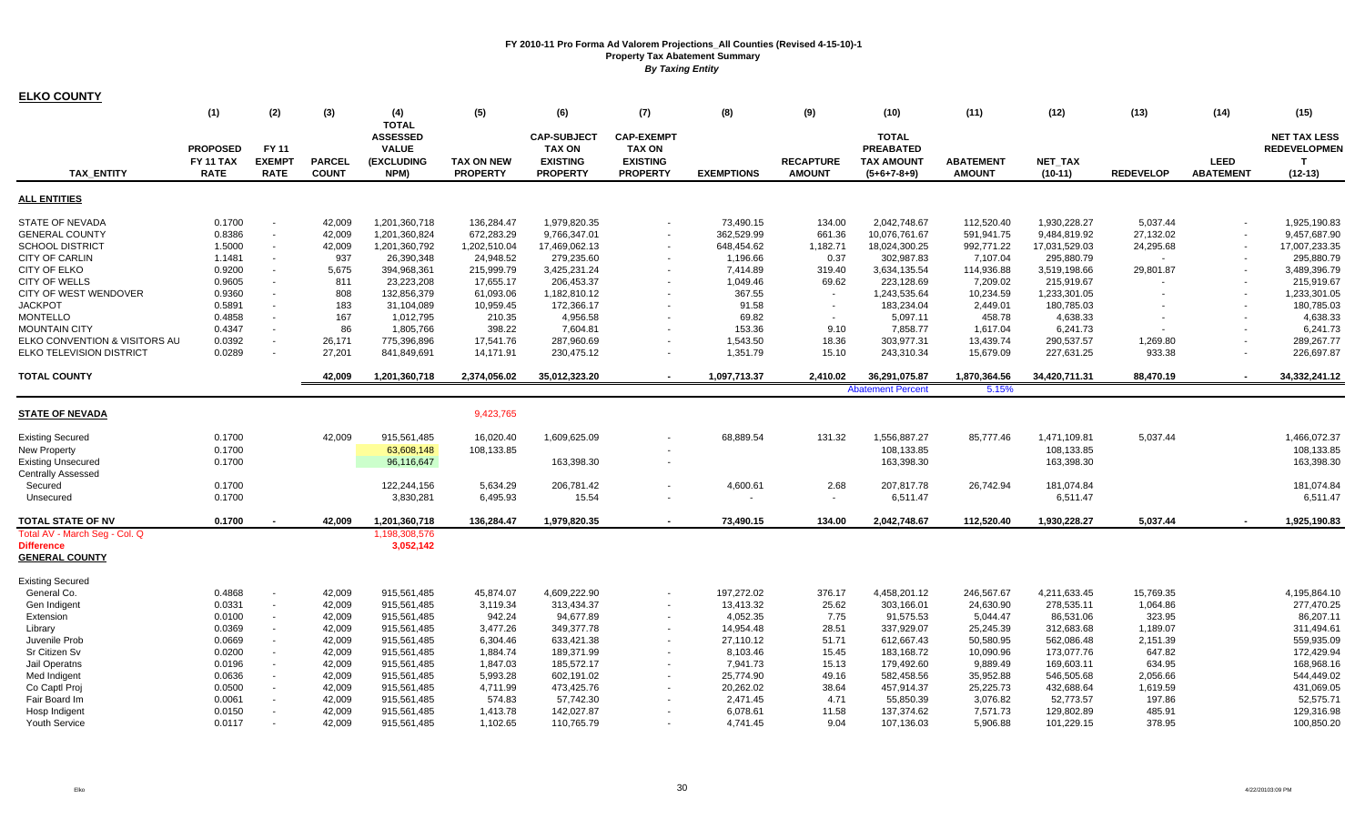**FY 2010-11 Pro Forma Ad Valorem Projections_All Counties (Revised 4-15-10)-1**
**Property Tax Abatement Summary**
***By Taxing Entity***

**ELKO COUNTY**

| TAX_ENTITY | (1) PROPOSED FY 11 TAX RATE | (2) FY 11 EXEMPT RATE | (3) PARCEL COUNT | (4) TOTAL ASSESSED VALUE (EXCLUDING NPM) | (5) TAX ON NEW PROPERTY | (6) CAP-SUBJECT TAX ON EXISTING PROPERTY | (7) CAP-EXEMPT TAX ON EXISTING PROPERTY | (8) EXEMPTIONS | (9) RECAPTURE AMOUNT | (10) TOTAL PREABATED TAX AMOUNT (5+6+7-8+9) | (11) ABATEMENT AMOUNT | (12) NET_TAX (10-11) | (13) REDEVELOP | (14) LEED ABATEMENT | (15) NET TAX LESS REDEVELOPMEN T (12-13) |
|---|---|---|---|---|---|---|---|---|---|---|---|---|---|---|---|
| **ALL ENTITIES** | | | | | | | | | | | | | | | |
| STATE OF NEVADA | 0.1700 | - | 42,009 | 1,201,360,718 | 136,284.47 | 1,979,820.35 | - | 73,490.15 | 134.00 | 2,042,748.67 | 112,520.40 | 1,930,228.27 | 5,037.44 | - | 1,925,190.83 |
| GENERAL COUNTY | 0.8386 | - | 42,009 | 1,201,360,824 | 672,283.29 | 9,766,347.01 | - | 362,529.99 | 661.36 | 10,076,761.67 | 591,941.75 | 9,484,819.92 | 27,132.02 | - | 9,457,687.90 |
| SCHOOL DISTRICT | 1.5000 | - | 42,009 | 1,201,360,792 | 1,202,510.04 | 17,469,062.13 | - | 648,454.62 | 1,182.71 | 18,024,300.25 | 992,771.22 | 17,031,529.03 | 24,295.68 | - | 17,007,233.35 |
| CITY OF CARLIN | 1.1481 | - | 937 | 26,390,348 | 24,948.52 | 279,235.60 | - | 1,196.66 | 0.37 | 302,987.83 | 7,107.04 | 295,880.79 | - | - | 295,880.79 |
| CITY OF ELKO | 0.9200 | - | 5,675 | 394,968,361 | 215,999.79 | 3,425,231.24 | - | 7,414.89 | 319.40 | 3,634,135.54 | 114,936.88 | 3,519,198.66 | 29,801.87 | - | 3,489,396.79 |
| CITY OF WELLS | 0.9605 | - | 811 | 23,223,208 | 17,655.17 | 206,453.37 | - | 1,049.46 | 69.62 | 223,128.69 | 7,209.02 | 215,919.67 | - | - | 215,919.67 |
| CITY OF WEST WENDOVER | 0.9360 | - | 808 | 132,856,379 | 61,093.06 | 1,182,810.12 | - | 367.55 | - | 1,243,535.64 | 10,234.59 | 1,233,301.05 | - | - | 1,233,301.05 |
| JACKPOT | 0.5891 | - | 183 | 31,104,089 | 10,959.45 | 172,366.17 | - | 91.58 | - | 183,234.04 | 2,449.01 | 180,785.03 | - | - | 180,785.03 |
| MONTELLO | 0.4858 | - | 167 | 1,012,795 | 210.35 | 4,956.58 | - | 69.82 | - | 5,097.11 | 458.78 | 4,638.33 | - | - | 4,638.33 |
| MOUNTAIN CITY | 0.4347 | - | 86 | 1,805,766 | 398.22 | 7,604.81 | - | 153.36 | 9.10 | 7,858.77 | 1,617.04 | 6,241.73 | - | - | 6,241.73 |
| ELKO CONVENTION & VISITORS AU | 0.0392 | - | 26,171 | 775,396,896 | 17,541.76 | 287,960.69 | - | 1,543.50 | 18.36 | 303,977.31 | 13,439.74 | 290,537.57 | 1,269.80 | - | 289,267.77 |
| ELKO TELEVISION DISTRICT | 0.0289 | - | 27,201 | 841,849,691 | 14,171.91 | 230,475.12 | - | 1,351.79 | 15.10 | 243,310.34 | 15,679.09 | 227,631.25 | 933.38 | - | 226,697.87 |
| **TOTAL COUNTY** | | | **42,009** | **1,201,360,718** | **2,374,056.02** | **35,012,323.20** | **-** | **1,097,713.37** | **2,410.02** | **36,291,075.87** | **1,870,364.56** | **34,420,711.31** | **88,470.19** | **-** | **34,332,241.12** |
| | | | | | | | | | | Abatement Percent | 5.15% | | | | |
| **STATE OF NEVADA** | | | | | 9,423,765 | | | | | | | | | | |
| Existing Secured | 0.1700 | | 42,009 | 915,561,485 | 16,020.40 | 1,609,625.09 | - | 68,889.54 | 131.32 | 1,556,887.27 | 85,777.46 | 1,471,109.81 | 5,037.44 | | 1,466,072.37 |
| New Property | 0.1700 | | | 63,608,148 | 108,133.85 | | - | | | 108,133.85 | | 108,133.85 | | | 108,133.85 |
| Existing Unsecured | 0.1700 | | | 96,116,647 | | 163,398.30 | - | | | 163,398.30 | | 163,398.30 | | | 163,398.30 |
| Centrally Assessed | | | | | | | | | | | | | | | |
| Secured | 0.1700 | | | 122,244,156 | 5,634.29 | 206,781.42 | - | 4,600.61 | 2.68 | 207,817.78 | 26,742.94 | 181,074.84 | | | 181,074.84 |
| Unsecured | 0.1700 | | | 3,830,281 | 6,495.93 | 15.54 | - | - | - | 6,511.47 | | 6,511.47 | | | 6,511.47 |
| **TOTAL STATE OF NV** | **0.1700** | **-** | **42,009** | **1,201,360,718** | **136,284.47** | **1,979,820.35** | **-** | **73,490.15** | **134.00** | **2,042,748.67** | **112,520.40** | **1,930,228.27** | **5,037.44** | **-** | **1,925,190.83** |
| Total AV - March Seg - Col. Q | | | | 1,198,308,576 | | | | | | | | | | | |
| **Difference** | | | | **3,052,142** | | | | | | | | | | | |
| **GENERAL COUNTY** | | | | | | | | | | | | | | | |
| Existing Secured | | | | | | | | | | | | | | | |
| General Co. | 0.4868 | - | 42,009 | 915,561,485 | 45,874.07 | 4,609,222.90 | - | 197,272.02 | 376.17 | 4,458,201.12 | 246,567.67 | 4,211,633.45 | 15,769.35 | | 4,195,864.10 |
| Gen Indigent | 0.0331 | - | 42,009 | 915,561,485 | 3,119.34 | 313,434.37 | - | 13,413.32 | 25.62 | 303,166.01 | 24,630.90 | 278,535.11 | 1,064.86 | | 277,470.25 |
| Extension | 0.0100 | - | 42,009 | 915,561,485 | 942.24 | 94,677.89 | - | 4,052.35 | 7.75 | 91,575.53 | 5,044.47 | 86,531.06 | 323.95 | | 86,207.11 |
| Library | 0.0369 | - | 42,009 | 915,561,485 | 3,477.26 | 349,377.78 | - | 14,954.48 | 28.51 | 337,929.07 | 25,245.39 | 312,683.68 | 1,189.07 | | 311,494.61 |
| Juvenile Prob | 0.0669 | - | 42,009 | 915,561,485 | 6,304.46 | 633,421.38 | - | 27,110.12 | 51.71 | 612,667.43 | 50,580.95 | 562,086.48 | 2,151.39 | | 559,935.09 |
| Sr Citizen Sv | 0.0200 | - | 42,009 | 915,561,485 | 1,884.74 | 189,371.99 | - | 8,103.46 | 15.45 | 183,168.72 | 10,090.96 | 173,077.76 | 647.82 | | 172,429.94 |
| Jail Operatns | 0.0196 | - | 42,009 | 915,561,485 | 1,847.03 | 185,572.17 | - | 7,941.73 | 15.13 | 179,492.60 | 9,889.49 | 169,603.11 | 634.95 | | 168,968.16 |
| Med Indigent | 0.0636 | - | 42,009 | 915,561,485 | 5,993.28 | 602,191.02 | - | 25,774.90 | 49.16 | 582,458.56 | 35,952.88 | 546,505.68 | 2,056.66 | | 544,449.02 |
| Co Captl Proj | 0.0500 | - | 42,009 | 915,561,485 | 4,711.99 | 473,425.76 | - | 20,262.02 | 38.64 | 457,914.37 | 25,225.73 | 432,688.64 | 1,619.59 | | 431,069.05 |
| Fair Board Im | 0.0061 | - | 42,009 | 915,561,485 | 574.83 | 57,742.30 | - | 2,471.45 | 4.71 | 55,850.39 | 3,076.82 | 52,773.57 | 197.86 | | 52,575.71 |
| Hosp Indigent | 0.0150 | - | 42,009 | 915,561,485 | 1,413.78 | 142,027.87 | - | 6,078.61 | 11.58 | 137,374.62 | 7,571.73 | 129,802.89 | 485.91 | | 129,316.98 |
| Youth Service | 0.0117 | - | 42,009 | 915,561,485 | 1,102.65 | 110,765.79 | - | 4,741.45 | 9.04 | 107,136.03 | 5,906.88 | 101,229.15 | 378.95 | | 100,850.20 |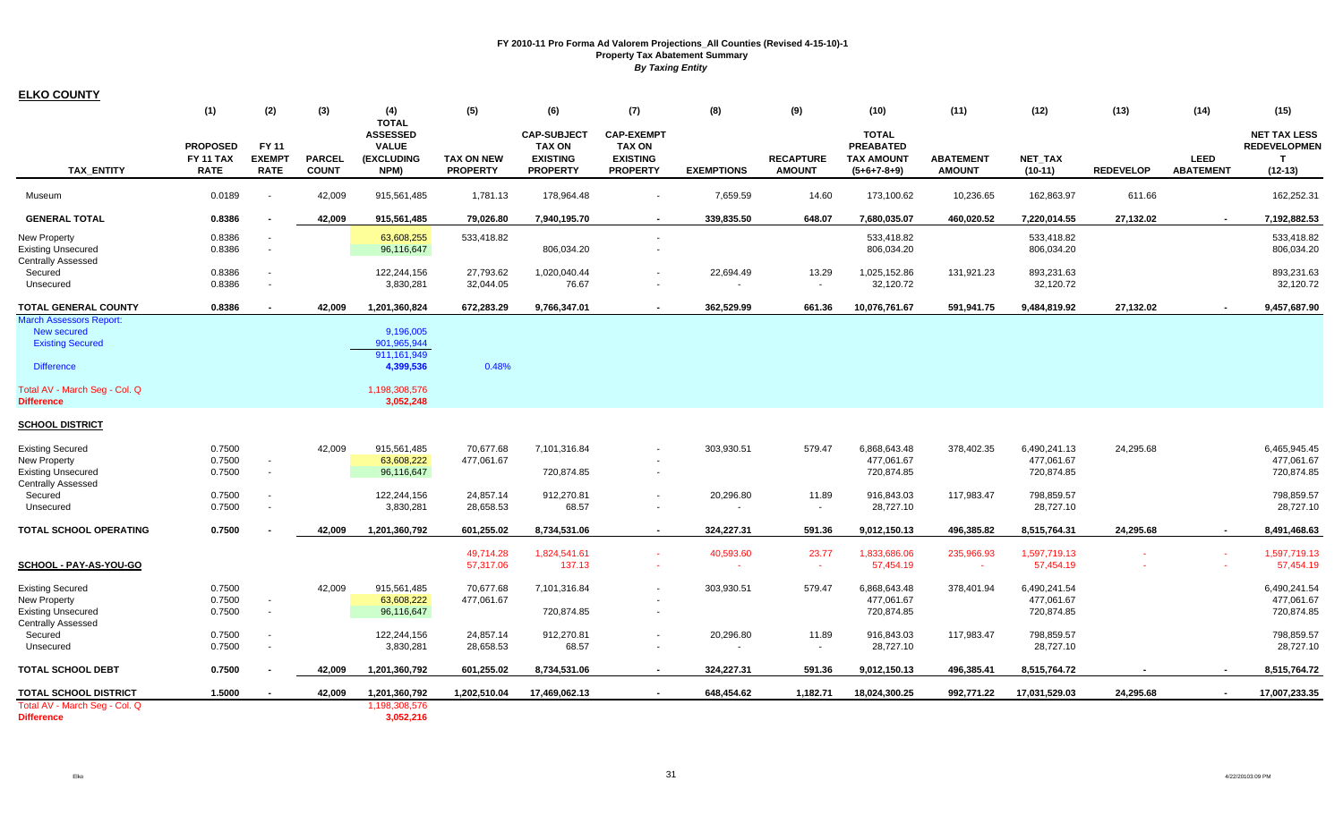**FY 2010-11 Pro Forma Ad Valorem Projections_All Counties (Revised 4-15-10)-1**
**Property Tax Abatement Summary**
***By Taxing Entity***

**ELKO COUNTY**

| TAX_ENTITY | (1) PROPOSED FY 11 TAX RATE | (2) FY 11 EXEMPT RATE | (3) PARCEL COUNT | (4) TOTAL ASSESSED VALUE (EXCLUDING NPM) | (5) TAX ON NEW PROPERTY | (6) CAP-SUBJECT TAX ON EXISTING PROPERTY | (7) CAP-EXEMPT TAX ON EXISTING PROPERTY | (8) EXEMPTIONS | (9) RECAPTURE AMOUNT | (10) TOTAL PREABATED TAX AMOUNT (5+6+7-8+9) | (11) ABATEMENT AMOUNT | (12) NET_TAX (10-11) | (13) REDEVELOP | (14) LEED ABATEMENT | (15) NET TAX LESS REDEVELOPMENT (12-13) |
|---|---|---|---|---|---|---|---|---|---|---|---|---|---|---|---|
| Museum | 0.0189 | - | 42,009 | 915,561,485 | 1,781.13 | 178,964.48 | - | 7,659.59 | 14.60 | 173,100.62 | 10,236.65 | 162,863.97 | 611.66 | | 162,252.31 |
| **GENERAL TOTAL** | **0.8386** | **-** | **42,009** | **915,561,485** | **79,026.80** | **7,940,195.70** | **-** | **339,835.50** | **648.07** | **7,680,035.07** | **460,020.52** | **7,220,014.55** | **27,132.02** | **-** | **7,192,882.53** |
| New Property | 0.8386 | - | | 63,608,255 | 533,418.82 | | - | | | 533,418.82 | | 533,418.82 | | | 533,418.82 |
| Existing Unsecured | 0.8386 | - | | 96,116,647 | | 806,034.20 | - | | | 806,034.20 | | 806,034.20 | | | 806,034.20 |
| Centrally Assessed | | | | | | | | | | | | | | | |
| Secured | 0.8386 | - | | 122,244,156 | 27,793.62 | 1,020,040.44 | - | 22,694.49 | 13.29 | 1,025,152.86 | 131,921.23 | 893,231.63 | | | 893,231.63 |
| Unsecured | 0.8386 | - | | 3,830,281 | 32,044.05 | 76.67 | - | - | - | 32,120.72 | | 32,120.72 | | | 32,120.72 |
| **TOTAL GENERAL COUNTY** | **0.8386** | **-** | **42,009** | **1,201,360,824** | **672,283.29** | **9,766,347.01** | **-** | **362,529.99** | **661.36** | **10,076,761.67** | **591,941.75** | **9,484,819.92** | **27,132.02** | **-** | **9,457,687.90** |
| March Assessors Report: | | | | | | | | | | | | | | | |
| New secured | | | | 9,196,005 | | | | | | | | | | | |
| Existing Secured | | | | 901,965,944 | | | | | | | | | | | |
| | | | | 911,161,949 | | | | | | | | | | | |
| Difference | | | | **4,399,536** | 0.48% | | | | | | | | | | |
| Total AV - March Seg - Col. Q | | | | 1,198,308,576 | | | | | | | | | | | |
| **Difference** | | | | **3,052,248** | | | | | | | | | | | |
| **SCHOOL DISTRICT** | | | | | | | | | | | | | | | |
| Existing Secured | 0.7500 | | 42,009 | 915,561,485 | 70,677.68 | 7,101,316.84 | - | 303,930.51 | 579.47 | 6,868,643.48 | 378,402.35 | 6,490,241.13 | 24,295.68 | | 6,465,945.45 |
| New Property | 0.7500 | - | | 63,608,222 | 477,061.67 | | - | | | 477,061.67 | | 477,061.67 | | | 477,061.67 |
| Existing Unsecured | 0.7500 | - | | 96,116,647 | | 720,874.85 | - | | | 720,874.85 | | 720,874.85 | | | 720,874.85 |
| Centrally Assessed | | | | | | | | | | | | | | | |
| Secured | 0.7500 | - | | 122,244,156 | 24,857.14 | 912,270.81 | - | 20,296.80 | 11.89 | 916,843.03 | 117,983.47 | 798,859.57 | | | 798,859.57 |
| Unsecured | 0.7500 | - | | 3,830,281 | 28,658.53 | 68.57 | - | - | - | 28,727.10 | | 28,727.10 | | | 28,727.10 |
| **TOTAL SCHOOL OPERATING** | **0.7500** | **-** | **42,009** | **1,201,360,792** | **601,255.02** | **8,734,531.06** | **-** | **324,227.31** | **591.36** | **9,012,150.13** | **496,385.82** | **8,515,764.31** | **24,295.68** | **-** | **8,491,468.63** |
| | | | | | 49,714.28 | 1,824,541.61 | - | 40,593.60 | 23.77 | 1,833,686.06 | 235,966.93 | 1,597,719.13 | - | - | 1,597,719.13 |
| **SCHOOL - PAY-AS-YOU-GO** | | | | | 57,317.06 | 137.13 | - | - | - | 57,454.19 | - | 57,454.19 | - | - | 57,454.19 |
| Existing Secured | 0.7500 | | 42,009 | 915,561,485 | 70,677.68 | 7,101,316.84 | - | 303,930.51 | 579.47 | 6,868,643.48 | 378,401.94 | 6,490,241.54 | | | 6,490,241.54 |
| New Property | 0.7500 | - | | 63,608,222 | 477,061.67 | | - | | | 477,061.67 | | 477,061.67 | | | 477,061.67 |
| Existing Unsecured | 0.7500 | - | | 96,116,647 | | 720,874.85 | - | | | 720,874.85 | | 720,874.85 | | | 720,874.85 |
| Centrally Assessed | | | | | | | | | | | | | | | |
| Secured | 0.7500 | - | | 122,244,156 | 24,857.14 | 912,270.81 | - | 20,296.80 | 11.89 | 916,843.03 | 117,983.47 | 798,859.57 | | | 798,859.57 |
| Unsecured | 0.7500 | - | | 3,830,281 | 28,658.53 | 68.57 | - | - | - | 28,727.10 | | 28,727.10 | | | 28,727.10 |
| **TOTAL SCHOOL DEBT** | **0.7500** | **-** | **42,009** | **1,201,360,792** | **601,255.02** | **8,734,531.06** | **-** | **324,227.31** | **591.36** | **9,012,150.13** | **496,385.41** | **8,515,764.72** | **-** | **-** | **8,515,764.72** |
| **TOTAL SCHOOL DISTRICT** | **1.5000** | **-** | **42,009** | **1,201,360,792** | **1,202,510.04** | **17,469,062.13** | **-** | **648,454.62** | **1,182.71** | **18,024,300.25** | **992,771.22** | **17,031,529.03** | **24,295.68** | **-** | **17,007,233.35** |
| Total AV - March Seg - Col. Q | | | | 1,198,308,576 | | | | | | | | | | | |
| **Difference** | | | | **3,052,216** | | | | | | | | | | | |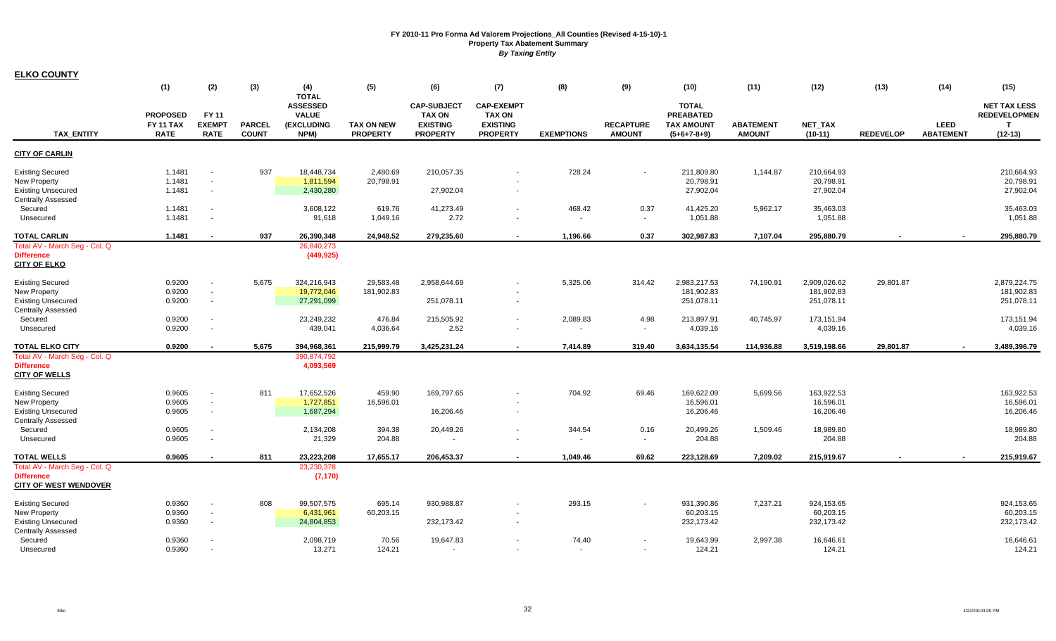**FY 2010-11 Pro Forma Ad Valorem Projections_All Counties (Revised 4-15-10)-1**
**Property Tax Abatement Summary**
***By Taxing Entity***

**ELKO COUNTY**

| TAX_ENTITY | (1) PROPOSED FY 11 TAX RATE | (2) FY 11 EXEMPT RATE | (3) PARCEL COUNT | (4) TOTAL ASSESSED VALUE (EXCLUDING NPM) | (5) TAX ON NEW PROPERTY | (6) CAP-SUBJECT TAX ON EXISTING PROPERTY | (7) CAP-EXEMPT TAX ON EXISTING PROPERTY | (8) EXEMPTIONS | (9) RECAPTURE AMOUNT | (10) TOTAL PREABATED TAX AMOUNT (5+6+7-8+9) | (11) ABATEMENT AMOUNT | (12) NET_TAX (10-11) | (13) REDEVELOP | (14) LEED ABATEMENT | (15) NET TAX LESS REDEVELOPMENT (12-13) |
|---|---|---|---|---|---|---|---|---|---|---|---|---|---|---|---|
| **CITY OF CARLIN** | | | | | | | | | | | | | | | |
| Existing Secured | 1.1481 | - | 937 | 18,448,734 | 2,480.69 | 210,057.35 | - | 728.24 | - | 211,809.80 | 1,144.87 | 210,664.93 | | | 210,664.93 |
| New Property | 1.1481 | - | | 1,811,594 | 20,798.91 | | - | | | 20,798.91 | | 20,798.91 | | | 20,798.91 |
| Existing Unsecured | 1.1481 | - | | 2,430,280 | | 27,902.04 | - | | | 27,902.04 | | 27,902.04 | | | 27,902.04 |
| Centrally Assessed | | | | | | | | | | | | | | | |
| Secured | 1.1481 | - | | 3,608,122 | 619.76 | 41,273.49 | - | 468.42 | 0.37 | 41,425.20 | 5,962.17 | 35,463.03 | | | 35,463.03 |
| Unsecured | 1.1481 | - | | 91,618 | 1,049.16 | 2.72 | - | - | - | 1,051.88 | | 1,051.88 | | | 1,051.88 |
| **TOTAL CARLIN** | **1.1481** | **-** | **937** | **26,390,348** | **24,948.52** | **279,235.60** | **-** | **1,196.66** | **0.37** | **302,987.83** | **7,107.04** | **295,880.79** | **-** | **-** | **295,880.79** |
| Total AV - March Seg - Col. Q | | | | 26,840,273 | | | | | | | | | | | |
| **Difference** | | | | **(449,925)** | | | | | | | | | | | |
| **CITY OF ELKO** | | | | | | | | | | | | | | | |
| Existing Secured | 0.9200 | - | 5,675 | 324,216,943 | 29,583.48 | 2,958,644.69 | - | 5,325.06 | 314.42 | 2,983,217.53 | 74,190.91 | 2,909,026.62 | 29,801.87 | | 2,879,224.75 |
| New Property | 0.9200 | - | | 19,772,046 | 181,902.83 | | - | | | 181,902.83 | | 181,902.83 | | | 181,902.83 |
| Existing Unsecured | 0.9200 | - | | 27,291,099 | | 251,078.11 | - | | | 251,078.11 | | 251,078.11 | | | 251,078.11 |
| Centrally Assessed | | | | | | | | | | | | | | | |
| Secured | 0.9200 | - | | 23,249,232 | 476.84 | 215,505.92 | - | 2,089.83 | 4.98 | 213,897.91 | 40,745.97 | 173,151.94 | | | 173,151.94 |
| Unsecured | 0.9200 | - | | 439,041 | 4,036.64 | 2.52 | - | - | - | 4,039.16 | | 4,039.16 | | | 4,039.16 |
| **TOTAL ELKO CITY** | **0.9200** | **-** | **5,675** | **394,968,361** | **215,999.79** | **3,425,231.24** | **-** | **7,414.89** | **319.40** | **3,634,135.54** | **114,936.88** | **3,519,198.66** | **29,801.87** | **-** | **3,489,396.79** |
| Total AV - March Seg - Col. Q | | | | 390,874,792 | | | | | | | | | | | |
| **Difference** | | | | **4,093,569** | | | | | | | | | | | |
| **CITY OF WELLS** | | | | | | | | | | | | | | | |
| Existing Secured | 0.9605 | - | 811 | 17,652,526 | 459.90 | 169,797.65 | - | 704.92 | 69.46 | 169,622.09 | 5,699.56 | 163,922.53 | | | 163,922.53 |
| New Property | 0.9605 | - | | 1,727,851 | 16,596.01 | | - | | | 16,596.01 | | 16,596.01 | | | 16,596.01 |
| Existing Unsecured | 0.9605 | - | | 1,687,294 | | 16,206.46 | - | | | 16,206.46 | | 16,206.46 | | | 16,206.46 |
| Centrally Assessed | | | | | | | | | | | | | | | |
| Secured | 0.9605 | - | | 2,134,208 | 394.38 | 20,449.26 | - | 344.54 | 0.16 | 20,499.26 | 1,509.46 | 18,989.80 | | | 18,989.80 |
| Unsecured | 0.9605 | - | | 21,329 | 204.88 | - | - | - | - | 204.88 | | 204.88 | | | 204.88 |
| **TOTAL WELLS** | **0.9605** | **-** | **811** | **23,223,208** | **17,655.17** | **206,453.37** | **-** | **1,049.46** | **69.62** | **223,128.69** | **7,209.02** | **215,919.67** | **-** | **-** | **215,919.67** |
| Total AV - March Seg - Col. Q | | | | 23,230,378 | | | | | | | | | | | |
| **Difference** | | | | **(7,170)** | | | | | | | | | | | |
| **CITY OF WEST WENDOVER** | | | | | | | | | | | | | | | |
| Existing Secured | 0.9360 | - | 808 | 99,507,575 | 695.14 | 930,988.87 | - | 293.15 | - | 931,390.86 | 7,237.21 | 924,153.65 | | | 924,153.65 |
| New Property | 0.9360 | - | | 6,431,961 | 60,203.15 | | - | | | 60,203.15 | | 60,203.15 | | | 60,203.15 |
| Existing Unsecured | 0.9360 | - | | 24,804,853 | | 232,173.42 | - | | | 232,173.42 | | 232,173.42 | | | 232,173.42 |
| Centrally Assessed | | | | | | | | | | | | | | | |
| Secured | 0.9360 | - | | 2,098,719 | 70.56 | 19,647.83 | - | 74.40 | - | 19,643.99 | 2,997.38 | 16,646.61 | | | 16,646.61 |
| Unsecured | 0.9360 | - | | 13,271 | 124.21 | - | - | - | - | 124.21 | | 124.21 | | | 124.21 |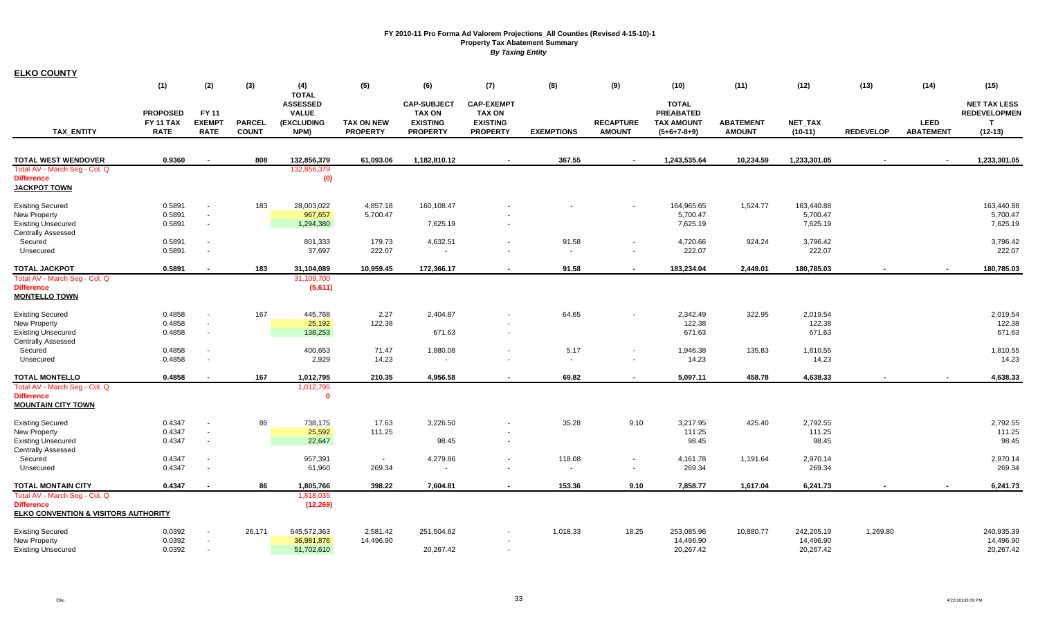# FY 2010-11 Pro Forma Ad Valorem Projections_All Counties (Revised 4-15-10)-1
## Property Tax Abatement Summary
### *By Taxing Entity*

**ELKO COUNTY**

| TAX_ENTITY | (1) PROPOSED FY 11 TAX RATE | (2) FY 11 EXEMPT RATE | (3) PARCEL COUNT | (4) TOTAL ASSESSED VALUE (EXCLUDING NPM) | (5) TAX ON NEW PROPERTY | (6) CAP-SUBJECT TAX ON EXISTING PROPERTY | (7) CAP-EXEMPT TAX ON EXISTING PROPERTY | (8) EXEMPTIONS | (9) RECAPTURE AMOUNT | (10) TOTAL PREABATED TAX AMOUNT (5+6+7-8+9) | (11) ABATEMENT AMOUNT | (12) NET_TAX (10-11) | (13) REDEVELOP | (14) LEED ABATEMENT | (15) NET TAX LESS REDEVELOPMENT (12-13) |
|---|---|---|---|---|---|---|---|---|---|---|---|---|---|---|---|
| **TOTAL WEST WENDOVER** | **0.9360** | **-** | **808** | **132,856,379** | **61,093.06** | **1,182,810.12** | **-** | **367.55** | **-** | **1,243,535.64** | **10,234.59** | **1,233,301.05** | **-** | **-** | **1,233,301.05** |
| Total AV - March Seg - Col. Q | | | | 132,856,379 | | | | | | | | | | | |
| **Difference** | | | | **(0)** | | | | | | | | | | | |
| **JACKPOT TOWN** | | | | | | | | | | | | | | | |
| Existing Secured | 0.5891 | - | 183 | 28,003,022 | 4,857.18 | 160,108.47 | - | - | - | 164,965.65 | 1,524.77 | 163,440.88 | | | 163,440.88 |
| New Property | 0.5891 | - | | 967,657 | 5,700.47 | | - | | | 5,700.47 | | 5,700.47 | | | 5,700.47 |
| Existing Unsecured | 0.5891 | - | | 1,294,380 | | 7,625.19 | - | | | 7,625.19 | | 7,625.19 | | | 7,625.19 |
| Centrally Assessed | | | | | | | | | | | | | | | |
| Secured | 0.5891 | - | | 801,333 | 179.73 | 4,632.51 | - | 91.58 | - | 4,720.66 | 924.24 | 3,796.42 | | | 3,796.42 |
| Unsecured | 0.5891 | - | | 37,697 | 222.07 | - | - | - | - | 222.07 | | 222.07 | | | 222.07 |
| **TOTAL JACKPOT** | **0.5891** | **-** | **183** | **31,104,089** | **10,959.45** | **172,366.17** | **-** | **91.58** | **-** | **183,234.04** | **2,449.01** | **180,785.03** | **-** | **-** | **180,785.03** |
| Total AV - March Seg - Col. Q | | | | 31,109,700 | | | | | | | | | | | |
| **Difference** | | | | **(5,611)** | | | | | | | | | | | |
| **MONTELLO TOWN** | | | | | | | | | | | | | | | |
| Existing Secured | 0.4858 | - | 167 | 445,768 | 2.27 | 2,404.87 | - | 64.65 | - | 2,342.49 | 322.95 | 2,019.54 | | | 2,019.54 |
| New Property | 0.4858 | - | | 25,192 | 122.38 | | - | | | 122.38 | | 122.38 | | | 122.38 |
| Existing Unsecured | 0.4858 | - | | 138,253 | | 671.63 | - | | | 671.63 | | 671.63 | | | 671.63 |
| Centrally Assessed | | | | | | | | | | | | | | | |
| Secured | 0.4858 | - | | 400,653 | 71.47 | 1,880.08 | - | 5.17 | - | 1,946.38 | 135.83 | 1,810.55 | | | 1,810.55 |
| Unsecured | 0.4858 | - | | 2,929 | 14.23 | - | - | - | - | 14.23 | | 14.23 | | | 14.23 |
| **TOTAL MONTELLO** | **0.4858** | **-** | **167** | **1,012,795** | **210.35** | **4,956.58** | **-** | **69.82** | **-** | **5,097.11** | **458.78** | **4,638.33** | **-** | **-** | **4,638.33** |
| Total AV - March Seg - Col. Q | | | | 1,012,795 | | | | | | | | | | | |
| **Difference** | | | | **0** | | | | | | | | | | | |
| **MOUNTAIN CITY TOWN** | | | | | | | | | | | | | | | |
| Existing Secured | 0.4347 | - | 86 | 738,175 | 17.63 | 3,226.50 | - | 35.28 | 9.10 | 3,217.95 | 425.40 | 2,792.55 | | | 2,792.55 |
| New Property | 0.4347 | - | | 25,592 | 111.25 | | - | | | 111.25 | | 111.25 | | | 111.25 |
| Existing Unsecured | 0.4347 | - | | 22,647 | | 98.45 | - | | | 98.45 | | 98.45 | | | 98.45 |
| Centrally Assessed | | | | | | | | | | | | | | | |
| Secured | 0.4347 | - | | 957,391 | - | 4,279.86 | - | 118.08 | - | 4,161.78 | 1,191.64 | 2,970.14 | | | 2,970.14 |
| Unsecured | 0.4347 | - | | 61,960 | 269.34 | - | - | - | - | 269.34 | | 269.34 | | | 269.34 |
| **TOTAL MONTAIN CITY** | **0.4347** | **-** | **86** | **1,805,766** | **398.22** | **7,604.81** | **-** | **153.36** | **9.10** | **7,858.77** | **1,617.04** | **6,241.73** | **-** | **-** | **6,241.73** |
| Total AV - March Seg - Col. Q | | | | 1,818,035 | | | | | | | | | | | |
| **Difference** | | | | **(12,269)** | | | | | | | | | | | |
| **ELKO CONVENTION & VISITORS AUTHORITY** | | | | | | | | | | | | | | | |
| Existing Secured | 0.0392 | - | 26,171 | 645,572,363 | 2,581.42 | 251,504.62 | - | 1,018.33 | 18.25 | 253,085.96 | 10,880.77 | 242,205.19 | 1,269.80 | | 240,935.39 |
| New Property | 0.0392 | - | | 36,981,876 | 14,496.90 | | - | | | 14,496.90 | | 14,496.90 | | | 14,496.90 |
| Existing Unsecured | 0.0392 | - | | 51,702,610 | | 20,267.42 | - | | | 20,267.42 | | 20,267.42 | | | 20,267.42 |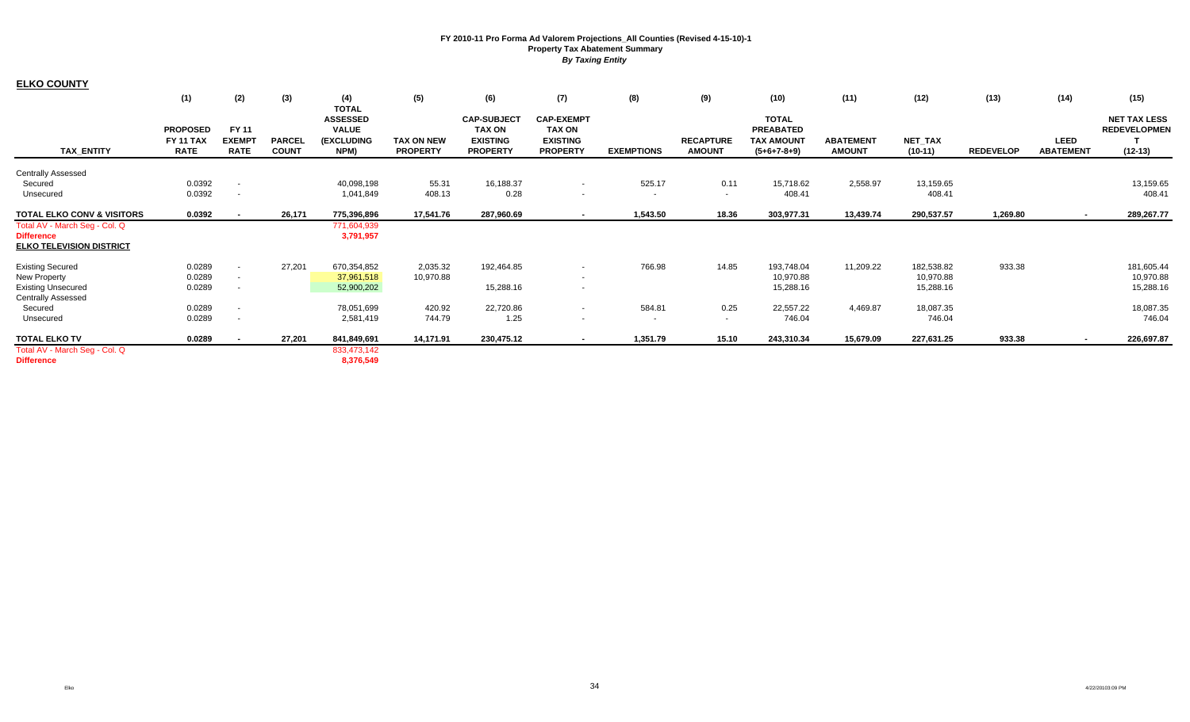**FY 2010-11 Pro Forma Ad Valorem Projections_All Counties (Revised 4-15-10)-1**
**Property Tax Abatement Summary**
***By Taxing Entity***

## ELKO COUNTY

| TAX_ENTITY | (1) PROPOSED FY 11 TAX RATE | (2) FY 11 EXEMPT RATE | (3) PARCEL COUNT | (4) TOTAL ASSESSED VALUE (EXCLUDING NPM) | (5) TAX ON NEW PROPERTY | (6) CAP-SUBJECT TAX ON EXISTING PROPERTY | (7) CAP-EXEMPT TAX ON EXISTING PROPERTY | (8) EXEMPTIONS | (9) RECAPTURE AMOUNT | (10) TOTAL PREABATED TAX AMOUNT (5+6+7-8+9) | (11) ABATEMENT AMOUNT | (12) NET_TAX (10-11) | (13) REDEVELOP | (14) LEED ABATEMENT | (15) NET TAX LESS REDEVELOPMENT (12-13) |
|---|---|---|---|---|---|---|---|---|---|---|---|---|---|---|---|
| Centrally Assessed | | | | | | | | | | | | | | | |
| Secured | 0.0392 | - | | 40,098,198 | 55.31 | 16,188.37 | - | 525.17 | 0.11 | 15,718.62 | 2,558.97 | 13,159.65 | | | 13,159.65 |
| Unsecured | 0.0392 | - | | 1,041,849 | 408.13 | 0.28 | - | - | - | 408.41 | | 408.41 | | | 408.41 |
| **TOTAL ELKO CONV & VISITORS** | **0.0392** | **-** | **26,171** | **775,396,896** | **17,541.76** | **287,960.69** | **-** | **1,543.50** | **18.36** | **303,977.31** | **13,439.74** | **290,537.57** | **1,269.80** | **-** | **289,267.77** |
| Total AV - March Seg - Col. Q | | | | 771,604,939 | | | | | | | | | | | |
| **Difference** | | | | **3,791,957** | | | | | | | | | | | |
| **ELKO TELEVISION DISTRICT** | | | | | | | | | | | | | | | |
| Existing Secured | 0.0289 | - | 27,201 | 670,354,852 | 2,035.32 | 192,464.85 | - | 766.98 | 14.85 | 193,748.04 | 11,209.22 | 182,538.82 | 933.38 | | 181,605.44 |
| New Property | 0.0289 | - | | 37,961,518 | 10,970.88 | | - | | | 10,970.88 | | 10,970.88 | | | 10,970.88 |
| Existing Unsecured | 0.0289 | - | | 52,900,202 | | 15,288.16 | - | | | 15,288.16 | | 15,288.16 | | | 15,288.16 |
| Centrally Assessed | | | | | | | | | | | | | | | |
| Secured | 0.0289 | - | | 78,051,699 | 420.92 | 22,720.86 | - | 584.81 | 0.25 | 22,557.22 | 4,469.87 | 18,087.35 | | | 18,087.35 |
| Unsecured | 0.0289 | - | | 2,581,419 | 744.79 | 1.25 | - | - | - | 746.04 | | 746.04 | | | 746.04 |
| **TOTAL ELKO TV** | **0.0289** | **-** | **27,201** | **841,849,691** | **14,171.91** | **230,475.12** | **-** | **1,351.79** | **15.10** | **243,310.34** | **15,679.09** | **227,631.25** | **933.38** | **-** | **226,697.87** |
| Total AV - March Seg - Col. Q | | | | 833,473,142 | | | | | | | | | | | |
| **Difference** | | | | **8,376,549** | | | | | | | | | | | |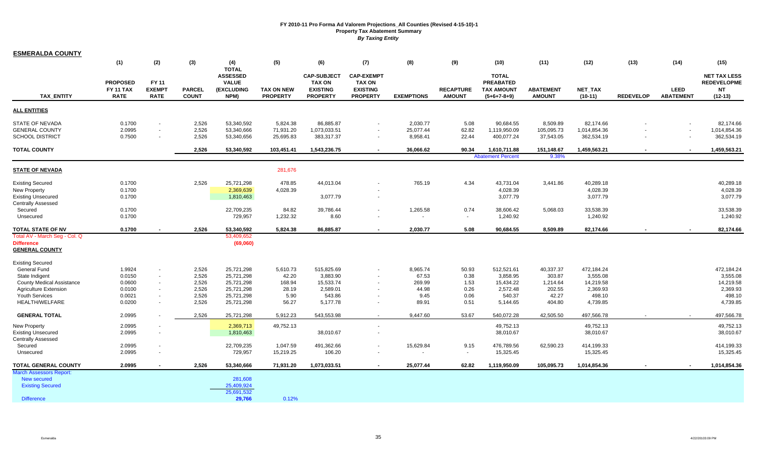# FY 2010-11 Pro Forma Ad Valorem Projections_All Counties (Revised 4-15-10)-1
## Property Tax Abatement Summary
### *By Taxing Entity*

**ESMERALDA COUNTY**

| TAX_ENTITY | (1) PROPOSED FY 11 TAX RATE | (2) FY 11 EXEMPT RATE | (3) PARCEL COUNT | (4) TOTAL ASSESSED VALUE (EXCLUDING NPM) | (5) TAX ON NEW PROPERTY | (6) CAP-SUBJECT TAX ON EXISTING PROPERTY | (7) CAP-EXEMPT TAX ON EXISTING PROPERTY | (8) EXEMPTIONS | (9) RECAPTURE AMOUNT | (10) TOTAL PREABATED TAX AMOUNT (5+6+7-8+9) | (11) ABATEMENT AMOUNT | (12) NET_TAX (10-11) | (13) REDEVELOP | (14) LEED ABATEMENT | (15) NET TAX LESS REDEVELOPME NT (12-13) |
|---|---|---|---|---|---|---|---|---|---|---|---|---|---|---|---|
| **ALL ENTITIES** | | | | | | | | | | | | | | | |
| STATE OF NEVADA | 0.1700 | - | 2,526 | 53,340,592 | 5,824.38 | 86,885.87 | - | 2,030.77 | 5.08 | 90,684.55 | 8,509.89 | 82,174.66 | - | - | 82,174.66 |
| GENERAL COUNTY | 2.0995 | - | 2,526 | 53,340,666 | 71,931.20 | 1,073,033.51 | - | 25,077.44 | 62.82 | 1,119,950.09 | 105,095.73 | 1,014,854.36 | - | - | 1,014,854.36 |
| SCHOOL DISTRICT | 0.7500 | - | 2,526 | 53,340,656 | 25,695.83 | 383,317.37 | - | 8,958.41 | 22.44 | 400,077.24 | 37,543.05 | 362,534.19 | - | - | 362,534.19 |
| **TOTAL COUNTY** | | | **2,526** | **53,340,592** | **103,451.41** | **1,543,236.75** | **-** | **36,066.62** | **90.34** | **1,610,711.88** | **151,148.67** | **1,459,563.21** | **-** | **-** | **1,459,563.21** |
| | | | | | | | | | | Abatement Percent | 9.38% | | | | |
| **STATE OF NEVADA** | | | | | 281,676 | | | | | | | | | | |
| Existing Secured | 0.1700 | | 2,526 | 25,721,298 | 478.85 | 44,013.04 | - | 765.19 | 4.34 | 43,731.04 | 3,441.86 | 40,289.18 | | | 40,289.18 |
| New Property | 0.1700 | | | 2,369,639 | 4,028.39 | | - | | | 4,028.39 | | 4,028.39 | | | 4,028.39 |
| Existing Unsecured | 0.1700 | | | 1,810,463 | | 3,077.79 | - | | | 3,077.79 | | 3,077.79 | | | 3,077.79 |
| Centrally Assessed | | | | | | | | | | | | | | | |
| Secured | 0.1700 | | | 22,709,235 | 84.82 | 39,786.44 | - | 1,265.58 | 0.74 | 38,606.42 | 5,068.03 | 33,538.39 | | | 33,538.39 |
| Unsecured | 0.1700 | | | 729,957 | 1,232.32 | 8.60 | - | - | - | 1,240.92 | | 1,240.92 | | | 1,240.92 |
| **TOTAL STATE OF NV** | **0.1700** | **-** | **2,526** | **53,340,592** | **5,824.38** | **86,885.87** | **-** | **2,030.77** | **5.08** | **90,684.55** | **8,509.89** | **82,174.66** | **-** | **-** | **82,174.66** |
| Total AV - March Seg - Col. Q | | | | 53,409,652 | | | | | | | | | | | |
| Difference | | | | (69,060) | | | | | | | | | | | |
| **GENERAL COUNTY** | | | | | | | | | | | | | | | |
| Existing Secured | | | | | | | | | | | | | | | |
| General Fund | 1.9924 | - | 2,526 | 25,721,298 | 5,610.73 | 515,825.69 | - | 8,965.74 | 50.93 | 512,521.61 | 40,337.37 | 472,184.24 | | | 472,184.24 |
| State Indigent | 0.0150 | - | 2,526 | 25,721,298 | 42.20 | 3,883.90 | - | 67.53 | 0.38 | 3,858.95 | 303.87 | 3,555.08 | | | 3,555.08 |
| County Medical Assistance | 0.0600 | - | 2,526 | 25,721,298 | 168.94 | 15,533.74 | - | 269.99 | 1.53 | 15,434.22 | 1,214.64 | 14,219.58 | | | 14,219.58 |
| Agriculture Extension | 0.0100 | - | 2,526 | 25,721,298 | 28.19 | 2,589.01 | - | 44.98 | 0.26 | 2,572.48 | 202.55 | 2,369.93 | | | 2,369.93 |
| Youth Services | 0.0021 | - | 2,526 | 25,721,298 | 5.90 | 543.86 | - | 9.45 | 0.06 | 540.37 | 42.27 | 498.10 | | | 498.10 |
| HEALTH/WELFARE | 0.0200 | - | 2,526 | 25,721,298 | 56.27 | 5,177.78 | - | 89.91 | 0.51 | 5,144.65 | 404.80 | 4,739.85 | | | 4,739.85 |
| **GENERAL TOTAL** | 2.0995 | - | 2,526 | 25,721,298 | 5,912.23 | 543,553.98 | - | 9,447.60 | 53.67 | 540,072.28 | 42,505.50 | 497,566.78 | - | - | 497,566.78 |
| New Property | 2.0995 | - | | 2,369,713 | 49,752.13 | | - | | | 49,752.13 | | 49,752.13 | | | 49,752.13 |
| Existing Unsecured | 2.0995 | - | | 1,810,463 | | 38,010.67 | - | | | 38,010.67 | | 38,010.67 | | | 38,010.67 |
| Centrally Assessed | | | | | | | | | | | | | | | |
| Secured | 2.0995 | - | | 22,709,235 | 1,047.59 | 491,362.66 | - | 15,629.84 | 9.15 | 476,789.56 | 62,590.23 | 414,199.33 | | | 414,199.33 |
| Unsecured | 2.0995 | - | | 729,957 | 15,219.25 | 106.20 | - | - | - | 15,325.45 | | 15,325.45 | | | 15,325.45 |
| **TOTAL GENERAL COUNTY** | **2.0995** | **-** | **2,526** | **53,340,666** | **71,931.20** | **1,073,033.51** | **-** | **25,077.44** | **62.82** | **1,119,950.09** | **105,095.73** | **1,014,854.36** | **-** | **-** | **1,014,854.36** |
| March Assessors Report: | | | | | | | | | | | | | | | |
| New secured | | | | 281,608 | | | | | | | | | | | |
| Existing Secured | | | | 25,409,924 | | | | | | | | | | | |
| | | | | 25,691,532 | | | | | | | | | | | |
| Difference | | | | 29,766 | 0.12% | | | | | | | | | | |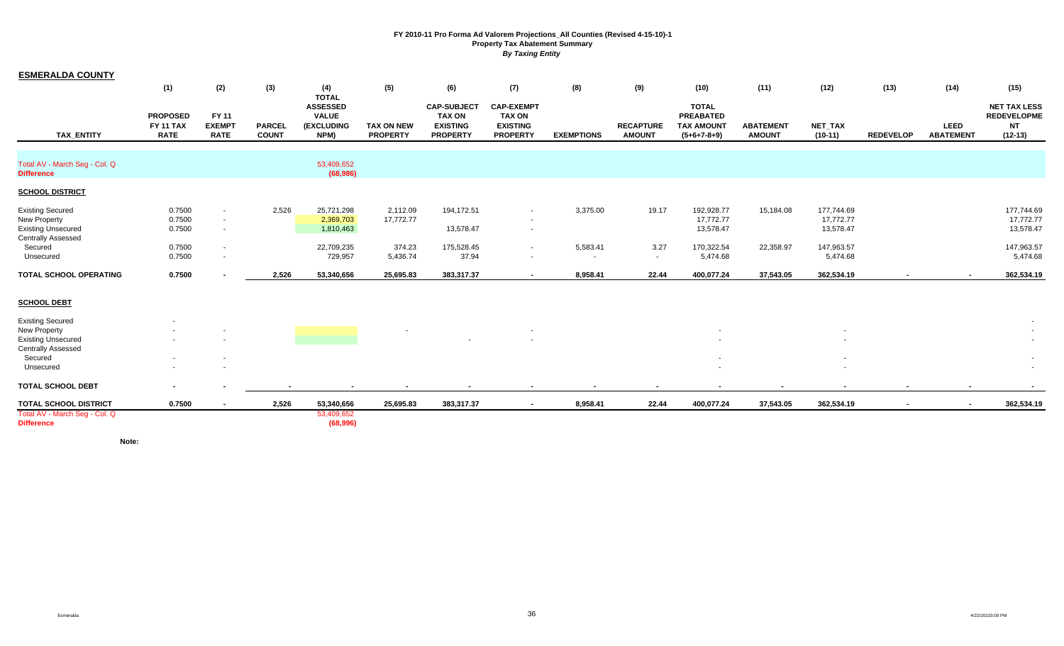**FY 2010-11 Pro Forma Ad Valorem Projections_All Counties (Revised 4-15-10)-1**
**Property Tax Abatement Summary**
***By Taxing Entity***

## ESMERALDA COUNTY

| TAX_ENTITY | (1) PROPOSED FY 11 TAX RATE | (2) FY 11 EXEMPT RATE | (3) PARCEL COUNT | (4) TOTAL ASSESSED VALUE (EXCLUDING NPM) | (5) TAX ON NEW PROPERTY | (6) CAP-SUBJECT TAX ON EXISTING PROPERTY | (7) CAP-EXEMPT TAX ON EXISTING PROPERTY | (8) EXEMPTIONS | (9) RECAPTURE AMOUNT | (10) TOTAL PREABATED TAX AMOUNT (5+6+7-8+9) | (11) ABATEMENT AMOUNT | (12) NET_TAX (10-11) | (13) REDEVELOP | (14) LEED ABATEMENT | (15) NET TAX LESS REDEVELOPMENT (12-13) |
|---|---|---|---|---|---|---|---|---|---|---|---|---|---|---|---|
| Total AV - March Seg - Col. Q | | | | 53,409,652 | | | | | | | | | | | |
| Difference | | | | (68,986) | | | | | | | | | | | |
| **SCHOOL DISTRICT** | | | | | | | | | | | | | | | |
| Existing Secured | 0.7500 | - | 2,526 | 25,721,298 | 2,112.09 | 194,172.51 | - | 3,375.00 | 19.17 | 192,928.77 | 15,184.08 | 177,744.69 | | | 177,744.69 |
| New Property | 0.7500 | - | | 2,369,703 | 17,772.77 | | - | | | 17,772.77 | | 17,772.77 | | | 17,772.77 |
| Existing Unsecured | 0.7500 | - | | 1,810,463 | | 13,578.47 | - | | | 13,578.47 | | 13,578.47 | | | 13,578.47 |
| Centrally Assessed | | | | | | | | | | | | | | | |
| Secured | 0.7500 | - | | 22,709,235 | 374.23 | 175,528.45 | - | 5,583.41 | 3.27 | 170,322.54 | 22,358.97 | 147,963.57 | | | 147,963.57 |
| Unsecured | 0.7500 | - | | 729,957 | 5,436.74 | 37.94 | - | - | - | 5,474.68 | | 5,474.68 | | | 5,474.68 |
| **TOTAL SCHOOL OPERATING** | **0.7500** | **-** | **2,526** | **53,340,656** | **25,695.83** | **383,317.37** | **-** | **8,958.41** | **22.44** | **400,077.24** | **37,543.05** | **362,534.19** | **-** | **-** | **362,534.19** |
| **SCHOOL DEBT** | | | | | | | | | | | | | | | |
| Existing Secured | - | | | | | | | | | | | | | | - |
| New Property | - | - | | | - | | - | | | - | | - | | | - |
| Existing Unsecured | - | - | | | | - | - | | | - | | - | | | - |
| Centrally Assessed | | | | | | | | | | | | | | | |
| Secured | - | - | | | | | | | | - | | - | | | - |
| Unsecured | - | - | | | | | | | | - | | - | | | - |
| **TOTAL SCHOOL DEBT** | **-** | **-** | **-** | **-** | **-** | **-** | **-** | **-** | **-** | **-** | **-** | **-** | **-** | **-** | **-** |
| **TOTAL SCHOOL DISTRICT** | **0.7500** | **-** | **2,526** | **53,340,656** | **25,695.83** | **383,317.37** | **-** | **8,958.41** | **22.44** | **400,077.24** | **37,543.05** | **362,534.19** | **-** | **-** | **362,534.19** |
| Total AV - March Seg - Col. Q | | | | 53,409,652 | | | | | | | | | | | |
| Difference | | | | (68,996) | | | | | | | | | | | |

**Note:**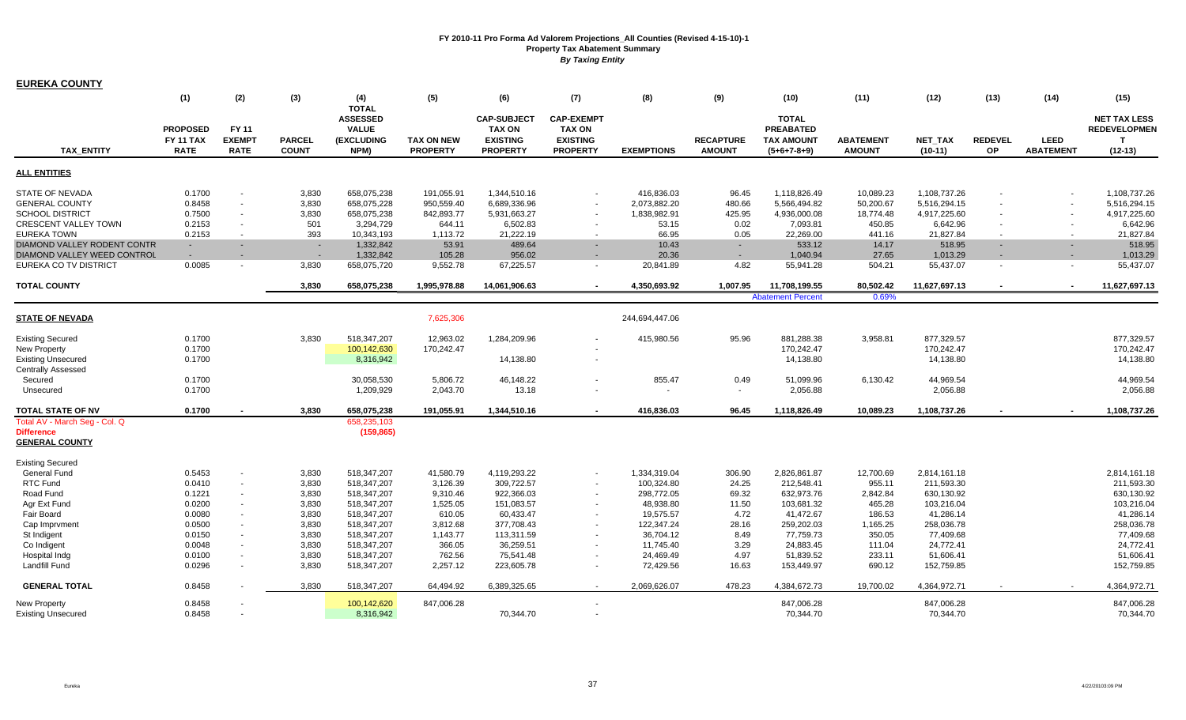**FY 2010-11 Pro Forma Ad Valorem Projections_All Counties (Revised 4-15-10)-1**
**Property Tax Abatement Summary**
***By Taxing Entity***

## EUREKA COUNTY

| TAX_ENTITY | (1) PROPOSED FY 11 TAX RATE | (2) FY 11 EXEMPT RATE | (3) PARCEL COUNT | (4) TOTAL ASSESSED VALUE (EXCLUDING NPM) | (5) TAX ON NEW PROPERTY | (6) CAP-SUBJECT TAX ON EXISTING PROPERTY | (7) CAP-EXEMPT TAX ON EXISTING PROPERTY | (8) EXEMPTIONS | (9) RECAPTURE AMOUNT | (10) TOTAL PREABATED TAX AMOUNT (5+6+7-8+9) | (11) ABATEMENT AMOUNT | (12) NET_TAX (10-11) | (13) REDEVEL OP | (14) LEED ABATEMENT | (15) NET TAX LESS REDEVELOPMEN T (12-13) |
|---|---|---|---|---|---|---|---|---|---|---|---|---|---|---|---|
| **ALL ENTITIES** | | | | | | | | | | | | | | | |
| STATE OF NEVADA | 0.1700 | - | 3,830 | 658,075,238 | 191,055.91 | 1,344,510.16 | - | 416,836.03 | 96.45 | 1,118,826.49 | 10,089.23 | 1,108,737.26 | - | - | 1,108,737.26 |
| GENERAL COUNTY | 0.8458 | - | 3,830 | 658,075,238 | 950,559.40 | 6,689,336.96 | - | 2,073,882.20 | 480.66 | 5,566,494.82 | 50,200.67 | 5,516,294.15 | - | - | 5,516,294.15 |
| SCHOOL DISTRICT | 0.7500 | - | 3,830 | 658,075,238 | 842,893.77 | 5,931,663.27 | - | 1,838,982.91 | 425.95 | 4,936,000.08 | 18,774.48 | 4,917,225.60 | - | - | 4,917,225.60 |
| CRESCENT VALLEY TOWN | 0.2153 | - | 501 | 3,294,729 | 644.11 | 6,502.83 | - | 53.15 | 0.02 | 7,093.81 | 450.85 | 6,642.96 | - | - | 6,642.96 |
| EUREKA TOWN | 0.2153 | - | 393 | 10,343,193 | 1,113.72 | 21,222.19 | - | 66.95 | 0.05 | 22,269.00 | 441.16 | 21,827.84 | - | - | 21,827.84 |
| DIAMOND VALLEY RODENT CONTR | - | - | - | 1,332,842 | 53.91 | 489.64 | - | 10.43 | - | 533.12 | 14.17 | 518.95 | - | - | 518.95 |
| DIAMOND VALLEY WEED CONTROL | - | - | - | 1,332,842 | 105.28 | 956.02 | - | 20.36 | - | 1,040.94 | 27.65 | 1,013.29 | - | - | 1,013.29 |
| EUREKA CO TV DISTRICT | 0.0085 | - | 3,830 | 658,075,720 | 9,552.78 | 67,225.57 | - | 20,841.89 | 4.82 | 55,941.28 | 504.21 | 55,437.07 | - | - | 55,437.07 |
| **TOTAL COUNTY** | | | **3,830** | **658,075,238** | **1,995,978.88** | **14,061,906.63** | **-** | **4,350,693.92** | **1,007.95** | **11,708,199.55** | **80,502.42** | **11,627,697.13** | **-** | **-** | **11,627,697.13** |
| | | | | | | | | | | Abatement Percent | 0.69% | | | | |
| **STATE OF NEVADA** | | | | | 7,625,306 | | | 244,694,447.06 | | | | | | | |
| Existing Secured | 0.1700 | | 3,830 | 518,347,207 | 12,963.02 | 1,284,209.96 | - | 415,980.56 | 95.96 | 881,288.38 | 3,958.81 | 877,329.57 | | | 877,329.57 |
| New Property | 0.1700 | | | 100,142,630 | 170,242.47 | | - | | | 170,242.47 | | 170,242.47 | | | 170,242.47 |
| Existing Unsecured | 0.1700 | | | 8,316,942 | | 14,138.80 | - | | | 14,138.80 | | 14,138.80 | | | 14,138.80 |
| Centrally Assessed | | | | | | | | | | | | | | | |
| Secured | 0.1700 | | | 30,058,530 | 5,806.72 | 46,148.22 | - | 855.47 | 0.49 | 51,099.96 | 6,130.42 | 44,969.54 | | | 44,969.54 |
| Unsecured | 0.1700 | | | 1,209,929 | 2,043.70 | 13.18 | - | - | - | 2,056.88 | | 2,056.88 | | | 2,056.88 |
| **TOTAL STATE OF NV** | **0.1700** | **-** | **3,830** | **658,075,238** | **191,055.91** | **1,344,510.16** | **-** | **416,836.03** | **96.45** | **1,118,826.49** | **10,089.23** | **1,108,737.26** | **-** | **-** | **1,108,737.26** |
| Total AV - March Seg - Col. Q | | | | 658,235,103 | | | | | | | | | | | |
| **Difference** | | | | **(159,865)** | | | | | | | | | | | |
| **GENERAL COUNTY** | | | | | | | | | | | | | | | |
| Existing Secured | | | | | | | | | | | | | | | |
| General Fund | 0.5453 | - | 3,830 | 518,347,207 | 41,580.79 | 4,119,293.22 | - | 1,334,319.04 | 306.90 | 2,826,861.87 | 12,700.69 | 2,814,161.18 | | | 2,814,161.18 |
| RTC Fund | 0.0410 | - | 3,830 | 518,347,207 | 3,126.39 | 309,722.57 | - | 100,324.80 | 24.25 | 212,548.41 | 955.11 | 211,593.30 | | | 211,593.30 |
| Road Fund | 0.1221 | - | 3,830 | 518,347,207 | 9,310.46 | 922,366.03 | - | 298,772.05 | 69.32 | 632,973.76 | 2,842.84 | 630,130.92 | | | 630,130.92 |
| Agr Ext Fund | 0.0200 | - | 3,830 | 518,347,207 | 1,525.05 | 151,083.57 | - | 48,938.80 | 11.50 | 103,681.32 | 465.28 | 103,216.04 | | | 103,216.04 |
| Fair Board | 0.0080 | - | 3,830 | 518,347,207 | 610.05 | 60,433.47 | - | 19,575.57 | 4.72 | 41,472.67 | 186.53 | 41,286.14 | | | 41,286.14 |
| Cap Imprvment | 0.0500 | - | 3,830 | 518,347,207 | 3,812.68 | 377,708.43 | - | 122,347.24 | 28.16 | 259,202.03 | 1,165.25 | 258,036.78 | | | 258,036.78 |
| St Indigent | 0.0150 | - | 3,830 | 518,347,207 | 1,143.77 | 113,311.59 | - | 36,704.12 | 8.49 | 77,759.73 | 350.05 | 77,409.68 | | | 77,409.68 |
| Co Indigent | 0.0048 | - | 3,830 | 518,347,207 | 366.05 | 36,259.51 | - | 11,745.40 | 3.29 | 24,883.45 | 111.04 | 24,772.41 | | | 24,772.41 |
| Hospital Indg | 0.0100 | - | 3,830 | 518,347,207 | 762.56 | 75,541.48 | - | 24,469.49 | 4.97 | 51,839.52 | 233.11 | 51,606.41 | | | 51,606.41 |
| Landfill Fund | 0.0296 | - | 3,830 | 518,347,207 | 2,257.12 | 223,605.78 | - | 72,429.56 | 16.63 | 153,449.97 | 690.12 | 152,759.85 | | | 152,759.85 |
| **GENERAL TOTAL** | **0.8458** | **-** | **3,830** | **518,347,207** | **64,494.92** | **6,389,325.65** | **-** | **2,069,626.07** | **478.23** | **4,384,672.73** | **19,700.02** | **4,364,972.71** | **-** | **-** | **4,364,972.71** |
| New Property | 0.8458 | - | | 100,142,620 | 847,006.28 | | - | | | 847,006.28 | | 847,006.28 | | | 847,006.28 |
| Existing Unsecured | 0.8458 | - | | 8,316,942 | | 70,344.70 | - | | | 70,344.70 | | 70,344.70 | | | 70,344.70 |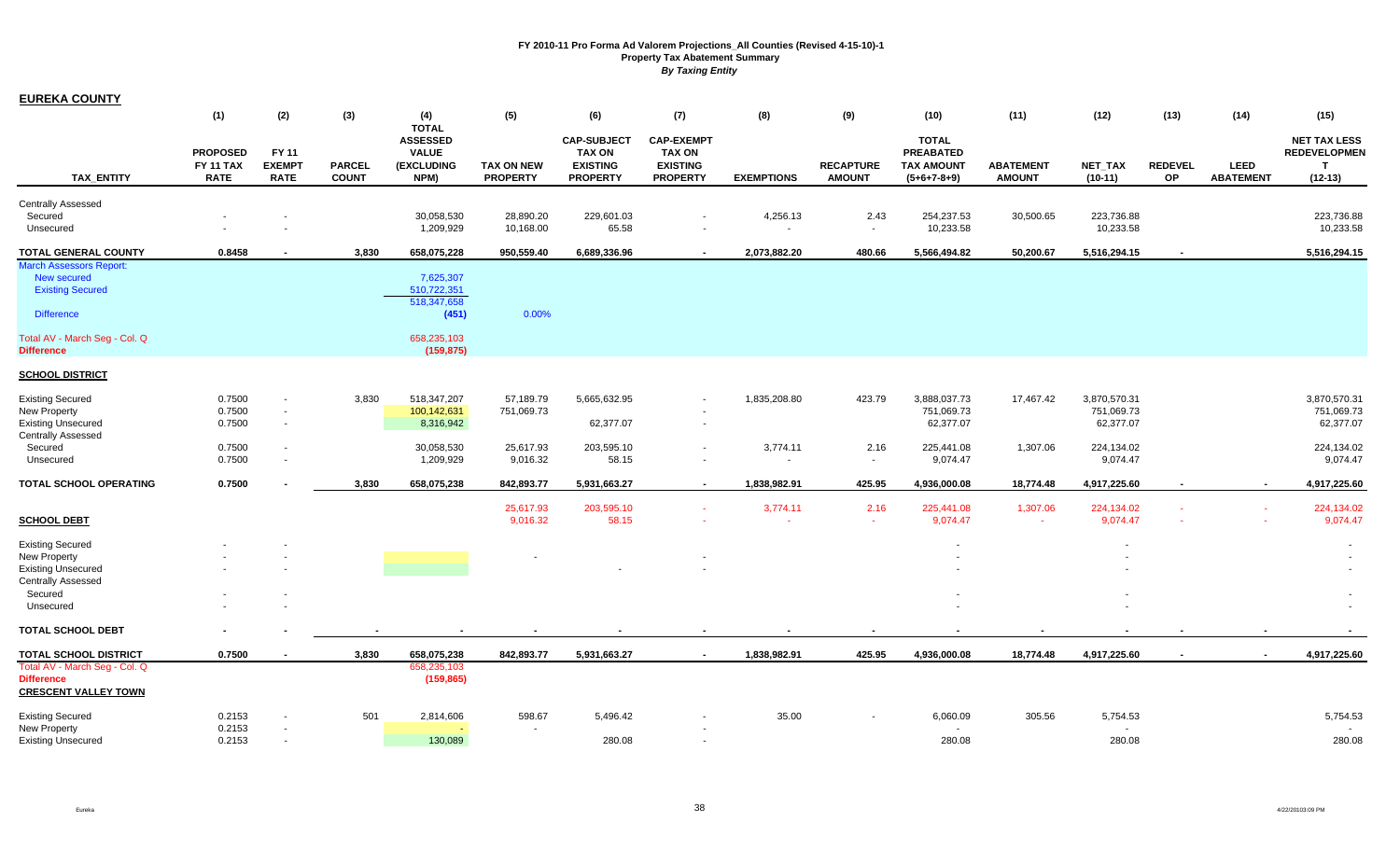**FY 2010-11 Pro Forma Ad Valorem Projections_All Counties (Revised 4-15-10)-1**
**Property Tax Abatement Summary**
***By Taxing Entity***

**EUREKA COUNTY**

| TAX_ENTITY | (1) PROPOSED FY 11 TAX RATE | (2) FY 11 EXEMPT RATE | (3) PARCEL COUNT | (4) TOTAL ASSESSED VALUE (EXCLUDING NPM) | (5) TAX ON NEW PROPERTY | (6) CAP-SUBJECT TAX ON EXISTING PROPERTY | (7) CAP-EXEMPT TAX ON EXISTING PROPERTY | (8) EXEMPTIONS | (9) RECAPTURE AMOUNT | (10) TOTAL PREABATED TAX AMOUNT (5+6+7-8+9) | (11) ABATEMENT AMOUNT | (12) NET_TAX (10-11) | (13) REDEVEL OP | (14) LEED ABATEMENT | (15) NET TAX LESS REDEVELOPMENT (12-13) |
|---|---|---|---|---|---|---|---|---|---|---|---|---|---|---|---|
| Centrally Assessed | | | | | | | | | | | | | | | |
| Secured | - | - | | 30,058,530 | 28,890.20 | 229,601.03 | - | 4,256.13 | 2.43 | 254,237.53 | 30,500.65 | 223,736.88 | | | 223,736.88 |
| Unsecured | - | - | | 1,209,929 | 10,168.00 | 65.58 | - | - | - | 10,233.58 | | 10,233.58 | | | 10,233.58 |
| **TOTAL GENERAL COUNTY** | **0.8458** | **-** | **3,830** | **658,075,228** | **950,559.40** | **6,689,336.96** | **-** | **2,073,882.20** | **480.66** | **5,566,494.82** | **50,200.67** | **5,516,294.15** | **-** | | **5,516,294.15** |
| March Assessors Report: | | | | | | | | | | | | | | | |
| New secured | | | | 7,625,307 | | | | | | | | | | | |
| Existing Secured | | | | 510,722,351 | | | | | | | | | | | |
| | | | | 518,347,658 | | | | | | | | | | | |
| Difference | | | | (451) | 0.00% | | | | | | | | | | |
| Total AV - March Seg - Col. Q | | | | 658,235,103 | | | | | | | | | | | |
| **Difference** | | | | **(159,875)** | | | | | | | | | | | |
| **SCHOOL DISTRICT** | | | | | | | | | | | | | | | |
| Existing Secured | 0.7500 | - | 3,830 | 518,347,207 | 57,189.79 | 5,665,632.95 | - | 1,835,208.80 | 423.79 | 3,888,037.73 | 17,467.42 | 3,870,570.31 | | | 3,870,570.31 |
| New Property | 0.7500 | - | | 100,142,631 | 751,069.73 | | - | | | 751,069.73 | | 751,069.73 | | | 751,069.73 |
| Existing Unsecured | 0.7500 | - | | 8,316,942 | | 62,377.07 | - | | | 62,377.07 | | 62,377.07 | | | 62,377.07 |
| Centrally Assessed | | | | | | | | | | | | | | | |
| Secured | 0.7500 | - | | 30,058,530 | 25,617.93 | 203,595.10 | - | 3,774.11 | 2.16 | 225,441.08 | 1,307.06 | 224,134.02 | | | 224,134.02 |
| Unsecured | 0.7500 | - | | 1,209,929 | 9,016.32 | 58.15 | - | - | - | 9,074.47 | | 9,074.47 | | | 9,074.47 |
| **TOTAL SCHOOL OPERATING** | **0.7500** | **-** | **3,830** | **658,075,238** | **842,893.77** | **5,931,663.27** | **-** | **1,838,982.91** | **425.95** | **4,936,000.08** | **18,774.48** | **4,917,225.60** | **-** | **-** | **4,917,225.60** |
| | | | | | 25,617.93 | 203,595.10 | - | 3,774.11 | 2.16 | 225,441.08 | 1,307.06 | 224,134.02 | - | - | 224,134.02 |
| **SCHOOL DEBT** | | | | | 9,016.32 | 58.15 | - | - | - | 9,074.47 | - | 9,074.47 | - | - | 9,074.47 |
| Existing Secured | - | - | | | | | | | | - | | - | | | - |
| New Property | - | - | | | - | | - | | | - | | - | | | - |
| Existing Unsecured | - | - | | | | - | - | | | - | | - | | | - |
| Centrally Assessed | | | | | | | | | | | | | | | |
| Secured | - | - | | | | | | | | - | | - | | | - |
| Unsecured | - | - | | | | | | | | - | | - | | | - |
| **TOTAL SCHOOL DEBT** | **-** | **-** | **-** | **-** | **-** | **-** | **-** | **-** | **-** | **-** | **-** | **-** | **-** | **-** | **-** |
| **TOTAL SCHOOL DISTRICT** | **0.7500** | **-** | **3,830** | **658,075,238** | **842,893.77** | **5,931,663.27** | **-** | **1,838,982.91** | **425.95** | **4,936,000.08** | **18,774.48** | **4,917,225.60** | **-** | **-** | **4,917,225.60** |
| Total AV - March Seg - Col. Q | | | | 658,235,103 | | | | | | | | | | | |
| **Difference** | | | | **(159,865)** | | | | | | | | | | | |
| **CRESCENT VALLEY TOWN** | | | | | | | | | | | | | | | |
| Existing Secured | 0.2153 | - | 501 | 2,814,606 | 598.67 | 5,496.42 | - | 35.00 | - | 6,060.09 | 305.56 | 5,754.53 | | | 5,754.53 |
| New Property | 0.2153 | - | | - | - | | - | | | - | | - | | | - |
| Existing Unsecured | 0.2153 | - | | 130,089 | | 280.08 | - | | | 280.08 | | 280.08 | | | 280.08 |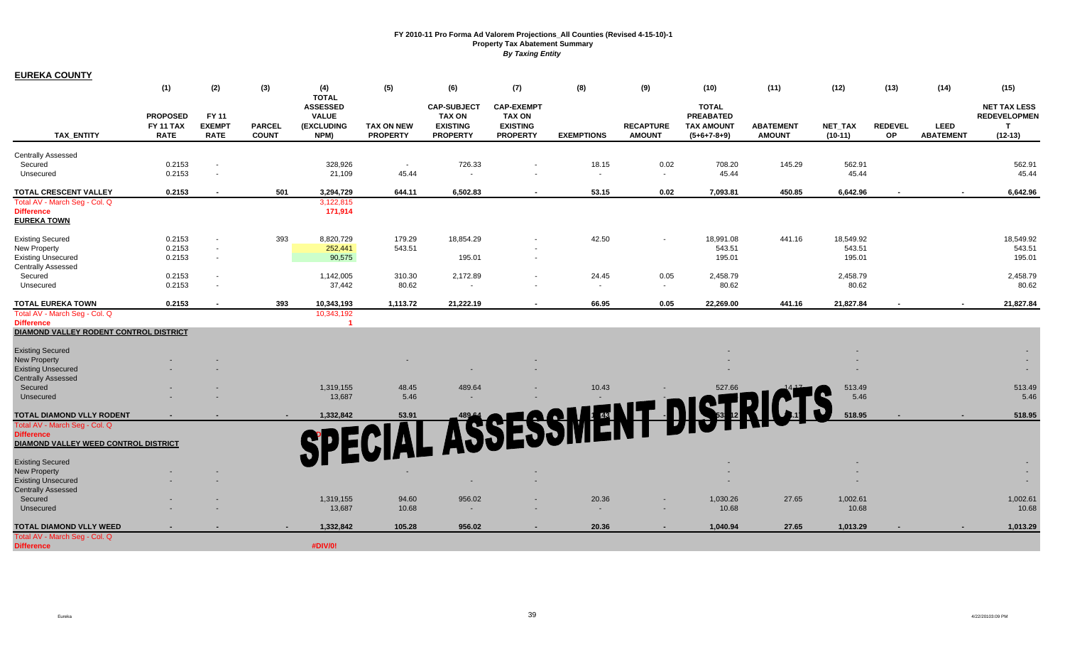**FY 2010-11 Pro Forma Ad Valorem Projections_All Counties (Revised 4-15-10)-1**
**Property Tax Abatement Summary**
***By Taxing Entity***

**EUREKA COUNTY**

| TAX_ENTITY | (1) PROPOSED FY 11 TAX RATE | (2) FY 11 EXEMPT RATE | (3) PARCEL COUNT | (4) TOTAL ASSESSED VALUE (EXCLUDING NPM) | (5) TAX ON NEW PROPERTY | (6) CAP-SUBJECT TAX ON EXISTING PROPERTY | (7) CAP-EXEMPT TAX ON EXISTING PROPERTY | (8) EXEMPTIONS | (9) RECAPTURE AMOUNT | (10) TOTAL PREABATED TAX AMOUNT (5+6+7-8+9) | (11) ABATEMENT AMOUNT | (12) NET_TAX (10-11) | (13) REDEVEL OP | (14) LEED ABATEMENT | (15) NET TAX LESS REDEVELOPMENT (12-13) |
|---|---|---|---|---|---|---|---|---|---|---|---|---|---|---|---|
| Centrally Assessed | | | | | | | | | | | | | | | |
| Secured | 0.2153 | - | | 328,926 | - | 726.33 | - | 18.15 | 0.02 | 708.20 | 145.29 | 562.91 | | | 562.91 |
| Unsecured | 0.2153 | - | | 21,109 | 45.44 | - | - | - | - | 45.44 | | 45.44 | | | 45.44 |
| **TOTAL CRESCENT VALLEY** | **0.2153** | **-** | **501** | **3,294,729** | **644.11** | **6,502.83** | **-** | **53.15** | **0.02** | **7,093.81** | **450.85** | **6,642.96** | **-** | **-** | **6,642.96** |
| Total AV - March Seg - Col. Q | | | | 3,122,815 | | | | | | | | | | | |
| **Difference** | | | | **171,914** | | | | | | | | | | | |
| **EUREKA TOWN** | | | | | | | | | | | | | | | |
| Existing Secured | 0.2153 | - | 393 | 8,820,729 | 179.29 | 18,854.29 | - | 42.50 | - | 18,991.08 | 441.16 | 18,549.92 | | | 18,549.92 |
| New Property | 0.2153 | - | | 252,441 | 543.51 | | - | | | 543.51 | | 543.51 | | | 543.51 |
| Existing Unsecured | 0.2153 | - | | 90,575 | | 195.01 | - | | | 195.01 | | 195.01 | | | 195.01 |
| Centrally Assessed | | | | | | | | | | | | | | | |
| Secured | 0.2153 | - | | 1,142,005 | 310.30 | 2,172.89 | - | 24.45 | 0.05 | 2,458.79 | | 2,458.79 | | | 2,458.79 |
| Unsecured | 0.2153 | - | | 37,442 | 80.62 | - | - | - | - | 80.62 | | 80.62 | | | 80.62 |
| **TOTAL EUREKA TOWN** | **0.2153** | **-** | **393** | **10,343,193** | **1,113.72** | **21,222.19** | **-** | **66.95** | **0.05** | **22,269.00** | **441.16** | **21,827.84** | **-** | **-** | **21,827.84** |
| Total AV - March Seg - Col. Q | | | | 10,343,192 | | | | | | | | | | | |
| **Difference** | | | | **1** | | | | | | | | | | | |
| **DIAMOND VALLEY RODENT CONTROL DISTRICT** | | | | | | | | | | | | | | | |
| Existing Secured | | | | | | | | | | - | | - | | | - |
| New Property | - | - | | | - | | - | | | - | | - | | | - |
| Existing Unsecured | - | - | | | | - | - | | | - | | - | | | - |
| Centrally Assessed | | | | | | | | | | | | | | | |
| Secured | - | - | | 1,319,155 | 48.45 | 489.64 | - | 10.43 | - | 527.66 | 14.17 | 513.49 | | | 513.49 |
| Unsecured | - | - | | 13,687 | 5.46 | - | - | - | - | 5.46 | | 5.46 | | | 5.46 |
| **TOTAL DIAMOND VLLY RODENT** | **-** | **-** | **-** | **1,332,842** | **53.91** | **489.64** | **-** | **10.43** | **-** | **533.12** | **14.17** | **518.95** | **-** | **-** | **518.95** |
| Total AV - March Seg - Col. Q | | | | | | | | | | | | | | | |
| **Difference** | | | | | | | | | | | | | | | |
| **DIAMOND VALLEY WEED CONTROL DISTRICT** | | | | | | | | | | | | | | | |
| Existing Secured | | | | | | | | | | - | | - | | | - |
| New Property | - | - | | | - | | - | | | - | | - | | | - |
| Existing Unsecured | - | - | | | | - | - | | | - | | - | | | - |
| Centrally Assessed | | | | | | | | | | | | | | | |
| Secured | - | - | | 1,319,155 | 94.60 | 956.02 | - | 20.36 | - | 1,030.26 | 27.65 | 1,002.61 | | | 1,002.61 |
| Unsecured | - | - | | 13,687 | 10.68 | - | - | - | - | 10.68 | | 10.68 | | | 10.68 |
| **TOTAL DIAMOND VLLY WEED** | **-** | **-** | **-** | **1,332,842** | **105.28** | **956.02** | **-** | **20.36** | **-** | **1,040.94** | **27.65** | **1,013.29** | **-** | **-** | **1,013.29** |
| Total AV - March Seg - Col. Q | | | | | | | | | | | | | | | |
| **Difference** | | | | **#DIV/0!** | | | | | | | | | | | |

**SPECIAL ASSESSMENT DISTRICTS**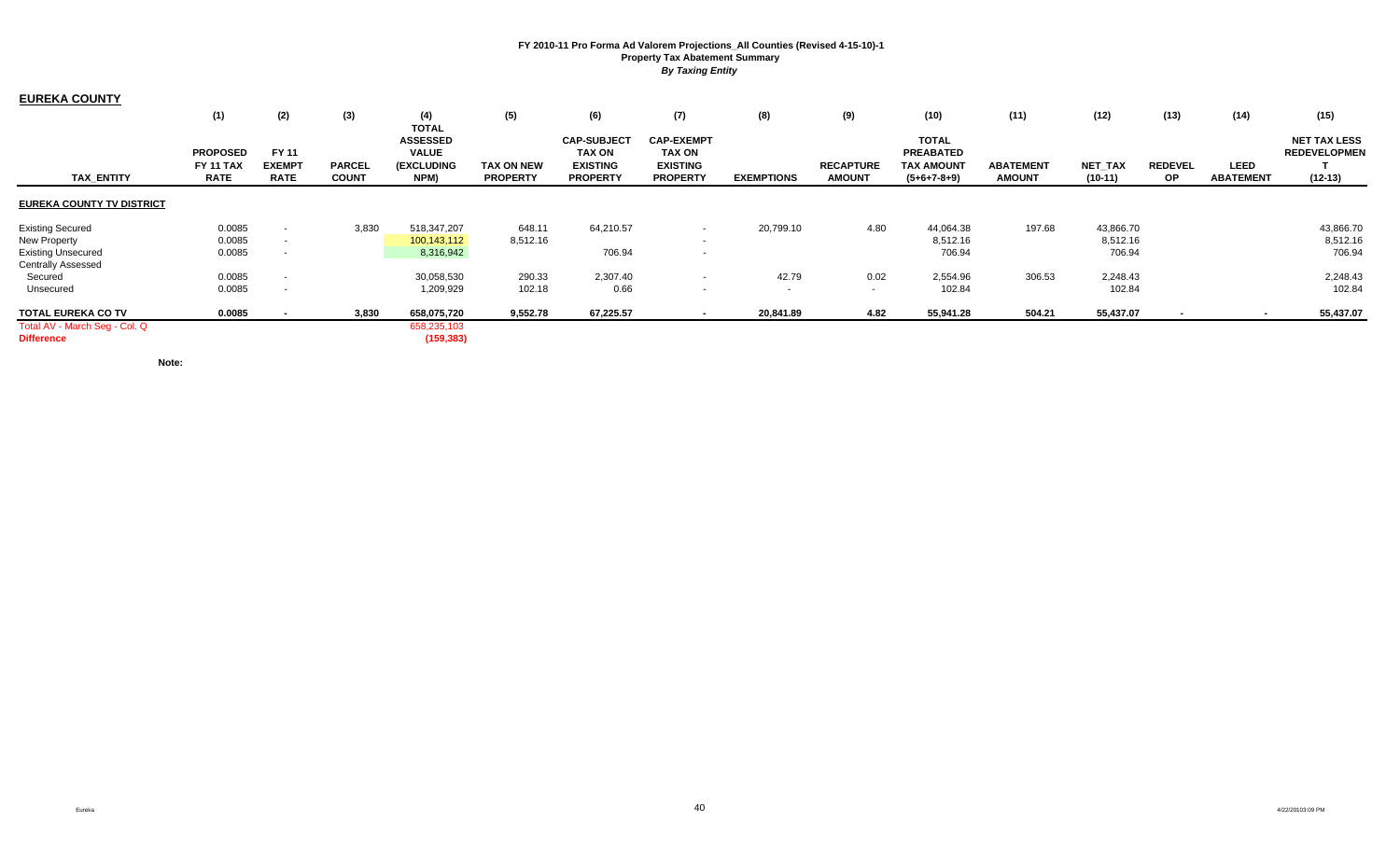**FY 2010-11 Pro Forma Ad Valorem Projections_All Counties (Revised 4-15-10)-1**
**Property Tax Abatement Summary**
***By Taxing Entity***

**EUREKA COUNTY**

| TAX_ENTITY | (1) PROPOSED FY 11 TAX RATE | (2) FY 11 EXEMPT RATE | (3) PARCEL COUNT | (4) TOTAL ASSESSED VALUE (EXCLUDING NPM) | (5) TAX ON NEW PROPERTY | (6) CAP-SUBJECT TAX ON EXISTING PROPERTY | (7) CAP-EXEMPT TAX ON EXISTING PROPERTY | (8) EXEMPTIONS | (9) RECAPTURE AMOUNT | (10) TOTAL PREABATED TAX AMOUNT (5+6+7-8+9) | (11) ABATEMENT AMOUNT | (12) NET_TAX (10-11) | (13) REDEVELOP | (14) LEED ABATEMENT | (15) NET TAX LESS REDEVELOPMENT (12-13) |
|---|---|---|---|---|---|---|---|---|---|---|---|---|---|---|---|
| **EUREKA COUNTY TV DISTRICT** | | | | | | | | | | | | | | | |
| Existing Secured | 0.0085 | - | 3,830 | 518,347,207 | 648.11 | 64,210.57 | - | 20,799.10 | 4.80 | 44,064.38 | 197.68 | 43,866.70 | | | 43,866.70 |
| New Property | 0.0085 | - | | 100,143,112 | 8,512.16 | | - | | | 8,512.16 | | 8,512.16 | | | 8,512.16 |
| Existing Unsecured | 0.0085 | - | | 8,316,942 | | 706.94 | - | | | 706.94 | | 706.94 | | | 706.94 |
| Centrally Assessed | | | | | | | | | | | | | | | |
| Secured | 0.0085 | - | | 30,058,530 | 290.33 | 2,307.40 | - | 42.79 | 0.02 | 2,554.96 | 306.53 | 2,248.43 | | | 2,248.43 |
| Unsecured | 0.0085 | - | | 1,209,929 | 102.18 | 0.66 | - | - | - | 102.84 | | 102.84 | | | 102.84 |
| **TOTAL EUREKA CO TV** | **0.0085** | **-** | **3,830** | **658,075,720** | **9,552.78** | **67,225.57** | **-** | **20,841.89** | **4.82** | **55,941.28** | **504.21** | **55,437.07** | **-** | **-** | **55,437.07** |
| Total AV - March Seg - Col. Q | | | | 658,235,103 | | | | | | | | | | | |
| **Difference** | | | | **(159,383)** | | | | | | | | | | | |

**Note:**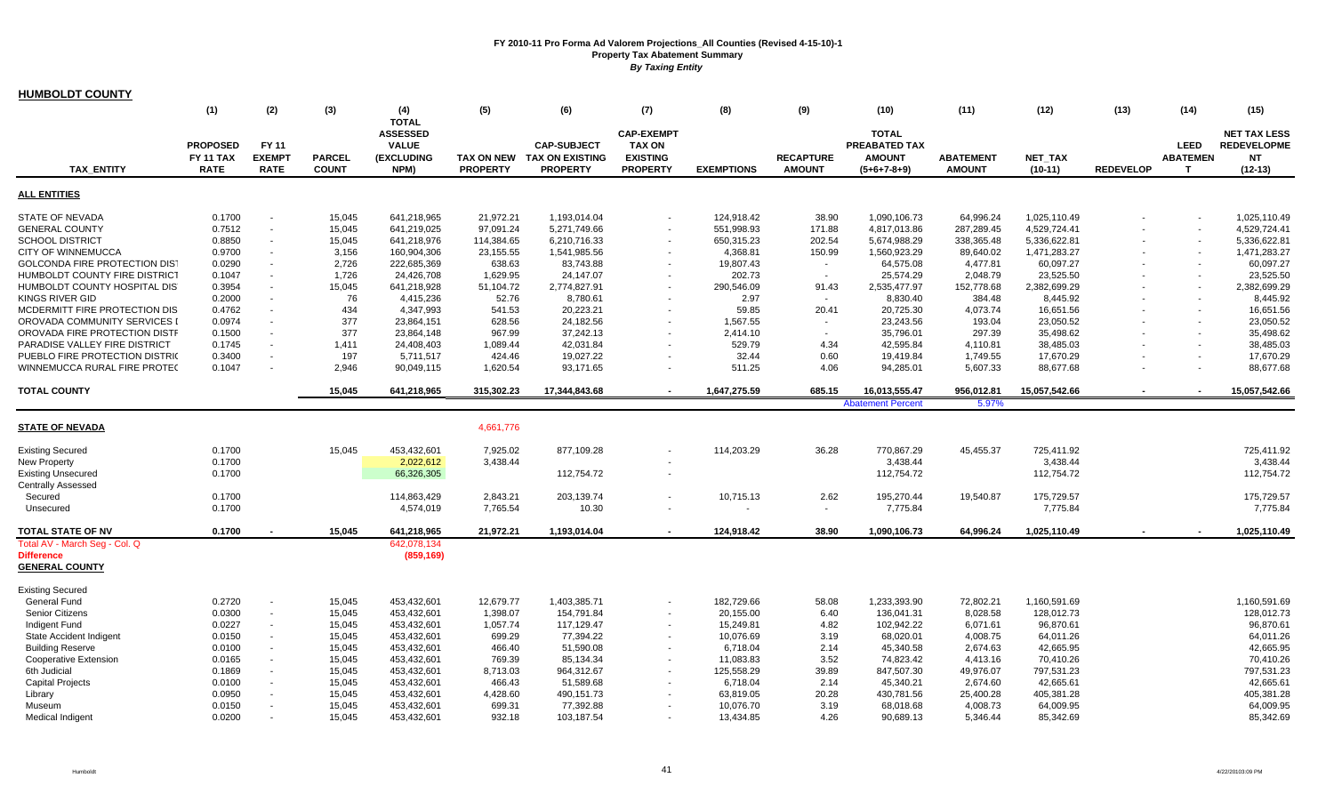# FY 2010-11 Pro Forma Ad Valorem Projections_All Counties (Revised 4-15-10)-1
## Property Tax Abatement Summary
### *By Taxing Entity*

**HUMBOLDT COUNTY**

| TAX_ENTITY | (1) PROPOSED FY 11 TAX RATE | (2) FY 11 EXEMPT RATE | (3) PARCEL COUNT | (4) TOTAL ASSESSED VALUE (EXCLUDING NPM) | (5) TAX ON NEW PROPERTY | (6) CAP-SUBJECT TAX ON EXISTING PROPERTY | (7) CAP-EXEMPT TAX ON EXISTING PROPERTY | (8) EXEMPTIONS | (9) RECAPTURE AMOUNT | (10) TOTAL PREABATED TAX AMOUNT (5+6+7-8+9) | (11) ABATEMENT AMOUNT | (12) NET_TAX (10-11) | (13) REDEVELOP | (14) LEED ABATEMENT | (15) NET TAX LESS REDEVELOPMENT (12-13) |
|---|---|---|---|---|---|---|---|---|---|---|---|---|---|---|---|
| **ALL ENTITIES** | | | | | | | | | | | | | | | |
| STATE OF NEVADA | 0.1700 | - | 15,045 | 641,218,965 | 21,972.21 | 1,193,014.04 | - | 124,918.42 | 38.90 | 1,090,106.73 | 64,996.24 | 1,025,110.49 | - | - | 1,025,110.49 |
| GENERAL COUNTY | 0.7512 | - | 15,045 | 641,219,025 | 97,091.24 | 5,271,749.66 | - | 551,998.93 | 171.88 | 4,817,013.86 | 287,289.45 | 4,529,724.41 | - | - | 4,529,724.41 |
| SCHOOL DISTRICT | 0.8850 | - | 15,045 | 641,218,976 | 114,384.65 | 6,210,716.33 | - | 650,315.23 | 202.54 | 5,674,988.29 | 338,365.48 | 5,336,622.81 | - | - | 5,336,622.81 |
| CITY OF WINNEMUCCA | 0.9700 | - | 3,156 | 160,904,306 | 23,155.55 | 1,541,985.56 | - | 4,368.81 | 150.99 | 1,560,923.29 | 89,640.02 | 1,471,283.27 | - | - | 1,471,283.27 |
| GOLCONDA FIRE PROTECTION DIST | 0.0290 | - | 2,726 | 222,685,369 | 638.63 | 83,743.88 | - | 19,807.43 | - | 64,575.08 | 4,477.81 | 60,097.27 | - | - | 60,097.27 |
| HUMBOLDT COUNTY FIRE DISTRICT | 0.1047 | - | 1,726 | 24,426,708 | 1,629.95 | 24,147.07 | - | 202.73 | - | 25,574.29 | 2,048.79 | 23,525.50 | - | - | 23,525.50 |
| HUMBOLDT COUNTY HOSPITAL DIS | 0.3954 | - | 15,045 | 641,218,928 | 51,104.72 | 2,774,827.91 | - | 290,546.09 | 91.43 | 2,535,477.97 | 152,778.68 | 2,382,699.29 | - | - | 2,382,699.29 |
| KINGS RIVER GID | 0.2000 | - | 76 | 4,415,236 | 52.76 | 8,780.61 | - | 2.97 | - | 8,830.40 | 384.48 | 8,445.92 | - | - | 8,445.92 |
| MCDERMITT FIRE PROTECTION DIS | 0.4762 | - | 434 | 4,347,993 | 541.53 | 20,223.21 | - | 59.85 | 20.41 | 20,725.30 | 4,073.74 | 16,651.56 | - | - | 16,651.56 |
| OROVADA COMMUNITY SERVICES I | 0.0974 | - | 377 | 23,864,151 | 628.56 | 24,182.56 | - | 1,567.55 | - | 23,243.56 | 193.04 | 23,050.52 | - | - | 23,050.52 |
| OROVADA FIRE PROTECTION DISTF | 0.1500 | - | 377 | 23,864,148 | 967.99 | 37,242.13 | - | 2,414.10 | - | 35,796.01 | 297.39 | 35,498.62 | - | - | 35,498.62 |
| PARADISE VALLEY FIRE DISTRICT | 0.1745 | - | 1,411 | 24,408,403 | 1,089.44 | 42,031.84 | - | 529.79 | 4.34 | 42,595.84 | 4,110.81 | 38,485.03 | - | - | 38,485.03 |
| PUEBLO FIRE PROTECTION DISTRIC | 0.3400 | - | 197 | 5,711,517 | 424.46 | 19,027.22 | - | 32.44 | 0.60 | 19,419.84 | 1,749.55 | 17,670.29 | - | - | 17,670.29 |
| WINNEMUCCA RURAL FIRE PROTEC | 0.1047 | - | 2,946 | 90,049,115 | 1,620.54 | 93,171.65 | - | 511.25 | 4.06 | 94,285.01 | 5,607.33 | 88,677.68 | - | - | 88,677.68 |
| **TOTAL COUNTY** | | | **15,045** | **641,218,965** | **315,302.23** | **17,344,843.68** | **-** | **1,647,275.59** | **685.15** | **16,013,555.47** | **956,012.81** | **15,057,542.66** | **-** | **-** | **15,057,542.66** |
| | | | | | | | | | | Abatement Percent | 5.97% | | | | |
| **STATE OF NEVADA** | | | | | 4,661,776 | | | | | | | | | | |
| Existing Secured | 0.1700 | | 15,045 | 453,432,601 | 7,925.02 | 877,109.28 | - | 114,203.29 | 36.28 | 770,867.29 | 45,455.37 | 725,411.92 | | | 725,411.92 |
| New Property | 0.1700 | | | 2,022,612 | 3,438.44 | | - | | | 3,438.44 | | 3,438.44 | | | 3,438.44 |
| Existing Unsecured | 0.1700 | | | 66,326,305 | | 112,754.72 | - | | | 112,754.72 | | 112,754.72 | | | 112,754.72 |
| Centrally Assessed | | | | | | | | | | | | | | | |
| Secured | 0.1700 | | | 114,863,429 | 2,843.21 | 203,139.74 | - | 10,715.13 | 2.62 | 195,270.44 | 19,540.87 | 175,729.57 | | | 175,729.57 |
| Unsecured | 0.1700 | | | 4,574,019 | 7,765.54 | 10.30 | - | - | - | 7,775.84 | | 7,775.84 | | | 7,775.84 |
| **TOTAL STATE OF NV** | **0.1700** | **-** | **15,045** | **641,218,965** | **21,972.21** | **1,193,014.04** | **-** | **124,918.42** | **38.90** | **1,090,106.73** | **64,996.24** | **1,025,110.49** | **-** | **-** | **1,025,110.49** |
| Total AV - March Seg - Col. Q | | | | 642,078,134 | | | | | | | | | | | |
| **Difference** | | | | **(859,169)** | | | | | | | | | | | |
| **GENERAL COUNTY** | | | | | | | | | | | | | | | |
| Existing Secured | | | | | | | | | | | | | | | |
| General Fund | 0.2720 | - | 15,045 | 453,432,601 | 12,679.77 | 1,403,385.71 | - | 182,729.66 | 58.08 | 1,233,393.90 | 72,802.21 | 1,160,591.69 | | | 1,160,591.69 |
| Senior Citizens | 0.0300 | - | 15,045 | 453,432,601 | 1,398.07 | 154,791.84 | - | 20,155.00 | 6.40 | 136,041.31 | 8,028.58 | 128,012.73 | | | 128,012.73 |
| Indigent Fund | 0.0227 | - | 15,045 | 453,432,601 | 1,057.74 | 117,129.47 | - | 15,249.81 | 4.82 | 102,942.22 | 6,071.61 | 96,870.61 | | | 96,870.61 |
| State Accident Indigent | 0.0150 | - | 15,045 | 453,432,601 | 699.29 | 77,394.22 | - | 10,076.69 | 3.19 | 68,020.01 | 4,008.75 | 64,011.26 | | | 64,011.26 |
| Building Reserve | 0.0100 | - | 15,045 | 453,432,601 | 466.40 | 51,590.08 | - | 6,718.04 | 2.14 | 45,340.58 | 2,674.63 | 42,665.95 | | | 42,665.95 |
| Cooperative Extension | 0.0165 | - | 15,045 | 453,432,601 | 769.39 | 85,134.34 | - | 11,083.83 | 3.52 | 74,823.42 | 4,413.16 | 70,410.26 | | | 70,410.26 |
| 6th Judicial | 0.1869 | - | 15,045 | 453,432,601 | 8,713.03 | 964,312.67 | - | 125,558.29 | 39.89 | 847,507.30 | 49,976.07 | 797,531.23 | | | 797,531.23 |
| Capital Projects | 0.0100 | - | 15,045 | 453,432,601 | 466.43 | 51,589.68 | - | 6,718.04 | 2.14 | 45,340.21 | 2,674.60 | 42,665.61 | | | 42,665.61 |
| Library | 0.0950 | - | 15,045 | 453,432,601 | 4,428.60 | 490,151.73 | - | 63,819.05 | 20.28 | 430,781.56 | 25,400.28 | 405,381.28 | | | 405,381.28 |
| Museum | 0.0150 | - | 15,045 | 453,432,601 | 699.31 | 77,392.88 | - | 10,076.70 | 3.19 | 68,018.68 | 4,008.73 | 64,009.95 | | | 64,009.95 |
| Medical Indigent | 0.0200 | - | 15,045 | 453,432,601 | 932.18 | 103,187.54 | - | 13,434.85 | 4.26 | 90,689.13 | 5,346.44 | 85,342.69 | | | 85,342.69 |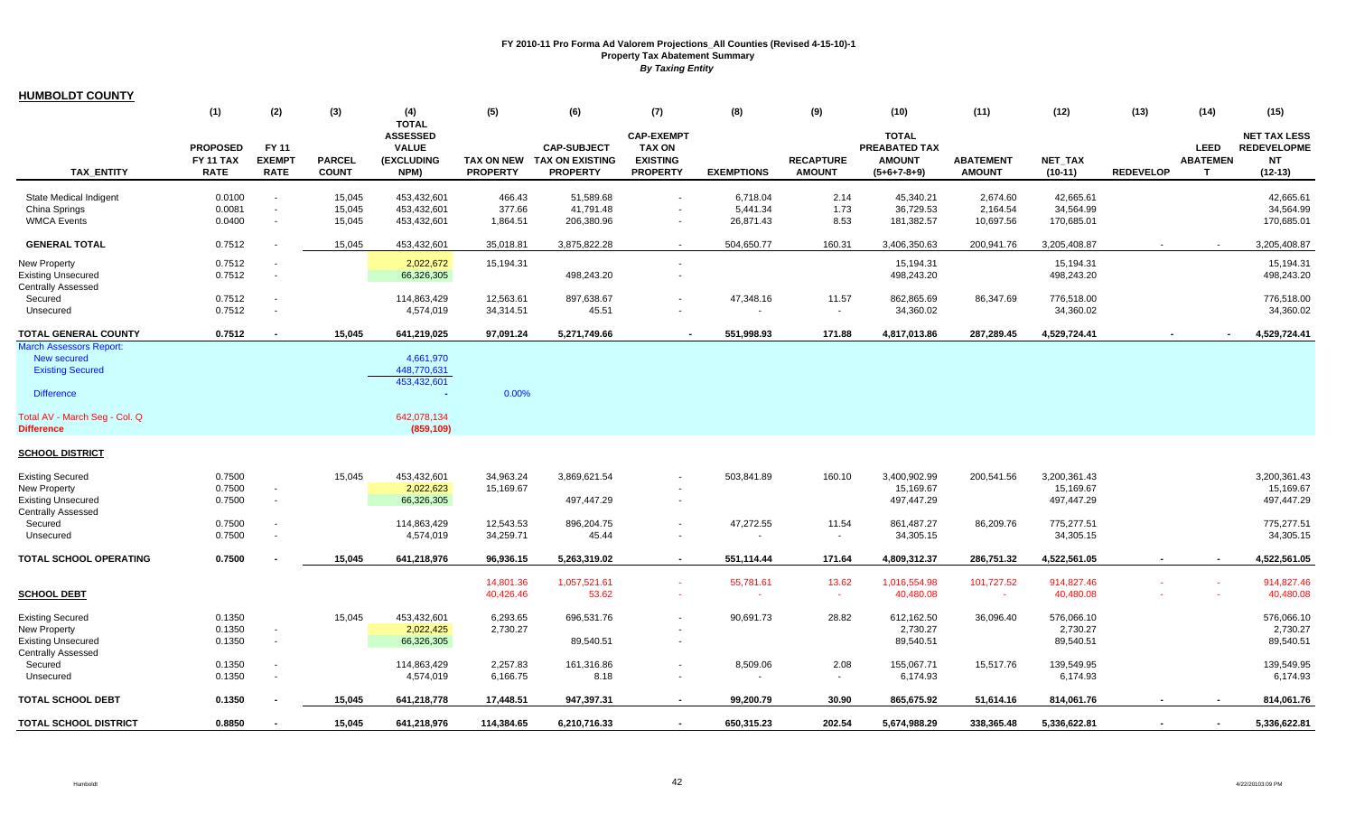# FY 2010-11 Pro Forma Ad Valorem Projections_All Counties (Revised 4-15-10)-1

## Property Tax Abatement Summary

### *By Taxing Entity*

**HUMBOLDT COUNTY**

| TAX_ENTITY | (1) PROPOSED FY 11 TAX RATE | (2) FY 11 EXEMPT RATE | (3) PARCEL COUNT | (4) TOTAL ASSESSED VALUE (EXCLUDING NPM) | (5) TAX ON NEW PROPERTY | (6) CAP-SUBJECT TAX ON EXISTING PROPERTY | (7) CAP-EXEMPT TAX ON EXISTING PROPERTY | (8) EXEMPTIONS | (9) RECAPTURE AMOUNT | (10) TOTAL PREABATED TAX AMOUNT (5+6+7-8+9) | (11) ABATEMENT AMOUNT | (12) NET_TAX (10-11) | (13) REDEVELOP | (14) LEED ABATEMENT | (15) NET TAX LESS REDEVELOPMENT (12-13) |
|---|---|---|---|---|---|---|---|---|---|---|---|---|---|---|---|
| State Medical Indigent | 0.0100 | - | 15,045 | 453,432,601 | 466.43 | 51,589.68 | - | 6,718.04 | 2.14 | 45,340.21 | 2,674.60 | 42,665.61 | | | 42,665.61 |
| China Springs | 0.0081 | - | 15,045 | 453,432,601 | 377.66 | 41,791.48 | - | 5,441.34 | 1.73 | 36,729.53 | 2,164.54 | 34,564.99 | | | 34,564.99 |
| WMCA Events | 0.0400 | - | 15,045 | 453,432,601 | 1,864.51 | 206,380.96 | - | 26,871.43 | 8.53 | 181,382.57 | 10,697.56 | 170,685.01 | | | 170,685.01 |
| **GENERAL TOTAL** | 0.7512 | - | 15,045 | 453,432,601 | 35,018.81 | 3,875,822.28 | - | 504,650.77 | 160.31 | 3,406,350.63 | 200,941.76 | 3,205,408.87 | - | - | 3,205,408.87 |
| New Property | 0.7512 | - | | 2,022,672 | 15,194.31 | | - | | | 15,194.31 | | 15,194.31 | | | 15,194.31 |
| Existing Unsecured | 0.7512 | - | | 66,326,305 | | 498,243.20 | - | | | 498,243.20 | | 498,243.20 | | | 498,243.20 |
| Centrally Assessed | | | | | | | | | | | | | | | |
| Secured | 0.7512 | - | | 114,863,429 | 12,563.61 | 897,638.67 | - | 47,348.16 | 11.57 | 862,865.69 | 86,347.69 | 776,518.00 | | | 776,518.00 |
| Unsecured | 0.7512 | - | | 4,574,019 | 34,314.51 | 45.51 | - | - | - | 34,360.02 | | 34,360.02 | | | 34,360.02 |
| **TOTAL GENERAL COUNTY** | **0.7512** | **-** | **15,045** | **641,219,025** | **97,091.24** | **5,271,749.66** | **-** | **551,998.93** | **171.88** | **4,817,013.86** | **287,289.45** | **4,529,724.41** | **-** | **-** | **4,529,724.41** |
| March Assessors Report: | | | | | | | | | | | | | | | |
| New secured | | | | 4,661,970 | | | | | | | | | | | |
| Existing Secured | | | | 448,770,631 | | | | | | | | | | | |
| | | | | 453,432,601 | | | | | | | | | | | |
| Difference | | | | - | 0.00% | | | | | | | | | | |
| Total AV - March Seg - Col. Q | | | | 642,078,134 | | | | | | | | | | | |
| Difference | | | | (859,109) | | | | | | | | | | | |
| **SCHOOL DISTRICT** | | | | | | | | | | | | | | | |
| Existing Secured | 0.7500 | | 15,045 | 453,432,601 | 34,963.24 | 3,869,621.54 | - | 503,841.89 | 160.10 | 3,400,902.99 | 200,541.56 | 3,200,361.43 | | | 3,200,361.43 |
| New Property | 0.7500 | - | | 2,022,623 | 15,169.67 | | - | | | 15,169.67 | | 15,169.67 | | | 15,169.67 |
| Existing Unsecured | 0.7500 | - | | 66,326,305 | | 497,447.29 | - | | | 497,447.29 | | 497,447.29 | | | 497,447.29 |
| Centrally Assessed | | | | | | | | | | | | | | | |
| Secured | 0.7500 | - | | 114,863,429 | 12,543.53 | 896,204.75 | - | 47,272.55 | 11.54 | 861,487.27 | 86,209.76 | 775,277.51 | | | 775,277.51 |
| Unsecured | 0.7500 | - | | 4,574,019 | 34,259.71 | 45.44 | - | - | - | 34,305.15 | | 34,305.15 | | | 34,305.15 |
| **TOTAL SCHOOL OPERATING** | **0.7500** | **-** | **15,045** | **641,218,976** | **96,936.15** | **5,263,319.02** | **-** | **551,114.44** | **171.64** | **4,809,312.37** | **286,751.32** | **4,522,561.05** | **-** | **-** | **4,522,561.05** |
| | | | | | 14,801.36 | 1,057,521.61 | - | 55,781.61 | 13.62 | 1,016,554.98 | 101,727.52 | 914,827.46 | - | - | 914,827.46 |
| **SCHOOL DEBT** | | | | | 40,426.46 | 53.62 | - | - | - | 40,480.08 | - | 40,480.08 | - | - | 40,480.08 |
| Existing Secured | 0.1350 | | 15,045 | 453,432,601 | 6,293.65 | 696,531.76 | - | 90,691.73 | 28.82 | 612,162.50 | 36,096.40 | 576,066.10 | | | 576,066.10 |
| New Property | 0.1350 | - | | 2,022,425 | 2,730.27 | | - | | | 2,730.27 | | 2,730.27 | | | 2,730.27 |
| Existing Unsecured | 0.1350 | - | | 66,326,305 | | 89,540.51 | - | | | 89,540.51 | | 89,540.51 | | | 89,540.51 |
| Centrally Assessed | | | | | | | | | | | | | | | |
| Secured | 0.1350 | - | | 114,863,429 | 2,257.83 | 161,316.86 | - | 8,509.06 | 2.08 | 155,067.71 | 15,517.76 | 139,549.95 | | | 139,549.95 |
| Unsecured | 0.1350 | - | | 4,574,019 | 6,166.75 | 8.18 | - | - | - | 6,174.93 | | 6,174.93 | | | 6,174.93 |
| **TOTAL SCHOOL DEBT** | **0.1350** | **-** | **15,045** | **641,218,778** | **17,448.51** | **947,397.31** | **-** | **99,200.79** | **30.90** | **865,675.92** | **51,614.16** | **814,061.76** | **-** | **-** | **814,061.76** |
| **TOTAL SCHOOL DISTRICT** | **0.8850** | **-** | **15,045** | **641,218,976** | **114,384.65** | **6,210,716.33** | **-** | **650,315.23** | **202.54** | **5,674,988.29** | **338,365.48** | **5,336,622.81** | **-** | **-** | **5,336,622.81** |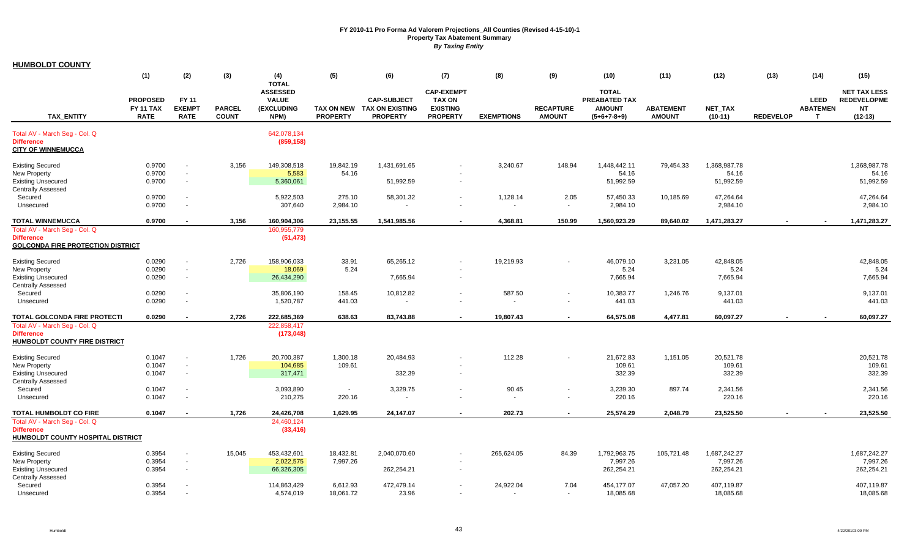**FY 2010-11 Pro Forma Ad Valorem Projections_All Counties (Revised 4-15-10)-1**
**Property Tax Abatement Summary**
***By Taxing Entity***

**HUMBOLDT COUNTY**

| TAX_ENTITY | (1) PROPOSED FY 11 TAX RATE | (2) FY 11 EXEMPT RATE | (3) PARCEL COUNT | (4) TOTAL ASSESSED VALUE (EXCLUDING NPM) | (5) TAX ON NEW PROPERTY | (6) CAP-SUBJECT TAX ON EXISTING PROPERTY | (7) CAP-EXEMPT TAX ON EXISTING PROPERTY | (8) EXEMPTIONS | (9) RECAPTURE AMOUNT | (10) TOTAL PREABATED TAX AMOUNT (5+6+7-8+9) | (11) ABATEMENT AMOUNT | (12) NET_TAX (10-11) | (13) REDEVELOP | (14) LEED ABATEMENT | (15) NET TAX LESS REDEVELOPMENT (12-13) |
|---|---|---|---|---|---|---|---|---|---|---|---|---|---|---|---|
| Total AV - March Seg - Col. Q | | | | 642,078,134 | | | | | | | | | | | |
| **Difference** | | | | (859,158) | | | | | | | | | | | |
| **CITY OF WINNEMUCCA** | | | | | | | | | | | | | | | |
| Existing Secured | 0.9700 | - | 3,156 | 149,308,518 | 19,842.19 | 1,431,691.65 | - | 3,240.67 | 148.94 | 1,448,442.11 | 79,454.33 | 1,368,987.78 | | | 1,368,987.78 |
| New Property | 0.9700 | - | | 5,583 | 54.16 | | - | | | 54.16 | | 54.16 | | | 54.16 |
| Existing Unsecured | 0.9700 | - | | 5,360,061 | | 51,992.59 | - | | | 51,992.59 | | 51,992.59 | | | 51,992.59 |
| Centrally Assessed | | | | | | | | | | | | | | | |
| Secured | 0.9700 | - | | 5,922,503 | 275.10 | 58,301.32 | - | 1,128.14 | 2.05 | 57,450.33 | 10,185.69 | 47,264.64 | | | 47,264.64 |
| Unsecured | 0.9700 | - | | 307,640 | 2,984.10 | - | - | - | - | 2,984.10 | | 2,984.10 | | | 2,984.10 |
| **TOTAL WINNEMUCCA** | **0.9700** | **-** | **3,156** | **160,904,306** | **23,155.55** | **1,541,985.56** | **-** | **4,368.81** | **150.99** | **1,560,923.29** | **89,640.02** | **1,471,283.27** | **-** | **-** | **1,471,283.27** |
| Total AV - March Seg - Col. Q | | | | 160,955,779 | | | | | | | | | | | |
| **Difference** | | | | (51,473) | | | | | | | | | | | |
| **GOLCONDA FIRE PROTECTION DISTRICT** | | | | | | | | | | | | | | | |
| Existing Secured | 0.0290 | - | 2,726 | 158,906,033 | 33.91 | 65,265.12 | - | 19,219.93 | - | 46,079.10 | 3,231.05 | 42,848.05 | | | 42,848.05 |
| New Property | 0.0290 | - | | 18,069 | 5.24 | | - | | | 5.24 | | 5.24 | | | 5.24 |
| Existing Unsecured | 0.0290 | - | | 26,434,290 | | 7,665.94 | - | | | 7,665.94 | | 7,665.94 | | | 7,665.94 |
| Centrally Assessed | | | | | | | | | | | | | | | |
| Secured | 0.0290 | - | | 35,806,190 | 158.45 | 10,812.82 | - | 587.50 | - | 10,383.77 | 1,246.76 | 9,137.01 | | | 9,137.01 |
| Unsecured | 0.0290 | - | | 1,520,787 | 441.03 | - | - | - | - | 441.03 | | 441.03 | | | 441.03 |
| **TOTAL GOLCONDA FIRE PROTECTI** | **0.0290** | **-** | **2,726** | **222,685,369** | **638.63** | **83,743.88** | **-** | **19,807.43** | **-** | **64,575.08** | **4,477.81** | **60,097.27** | **-** | **-** | **60,097.27** |
| Total AV - March Seg - Col. Q | | | | 222,858,417 | | | | | | | | | | | |
| **Difference** | | | | (173,048) | | | | | | | | | | | |
| **HUMBOLDT COUNTY FIRE DISTRICT** | | | | | | | | | | | | | | | |
| Existing Secured | 0.1047 | - | 1,726 | 20,700,387 | 1,300.18 | 20,484.93 | - | 112.28 | - | 21,672.83 | 1,151.05 | 20,521.78 | | | 20,521.78 |
| New Property | 0.1047 | - | | 104,685 | 109.61 | | - | | | 109.61 | | 109.61 | | | 109.61 |
| Existing Unsecured | 0.1047 | - | | 317,471 | | 332.39 | - | | | 332.39 | | 332.39 | | | 332.39 |
| Centrally Assessed | | | | | | | | | | | | | | | |
| Secured | 0.1047 | - | | 3,093,890 | - | 3,329.75 | - | 90.45 | - | 3,239.30 | 897.74 | 2,341.56 | | | 2,341.56 |
| Unsecured | 0.1047 | - | | 210,275 | 220.16 | - | - | - | - | 220.16 | | 220.16 | | | 220.16 |
| **TOTAL HUMBOLDT CO FIRE** | **0.1047** | **-** | **1,726** | **24,426,708** | **1,629.95** | **24,147.07** | **-** | **202.73** | **-** | **25,574.29** | **2,048.79** | **23,525.50** | **-** | **-** | **23,525.50** |
| Total AV - March Seg - Col. Q | | | | 24,460,124 | | | | | | | | | | | |
| **Difference** | | | | (33,416) | | | | | | | | | | | |
| **HUMBOLDT COUNTY HOSPITAL DISTRICT** | | | | | | | | | | | | | | | |
| Existing Secured | 0.3954 | - | 15,045 | 453,432,601 | 18,432.81 | 2,040,070.60 | - | 265,624.05 | 84.39 | 1,792,963.75 | 105,721.48 | 1,687,242.27 | | | 1,687,242.27 |
| New Property | 0.3954 | - | | 2,022,575 | 7,997.26 | | - | | | 7,997.26 | | 7,997.26 | | | 7,997.26 |
| Existing Unsecured | 0.3954 | - | | 66,326,305 | | 262,254.21 | - | | | 262,254.21 | | 262,254.21 | | | 262,254.21 |
| Centrally Assessed | | | | | | | | | | | | | | | |
| Secured | 0.3954 | - | | 114,863,429 | 6,612.93 | 472,479.14 | - | 24,922.04 | 7.04 | 454,177.07 | 47,057.20 | 407,119.87 | | | 407,119.87 |
| Unsecured | 0.3954 | - | | 4,574,019 | 18,061.72 | 23.96 | - | - | - | 18,085.68 | | 18,085.68 | | | 18,085.68 |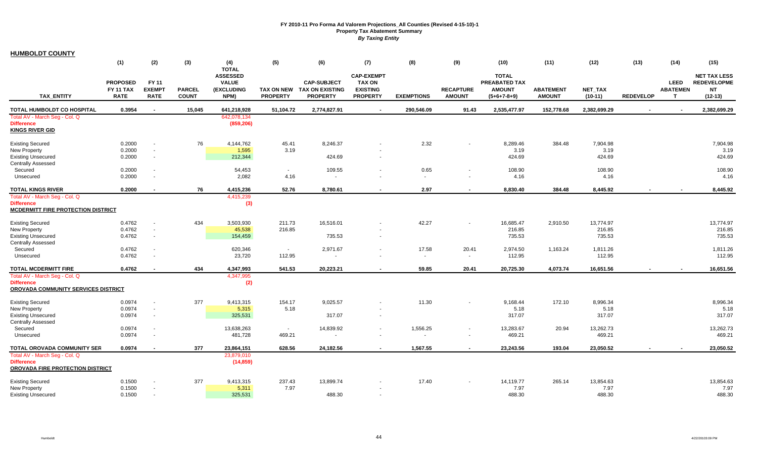**FY 2010-11 Pro Forma Ad Valorem Projections_All Counties (Revised 4-15-10)-1**
**Property Tax Abatement Summary**
***By Taxing Entity***

**HUMBOLDT COUNTY**

| TAX_ENTITY | (1) PROPOSED FY 11 TAX RATE | (2) FY 11 EXEMPT RATE | (3) PARCEL COUNT | (4) TOTAL ASSESSED VALUE (EXCLUDING NPM) | (5) TAX ON NEW PROPERTY | (6) CAP-SUBJECT TAX ON EXISTING PROPERTY | (7) CAP-EXEMPT TAX ON EXISTING PROPERTY | (8) EXEMPTIONS | (9) RECAPTURE AMOUNT | (10) TOTAL PREABATED TAX AMOUNT (5+6+7-8+9) | (11) ABATEMENT AMOUNT | (12) NET_TAX (10-11) | (13) REDEVELOP | (14) LEED ABATEMENT | (15) NET TAX LESS REDEVELOPMENT (12-13) |
|---|---|---|---|---|---|---|---|---|---|---|---|---|---|---|---|
| **TOTAL HUMBOLDT CO HOSPITAL** | **0.3954** | **-** | **15,045** | **641,218,928** | **51,104.72** | **2,774,827.91** | **-** | **290,546.09** | **91.43** | **2,535,477.97** | **152,778.68** | **2,382,699.29** | **-** | **-** | **2,382,699.29** |
| Total AV - March Seg - Col. Q | | | | 642,078,134 | | | | | | | | | | | |
| Difference | | | | (859,206) | | | | | | | | | | | |
| **KINGS RIVER GID** | | | | | | | | | | | | | | | |
| Existing Secured | 0.2000 | - | 76 | 4,144,762 | 45.41 | 8,246.37 | - | 2.32 | - | 8,289.46 | 384.48 | 7,904.98 | | | 7,904.98 |
| New Property | 0.2000 | - | | 1,595 | 3.19 | | - | | | 3.19 | | 3.19 | | | 3.19 |
| Existing Unsecured | 0.2000 | - | | 212,344 | | 424.69 | - | | | 424.69 | | 424.69 | | | 424.69 |
| Centrally Assessed | | | | | | | | | | | | | | | |
| Secured | 0.2000 | - | | 54,453 | - | 109.55 | - | 0.65 | - | 108.90 | | 108.90 | | | 108.90 |
| Unsecured | 0.2000 | - | | 2,082 | 4.16 | - | - | - | - | 4.16 | | 4.16 | | | 4.16 |
| **TOTAL KINGS RIVER** | **0.2000** | **-** | **76** | **4,415,236** | **52.76** | **8,780.61** | **-** | **2.97** | **-** | **8,830.40** | **384.48** | **8,445.92** | **-** | **-** | **8,445.92** |
| Total AV - March Seg - Col. Q | | | | 4,415,239 | | | | | | | | | | | |
| Difference | | | | (3) | | | | | | | | | | | |
| **MCDERMITT FIRE PROTECTION DISTRICT** | | | | | | | | | | | | | | | |
| Existing Secured | 0.4762 | - | 434 | 3,503,930 | 211.73 | 16,516.01 | - | 42.27 | - | 16,685.47 | 2,910.50 | 13,774.97 | | | 13,774.97 |
| New Property | 0.4762 | - | | 45,538 | 216.85 | | - | | | 216.85 | | 216.85 | | | 216.85 |
| Existing Unsecured | 0.4762 | - | | 154,459 | | 735.53 | - | | | 735.53 | | 735.53 | | | 735.53 |
| Centrally Assessed | | | | | | | | | | | | | | | |
| Secured | 0.4762 | - | | 620,346 | - | 2,971.67 | - | 17.58 | 20.41 | 2,974.50 | 1,163.24 | 1,811.26 | | | 1,811.26 |
| Unsecured | 0.4762 | - | | 23,720 | 112.95 | - | - | - | - | 112.95 | | 112.95 | | | 112.95 |
| **TOTAL MCDERMITT FIRE** | **0.4762** | **-** | **434** | **4,347,993** | **541.53** | **20,223.21** | **-** | **59.85** | **20.41** | **20,725.30** | **4,073.74** | **16,651.56** | **-** | **-** | **16,651.56** |
| Total AV - March Seg - Col. Q | | | | 4,347,995 | | | | | | | | | | | |
| Difference | | | | (2) | | | | | | | | | | | |
| **OROVADA COMMUNITY SERVICES DISTRICT** | | | | | | | | | | | | | | | |
| Existing Secured | 0.0974 | - | 377 | 9,413,315 | 154.17 | 9,025.57 | - | 11.30 | - | 9,168.44 | 172.10 | 8,996.34 | | | 8,996.34 |
| New Property | 0.0974 | - | | 5,315 | 5.18 | | - | | | 5.18 | | 5.18 | | | 5.18 |
| Existing Unsecured | 0.0974 | - | | 325,531 | | 317.07 | - | | | 317.07 | | 317.07 | | | 317.07 |
| Centrally Assessed | | | | | | | | | | | | | | | |
| Secured | 0.0974 | - | | 13,638,263 | - | 14,839.92 | - | 1,556.25 | - | 13,283.67 | 20.94 | 13,262.73 | | | 13,262.73 |
| Unsecured | 0.0974 | - | | 481,728 | 469.21 | - | - | - | - | 469.21 | | 469.21 | | | 469.21 |
| **TOTAL OROVADA COMMUNITY SER** | **0.0974** | **-** | **377** | **23,864,151** | **628.56** | **24,182.56** | **-** | **1,567.55** | **-** | **23,243.56** | **193.04** | **23,050.52** | **-** | **-** | **23,050.52** |
| Total AV - March Seg - Col. Q | | | | 23,879,010 | | | | | | | | | | | |
| Difference | | | | (14,859) | | | | | | | | | | | |
| **OROVADA FIRE PROTECTION DISTRICT** | | | | | | | | | | | | | | | |
| Existing Secured | 0.1500 | - | 377 | 9,413,315 | 237.43 | 13,899.74 | - | 17.40 | - | 14,119.77 | 265.14 | 13,854.63 | | | 13,854.63 |
| New Property | 0.1500 | - | | 5,311 | 7.97 | | - | | | 7.97 | | 7.97 | | | 7.97 |
| Existing Unsecured | 0.1500 | - | | 325,531 | | 488.30 | - | | | 488.30 | | 488.30 | | | 488.30 |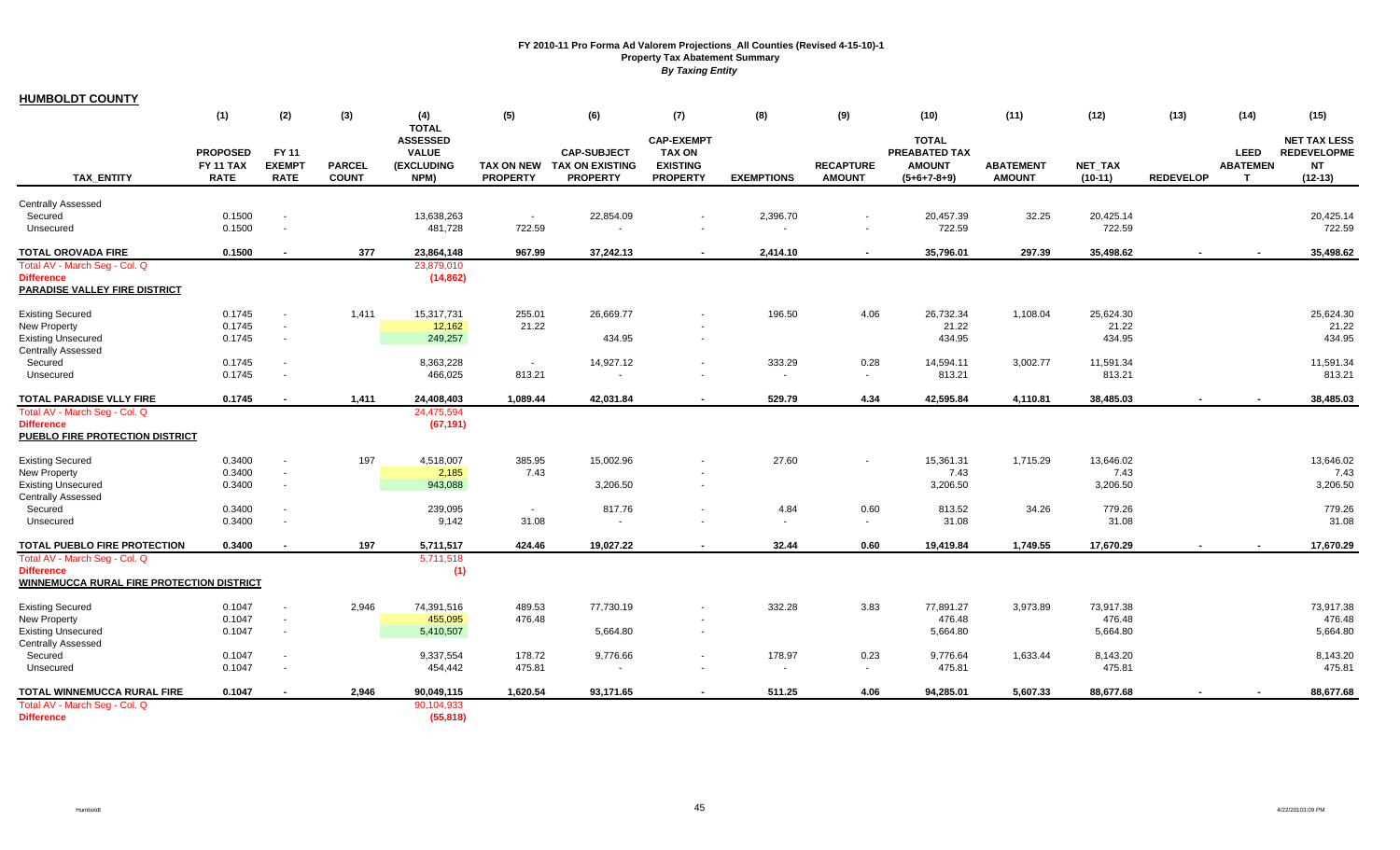# FY 2010-11 Pro Forma Ad Valorem Projections_All Counties (Revised 4-15-10)-1
## Property Tax Abatement Summary
### *By Taxing Entity*

**HUMBOLDT COUNTY**

| TAX_ENTITY | (1) PROPOSED FY 11 TAX RATE | (2) FY 11 EXEMPT RATE | (3) PARCEL COUNT | (4) TOTAL ASSESSED VALUE (EXCLUDING NPM) | (5) TAX ON NEW PROPERTY | (6) CAP-SUBJECT TAX ON EXISTING PROPERTY | (7) CAP-EXEMPT TAX ON EXISTING PROPERTY | (8) EXEMPTIONS | (9) RECAPTURE AMOUNT | (10) TOTAL PREABATED TAX AMOUNT (5+6+7-8+9) | (11) ABATEMENT AMOUNT | (12) NET_TAX (10-11) | (13) REDEVELOP | (14) LEED ABATEMENT | (15) NET TAX LESS REDEVELOPMENT (12-13) |
|---|---|---|---|---|---|---|---|---|---|---|---|---|---|---|---|
| Centrally Assessed | | | | | | | | | | | | | | | |
| Secured | 0.1500 | - | | 13,638,263 | - | 22,854.09 | - | 2,396.70 | - | 20,457.39 | 32.25 | 20,425.14 | | | 20,425.14 |
| Unsecured | 0.1500 | - | | 481,728 | 722.59 | - | - | - | - | 722.59 | | 722.59 | | | 722.59 |
| **TOTAL OROVADA FIRE** | **0.1500** | **-** | **377** | **23,864,148** | **967.99** | **37,242.13** | **-** | **2,414.10** | **-** | **35,796.01** | **297.39** | **35,498.62** | **-** | **-** | **35,498.62** |
| Total AV - March Seg - Col. Q | | | | 23,879,010 | | | | | | | | | | | |
| **Difference** | | | | **(14,862)** | | | | | | | | | | | |
| **PARADISE VALLEY FIRE DISTRICT** | | | | | | | | | | | | | | | |
| Existing Secured | 0.1745 | - | 1,411 | 15,317,731 | 255.01 | 26,669.77 | - | 196.50 | 4.06 | 26,732.34 | 1,108.04 | 25,624.30 | | | 25,624.30 |
| New Property | 0.1745 | - | | 12,162 | 21.22 | | - | | | 21.22 | | 21.22 | | | 21.22 |
| Existing Unsecured | 0.1745 | - | | 249,257 | | 434.95 | - | | | 434.95 | | 434.95 | | | 434.95 |
| Centrally Assessed | | | | | | | | | | | | | | | |
| Secured | 0.1745 | - | | 8,363,228 | - | 14,927.12 | - | 333.29 | 0.28 | 14,594.11 | 3,002.77 | 11,591.34 | | | 11,591.34 |
| Unsecured | 0.1745 | - | | 466,025 | 813.21 | - | - | - | - | 813.21 | | 813.21 | | | 813.21 |
| **TOTAL PARADISE VLLY FIRE** | **0.1745** | **-** | **1,411** | **24,408,403** | **1,089.44** | **42,031.84** | **-** | **529.79** | **4.34** | **42,595.84** | **4,110.81** | **38,485.03** | **-** | **-** | **38,485.03** |
| Total AV - March Seg - Col. Q | | | | 24,475,594 | | | | | | | | | | | |
| **Difference** | | | | **(67,191)** | | | | | | | | | | | |
| **PUEBLO FIRE PROTECTION DISTRICT** | | | | | | | | | | | | | | | |
| Existing Secured | 0.3400 | - | 197 | 4,518,007 | 385.95 | 15,002.96 | - | 27.60 | - | 15,361.31 | 1,715.29 | 13,646.02 | | | 13,646.02 |
| New Property | 0.3400 | - | | 2,185 | 7.43 | | - | | | 7.43 | | 7.43 | | | 7.43 |
| Existing Unsecured | 0.3400 | - | | 943,088 | | 3,206.50 | - | | | 3,206.50 | | 3,206.50 | | | 3,206.50 |
| Centrally Assessed | | | | | | | | | | | | | | | |
| Secured | 0.3400 | - | | 239,095 | - | 817.76 | - | 4.84 | 0.60 | 813.52 | 34.26 | 779.26 | | | 779.26 |
| Unsecured | 0.3400 | - | | 9,142 | 31.08 | - | - | - | - | 31.08 | | 31.08 | | | 31.08 |
| **TOTAL PUEBLO FIRE PROTECTION** | **0.3400** | **-** | **197** | **5,711,517** | **424.46** | **19,027.22** | **-** | **32.44** | **0.60** | **19,419.84** | **1,749.55** | **17,670.29** | **-** | **-** | **17,670.29** |
| Total AV - March Seg - Col. Q | | | | 5,711,518 | | | | | | | | | | | |
| **Difference** | | | | **(1)** | | | | | | | | | | | |
| **WINNEMUCCA RURAL FIRE PROTECTION DISTRICT** | | | | | | | | | | | | | | | |
| Existing Secured | 0.1047 | - | 2,946 | 74,391,516 | 489.53 | 77,730.19 | - | 332.28 | 3.83 | 77,891.27 | 3,973.89 | 73,917.38 | | | 73,917.38 |
| New Property | 0.1047 | - | | 455,095 | 476.48 | | - | | | 476.48 | | 476.48 | | | 476.48 |
| Existing Unsecured | 0.1047 | - | | 5,410,507 | | 5,664.80 | - | | | 5,664.80 | | 5,664.80 | | | 5,664.80 |
| Centrally Assessed | | | | | | | | | | | | | | | |
| Secured | 0.1047 | - | | 9,337,554 | 178.72 | 9,776.66 | - | 178.97 | 0.23 | 9,776.64 | 1,633.44 | 8,143.20 | | | 8,143.20 |
| Unsecured | 0.1047 | - | | 454,442 | 475.81 | - | - | - | - | 475.81 | | 475.81 | | | 475.81 |
| **TOTAL WINNEMUCCA RURAL FIRE** | **0.1047** | **-** | **2,946** | **90,049,115** | **1,620.54** | **93,171.65** | **-** | **511.25** | **4.06** | **94,285.01** | **5,607.33** | **88,677.68** | **-** | **-** | **88,677.68** |
| Total AV - March Seg - Col. Q | | | | 90,104,933 | | | | | | | | | | | |
| **Difference** | | | | **(55,818)** | | | | | | | | | | | |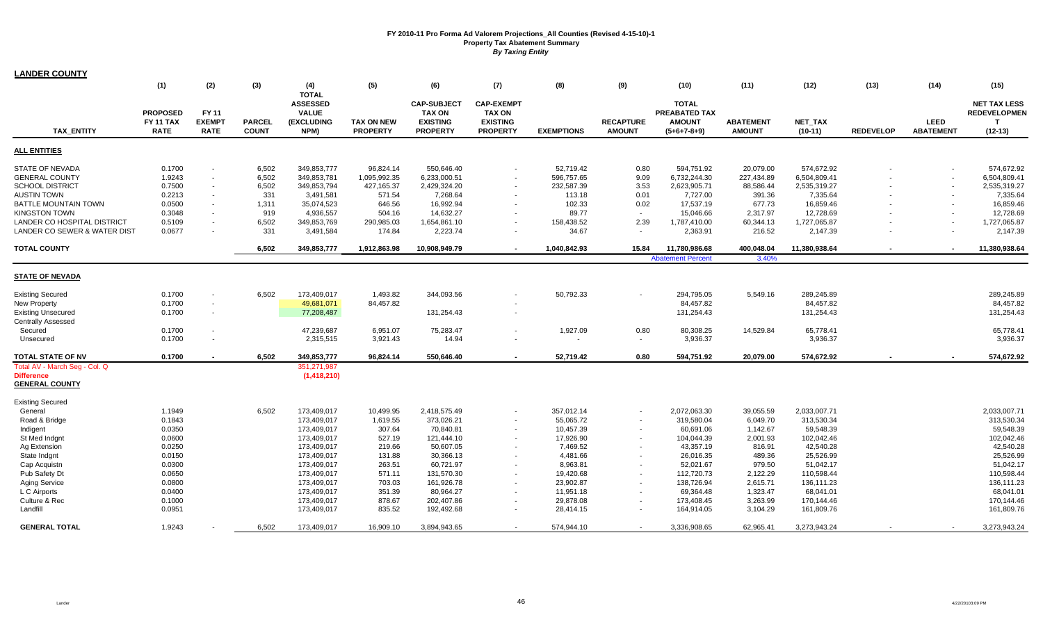**FY 2010-11 Pro Forma Ad Valorem Projections_All Counties (Revised 4-15-10)-1**
**Property Tax Abatement Summary**
***By Taxing Entity***

## LANDER COUNTY

| TAX_ENTITY | (1) PROPOSED FY 11 TAX RATE | (2) FY 11 EXEMPT RATE | (3) PARCEL COUNT | (4) TOTAL ASSESSED VALUE (EXCLUDING NPM) | (5) TAX ON NEW PROPERTY | (6) CAP-SUBJECT TAX ON EXISTING PROPERTY | (7) CAP-EXEMPT TAX ON EXISTING PROPERTY | (8) EXEMPTIONS | (9) RECAPTURE AMOUNT | (10) TOTAL PREABATED TAX AMOUNT (5+6+7-8+9) | (11) ABATEMENT AMOUNT | (12) NET_TAX (10-11) | (13) REDEVELOP | (14) LEED ABATEMENT | (15) NET TAX LESS REDEVELOPMENT (12-13) |
|---|---|---|---|---|---|---|---|---|---|---|---|---|---|---|---|
| **ALL ENTITIES** | | | | | | | | | | | | | | | |
| STATE OF NEVADA | 0.1700 | - | 6,502 | 349,853,777 | 96,824.14 | 550,646.40 | - | 52,719.42 | 0.80 | 594,751.92 | 20,079.00 | 574,672.92 | - | - | 574,672.92 |
| GENERAL COUNTY | 1.9243 | - | 6,502 | 349,853,781 | 1,095,992.35 | 6,233,000.51 | - | 596,757.65 | 9.09 | 6,732,244.30 | 227,434.89 | 6,504,809.41 | - | - | 6,504,809.41 |
| SCHOOL DISTRICT | 0.7500 | - | 6,502 | 349,853,794 | 427,165.37 | 2,429,324.20 | - | 232,587.39 | 3.53 | 2,623,905.71 | 88,586.44 | 2,535,319.27 | - | - | 2,535,319.27 |
| AUSTIN TOWN | 0.2213 | - | 331 | 3,491,581 | 571.54 | 7,268.64 | - | 113.18 | 0.01 | 7,727.00 | 391.36 | 7,335.64 | - | - | 7,335.64 |
| BATTLE MOUNTAIN TOWN | 0.0500 | - | 1,311 | 35,074,523 | 646.56 | 16,992.94 | - | 102.33 | 0.02 | 17,537.19 | 677.73 | 16,859.46 | - | - | 16,859.46 |
| KINGSTON TOWN | 0.3048 | - | 919 | 4,936,557 | 504.16 | 14,632.27 | - | 89.77 | - | 15,046.66 | 2,317.97 | 12,728.69 | - | - | 12,728.69 |
| LANDER CO HOSPITAL DISTRICT | 0.5109 | - | 6,502 | 349,853,769 | 290,985.03 | 1,654,861.10 | - | 158,438.52 | 2.39 | 1,787,410.00 | 60,344.13 | 1,727,065.87 | - | - | 1,727,065.87 |
| LANDER CO SEWER & WATER DIST | 0.0677 | - | 331 | 3,491,584 | 174.84 | 2,223.74 | - | 34.67 | - | 2,363.91 | 216.52 | 2,147.39 | - | - | 2,147.39 |
| **TOTAL COUNTY** | | | **6,502** | **349,853,777** | **1,912,863.98** | **10,908,949.79** | **-** | **1,040,842.93** | **15.84** | **11,780,986.68** | **400,048.04** | **11,380,938.64** | **-** | **-** | **11,380,938.64** |
| | | | | | | | | | | Abatement Percent | 3.40% | | | | |
| **STATE OF NEVADA** | | | | | | | | | | | | | | | |
| Existing Secured | 0.1700 | - | 6,502 | 173,409,017 | 1,493.82 | 344,093.56 | - | 50,792.33 | - | 294,795.05 | 5,549.16 | 289,245.89 | | | 289,245.89 |
| New Property | 0.1700 | - | | 49,681,071 | 84,457.82 | | - | | | 84,457.82 | | 84,457.82 | | | 84,457.82 |
| Existing Unsecured | 0.1700 | - | | 77,208,487 | | 131,254.43 | - | | | 131,254.43 | | 131,254.43 | | | 131,254.43 |
| Centrally Assessed | | | | | | | | | | | | | | | |
| Secured | 0.1700 | - | | 47,239,687 | 6,951.07 | 75,283.47 | - | 1,927.09 | 0.80 | 80,308.25 | 14,529.84 | 65,778.41 | | | 65,778.41 |
| Unsecured | 0.1700 | - | | 2,315,515 | 3,921.43 | 14.94 | - | - | - | 3,936.37 | | 3,936.37 | | | 3,936.37 |
| **TOTAL STATE OF NV** | **0.1700** | **-** | **6,502** | **349,853,777** | **96,824.14** | **550,646.40** | **-** | **52,719.42** | **0.80** | **594,751.92** | **20,079.00** | **574,672.92** | **-** | **-** | **574,672.92** |
| Total AV - March Seg - Col. Q | | | | 351,271,987 | | | | | | | | | | | |
| Difference | | | | (1,418,210) | | | | | | | | | | | |
| **GENERAL COUNTY** | | | | | | | | | | | | | | | |
| Existing Secured | | | | | | | | | | | | | | | |
| General | 1.1949 | | 6,502 | 173,409,017 | 10,499.95 | 2,418,575.49 | - | 357,012.14 | - | 2,072,063.30 | 39,055.59 | 2,033,007.71 | | | 2,033,007.71 |
| Road & Bridge | 0.1843 | | | 173,409,017 | 1,619.55 | 373,026.21 | - | 55,065.72 | - | 319,580.04 | 6,049.70 | 313,530.34 | | | 313,530.34 |
| Indigent | 0.0350 | | | 173,409,017 | 307.64 | 70,840.81 | - | 10,457.39 | - | 60,691.06 | 1,142.67 | 59,548.39 | | | 59,548.39 |
| St Med Indgnt | 0.0600 | | | 173,409,017 | 527.19 | 121,444.10 | - | 17,926.90 | - | 104,044.39 | 2,001.93 | 102,042.46 | | | 102,042.46 |
| Ag Extension | 0.0250 | | | 173,409,017 | 219.66 | 50,607.05 | - | 7,469.52 | - | 43,357.19 | 816.91 | 42,540.28 | | | 42,540.28 |
| State Indgnt | 0.0150 | | | 173,409,017 | 131.88 | 30,366.13 | - | 4,481.66 | - | 26,016.35 | 489.36 | 25,526.99 | | | 25,526.99 |
| Cap Acquistn | 0.0300 | | | 173,409,017 | 263.51 | 60,721.97 | - | 8,963.81 | - | 52,021.67 | 979.50 | 51,042.17 | | | 51,042.17 |
| Pub Safety Dt | 0.0650 | | | 173,409,017 | 571.11 | 131,570.30 | - | 19,420.68 | - | 112,720.73 | 2,122.29 | 110,598.44 | | | 110,598.44 |
| Aging Service | 0.0800 | | | 173,409,017 | 703.03 | 161,926.78 | - | 23,902.87 | - | 138,726.94 | 2,615.71 | 136,111.23 | | | 136,111.23 |
| L C Airports | 0.0400 | | | 173,409,017 | 351.39 | 80,964.27 | - | 11,951.18 | - | 69,364.48 | 1,323.47 | 68,041.01 | | | 68,041.01 |
| Culture & Rec | 0.1000 | | | 173,409,017 | 878.67 | 202,407.86 | - | 29,878.08 | - | 173,408.45 | 3,263.99 | 170,144.46 | | | 170,144.46 |
| Landfill | 0.0951 | | | 173,409,017 | 835.52 | 192,492.68 | - | 28,414.15 | - | 164,914.05 | 3,104.29 | 161,809.76 | | | 161,809.76 |
| **GENERAL TOTAL** | **1.9243** | **-** | **6,502** | **173,409,017** | **16,909.10** | **3,894,943.65** | **-** | **574,944.10** | **-** | **3,336,908.65** | **62,965.41** | **3,273,943.24** | **-** | **-** | **3,273,943.24** |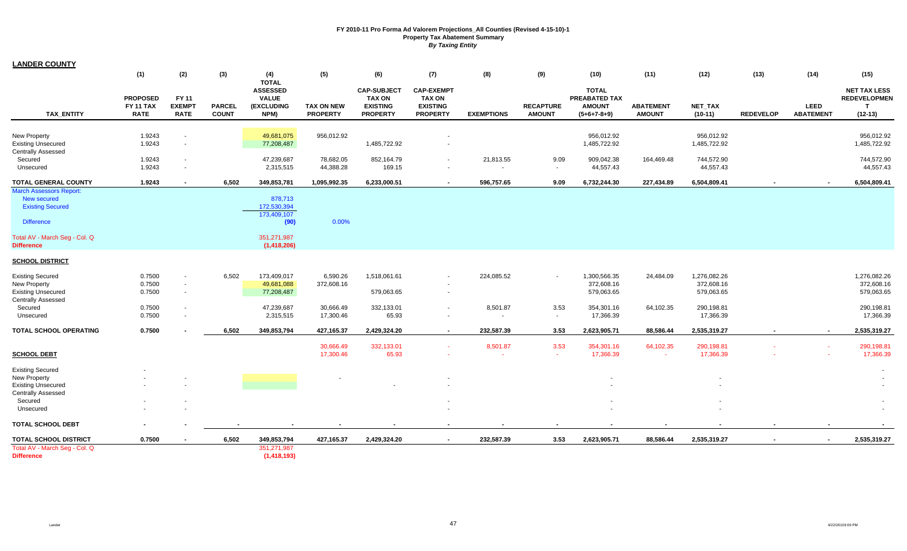**FY 2010-11 Pro Forma Ad Valorem Projections_All Counties (Revised 4-15-10)-1**
**Property Tax Abatement Summary**
***By Taxing Entity***

## LANDER COUNTY

| TAX_ENTITY | (1) PROPOSED FY 11 TAX RATE | (2) FY 11 EXEMPT RATE | (3) PARCEL COUNT | (4) TOTAL ASSESSED VALUE (EXCLUDING NPM) | (5) TAX ON NEW PROPERTY | (6) CAP-SUBJECT TAX ON EXISTING PROPERTY | (7) CAP-EXEMPT TAX ON EXISTING PROPERTY | (8) EXEMPTIONS | (9) RECAPTURE AMOUNT | (10) TOTAL PREABATED TAX AMOUNT (5+6+7-8+9) | (11) ABATEMENT AMOUNT | (12) NET_TAX (10-11) | (13) REDEVELOP | (14) LEED ABATEMENT | (15) NET TAX LESS REDEVELOPMENT (12-13) |
|---|---|---|---|---|---|---|---|---|---|---|---|---|---|---|---|
| New Property | 1.9243 | - | | 49,681,075 | 956,012.92 | | - | | | 956,012.92 | | 956,012.92 | | | 956,012.92 |
| Existing Unsecured | 1.9243 | - | | 77,208,487 | | 1,485,722.92 | - | | | 1,485,722.92 | | 1,485,722.92 | | | 1,485,722.92 |
| Centrally Assessed | | | | | | | | | | | | | | | |
| Secured | 1.9243 | - | | 47,239,687 | 78,682.05 | 852,164.79 | - | 21,813.55 | 9.09 | 909,042.38 | 164,469.48 | 744,572.90 | | | 744,572.90 |
| Unsecured | 1.9243 | - | | 2,315,515 | 44,388.28 | 169.15 | - | - | - | 44,557.43 | | 44,557.43 | | | 44,557.43 |
| **TOTAL GENERAL COUNTY** | **1.9243** | **-** | **6,502** | **349,853,781** | **1,095,992.35** | **6,233,000.51** | **-** | **596,757.65** | **9.09** | **6,732,244.30** | **227,434.89** | **6,504,809.41** | **-** | **-** | **6,504,809.41** |
| March Assessors Report: | | | | | | | | | | | | | | | |
| New secured | | | | 878,713 | | | | | | | | | | | |
| Existing Secured | | | | 172,530,394 | | | | | | | | | | | |
| | | | | 173,409,107 | | | | | | | | | | | |
| Difference | | | | (90) | 0.00% | | | | | | | | | | |
| Total AV - March Seg - Col. Q | | | | 351,271,987 | | | | | | | | | | | |
| **Difference** | | | | **(1,418,206)** | | | | | | | | | | | |
| **SCHOOL DISTRICT** | | | | | | | | | | | | | | | |
| Existing Secured | 0.7500 | - | 6,502 | 173,409,017 | 6,590.26 | 1,518,061.61 | - | 224,085.52 | - | 1,300,566.35 | 24,484.09 | 1,276,082.26 | | | 1,276,082.26 |
| New Property | 0.7500 | - | | 49,681,088 | 372,608.16 | | - | | | 372,608.16 | | 372,608.16 | | | 372,608.16 |
| Existing Unsecured | 0.7500 | - | | 77,208,487 | | 579,063.65 | - | | | 579,063.65 | | 579,063.65 | | | 579,063.65 |
| Centrally Assessed | | | | | | | | | | | | | | | |
| Secured | 0.7500 | - | | 47,239,687 | 30,666.49 | 332,133.01 | - | 8,501.87 | 3.53 | 354,301.16 | 64,102.35 | 290,198.81 | | | 290,198.81 |
| Unsecured | 0.7500 | - | | 2,315,515 | 17,300.46 | 65.93 | - | - | - | 17,366.39 | | 17,366.39 | | | 17,366.39 |
| **TOTAL SCHOOL OPERATING** | **0.7500** | **-** | **6,502** | **349,853,794** | **427,165.37** | **2,429,324.20** | **-** | **232,587.39** | **3.53** | **2,623,905.71** | **88,586.44** | **2,535,319.27** | **-** | **-** | **2,535,319.27** |
| | | | | | 30,666.49 | 332,133.01 | - | 8,501.87 | 3.53 | 354,301.16 | 64,102.35 | 290,198.81 | - | - | 290,198.81 |
| **SCHOOL DEBT** | | | | | 17,300.46 | 65.93 | - | - | - | 17,366.39 | - | 17,366.39 | - | - | 17,366.39 |
| Existing Secured | - | | | | | | | | | | | | | | - |
| New Property | - | - | | | - | | - | | | - | | - | | | - |
| Existing Unsecured | - | - | | | | - | - | | | - | | - | | | - |
| Centrally Assessed | | | | | | | | | | | | | | | |
| Secured | - | - | | | | | - | | | - | | - | | | - |
| Unsecured | - | - | | | | | - | | | - | | - | | | - |
| **TOTAL SCHOOL DEBT** | **-** | **-** | **-** | **-** | **-** | **-** | **-** | **-** | **-** | **-** | **-** | **-** | **-** | **-** | **-** |
| **TOTAL SCHOOL DISTRICT** | **0.7500** | **-** | **6,502** | **349,853,794** | **427,165.37** | **2,429,324.20** | **-** | **232,587.39** | **3.53** | **2,623,905.71** | **88,586.44** | **2,535,319.27** | **-** | **-** | **2,535,319.27** |
| Total AV - March Seg - Col. Q | | | | 351,271,987 | | | | | | | | | | | |
| **Difference** | | | | **(1,418,193)** | | | | | | | | | | | |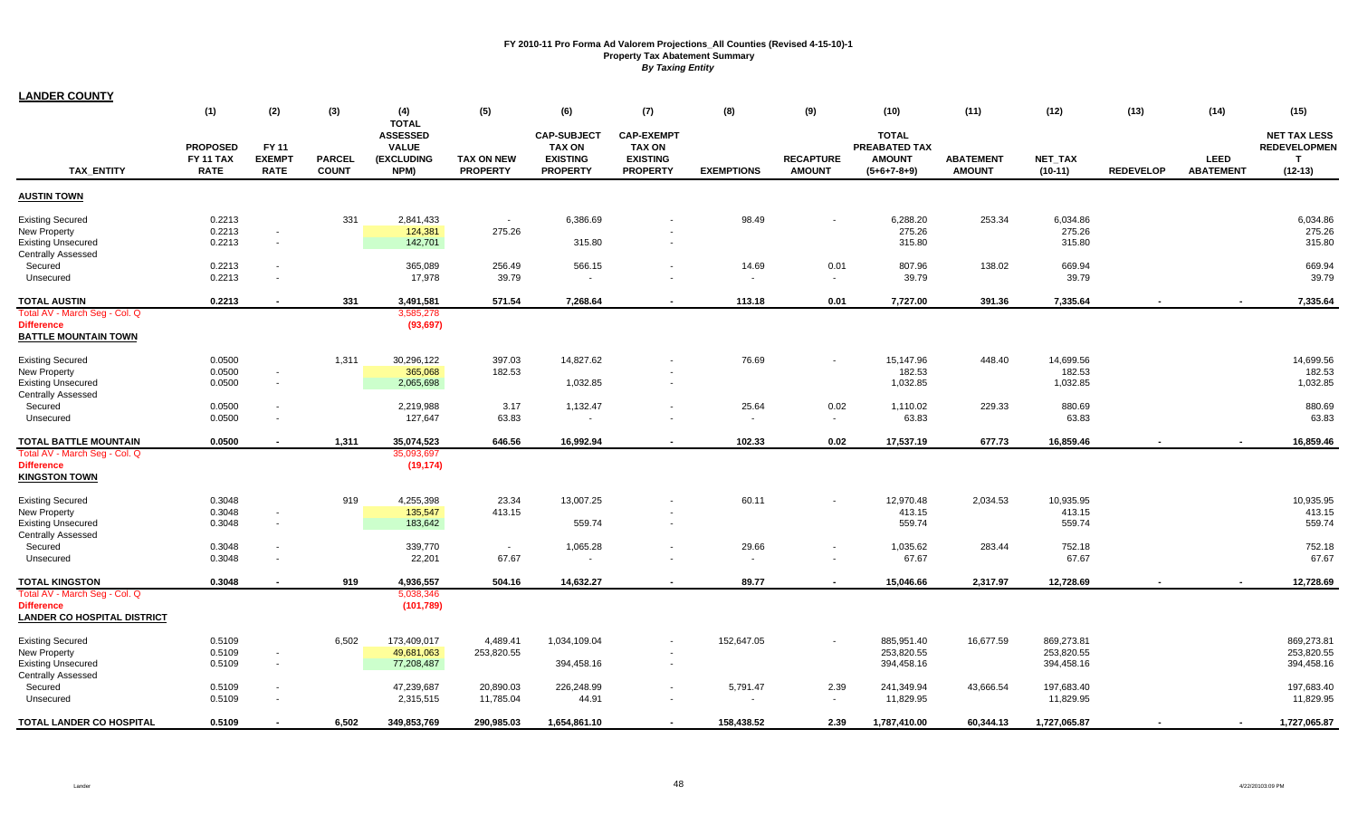**FY 2010-11 Pro Forma Ad Valorem Projections_All Counties (Revised 4-15-10)-1**
**Property Tax Abatement Summary**
***By Taxing Entity***

## LANDER COUNTY

| TAX_ENTITY | (1) PROPOSED FY 11 TAX RATE | (2) FY 11 EXEMPT RATE | (3) PARCEL COUNT | (4) TOTAL ASSESSED VALUE (EXCLUDING NPM) | (5) TAX ON NEW PROPERTY | (6) CAP-SUBJECT TAX ON EXISTING PROPERTY | (7) CAP-EXEMPT TAX ON EXISTING PROPERTY | (8) EXEMPTIONS | (9) RECAPTURE AMOUNT | (10) TOTAL PREABATED TAX AMOUNT (5+6+7-8+9) | (11) ABATEMENT AMOUNT | (12) NET_TAX (10-11) | (13) REDEVELOP | (14) LEED ABATEMENT | (15) NET TAX LESS REDEVELOPMENT (12-13) |
|---|---|---|---|---|---|---|---|---|---|---|---|---|---|---|---|
| **AUSTIN TOWN** | | | | | | | | | | | | | | | |
| Existing Secured | 0.2213 | | 331 | 2,841,433 | - | 6,386.69 | - | 98.49 | - | 6,288.20 | 253.34 | 6,034.86 | | | 6,034.86 |
| New Property | 0.2213 | - | | 124,381 | 275.26 | | - | | | 275.26 | | 275.26 | | | 275.26 |
| Existing Unsecured | 0.2213 | - | | 142,701 | | 315.80 | - | | | 315.80 | | 315.80 | | | 315.80 |
| Centrally Assessed | | | | | | | | | | | | | | | |
| Secured | 0.2213 | - | | 365,089 | 256.49 | 566.15 | - | 14.69 | 0.01 | 807.96 | 138.02 | 669.94 | | | 669.94 |
| Unsecured | 0.2213 | - | | 17,978 | 39.79 | - | - | - | - | 39.79 | | 39.79 | | | 39.79 |
| **TOTAL AUSTIN** | **0.2213** | **-** | **331** | **3,491,581** | **571.54** | **7,268.64** | **-** | **113.18** | **0.01** | **7,727.00** | **391.36** | **7,335.64** | **-** | **-** | **7,335.64** |
| Total AV - March Seg - Col. Q | | | | 3,585,278 | | | | | | | | | | | |
| Difference | | | | (93,697) | | | | | | | | | | | |
| **BATTLE MOUNTAIN TOWN** | | | | | | | | | | | | | | | |
| Existing Secured | 0.0500 | | 1,311 | 30,296,122 | 397.03 | 14,827.62 | - | 76.69 | - | 15,147.96 | 448.40 | 14,699.56 | | | 14,699.56 |
| New Property | 0.0500 | - | | 365,068 | 182.53 | | - | | | 182.53 | | 182.53 | | | 182.53 |
| Existing Unsecured | 0.0500 | - | | 2,065,698 | | 1,032.85 | - | | | 1,032.85 | | 1,032.85 | | | 1,032.85 |
| Centrally Assessed | | | | | | | | | | | | | | | |
| Secured | 0.0500 | - | | 2,219,988 | 3.17 | 1,132.47 | - | 25.64 | 0.02 | 1,110.02 | 229.33 | 880.69 | | | 880.69 |
| Unsecured | 0.0500 | - | | 127,647 | 63.83 | - | - | - | - | 63.83 | | 63.83 | | | 63.83 |
| **TOTAL BATTLE MOUNTAIN** | **0.0500** | **-** | **1,311** | **35,074,523** | **646.56** | **16,992.94** | **-** | **102.33** | **0.02** | **17,537.19** | **677.73** | **16,859.46** | **-** | **-** | **16,859.46** |
| Total AV - March Seg - Col. Q | | | | 35,093,697 | | | | | | | | | | | |
| Difference | | | | (19,174) | | | | | | | | | | | |
| **KINGSTON TOWN** | | | | | | | | | | | | | | | |
| Existing Secured | 0.3048 | | 919 | 4,255,398 | 23.34 | 13,007.25 | - | 60.11 | - | 12,970.48 | 2,034.53 | 10,935.95 | | | 10,935.95 |
| New Property | 0.3048 | - | | 135,547 | 413.15 | | - | | | 413.15 | | 413.15 | | | 413.15 |
| Existing Unsecured | 0.3048 | - | | 183,642 | | 559.74 | - | | | 559.74 | | 559.74 | | | 559.74 |
| Centrally Assessed | | | | | | | | | | | | | | | |
| Secured | 0.3048 | - | | 339,770 | - | 1,065.28 | - | 29.66 | - | 1,035.62 | 283.44 | 752.18 | | | 752.18 |
| Unsecured | 0.3048 | - | | 22,201 | 67.67 | - | - | - | - | 67.67 | | 67.67 | | | 67.67 |
| **TOTAL KINGSTON** | **0.3048** | **-** | **919** | **4,936,557** | **504.16** | **14,632.27** | **-** | **89.77** | **-** | **15,046.66** | **2,317.97** | **12,728.69** | **-** | **-** | **12,728.69** |
| Total AV - March Seg - Col. Q | | | | 5,038,346 | | | | | | | | | | | |
| Difference | | | | (101,789) | | | | | | | | | | | |
| **LANDER CO HOSPITAL DISTRICT** | | | | | | | | | | | | | | | |
| Existing Secured | 0.5109 | | 6,502 | 173,409,017 | 4,489.41 | 1,034,109.04 | - | 152,647.05 | - | 885,951.40 | 16,677.59 | 869,273.81 | | | 869,273.81 |
| New Property | 0.5109 | - | | 49,681,063 | 253,820.55 | | - | | | 253,820.55 | | 253,820.55 | | | 253,820.55 |
| Existing Unsecured | 0.5109 | - | | 77,208,487 | | 394,458.16 | - | | | 394,458.16 | | 394,458.16 | | | 394,458.16 |
| Centrally Assessed | | | | | | | | | | | | | | | |
| Secured | 0.5109 | - | | 47,239,687 | 20,890.03 | 226,248.99 | - | 5,791.47 | 2.39 | 241,349.94 | 43,666.54 | 197,683.40 | | | 197,683.40 |
| Unsecured | 0.5109 | - | | 2,315,515 | 11,785.04 | 44.91 | - | - | - | 11,829.95 | | 11,829.95 | | | 11,829.95 |
| **TOTAL LANDER CO HOSPITAL** | **0.5109** | **-** | **6,502** | **349,853,769** | **290,985.03** | **1,654,861.10** | **-** | **158,438.52** | **2.39** | **1,787,410.00** | **60,344.13** | **1,727,065.87** | **-** | **-** | **1,727,065.87** |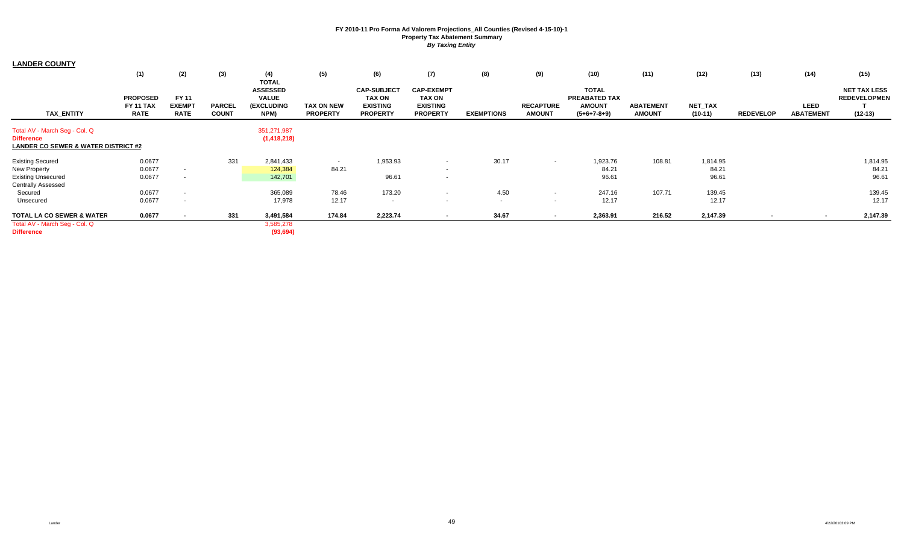**FY 2010-11 Pro Forma Ad Valorem Projections_All Counties (Revised 4-15-10)-1**
**Property Tax Abatement Summary**
***By Taxing Entity***

## LANDER COUNTY

| TAX_ENTITY | (1) PROPOSED FY 11 TAX RATE | (2) FY 11 EXEMPT RATE | (3) PARCEL COUNT | (4) TOTAL ASSESSED VALUE (EXCLUDING NPM) | (5) TAX ON NEW PROPERTY | (6) CAP-SUBJECT TAX ON EXISTING PROPERTY | (7) CAP-EXEMPT TAX ON EXISTING PROPERTY | (8) EXEMPTIONS | (9) RECAPTURE AMOUNT | (10) TOTAL PREABATED TAX AMOUNT (5+6+7-8+9) | (11) ABATEMENT AMOUNT | (12) NET_TAX (10-11) | (13) REDEVELOP | (14) LEED ABATEMENT | (15) NET TAX LESS REDEVELOPMENT (12-13) |
|---|---|---|---|---|---|---|---|---|---|---|---|---|---|---|---|
| Total AV - March Seg - Col. Q | | | | 351,271,987 | | | | | | | | | | | |
| **Difference** | | | | **(1,418,218)** | | | | | | | | | | | |
| **LANDER CO SEWER & WATER DISTRICT #2** | | | | | | | | | | | | | | | |
| Existing Secured | 0.0677 | | 331 | 2,841,433 | - | 1,953.93 | - | 30.17 | - | 1,923.76 | 108.81 | 1,814.95 | | | 1,814.95 |
| New Property | 0.0677 | - | | 124,384 | 84.21 | | - | | | 84.21 | | 84.21 | | | 84.21 |
| Existing Unsecured | 0.0677 | - | | 142,701 | | 96.61 | - | | | 96.61 | | 96.61 | | | 96.61 |
| Centrally Assessed | | | | | | | | | | | | | | | |
| Secured | 0.0677 | - | | 365,089 | 78.46 | 173.20 | - | 4.50 | - | 247.16 | 107.71 | 139.45 | | | 139.45 |
| Unsecured | 0.0677 | - | | 17,978 | 12.17 | - | - | - | - | 12.17 | | 12.17 | | | 12.17 |
| **TOTAL LA CO SEWER & WATER** | **0.0677** | **-** | **331** | **3,491,584** | **174.84** | **2,223.74** | **-** | **34.67** | **-** | **2,363.91** | **216.52** | **2,147.39** | **-** | **-** | **2,147.39** |
| Total AV - March Seg - Col. Q | | | | 3,585,278 | | | | | | | | | | | |
| **Difference** | | | | **(93,694)** | | | | | | | | | | | |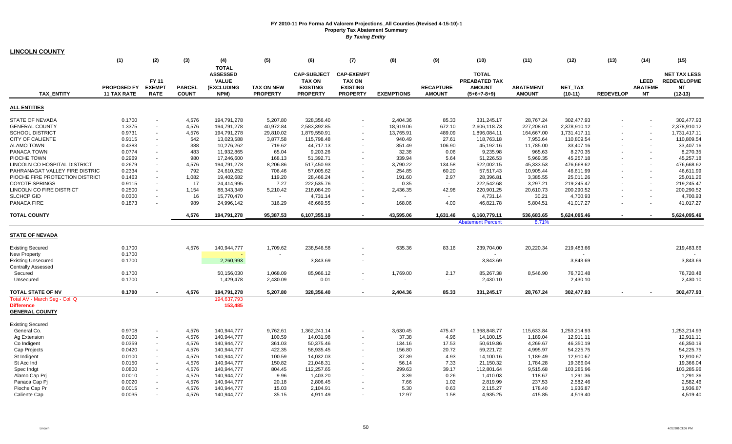**FY 2010-11 Pro Forma Ad Valorem Projections_All Counties (Revised 4-15-10)-1**
**Property Tax Abatement Summary**
***By Taxing Entity***

**LINCOLN COUNTY**

| TAX_ENTITY | (1) PROPOSED FY 11 TAX RATE | (2) FY 11 EXEMPT RATE | (3) PARCEL COUNT | (4) TOTAL ASSESSED VALUE (EXCLUDING NPM) | (5) TAX ON NEW PROPERTY | (6) CAP-SUBJECT TAX ON EXISTING PROPERTY | (7) CAP-EXEMPT TAX ON EXISTING PROPERTY | (8) EXEMPTIONS | (9) RECAPTURE AMOUNT | (10) TOTAL PREABATED TAX AMOUNT (5+6+7-8+9) | (11) ABATEMENT AMOUNT | (12) NET_TAX (10-11) | (13) REDEVELOP | (14) LEED ABATEMENT | (15) NET TAX LESS REDEVELOPMENT (12-13) |
|---|---|---|---|---|---|---|---|---|---|---|---|---|---|---|---|
| **ALL ENTITIES** | | | | | | | | | | | | | | | |
| STATE OF NEVADA | 0.1700 | - | 4,576 | 194,791,278 | 5,207.80 | 328,356.40 | - | 2,404.36 | 85.33 | 331,245.17 | 28,767.24 | 302,477.93 | - | - | 302,477.93 |
| GENERAL COUNTY | 1.3375 | - | 4,576 | 194,791,278 | 40,972.84 | 2,583,392.85 | - | 18,919.06 | 672.10 | 2,606,118.73 | 227,208.61 | 2,378,910.12 | - | - | 2,378,910.12 |
| SCHOOL DISTRICT | 0.9731 | - | 4,576 | 194,791,278 | 29,810.02 | 1,879,550.91 | - | 13,765.91 | 489.09 | 1,896,084.11 | 164,667.00 | 1,731,417.11 | - | - | 1,731,417.11 |
| CITY OF CALIENTE | 0.9115 | - | 542 | 13,023,588 | 3,877.58 | 115,798.48 | - | 940.49 | 27.61 | 118,763.18 | 7,953.64 | 110,809.54 | - | - | 110,809.54 |
| ALAMO TOWN | 0.4383 | - | 388 | 10,276,262 | 719.62 | 44,717.13 | - | 351.49 | 106.90 | 45,192.16 | 11,785.00 | 33,407.16 | - | - | 33,407.16 |
| PANACA TOWN | 0.0774 | - | 483 | 11,932,865 | 65.04 | 9,203.26 | - | 32.38 | 0.06 | 9,235.98 | 965.63 | 8,270.35 | - | - | 8,270.35 |
| PIOCHE TOWN | 0.2969 | - | 980 | 17,246,600 | 168.13 | 51,392.71 | - | 339.94 | 5.64 | 51,226.53 | 5,969.35 | 45,257.18 | - | - | 45,257.18 |
| LINCOLN CO HOSPITAL DISTRICT | 0.2679 | - | 4,576 | 194,791,278 | 8,206.86 | 517,450.93 | - | 3,790.22 | 134.58 | 522,002.15 | 45,333.53 | 476,668.62 | - | - | 476,668.62 |
| PAHRANAGAT VALLEY FIRE DISTRIC | 0.2334 | - | 792 | 24,610,252 | 706.46 | 57,005.62 | - | 254.85 | 60.20 | 57,517.43 | 10,905.44 | 46,611.99 | - | - | 46,611.99 |
| PIOCHE FIRE PROTECTION DISTRICT | 0.1463 | - | 1,082 | 19,402,682 | 119.20 | 28,466.24 | - | 191.60 | 2.97 | 28,396.81 | 3,385.55 | 25,011.26 | - | - | 25,011.26 |
| COYOTE SPRINGS | 0.9115 | - | 17 | 24,414,995 | 7.27 | 222,535.76 | - | 0.35 | - | 222,542.68 | 3,297.21 | 219,245.47 | - | - | 219,245.47 |
| LINCOLN CO FIRE DISTRICT | 0.2500 | - | 1,154 | 88,343,349 | 5,210.42 | 218,084.20 | - | 2,436.35 | 42.98 | 220,901.25 | 20,610.73 | 200,290.52 | - | - | 200,290.52 |
| SLCHCP GID | 0.0300 | - | 16 | 15,770,470 | - | 4,731.14 | - | - | - | 4,731.14 | 30.21 | 4,700.93 | - | - | 4,700.93 |
| PANACA FIRE | 0.1873 | - | 989 | 24,996,142 | 316.29 | 46,669.55 | - | 168.06 | 4.00 | 46,821.78 | 5,804.51 | 41,017.27 | - | - | 41,017.27 |
| **TOTAL COUNTY** | | | 4,576 | 194,791,278 | 95,387.53 | 6,107,355.19 | - | 43,595.06 | 1,631.46 | 6,160,779.11 | 536,683.65 | 5,624,095.46 | - | - | 5,624,095.46 |
| | | | | | | | | | | Abatement Percent | 8.71% | | | | |
| **STATE OF NEVADA** | | | | | | | | | | | | | | | |
| Existing Secured | 0.1700 | | 4,576 | 140,944,777 | 1,709.62 | 238,546.58 | - | 635.36 | 83.16 | 239,704.00 | 20,220.34 | 219,483.66 | | | 219,483.66 |
| New Property | 0.1700 | | | - | - | | - | | | - | | - | | | - |
| Existing Unsecured | 0.1700 | | | 2,260,993 | | 3,843.69 | - | | | 3,843.69 | | 3,843.69 | | | 3,843.69 |
| Centrally Assessed | | | | | | | | | | | | | | | |
| Secured | 0.1700 | | | 50,156,030 | 1,068.09 | 85,966.12 | - | 1,769.00 | 2.17 | 85,267.38 | 8,546.90 | 76,720.48 | | | 76,720.48 |
| Unsecured | 0.1700 | | | 1,429,478 | 2,430.09 | 0.01 | - | - | - | 2,430.10 | | 2,430.10 | | | 2,430.10 |
| **TOTAL STATE OF NV** | 0.1700 | - | 4,576 | 194,791,278 | 5,207.80 | 328,356.40 | - | 2,404.36 | 85.33 | 331,245.17 | 28,767.24 | 302,477.93 | - | - | 302,477.93 |
| Total AV - March Seg - Col. Q | | | | 194,637,793 | | | | | | | | | | | |
| **Difference** | | | | 153,485 | | | | | | | | | | | |
| **GENERAL COUNTY** | | | | | | | | | | | | | | | |
| Existing Secured | | | | | | | | | | | | | | | |
| General Co. | 0.9708 | - | 4,576 | 140,944,777 | 9,762.61 | 1,362,241.14 | - | 3,630.45 | 475.47 | 1,368,848.77 | 115,633.84 | 1,253,214.93 | | | 1,253,214.93 |
| Ag Extension | 0.0100 | - | 4,576 | 140,944,777 | 100.59 | 14,031.98 | - | 37.38 | 4.96 | 14,100.15 | 1,189.04 | 12,911.11 | | | 12,911.11 |
| Co Indigent | 0.0359 | - | 4,576 | 140,944,777 | 361.03 | 50,375.46 | - | 134.16 | 17.53 | 50,619.86 | 4,269.67 | 46,350.19 | | | 46,350.19 |
| Cap Projects | 0.0420 | - | 4,576 | 140,944,777 | 422.35 | 58,935.45 | - | 156.80 | 20.72 | 59,221.72 | 4,995.97 | 54,225.75 | | | 54,225.75 |
| St Indigent | 0.0100 | - | 4,576 | 140,944,777 | 100.59 | 14,032.03 | - | 37.39 | 4.93 | 14,100.16 | 1,189.49 | 12,910.67 | | | 12,910.67 |
| St Acc Ind | 0.0150 | - | 4,576 | 140,944,777 | 150.82 | 21,048.31 | - | 56.14 | 7.33 | 21,150.32 | 1,784.28 | 19,366.04 | | | 19,366.04 |
| Spec Indgt | 0.0800 | - | 4,576 | 140,944,777 | 804.45 | 112,257.65 | - | 299.63 | 39.17 | 112,801.64 | 9,515.68 | 103,285.96 | | | 103,285.96 |
| Alamo Cap Prj | 0.0010 | - | 4,576 | 140,944,777 | 9.96 | 1,403.20 | - | 3.39 | 0.26 | 1,410.03 | 118.67 | 1,291.36 | | | 1,291.36 |
| Panaca Cap Pj | 0.0020 | - | 4,576 | 140,944,777 | 20.18 | 2,806.45 | - | 7.66 | 1.02 | 2,819.99 | 237.53 | 2,582.46 | | | 2,582.46 |
| Pioche Cap Pr | 0.0015 | - | 4,576 | 140,944,777 | 15.03 | 2,104.91 | - | 5.30 | 0.63 | 2,115.27 | 178.40 | 1,936.87 | | | 1,936.87 |
| Caliente Cap | 0.0035 | - | 4,576 | 140,944,777 | 35.15 | 4,911.49 | - | 12.97 | 1.58 | 4,935.25 | 415.85 | 4,519.40 | | | 4,519.40 |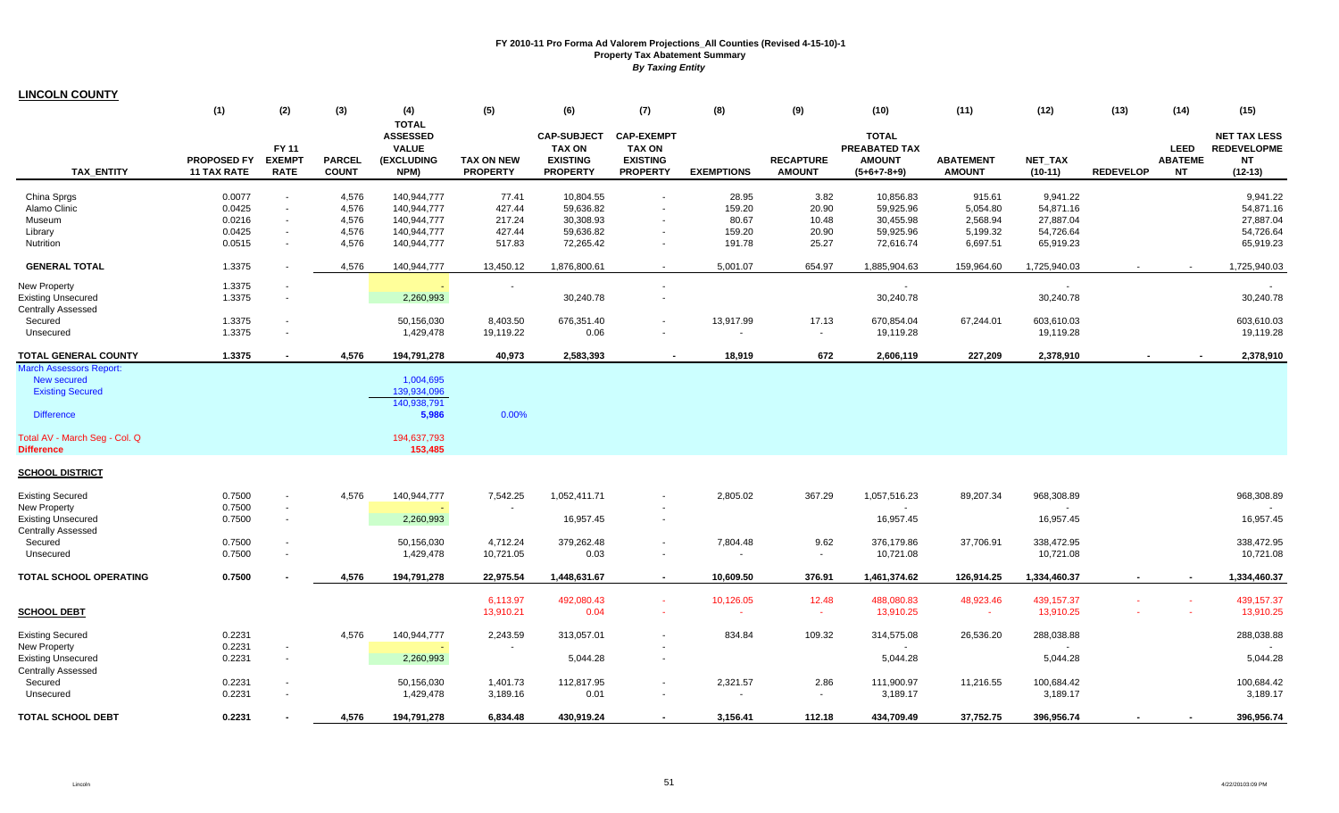**FY 2010-11 Pro Forma Ad Valorem Projections_All Counties (Revised 4-15-10)-1**
**Property Tax Abatement Summary**
***By Taxing Entity***

## LINCOLN COUNTY

| TAX_ENTITY | (1) PROPOSED FY 11 TAX RATE | (2) FY 11 EXEMPT RATE | (3) PARCEL COUNT | (4) TOTAL ASSESSED VALUE (EXCLUDING NPM) | (5) TAX ON NEW PROPERTY | (6) CAP-SUBJECT TAX ON EXISTING PROPERTY | (7) CAP-EXEMPT TAX ON EXISTING PROPERTY | (8) EXEMPTIONS | (9) RECAPTURE AMOUNT | (10) TOTAL PREABATED TAX AMOUNT (5+6+7-8+9) | (11) ABATEMENT AMOUNT | (12) NET_TAX (10-11) | (13) REDEVELOP | (14) LEED ABATEMENT | (15) NET TAX LESS REDEVELOPMENT (12-13) |
|---|---|---|---|---|---|---|---|---|---|---|---|---|---|---|---|
| China Sprgs | 0.0077 | - | 4,576 | 140,944,777 | 77.41 | 10,804.55 | - | 28.95 | 3.82 | 10,856.83 | 915.61 | 9,941.22 | | | 9,941.22 |
| Alamo Clinic | 0.0425 | - | 4,576 | 140,944,777 | 427.44 | 59,636.82 | - | 159.20 | 20.90 | 59,925.96 | 5,054.80 | 54,871.16 | | | 54,871.16 |
| Museum | 0.0216 | - | 4,576 | 140,944,777 | 217.24 | 30,308.93 | - | 80.67 | 10.48 | 30,455.98 | 2,568.94 | 27,887.04 | | | 27,887.04 |
| Library | 0.0425 | - | 4,576 | 140,944,777 | 427.44 | 59,636.82 | - | 159.20 | 20.90 | 59,925.96 | 5,199.32 | 54,726.64 | | | 54,726.64 |
| Nutrition | 0.0515 | - | 4,576 | 140,944,777 | 517.83 | 72,265.42 | - | 191.78 | 25.27 | 72,616.74 | 6,697.51 | 65,919.23 | | | 65,919.23 |
| **GENERAL TOTAL** | 1.3375 | - | 4,576 | 140,944,777 | 13,450.12 | 1,876,800.61 | - | 5,001.07 | 654.97 | 1,885,904.63 | 159,964.60 | 1,725,940.03 | - | - | 1,725,940.03 |
| New Property | 1.3375 | - | | - | - | | - | | | - | | - | | | - |
| Existing Unsecured | 1.3375 | - | | 2,260,993 | | 30,240.78 | - | | | 30,240.78 | | 30,240.78 | | | 30,240.78 |
| Centrally Assessed | | | | | | | | | | | | | | | |
| Secured | 1.3375 | - | | 50,156,030 | 8,403.50 | 676,351.40 | - | 13,917.99 | 17.13 | 670,854.04 | 67,244.01 | 603,610.03 | | | 603,610.03 |
| Unsecured | 1.3375 | - | | 1,429,478 | 19,119.22 | 0.06 | - | - | - | 19,119.28 | | 19,119.28 | | | 19,119.28 |
| **TOTAL GENERAL COUNTY** | **1.3375** | **-** | **4,576** | **194,791,278** | **40,973** | **2,583,393** | **-** | **18,919** | **672** | **2,606,119** | **227,209** | **2,378,910** | **-** | **-** | **2,378,910** |
| March Assessors Report: | | | | | | | | | | | | | | | |
| New secured | | | | 1,004,695 | | | | | | | | | | | |
| Existing Secured | | | | 139,934,096 | | | | | | | | | | | |
| | | | | 140,938,791 | | | | | | | | | | | |
| Difference | | | | 5,986 | 0.00% | | | | | | | | | | |
| Total AV - March Seg - Col. Q | | | | 194,637,793 | | | | | | | | | | | |
| **Difference** | | | | **153,485** | | | | | | | | | | | |
| **SCHOOL DISTRICT** | | | | | | | | | | | | | | | |
| Existing Secured | 0.7500 | - | 4,576 | 140,944,777 | 7,542.25 | 1,052,411.71 | - | 2,805.02 | 367.29 | 1,057,516.23 | 89,207.34 | 968,308.89 | | | 968,308.89 |
| New Property | 0.7500 | - | | - | - | | - | | | - | | - | | | - |
| Existing Unsecured | 0.7500 | - | | 2,260,993 | | 16,957.45 | - | | | 16,957.45 | | 16,957.45 | | | 16,957.45 |
| Centrally Assessed | | | | | | | | | | | | | | | |
| Secured | 0.7500 | - | | 50,156,030 | 4,712.24 | 379,262.48 | - | 7,804.48 | 9.62 | 376,179.86 | 37,706.91 | 338,472.95 | | | 338,472.95 |
| Unsecured | 0.7500 | - | | 1,429,478 | 10,721.05 | 0.03 | - | - | - | 10,721.08 | | 10,721.08 | | | 10,721.08 |
| **TOTAL SCHOOL OPERATING** | **0.7500** | **-** | **4,576** | **194,791,278** | **22,975.54** | **1,448,631.67** | **-** | **10,609.50** | **376.91** | **1,461,374.62** | **126,914.25** | **1,334,460.37** | **-** | **-** | **1,334,460.37** |
| | | | | | 6,113.97 | 492,080.43 | - | 10,126.05 | 12.48 | 488,080.83 | 48,923.46 | 439,157.37 | - | - | 439,157.37 |
| **SCHOOL DEBT** | | | | | 13,910.21 | 0.04 | - | - | - | 13,910.25 | - | 13,910.25 | - | - | 13,910.25 |
| Existing Secured | 0.2231 | | 4,576 | 140,944,777 | 2,243.59 | 313,057.01 | - | 834.84 | 109.32 | 314,575.08 | 26,536.20 | 288,038.88 | | | 288,038.88 |
| New Property | 0.2231 | - | | - | - | | - | | | - | | - | | | - |
| Existing Unsecured | 0.2231 | - | | 2,260,993 | | 5,044.28 | - | | | 5,044.28 | | 5,044.28 | | | 5,044.28 |
| Centrally Assessed | | | | | | | | | | | | | | | |
| Secured | 0.2231 | - | | 50,156,030 | 1,401.73 | 112,817.95 | - | 2,321.57 | 2.86 | 111,900.97 | 11,216.55 | 100,684.42 | | | 100,684.42 |
| Unsecured | 0.2231 | - | | 1,429,478 | 3,189.16 | 0.01 | - | - | - | 3,189.17 | | 3,189.17 | | | 3,189.17 |
| **TOTAL SCHOOL DEBT** | **0.2231** | **-** | **4,576** | **194,791,278** | **6,834.48** | **430,919.24** | **-** | **3,156.41** | **112.18** | **434,709.49** | **37,752.75** | **396,956.74** | **-** | **-** | **396,956.74** |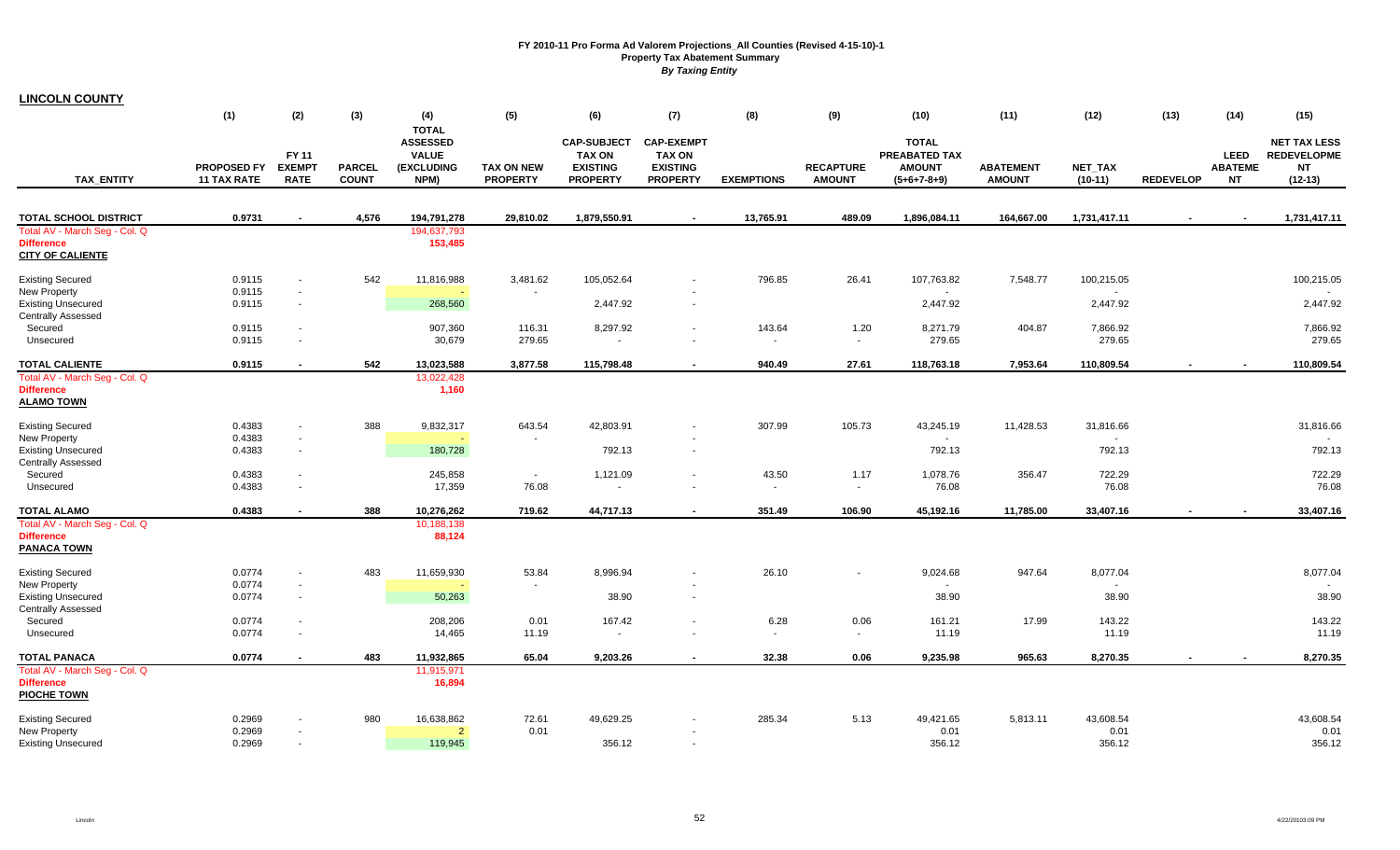**FY 2010-11 Pro Forma Ad Valorem Projections_All Counties (Revised 4-15-10)-1**
**Property Tax Abatement Summary**
***By Taxing Entity***

**LINCOLN COUNTY**

| TAX_ENTITY | (1) PROPOSED FY 11 TAX RATE | (2) FY 11 EXEMPT RATE | (3) PARCEL COUNT | (4) TOTAL ASSESSED VALUE (EXCLUDING NPM) | (5) TAX ON NEW PROPERTY | (6) CAP-SUBJECT TAX ON EXISTING PROPERTY | (7) CAP-EXEMPT TAX ON EXISTING PROPERTY | (8) EXEMPTIONS | (9) RECAPTURE AMOUNT | (10) TOTAL PREABATED TAX AMOUNT (5+6+7-8+9) | (11) ABATEMENT AMOUNT | (12) NET_TAX (10-11) | (13) REDEVELOP | (14) LEED ABATEMENT | (15) NET TAX LESS REDEVELOPMENT (12-13) |
|---|---|---|---|---|---|---|---|---|---|---|---|---|---|---|---|
| **TOTAL SCHOOL DISTRICT** | **0.9731** | **-** | **4,576** | **194,791,278** | **29,810.02** | **1,879,550.91** | **-** | **13,765.91** | **489.09** | **1,896,084.11** | **164,667.00** | **1,731,417.11** | **-** | **-** | **1,731,417.11** |
| Total AV - March Seg - Col. Q | | | | 194,637,793 | | | | | | | | | | | |
| **Difference** | | | | **153,485** | | | | | | | | | | | |
| **CITY OF CALIENTE** | | | | | | | | | | | | | | | |
| Existing Secured | 0.9115 | - | 542 | 11,816,988 | 3,481.62 | 105,052.64 | - | 796.85 | 26.41 | 107,763.82 | 7,548.77 | 100,215.05 | | | 100,215.05 |
| New Property | 0.9115 | - | | - | - | | - | | | - | | - | | | - |
| Existing Unsecured | 0.9115 | - | | 268,560 | | 2,447.92 | - | | | 2,447.92 | | 2,447.92 | | | 2,447.92 |
| Centrally Assessed | | | | | | | | | | | | | | | |
| Secured | 0.9115 | - | | 907,360 | 116.31 | 8,297.92 | - | 143.64 | 1.20 | 8,271.79 | 404.87 | 7,866.92 | | | 7,866.92 |
| Unsecured | 0.9115 | - | | 30,679 | 279.65 | - | - | - | - | 279.65 | | 279.65 | | | 279.65 |
| **TOTAL CALIENTE** | **0.9115** | **-** | **542** | **13,023,588** | **3,877.58** | **115,798.48** | **-** | **940.49** | **27.61** | **118,763.18** | **7,953.64** | **110,809.54** | **-** | **-** | **110,809.54** |
| Total AV - March Seg - Col. Q | | | | 13,022,428 | | | | | | | | | | | |
| **Difference** | | | | **1,160** | | | | | | | | | | | |
| **ALAMO TOWN** | | | | | | | | | | | | | | | |
| Existing Secured | 0.4383 | - | 388 | 9,832,317 | 643.54 | 42,803.91 | - | 307.99 | 105.73 | 43,245.19 | 11,428.53 | 31,816.66 | | | 31,816.66 |
| New Property | 0.4383 | - | | - | - | | - | | | - | | - | | | - |
| Existing Unsecured | 0.4383 | - | | 180,728 | | 792.13 | - | | | 792.13 | | 792.13 | | | 792.13 |
| Centrally Assessed | | | | | | | | | | | | | | | |
| Secured | 0.4383 | - | | 245,858 | - | 1,121.09 | - | 43.50 | 1.17 | 1,078.76 | 356.47 | 722.29 | | | 722.29 |
| Unsecured | 0.4383 | - | | 17,359 | 76.08 | - | - | - | - | 76.08 | | 76.08 | | | 76.08 |
| **TOTAL ALAMO** | **0.4383** | **-** | **388** | **10,276,262** | **719.62** | **44,717.13** | **-** | **351.49** | **106.90** | **45,192.16** | **11,785.00** | **33,407.16** | **-** | **-** | **33,407.16** |
| Total AV - March Seg - Col. Q | | | | 10,188,138 | | | | | | | | | | | |
| **Difference** | | | | **88,124** | | | | | | | | | | | |
| **PANACA TOWN** | | | | | | | | | | | | | | | |
| Existing Secured | 0.0774 | - | 483 | 11,659,930 | 53.84 | 8,996.94 | - | 26.10 | - | 9,024.68 | 947.64 | 8,077.04 | | | 8,077.04 |
| New Property | 0.0774 | - | | - | - | | - | | | - | | - | | | - |
| Existing Unsecured | 0.0774 | - | | 50,263 | | 38.90 | - | | | 38.90 | | 38.90 | | | 38.90 |
| Centrally Assessed | | | | | | | | | | | | | | | |
| Secured | 0.0774 | - | | 208,206 | 0.01 | 167.42 | - | 6.28 | 0.06 | 161.21 | 17.99 | 143.22 | | | 143.22 |
| Unsecured | 0.0774 | - | | 14,465 | 11.19 | - | - | - | - | 11.19 | | 11.19 | | | 11.19 |
| **TOTAL PANACA** | **0.0774** | **-** | **483** | **11,932,865** | **65.04** | **9,203.26** | **-** | **32.38** | **0.06** | **9,235.98** | **965.63** | **8,270.35** | **-** | **-** | **8,270.35** |
| Total AV - March Seg - Col. Q | | | | 11,915,971 | | | | | | | | | | | |
| **Difference** | | | | **16,894** | | | | | | | | | | | |
| **PIOCHE TOWN** | | | | | | | | | | | | | | | |
| Existing Secured | 0.2969 | - | 980 | 16,638,862 | 72.61 | 49,629.25 | - | 285.34 | 5.13 | 49,421.65 | 5,813.11 | 43,608.54 | | | 43,608.54 |
| New Property | 0.2969 | - | | 2 | 0.01 | | - | | | 0.01 | | 0.01 | | | 0.01 |
| Existing Unsecured | 0.2969 | - | | 119,945 | | 356.12 | - | | | 356.12 | | 356.12 | | | 356.12 |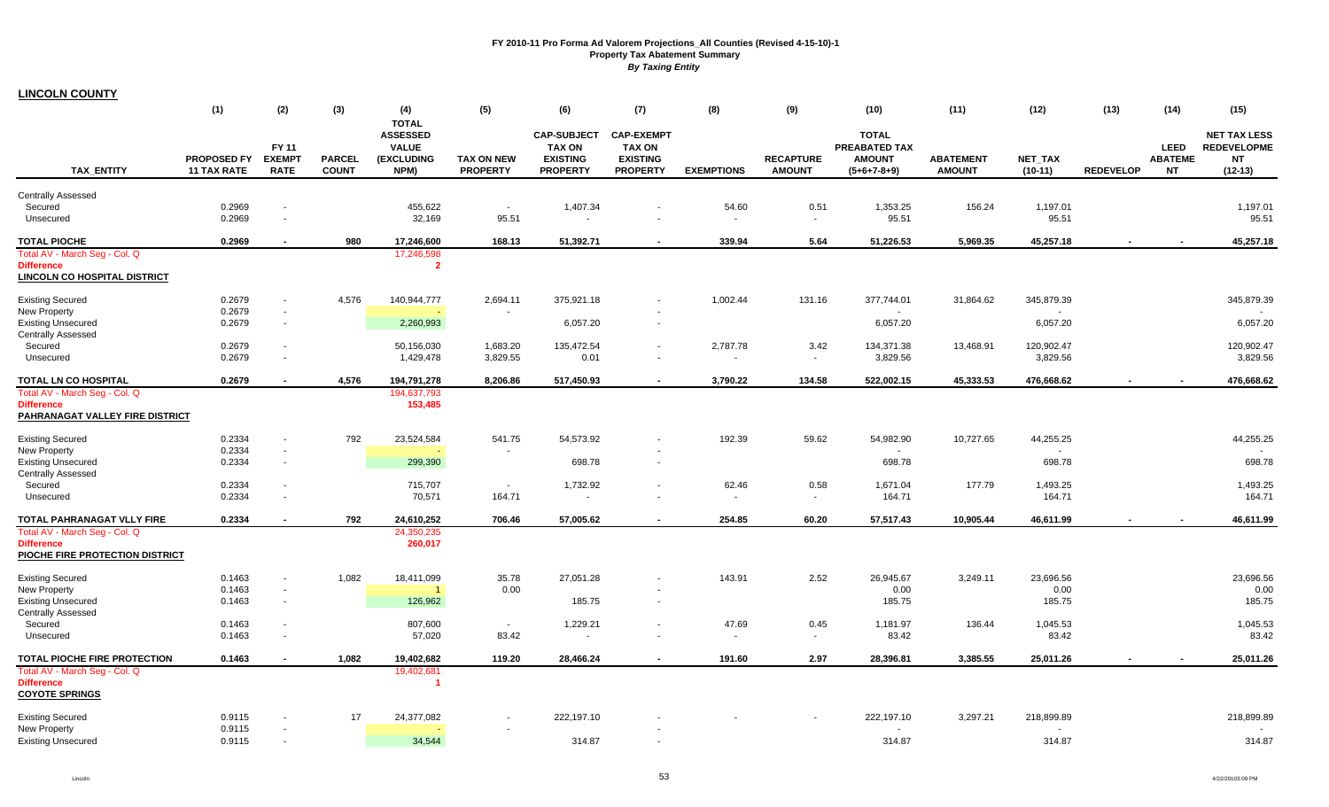**FY 2010-11 Pro Forma Ad Valorem Projections_All Counties (Revised 4-15-10)-1**
**Property Tax Abatement Summary**
***By Taxing Entity***

**LINCOLN COUNTY**

| TAX_ENTITY | (1) PROPOSED FY 11 TAX RATE | (2) FY 11 EXEMPT RATE | (3) PARCEL COUNT | (4) TOTAL ASSESSED VALUE (EXCLUDING NPM) | (5) TAX ON NEW PROPERTY | (6) CAP-SUBJECT TAX ON EXISTING PROPERTY | (7) CAP-EXEMPT TAX ON EXISTING PROPERTY | (8) EXEMPTIONS | (9) RECAPTURE AMOUNT | (10) TOTAL PREABATED TAX AMOUNT (5+6+7-8+9) | (11) ABATEMENT AMOUNT | (12) NET_TAX (10-11) | (13) REDEVELOP | (14) LEED ABATEMENT | (15) NET TAX LESS REDEVELOPMENT (12-13) |
|---|---|---|---|---|---|---|---|---|---|---|---|---|---|---|---|
| Centrally Assessed | | | | | | | | | | | | | | | |
| Secured | 0.2969 | - | | 455,622 | - | 1,407.34 | - | 54.60 | 0.51 | 1,353.25 | 156.24 | 1,197.01 | | | 1,197.01 |
| Unsecured | 0.2969 | - | | 32,169 | 95.51 | - | - | - | - | 95.51 | | 95.51 | | | 95.51 |
| **TOTAL PIOCHE** | **0.2969** | **-** | **980** | **17,246,600** | **168.13** | **51,392.71** | **-** | **339.94** | **5.64** | **51,226.53** | **5,969.35** | **45,257.18** | **-** | **-** | **45,257.18** |
| Total AV - March Seg - Col. Q | | | | 17,246,598 | | | | | | | | | | | |
| Difference | | | | 2 | | | | | | | | | | | |
| **LINCOLN CO HOSPITAL DISTRICT** | | | | | | | | | | | | | | | |
| Existing Secured | 0.2679 | - | 4,576 | 140,944,777 | 2,694.11 | 375,921.18 | - | 1,002.44 | 131.16 | 377,744.01 | 31,864.62 | 345,879.39 | | | 345,879.39 |
| New Property | 0.2679 | - | | - | - | | - | | | - | | - | | | - |
| Existing Unsecured | 0.2679 | - | | 2,260,993 | | 6,057.20 | - | | | 6,057.20 | | 6,057.20 | | | 6,057.20 |
| Centrally Assessed | | | | | | | | | | | | | | | |
| Secured | 0.2679 | - | | 50,156,030 | 1,683.20 | 135,472.54 | - | 2,787.78 | 3.42 | 134,371.38 | 13,468.91 | 120,902.47 | | | 120,902.47 |
| Unsecured | 0.2679 | - | | 1,429,478 | 3,829.55 | 0.01 | - | - | - | 3,829.56 | | 3,829.56 | | | 3,829.56 |
| **TOTAL LN CO HOSPITAL** | **0.2679** | **-** | **4,576** | **194,791,278** | **8,206.86** | **517,450.93** | **-** | **3,790.22** | **134.58** | **522,002.15** | **45,333.53** | **476,668.62** | **-** | **-** | **476,668.62** |
| Total AV - March Seg - Col. Q | | | | 194,637,793 | | | | | | | | | | | |
| Difference | | | | 153,485 | | | | | | | | | | | |
| **PAHRANAGAT VALLEY FIRE DISTRICT** | | | | | | | | | | | | | | | |
| Existing Secured | 0.2334 | - | 792 | 23,524,584 | 541.75 | 54,573.92 | - | 192.39 | 59.62 | 54,982.90 | 10,727.65 | 44,255.25 | | | 44,255.25 |
| New Property | 0.2334 | - | | - | - | | - | | | - | | - | | | - |
| Existing Unsecured | 0.2334 | - | | 299,390 | | 698.78 | - | | | 698.78 | | 698.78 | | | 698.78 |
| Centrally Assessed | | | | | | | | | | | | | | | |
| Secured | 0.2334 | - | | 715,707 | - | 1,732.92 | - | 62.46 | 0.58 | 1,671.04 | 177.79 | 1,493.25 | | | 1,493.25 |
| Unsecured | 0.2334 | - | | 70,571 | 164.71 | - | - | - | - | 164.71 | | 164.71 | | | 164.71 |
| **TOTAL PAHRANAGAT VLLY FIRE** | **0.2334** | **-** | **792** | **24,610,252** | **706.46** | **57,005.62** | **-** | **254.85** | **60.20** | **57,517.43** | **10,905.44** | **46,611.99** | **-** | **-** | **46,611.99** |
| Total AV - March Seg - Col. Q | | | | 24,350,235 | | | | | | | | | | | |
| Difference | | | | 260,017 | | | | | | | | | | | |
| **PIOCHE FIRE PROTECTION DISTRICT** | | | | | | | | | | | | | | | |
| Existing Secured | 0.1463 | - | 1,082 | 18,411,099 | 35.78 | 27,051.28 | - | 143.91 | 2.52 | 26,945.67 | 3,249.11 | 23,696.56 | | | 23,696.56 |
| New Property | 0.1463 | - | | 1 | 0.00 | | - | | | 0.00 | | 0.00 | | | 0.00 |
| Existing Unsecured | 0.1463 | - | | 126,962 | | 185.75 | - | | | 185.75 | | 185.75 | | | 185.75 |
| Centrally Assessed | | | | | | | | | | | | | | | |
| Secured | 0.1463 | - | | 807,600 | - | 1,229.21 | - | 47.69 | 0.45 | 1,181.97 | 136.44 | 1,045.53 | | | 1,045.53 |
| Unsecured | 0.1463 | - | | 57,020 | 83.42 | - | - | - | - | 83.42 | | 83.42 | | | 83.42 |
| **TOTAL PIOCHE FIRE PROTECTION** | **0.1463** | **-** | **1,082** | **19,402,682** | **119.20** | **28,466.24** | **-** | **191.60** | **2.97** | **28,396.81** | **3,385.55** | **25,011.26** | **-** | **-** | **25,011.26** |
| Total AV - March Seg - Col. Q | | | | 19,402,681 | | | | | | | | | | | |
| Difference | | | | 1 | | | | | | | | | | | |
| **COYOTE SPRINGS** | | | | | | | | | | | | | | | |
| Existing Secured | 0.9115 | - | 17 | 24,377,082 | - | 222,197.10 | - | - | - | 222,197.10 | 3,297.21 | 218,899.89 | | | 218,899.89 |
| New Property | 0.9115 | - | | - | - | | - | | | - | | - | | | - |
| Existing Unsecured | 0.9115 | - | | 34,544 | | 314.87 | - | | | 314.87 | | 314.87 | | | 314.87 |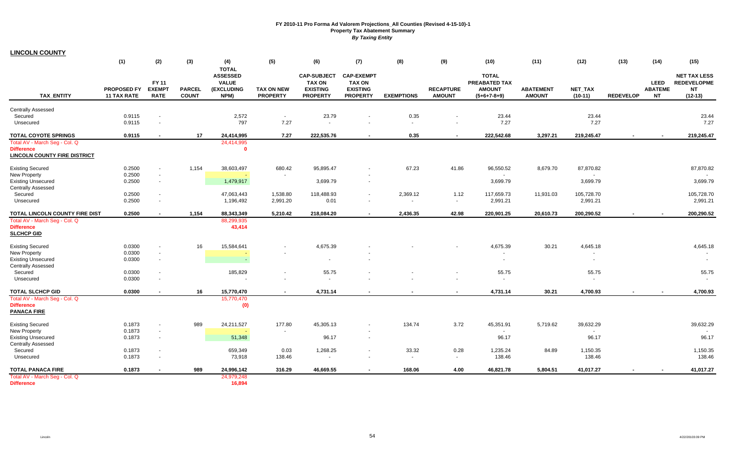# FY 2010-11 Pro Forma Ad Valorem Projections_All Counties (Revised 4-15-10)-1
## Property Tax Abatement Summary
### *By Taxing Entity*

**LINCOLN COUNTY**

| TAX_ENTITY | (1) PROPOSED FY 11 TAX RATE | (2) FY 11 EXEMPT RATE | (3) PARCEL COUNT | (4) TOTAL ASSESSED VALUE (EXCLUDING NPM) | (5) TAX ON NEW PROPERTY | (6) CAP-SUBJECT TAX ON EXISTING PROPERTY | (7) CAP-EXEMPT TAX ON EXISTING PROPERTY | (8) EXEMPTIONS | (9) RECAPTURE AMOUNT | (10) TOTAL PREABATED TAX AMOUNT (5+6+7-8+9) | (11) ABATEMENT AMOUNT | (12) NET_TAX (10-11) | (13) REDEVELOP | (14) LEED ABATEMENT | (15) NET TAX LESS REDEVELOPMENT (12-13) |
|---|---|---|---|---|---|---|---|---|---|---|---|---|---|---|---|
| Centrally Assessed | | | | | | | | | | | | | | | |
| Secured | 0.9115 | - | | 2,572 | - | 23.79 | - | 0.35 | - | 23.44 | | 23.44 | | | 23.44 |
| Unsecured | 0.9115 | - | | 797 | 7.27 | - | - | - | - | 7.27 | | 7.27 | | | 7.27 |
| **TOTAL COYOTE SPRINGS** | **0.9115** | **-** | **17** | **24,414,995** | **7.27** | **222,535.76** | **-** | **0.35** | **-** | **222,542.68** | **3,297.21** | **219,245.47** | **-** | **-** | **219,245.47** |
| Total AV - March Seg - Col. Q | | | | 24,414,995 | | | | | | | | | | | |
| Difference | | | | 0 | | | | | | | | | | | |
| **LINCOLN COUNTY FIRE DISTRICT** | | | | | | | | | | | | | | | |
| Existing Secured | 0.2500 | - | 1,154 | 38,603,497 | 680.42 | 95,895.47 | - | 67.23 | 41.86 | 96,550.52 | 8,679.70 | 87,870.82 | | | 87,870.82 |
| New Property | 0.2500 | - | | - | - | | - | | | - | | - | | | - |
| Existing Unsecured | 0.2500 | - | | 1,479,917 | | 3,699.79 | - | | | 3,699.79 | | 3,699.79 | | | 3,699.79 |
| Centrally Assessed | | | | | | | | | | | | | | | |
| Secured | 0.2500 | - | | 47,063,443 | 1,538.80 | 118,488.93 | - | 2,369.12 | 1.12 | 117,659.73 | 11,931.03 | 105,728.70 | | | 105,728.70 |
| Unsecured | 0.2500 | - | | 1,196,492 | 2,991.20 | 0.01 | - | - | - | 2,991.21 | | 2,991.21 | | | 2,991.21 |
| **TOTAL LINCOLN COUNTY FIRE DIST** | **0.2500** | **-** | **1,154** | **88,343,349** | **5,210.42** | **218,084.20** | **-** | **2,436.35** | **42.98** | **220,901.25** | **20,610.73** | **200,290.52** | **-** | **-** | **200,290.52** |
| Total AV - March Seg - Col. Q | | | | 88,299,935 | | | | | | | | | | | |
| Difference | | | | 43,414 | | | | | | | | | | | |
| **SLCHCP GID** | | | | | | | | | | | | | | | |
| Existing Secured | 0.0300 | - | 16 | 15,584,641 | - | 4,675.39 | - | - | - | 4,675.39 | 30.21 | 4,645.18 | | | 4,645.18 |
| New Property | 0.0300 | - | | - | - | | - | | | - | | - | | | - |
| Existing Unsecured | 0.0300 | - | | - | | - | - | | | - | | - | | | - |
| Centrally Assessed | | | | | | | | | | | | | | | |
| Secured | 0.0300 | - | | 185,829 | - | 55.75 | - | - | - | 55.75 | | 55.75 | | | 55.75 |
| Unsecured | 0.0300 | - | | - | - | - | - | - | - | - | | - | | | - |
| **TOTAL SLCHCP GID** | **0.0300** | **-** | **16** | **15,770,470** | **-** | **4,731.14** | **-** | **-** | **-** | **4,731.14** | **30.21** | **4,700.93** | **-** | **-** | **4,700.93** |
| Total AV - March Seg - Col. Q | | | | 15,770,470 | | | | | | | | | | | |
| Difference | | | | (0) | | | | | | | | | | | |
| **PANACA FIRE** | | | | | | | | | | | | | | | |
| Existing Secured | 0.1873 | - | 989 | 24,211,527 | 177.80 | 45,305.13 | - | 134.74 | 3.72 | 45,351.91 | 5,719.62 | 39,632.29 | | | 39,632.29 |
| New Property | 0.1873 | - | | - | - | | - | | | - | | - | | | - |
| Existing Unsecured | 0.1873 | - | | 51,348 | | 96.17 | - | | | 96.17 | | 96.17 | | | 96.17 |
| Centrally Assessed | | | | | | | | | | | | | | | |
| Secured | 0.1873 | - | | 659,349 | 0.03 | 1,268.25 | - | 33.32 | 0.28 | 1,235.24 | 84.89 | 1,150.35 | | | 1,150.35 |
| Unsecured | 0.1873 | - | | 73,918 | 138.46 | - | - | - | - | 138.46 | | 138.46 | | | 138.46 |
| **TOTAL PANACA FIRE** | **0.1873** | **-** | **989** | **24,996,142** | **316.29** | **46,669.55** | **-** | **168.06** | **4.00** | **46,821.78** | **5,804.51** | **41,017.27** | **-** | **-** | **41,017.27** |
| Total AV - March Seg - Col. Q | | | | 24,979,248 | | | | | | | | | | | |
| Difference | | | | 16,894 | | | | | | | | | | | |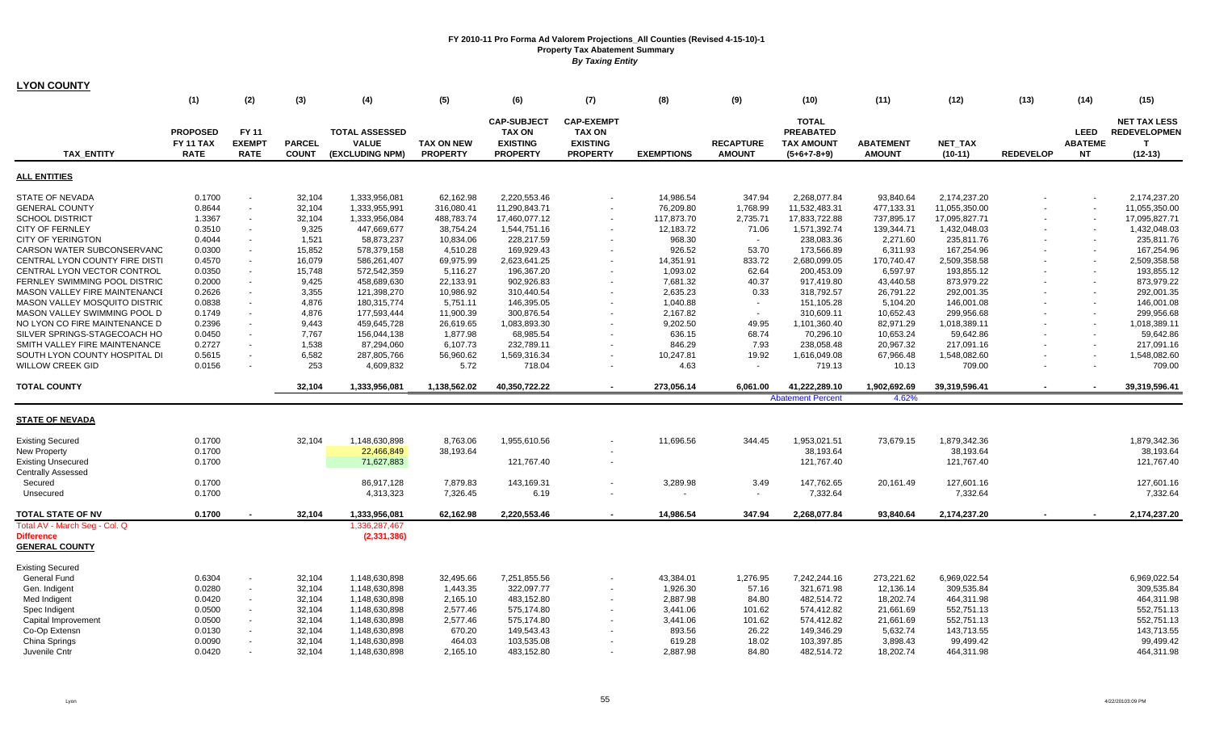# FY 2010-11 Pro Forma Ad Valorem Projections_All Counties (Revised 4-15-10)-1
## Property Tax Abatement Summary
### *By Taxing Entity*

**LYON COUNTY**

| TAX_ENTITY | (1) PROPOSED FY 11 TAX RATE | (2) FY 11 EXEMPT RATE | (3) PARCEL COUNT | (4) TOTAL ASSESSED VALUE (EXCLUDING NPM) | (5) TAX ON NEW PROPERTY | (6) CAP-SUBJECT TAX ON EXISTING PROPERTY | (7) CAP-EXEMPT TAX ON EXISTING PROPERTY | (8) EXEMPTIONS | (9) RECAPTURE AMOUNT | (10) TOTAL PREABATED TAX AMOUNT (5+6+7-8+9) | (11) ABATEMENT AMOUNT | (12) NET_TAX (10-11) | (13) REDEVELOP | (14) LEED ABATEMENT | (15) NET TAX LESS REDEVELOPMENT (12-13) |
|---|---|---|---|---|---|---|---|---|---|---|---|---|---|---|---|
| **ALL ENTITIES** | | | | | | | | | | | | | | | |
| STATE OF NEVADA | 0.1700 | - | 32,104 | 1,333,956,081 | 62,162.98 | 2,220,553.46 | - | 14,986.54 | 347.94 | 2,268,077.84 | 93,840.64 | 2,174,237.20 | - | - | 2,174,237.20 |
| GENERAL COUNTY | 0.8644 | - | 32,104 | 1,333,955,991 | 316,080.41 | 11,290,843.71 | - | 76,209.80 | 1,768.99 | 11,532,483.31 | 477,133.31 | 11,055,350.00 | - | - | 11,055,350.00 |
| SCHOOL DISTRICT | 1.3367 | - | 32,104 | 1,333,956,084 | 488,783.74 | 17,460,077.12 | - | 117,873.70 | 2,735.71 | 17,833,722.88 | 737,895.17 | 17,095,827.71 | - | - | 17,095,827.71 |
| CITY OF FERNLEY | 0.3510 | - | 9,325 | 447,669,677 | 38,754.24 | 1,544,751.16 | - | 12,183.72 | 71.06 | 1,571,392.74 | 139,344.71 | 1,432,048.03 | - | - | 1,432,048.03 |
| CITY OF YERINGTON | 0.4044 | - | 1,521 | 58,873,237 | 10,834.06 | 228,217.59 | - | 968.30 | - | 238,083.36 | 2,271.60 | 235,811.76 | - | - | 235,811.76 |
| CARSON WATER SUBCONSERVANC | 0.0300 | - | 15,852 | 578,379,158 | 4,510.28 | 169,929.43 | - | 926.52 | 53.70 | 173,566.89 | 6,311.93 | 167,254.96 | - | - | 167,254.96 |
| CENTRAL LYON COUNTY FIRE DISTI | 0.4570 | - | 16,079 | 586,261,407 | 69,975.99 | 2,623,641.25 | - | 14,351.91 | 833.72 | 2,680,099.05 | 170,740.47 | 2,509,358.58 | - | - | 2,509,358.58 |
| CENTRAL LYON VECTOR CONTROL | 0.0350 | - | 15,748 | 572,542,359 | 5,116.27 | 196,367.20 | - | 1,093.02 | 62.64 | 200,453.09 | 6,597.97 | 193,855.12 | - | - | 193,855.12 |
| FERNLEY SWIMMING POOL DISTRIC | 0.2000 | - | 9,425 | 458,689,630 | 22,133.91 | 902,926.83 | - | 7,681.32 | 40.37 | 917,419.80 | 43,440.58 | 873,979.22 | - | - | 873,979.22 |
| MASON VALLEY FIRE MAINTENANCI | 0.2626 | - | 3,355 | 121,398,270 | 10,986.92 | 310,440.54 | - | 2,635.23 | 0.33 | 318,792.57 | 26,791.22 | 292,001.35 | - | - | 292,001.35 |
| MASON VALLEY MOSQUITO DISTRIC | 0.0838 | - | 4,876 | 180,315,774 | 5,751.11 | 146,395.05 | - | 1,040.88 | - | 151,105.28 | 5,104.20 | 146,001.08 | - | - | 146,001.08 |
| MASON VALLEY SWIMMING POOL D | 0.1749 | - | 4,876 | 177,593,444 | 11,900.39 | 300,876.54 | - | 2,167.82 | - | 310,609.11 | 10,652.43 | 299,956.68 | - | - | 299,956.68 |
| NO LYON CO FIRE MAINTENANCE D | 0.2396 | - | 9,443 | 459,645,728 | 26,619.65 | 1,083,893.30 | - | 9,202.50 | 49.95 | 1,101,360.40 | 82,971.29 | 1,018,389.11 | - | - | 1,018,389.11 |
| SILVER SPRINGS-STAGECOACH HO | 0.0450 | - | 7,767 | 156,044,138 | 1,877.98 | 68,985.54 | - | 636.15 | 68.74 | 70,296.10 | 10,653.24 | 59,642.86 | - | - | 59,642.86 |
| SMITH VALLEY FIRE MAINTENANCE | 0.2727 | - | 1,538 | 87,294,060 | 6,107.73 | 232,789.11 | - | 846.29 | 7.93 | 238,058.48 | 20,967.32 | 217,091.16 | - | - | 217,091.16 |
| SOUTH LYON COUNTY HOSPITAL DI | 0.5615 | - | 6,582 | 287,805,766 | 56,960.62 | 1,569,316.34 | - | 10,247.81 | 19.92 | 1,616,049.08 | 67,966.48 | 1,548,082.60 | - | - | 1,548,082.60 |
| WILLOW CREEK GID | 0.0156 | - | 253 | 4,609,832 | 5.72 | 718.04 | - | 4.63 | - | 719.13 | 10.13 | 709.00 | - | - | 709.00 |
| **TOTAL COUNTY** | | | **32,104** | **1,333,956,081** | **1,138,562.02** | **40,350,722.22** | **-** | **273,056.14** | **6,061.00** | **41,222,289.10** | **1,902,692.69** | **39,319,596.41** | **-** | **-** | **39,319,596.41** |
| | | | | | | | | | | Abatement Percent | 4.62% | | | | |
| **STATE OF NEVADA** | | | | | | | | | | | | | | | |
| Existing Secured | 0.1700 | | 32,104 | 1,148,630,898 | 8,763.06 | 1,955,610.56 | - | 11,696.56 | 344.45 | 1,953,021.51 | 73,679.15 | 1,879,342.36 | | | 1,879,342.36 |
| New Property | 0.1700 | | | 22,466,849 | 38,193.64 | | - | | | 38,193.64 | | 38,193.64 | | | 38,193.64 |
| Existing Unsecured | 0.1700 | | | 71,627,883 | | 121,767.40 | - | | | 121,767.40 | | 121,767.40 | | | 121,767.40 |
| Centrally Assessed | | | | | | | | | | | | | | | |
| Secured | 0.1700 | | | 86,917,128 | 7,879.83 | 143,169.31 | - | 3,289.98 | 3.49 | 147,762.65 | 20,161.49 | 127,601.16 | | | 127,601.16 |
| Unsecured | 0.1700 | | | 4,313,323 | 7,326.45 | 6.19 | - | - | - | 7,332.64 | | 7,332.64 | | | 7,332.64 |
| **TOTAL STATE OF NV** | **0.1700** | **-** | **32,104** | **1,333,956,081** | **62,162.98** | **2,220,553.46** | **-** | **14,986.54** | **347.94** | **2,268,077.84** | **93,840.64** | **2,174,237.20** | **-** | **-** | **2,174,237.20** |
| Total AV - March Seg - Col. Q | | | | 1,336,287,467 | | | | | | | | | | | |
| **Difference** | | | | **(2,331,386)** | | | | | | | | | | | |
| **GENERAL COUNTY** | | | | | | | | | | | | | | | |
| Existing Secured | | | | | | | | | | | | | | | |
| General Fund | 0.6304 | - | 32,104 | 1,148,630,898 | 32,495.66 | 7,251,855.56 | - | 43,384.01 | 1,276.95 | 7,242,244.16 | 273,221.62 | 6,969,022.54 | | | 6,969,022.54 |
| Gen. Indigent | 0.0280 | - | 32,104 | 1,148,630,898 | 1,443.35 | 322,097.77 | - | 1,926.30 | 57.16 | 321,671.98 | 12,136.14 | 309,535.84 | | | 309,535.84 |
| Med Indigent | 0.0420 | - | 32,104 | 1,148,630,898 | 2,165.10 | 483,152.80 | - | 2,887.98 | 84.80 | 482,514.72 | 18,202.74 | 464,311.98 | | | 464,311.98 |
| Spec Indigent | 0.0500 | - | 32,104 | 1,148,630,898 | 2,577.46 | 575,174.80 | - | 3,441.06 | 101.62 | 574,412.82 | 21,661.69 | 552,751.13 | | | 552,751.13 |
| Capital Improvement | 0.0500 | - | 32,104 | 1,148,630,898 | 2,577.46 | 575,174.80 | - | 3,441.06 | 101.62 | 574,412.82 | 21,661.69 | 552,751.13 | | | 552,751.13 |
| Co-Op Extensn | 0.0130 | - | 32,104 | 1,148,630,898 | 670.20 | 149,543.43 | - | 893.56 | 26.22 | 149,346.29 | 5,632.74 | 143,713.55 | | | 143,713.55 |
| China Springs | 0.0090 | - | 32,104 | 1,148,630,898 | 464.03 | 103,535.08 | - | 619.28 | 18.02 | 103,397.85 | 3,898.43 | 99,499.42 | | | 99,499.42 |
| Juvenile Cntr | 0.0420 | - | 32,104 | 1,148,630,898 | 2,165.10 | 483,152.80 | - | 2,887.98 | 84.80 | 482,514.72 | 18,202.74 | 464,311.98 | | | 464,311.98 |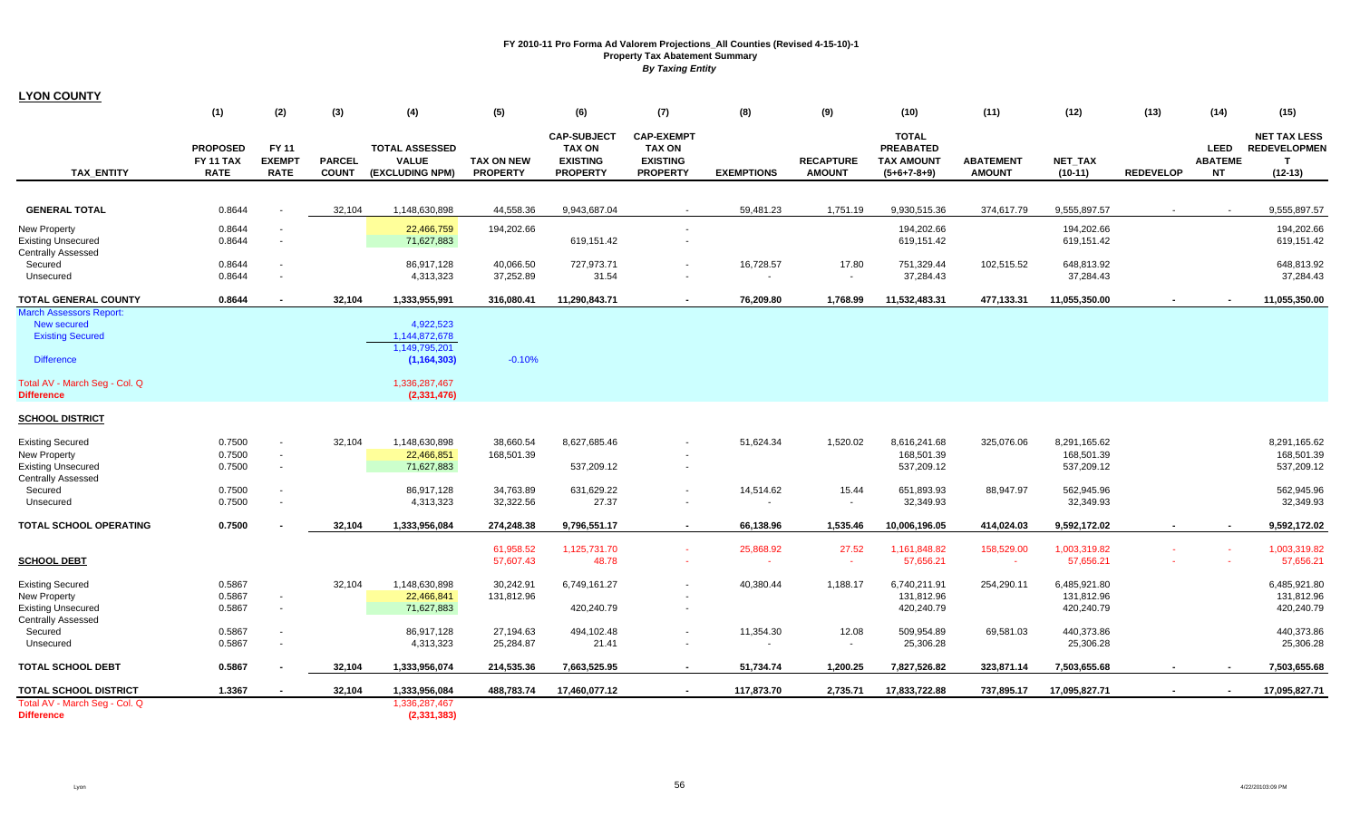## FY 2010-11 Pro Forma Ad Valorem Projections_All Counties (Revised 4-15-10)-1
### Property Tax Abatement Summary
*By Taxing Entity*

**LYON COUNTY**

| TAX_ENTITY | (1) PROPOSED FY 11 TAX RATE | (2) FY 11 EXEMPT RATE | (3) PARCEL COUNT | (4) TOTAL ASSESSED VALUE (EXCLUDING NPM) | (5) TAX ON NEW PROPERTY | (6) CAP-SUBJECT TAX ON EXISTING PROPERTY | (7) CAP-EXEMPT TAX ON EXISTING PROPERTY | (8) EXEMPTIONS | (9) RECAPTURE AMOUNT | (10) TOTAL PREABATED TAX AMOUNT (5+6+7-8+9) | (11) ABATEMENT AMOUNT | (12) NET_TAX (10-11) | (13) REDEVELOP | (14) LEED ABATEMENT | (15) NET TAX LESS REDEVELOPMENT (12-13) |
|---|---|---|---|---|---|---|---|---|---|---|---|---|---|---|---|
| **GENERAL TOTAL** | 0.8644 | - | 32,104 | 1,148,630,898 | 44,558.36 | 9,943,687.04 | - | 59,481.23 | 1,751.19 | 9,930,515.36 | 374,617.79 | 9,555,897.57 | - | - | 9,555,897.57 |
| New Property | 0.8644 | - | | 22,466,759 | 194,202.66 | | - | | | 194,202.66 | | 194,202.66 | | | 194,202.66 |
| Existing Unsecured | 0.8644 | - | | 71,627,883 | | 619,151.42 | - | | | 619,151.42 | | 619,151.42 | | | 619,151.42 |
| Centrally Assessed | | | | | | | | | | | | | | | |
| Secured | 0.8644 | - | | 86,917,128 | 40,066.50 | 727,973.71 | - | 16,728.57 | 17.80 | 751,329.44 | 102,515.52 | 648,813.92 | | | 648,813.92 |
| Unsecured | 0.8644 | - | | 4,313,323 | 37,252.89 | 31.54 | - | - | - | 37,284.43 | | 37,284.43 | | | 37,284.43 |
| **TOTAL GENERAL COUNTY** | **0.8644** | **-** | **32,104** | **1,333,955,991** | **316,080.41** | **11,290,843.71** | **-** | **76,209.80** | **1,768.99** | **11,532,483.31** | **477,133.31** | **11,055,350.00** | **-** | **-** | **11,055,350.00** |
| March Assessors Report: | | | | | | | | | | | | | | | |
| New secured | | | | 4,922,523 | | | | | | | | | | | |
| Existing Secured | | | | 1,144,872,678 | | | | | | | | | | | |
| | | | | 1,149,795,201 | | | | | | | | | | | |
| Difference | | | | (1,164,303) | -0.10% | | | | | | | | | | |
| Total AV - March Seg - Col. Q | | | | 1,336,287,467 | | | | | | | | | | | |
| **Difference** | | | | **(2,331,476)** | | | | | | | | | | | |
| **SCHOOL DISTRICT** | | | | | | | | | | | | | | | |
| Existing Secured | 0.7500 | - | 32,104 | 1,148,630,898 | 38,660.54 | 8,627,685.46 | - | 51,624.34 | 1,520.02 | 8,616,241.68 | 325,076.06 | 8,291,165.62 | | | 8,291,165.62 |
| New Property | 0.7500 | - | | 22,466,851 | 168,501.39 | | - | | | 168,501.39 | | 168,501.39 | | | 168,501.39 |
| Existing Unsecured | 0.7500 | - | | 71,627,883 | | 537,209.12 | - | | | 537,209.12 | | 537,209.12 | | | 537,209.12 |
| Centrally Assessed | | | | | | | | | | | | | | | |
| Secured | 0.7500 | - | | 86,917,128 | 34,763.89 | 631,629.22 | - | 14,514.62 | 15.44 | 651,893.93 | 88,947.97 | 562,945.96 | | | 562,945.96 |
| Unsecured | 0.7500 | - | | 4,313,323 | 32,322.56 | 27.37 | - | - | - | 32,349.93 | | 32,349.93 | | | 32,349.93 |
| **TOTAL SCHOOL OPERATING** | **0.7500** | **-** | **32,104** | **1,333,956,084** | **274,248.38** | **9,796,551.17** | **-** | **66,138.96** | **1,535.46** | **10,006,196.05** | **414,024.03** | **9,592,172.02** | **-** | **-** | **9,592,172.02** |
| | | | | | 61,958.52 | 1,125,731.70 | - | 25,868.92 | 27.52 | 1,161,848.82 | 158,529.00 | 1,003,319.82 | - | - | 1,003,319.82 |
| **SCHOOL DEBT** | | | | | 57,607.43 | 48.78 | - | - | - | 57,656.21 | - | 57,656.21 | - | - | 57,656.21 |
| Existing Secured | 0.5867 | | 32,104 | 1,148,630,898 | 30,242.91 | 6,749,161.27 | - | 40,380.44 | 1,188.17 | 6,740,211.91 | 254,290.11 | 6,485,921.80 | | | 6,485,921.80 |
| New Property | 0.5867 | - | | 22,466,841 | 131,812.96 | | - | | | 131,812.96 | | 131,812.96 | | | 131,812.96 |
| Existing Unsecured | 0.5867 | - | | 71,627,883 | | 420,240.79 | - | | | 420,240.79 | | 420,240.79 | | | 420,240.79 |
| Centrally Assessed | | | | | | | | | | | | | | | |
| Secured | 0.5867 | - | | 86,917,128 | 27,194.63 | 494,102.48 | - | 11,354.30 | 12.08 | 509,954.89 | 69,581.03 | 440,373.86 | | | 440,373.86 |
| Unsecured | 0.5867 | - | | 4,313,323 | 25,284.87 | 21.41 | - | - | - | 25,306.28 | | 25,306.28 | | | 25,306.28 |
| **TOTAL SCHOOL DEBT** | **0.5867** | **-** | **32,104** | **1,333,956,074** | **214,535.36** | **7,663,525.95** | **-** | **51,734.74** | **1,200.25** | **7,827,526.82** | **323,871.14** | **7,503,655.68** | **-** | **-** | **7,503,655.68** |
| **TOTAL SCHOOL DISTRICT** | **1.3367** | **-** | **32,104** | **1,333,956,084** | **488,783.74** | **17,460,077.12** | **-** | **117,873.70** | **2,735.71** | **17,833,722.88** | **737,895.17** | **17,095,827.71** | **-** | **-** | **17,095,827.71** |
| Total AV - March Seg - Col. Q | | | | 1,336,287,467 | | | | | | | | | | | |
| **Difference** | | | | **(2,331,383)** | | | | | | | | | | | |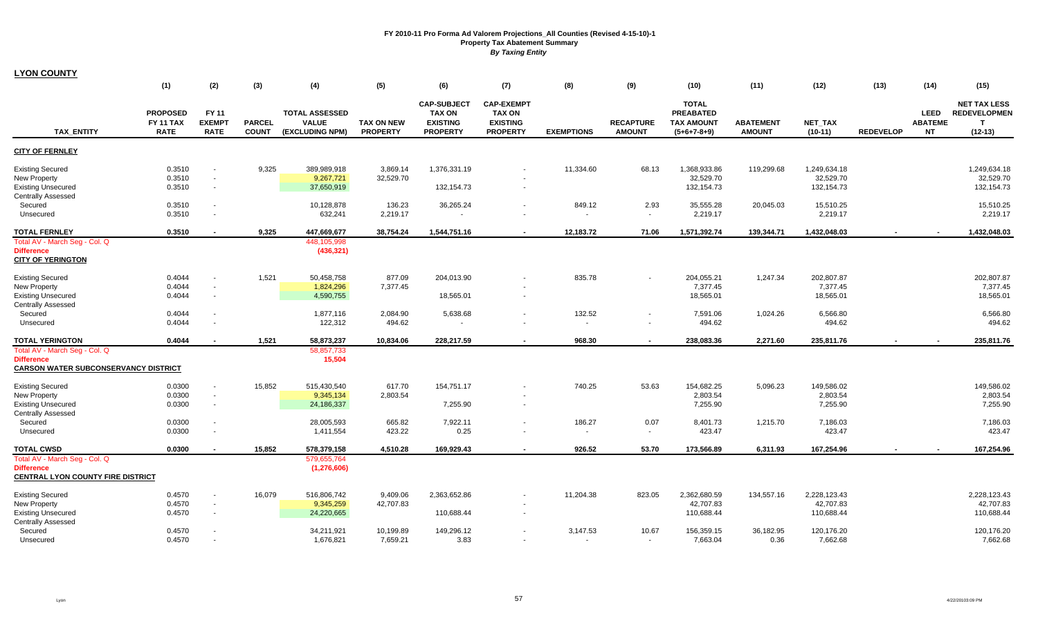**FY 2010-11 Pro Forma Ad Valorem Projections_All Counties (Revised 4-15-10)-1**
**Property Tax Abatement Summary**
***By Taxing Entity***

**LYON COUNTY**

| | (1) | (2) | (3) | (4) | (5) | (6) | (7) | (8) | (9) | (10) | (11) | (12) | (13) | (14) | (15) |
|---|---|---|---|---|---|---|---|---|---|---|---|---|---|---|---|
| **TAX_ENTITY** | **PROPOSED FY 11 TAX RATE** | **FY 11 EXEMPT RATE** | **PARCEL COUNT** | **TOTAL ASSESSED VALUE (EXCLUDING NPM)** | **TAX ON NEW PROPERTY** | **CAP-SUBJECT TAX ON EXISTING PROPERTY** | **CAP-EXEMPT TAX ON EXISTING PROPERTY** | **EXEMPTIONS** | **RECAPTURE AMOUNT** | **TOTAL PREABATED TAX AMOUNT (5+6+7-8+9)** | **ABATEMENT AMOUNT** | **NET_TAX (10-11)** | **REDEVELOP** | **LEED ABATEMENT** | **NET TAX LESS REDEVELOPMENT (12-13)** |
| **CITY OF FERNLEY** | | | | | | | | | | | | | | | |
| Existing Secured | 0.3510 | - | 9,325 | 389,989,918 | 3,869.14 | 1,376,331.19 | - | 11,334.60 | 68.13 | 1,368,933.86 | 119,299.68 | 1,249,634.18 | | | 1,249,634.18 |
| New Property | 0.3510 | - | | 9,267,721 | 32,529.70 | | - | | | 32,529.70 | | 32,529.70 | | | 32,529.70 |
| Existing Unsecured | 0.3510 | - | | 37,650,919 | | 132,154.73 | - | | | 132,154.73 | | 132,154.73 | | | 132,154.73 |
| Centrally Assessed | | | | | | | | | | | | | | | |
| Secured | 0.3510 | - | | 10,128,878 | 136.23 | 36,265.24 | - | 849.12 | 2.93 | 35,555.28 | 20,045.03 | 15,510.25 | | | 15,510.25 |
| Unsecured | 0.3510 | - | | 632,241 | 2,219.17 | - | - | - | - | 2,219.17 | | 2,219.17 | | | 2,219.17 |
| **TOTAL FERNLEY** | **0.3510** | **-** | **9,325** | **447,669,677** | **38,754.24** | **1,544,751.16** | **-** | **12,183.72** | **71.06** | **1,571,392.74** | **139,344.71** | **1,432,048.03** | **-** | **-** | **1,432,048.03** |
| Total AV - March Seg - Col. Q | | | | 448,105,998 | | | | | | | | | | | |
| **Difference** | | | | **(436,321)** | | | | | | | | | | | |
| **CITY OF YERINGTON** | | | | | | | | | | | | | | | |
| Existing Secured | 0.4044 | - | 1,521 | 50,458,758 | 877.09 | 204,013.90 | - | 835.78 | - | 204,055.21 | 1,247.34 | 202,807.87 | | | 202,807.87 |
| New Property | 0.4044 | - | | 1,824,296 | 7,377.45 | | - | | | 7,377.45 | | 7,377.45 | | | 7,377.45 |
| Existing Unsecured | 0.4044 | - | | 4,590,755 | | 18,565.01 | - | | | 18,565.01 | | 18,565.01 | | | 18,565.01 |
| Centrally Assessed | | | | | | | | | | | | | | | |
| Secured | 0.4044 | - | | 1,877,116 | 2,084.90 | 5,638.68 | - | 132.52 | - | 7,591.06 | 1,024.26 | 6,566.80 | | | 6,566.80 |
| Unsecured | 0.4044 | - | | 122,312 | 494.62 | - | - | - | - | 494.62 | | 494.62 | | | 494.62 |
| **TOTAL YERINGTON** | **0.4044** | **-** | **1,521** | **58,873,237** | **10,834.06** | **228,217.59** | **-** | **968.30** | **-** | **238,083.36** | **2,271.60** | **235,811.76** | **-** | **-** | **235,811.76** |
| Total AV - March Seg - Col. Q | | | | 58,857,733 | | | | | | | | | | | |
| **Difference** | | | | **15,504** | | | | | | | | | | | |
| **CARSON WATER SUBCONSERVANCY DISTRICT** | | | | | | | | | | | | | | | |
| Existing Secured | 0.0300 | - | 15,852 | 515,430,540 | 617.70 | 154,751.17 | - | 740.25 | 53.63 | 154,682.25 | 5,096.23 | 149,586.02 | | | 149,586.02 |
| New Property | 0.0300 | - | | 9,345,134 | 2,803.54 | | - | | | 2,803.54 | | 2,803.54 | | | 2,803.54 |
| Existing Unsecured | 0.0300 | - | | 24,186,337 | | 7,255.90 | - | | | 7,255.90 | | 7,255.90 | | | 7,255.90 |
| Centrally Assessed | | | | | | | | | | | | | | | |
| Secured | 0.0300 | - | | 28,005,593 | 665.82 | 7,922.11 | - | 186.27 | 0.07 | 8,401.73 | 1,215.70 | 7,186.03 | | | 7,186.03 |
| Unsecured | 0.0300 | - | | 1,411,554 | 423.22 | 0.25 | - | - | - | 423.47 | | 423.47 | | | 423.47 |
| **TOTAL CWSD** | **0.0300** | **-** | **15,852** | **578,379,158** | **4,510.28** | **169,929.43** | **-** | **926.52** | **53.70** | **173,566.89** | **6,311.93** | **167,254.96** | **-** | **-** | **167,254.96** |
| Total AV - March Seg - Col. Q | | | | 579,655,764 | | | | | | | | | | | |
| **Difference** | | | | **(1,276,606)** | | | | | | | | | | | |
| **CENTRAL LYON COUNTY FIRE DISTRICT** | | | | | | | | | | | | | | | |
| Existing Secured | 0.4570 | - | 16,079 | 516,806,742 | 9,409.06 | 2,363,652.86 | - | 11,204.38 | 823.05 | 2,362,680.59 | 134,557.16 | 2,228,123.43 | | | 2,228,123.43 |
| New Property | 0.4570 | - | | 9,345,259 | 42,707.83 | | - | | | 42,707.83 | | 42,707.83 | | | 42,707.83 |
| Existing Unsecured | 0.4570 | - | | 24,220,665 | | 110,688.44 | - | | | 110,688.44 | | 110,688.44 | | | 110,688.44 |
| Centrally Assessed | | | | | | | | | | | | | | | |
| Secured | 0.4570 | - | | 34,211,921 | 10,199.89 | 149,296.12 | - | 3,147.53 | 10.67 | 156,359.15 | 36,182.95 | 120,176.20 | | | 120,176.20 |
| Unsecured | 0.4570 | - | | 1,676,821 | 7,659.21 | 3.83 | - | - | - | 7,663.04 | 0.36 | 7,662.68 | | | 7,662.68 |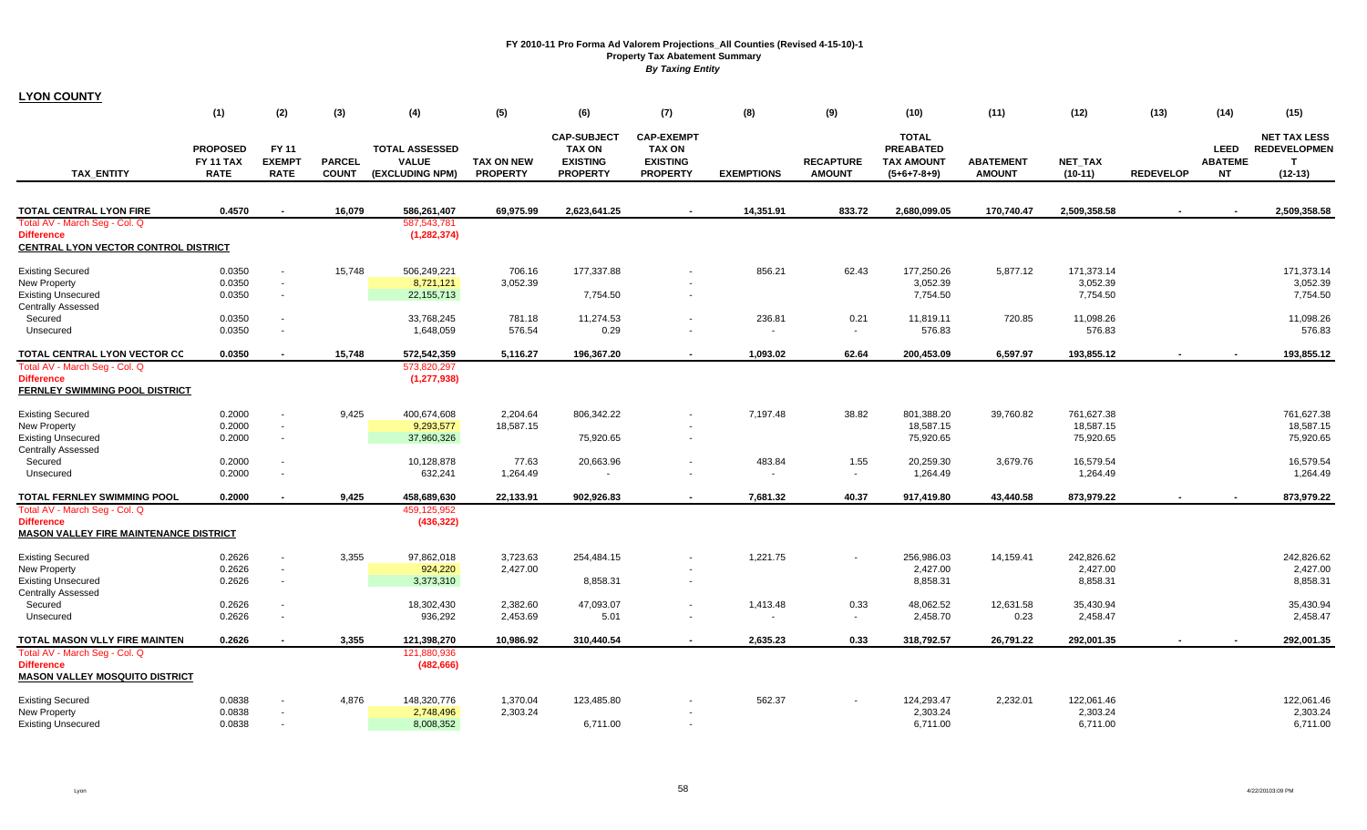**FY 2010-11 Pro Forma Ad Valorem Projections_All Counties (Revised 4-15-10)-1**
**Property Tax Abatement Summary**
***By Taxing Entity***

**LYON COUNTY**

| TAX_ENTITY | (1) PROPOSED FY 11 TAX RATE | (2) FY 11 EXEMPT RATE | (3) PARCEL COUNT | (4) TOTAL ASSESSED VALUE (EXCLUDING NPM) | (5) TAX ON NEW PROPERTY | (6) CAP-SUBJECT TAX ON EXISTING PROPERTY | (7) CAP-EXEMPT TAX ON EXISTING PROPERTY | (8) EXEMPTIONS | (9) RECAPTURE AMOUNT | (10) TOTAL PREABATED TAX AMOUNT (5+6+7-8+9) | (11) ABATEMENT AMOUNT | (12) NET_TAX (10-11) | (13) REDEVELOP | (14) LEED ABATEMENT | (15) NET TAX LESS REDEVELOPMENT (12-13) |
|---|---|---|---|---|---|---|---|---|---|---|---|---|---|---|---|
| **TOTAL CENTRAL LYON FIRE** | **0.4570** | **-** | **16,079** | **586,261,407** | **69,975.99** | **2,623,641.25** | **-** | **14,351.91** | **833.72** | **2,680,099.05** | **170,740.47** | **2,509,358.58** | **-** | **-** | **2,509,358.58** |
| Total AV - March Seg - Col. Q | | | | 587,543,781 | | | | | | | | | | | |
| **Difference** | | | | **(1,282,374)** | | | | | | | | | | | |
| **CENTRAL LYON VECTOR CONTROL DISTRICT** | | | | | | | | | | | | | | | |
| Existing Secured | 0.0350 | - | 15,748 | 506,249,221 | 706.16 | 177,337.88 | - | 856.21 | 62.43 | 177,250.26 | 5,877.12 | 171,373.14 | | | 171,373.14 |
| New Property | 0.0350 | - | | 8,721,121 | 3,052.39 | | - | | | 3,052.39 | | 3,052.39 | | | 3,052.39 |
| Existing Unsecured | 0.0350 | - | | 22,155,713 | | 7,754.50 | - | | | 7,754.50 | | 7,754.50 | | | 7,754.50 |
| Centrally Assessed | | | | | | | | | | | | | | | |
| Secured | 0.0350 | - | | 33,768,245 | 781.18 | 11,274.53 | - | 236.81 | 0.21 | 11,819.11 | 720.85 | 11,098.26 | | | 11,098.26 |
| Unsecured | 0.0350 | - | | 1,648,059 | 576.54 | 0.29 | - | - | - | 576.83 | | 576.83 | | | 576.83 |
| **TOTAL CENTRAL LYON VECTOR CC** | **0.0350** | **-** | **15,748** | **572,542,359** | **5,116.27** | **196,367.20** | **-** | **1,093.02** | **62.64** | **200,453.09** | **6,597.97** | **193,855.12** | **-** | **-** | **193,855.12** |
| Total AV - March Seg - Col. Q | | | | 573,820,297 | | | | | | | | | | | |
| **Difference** | | | | **(1,277,938)** | | | | | | | | | | | |
| **FERNLEY SWIMMING POOL DISTRICT** | | | | | | | | | | | | | | | |
| Existing Secured | 0.2000 | - | 9,425 | 400,674,608 | 2,204.64 | 806,342.22 | - | 7,197.48 | 38.82 | 801,388.20 | 39,760.82 | 761,627.38 | | | 761,627.38 |
| New Property | 0.2000 | - | | 9,293,577 | 18,587.15 | | - | | | 18,587.15 | | 18,587.15 | | | 18,587.15 |
| Existing Unsecured | 0.2000 | - | | 37,960,326 | | 75,920.65 | - | | | 75,920.65 | | 75,920.65 | | | 75,920.65 |
| Centrally Assessed | | | | | | | | | | | | | | | |
| Secured | 0.2000 | - | | 10,128,878 | 77.63 | 20,663.96 | - | 483.84 | 1.55 | 20,259.30 | 3,679.76 | 16,579.54 | | | 16,579.54 |
| Unsecured | 0.2000 | - | | 632,241 | 1,264.49 | - | - | - | - | 1,264.49 | | 1,264.49 | | | 1,264.49 |
| **TOTAL FERNLEY SWIMMING POOL** | **0.2000** | **-** | **9,425** | **458,689,630** | **22,133.91** | **902,926.83** | **-** | **7,681.32** | **40.37** | **917,419.80** | **43,440.58** | **873,979.22** | **-** | **-** | **873,979.22** |
| Total AV - March Seg - Col. Q | | | | 459,125,952 | | | | | | | | | | | |
| **Difference** | | | | **(436,322)** | | | | | | | | | | | |
| **MASON VALLEY FIRE MAINTENANCE DISTRICT** | | | | | | | | | | | | | | | |
| Existing Secured | 0.2626 | - | 3,355 | 97,862,018 | 3,723.63 | 254,484.15 | - | 1,221.75 | - | 256,986.03 | 14,159.41 | 242,826.62 | | | 242,826.62 |
| New Property | 0.2626 | - | | 924,220 | 2,427.00 | | - | | | 2,427.00 | | 2,427.00 | | | 2,427.00 |
| Existing Unsecured | 0.2626 | - | | 3,373,310 | | 8,858.31 | - | | | 8,858.31 | | 8,858.31 | | | 8,858.31 |
| Centrally Assessed | | | | | | | | | | | | | | | |
| Secured | 0.2626 | - | | 18,302,430 | 2,382.60 | 47,093.07 | - | 1,413.48 | 0.33 | 48,062.52 | 12,631.58 | 35,430.94 | | | 35,430.94 |
| Unsecured | 0.2626 | - | | 936,292 | 2,453.69 | 5.01 | - | - | - | 2,458.70 | 0.23 | 2,458.47 | | | 2,458.47 |
| **TOTAL MASON VLLY FIRE MAINTEN** | **0.2626** | **-** | **3,355** | **121,398,270** | **10,986.92** | **310,440.54** | **-** | **2,635.23** | **0.33** | **318,792.57** | **26,791.22** | **292,001.35** | **-** | **-** | **292,001.35** |
| Total AV - March Seg - Col. Q | | | | 121,880,936 | | | | | | | | | | | |
| **Difference** | | | | **(482,666)** | | | | | | | | | | | |
| **MASON VALLEY MOSQUITO DISTRICT** | | | | | | | | | | | | | | | |
| Existing Secured | 0.0838 | - | 4,876 | 148,320,776 | 1,370.04 | 123,485.80 | - | 562.37 | - | 124,293.47 | 2,232.01 | 122,061.46 | | | 122,061.46 |
| New Property | 0.0838 | - | | 2,748,496 | 2,303.24 | | - | | | 2,303.24 | | 2,303.24 | | | 2,303.24 |
| Existing Unsecured | 0.0838 | - | | 8,008,352 | | 6,711.00 | - | | | 6,711.00 | | 6,711.00 | | | 6,711.00 |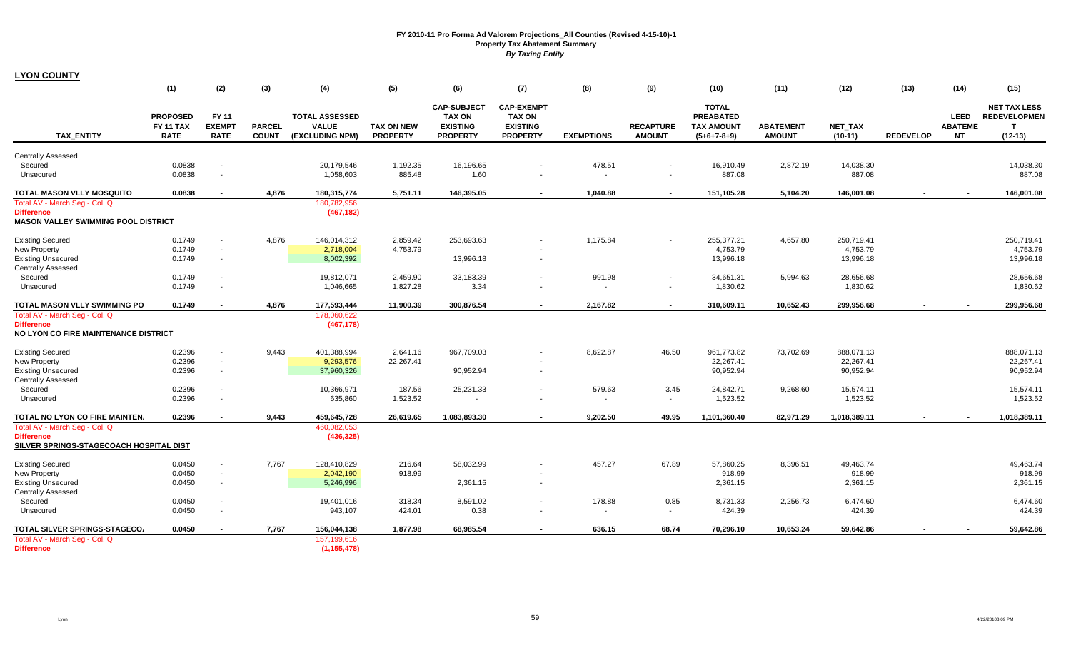**FY 2010-11 Pro Forma Ad Valorem Projections_All Counties (Revised 4-15-10)-1**
**Property Tax Abatement Summary**
***By Taxing Entity***

**LYON COUNTY**

| TAX_ENTITY | (1) PROPOSED FY 11 TAX RATE | (2) FY 11 EXEMPT RATE | (3) PARCEL COUNT | (4) TOTAL ASSESSED VALUE (EXCLUDING NPM) | (5) TAX ON NEW PROPERTY | (6) CAP-SUBJECT TAX ON EXISTING PROPERTY | (7) CAP-EXEMPT TAX ON EXISTING PROPERTY | (8) EXEMPTIONS | (9) RECAPTURE AMOUNT | (10) TOTAL PREABATED TAX AMOUNT (5+6+7-8+9) | (11) ABATEMENT AMOUNT | (12) NET_TAX (10-11) | (13) REDEVELOP | (14) LEED ABATEMENT | (15) NET TAX LESS REDEVELOPMENT (12-13) |
|---|---|---|---|---|---|---|---|---|---|---|---|---|---|---|---|
| Centrally Assessed | | | | | | | | | | | | | | | |
| Secured | 0.0838 | - | | 20,179,546 | 1,192.35 | 16,196.65 | - | 478.51 | - | 16,910.49 | 2,872.19 | 14,038.30 | | | 14,038.30 |
| Unsecured | 0.0838 | - | | 1,058,603 | 885.48 | 1.60 | - | - | - | 887.08 | | 887.08 | | | 887.08 |
| **TOTAL MASON VLLY MOSQUITO** | **0.0838** | **-** | **4,876** | **180,315,774** | **5,751.11** | **146,395.05** | **-** | **1,040.88** | **-** | **151,105.28** | **5,104.20** | **146,001.08** | **-** | **-** | **146,001.08** |
| Total AV - March Seg - Col. Q | | | | 180,782,956 | | | | | | | | | | | |
| **Difference** | | | | **(467,182)** | | | | | | | | | | | |
| **MASON VALLEY SWIMMING POOL DISTRICT** | | | | | | | | | | | | | | | |
| Existing Secured | 0.1749 | - | 4,876 | 146,014,312 | 2,859.42 | 253,693.63 | - | 1,175.84 | - | 255,377.21 | 4,657.80 | 250,719.41 | | | 250,719.41 |
| New Property | 0.1749 | - | | 2,718,004 | 4,753.79 | | - | | | 4,753.79 | | 4,753.79 | | | 4,753.79 |
| Existing Unsecured | 0.1749 | - | | 8,002,392 | | 13,996.18 | - | | | 13,996.18 | | 13,996.18 | | | 13,996.18 |
| Centrally Assessed | | | | | | | | | | | | | | | |
| Secured | 0.1749 | - | | 19,812,071 | 2,459.90 | 33,183.39 | - | 991.98 | - | 34,651.31 | 5,994.63 | 28,656.68 | | | 28,656.68 |
| Unsecured | 0.1749 | - | | 1,046,665 | 1,827.28 | 3.34 | - | - | - | 1,830.62 | | 1,830.62 | | | 1,830.62 |
| **TOTAL MASON VLLY SWIMMING PO** | **0.1749** | **-** | **4,876** | **177,593,444** | **11,900.39** | **300,876.54** | **-** | **2,167.82** | **-** | **310,609.11** | **10,652.43** | **299,956.68** | **-** | **-** | **299,956.68** |
| Total AV - March Seg - Col. Q | | | | 178,060,622 | | | | | | | | | | | |
| **Difference** | | | | **(467,178)** | | | | | | | | | | | |
| **NO LYON CO FIRE MAINTENANCE DISTRICT** | | | | | | | | | | | | | | | |
| Existing Secured | 0.2396 | - | 9,443 | 401,388,994 | 2,641.16 | 967,709.03 | - | 8,622.87 | 46.50 | 961,773.82 | 73,702.69 | 888,071.13 | | | 888,071.13 |
| New Property | 0.2396 | - | | 9,293,576 | 22,267.41 | | - | | | 22,267.41 | | 22,267.41 | | | 22,267.41 |
| Existing Unsecured | 0.2396 | - | | 37,960,326 | | 90,952.94 | - | | | 90,952.94 | | 90,952.94 | | | 90,952.94 |
| Centrally Assessed | | | | | | | | | | | | | | | |
| Secured | 0.2396 | - | | 10,366,971 | 187.56 | 25,231.33 | - | 579.63 | 3.45 | 24,842.71 | 9,268.60 | 15,574.11 | | | 15,574.11 |
| Unsecured | 0.2396 | - | | 635,860 | 1,523.52 | - | - | - | - | 1,523.52 | | 1,523.52 | | | 1,523.52 |
| **TOTAL NO LYON CO FIRE MAINTEN.** | **0.2396** | **-** | **9,443** | **459,645,728** | **26,619.65** | **1,083,893.30** | **-** | **9,202.50** | **49.95** | **1,101,360.40** | **82,971.29** | **1,018,389.11** | **-** | **-** | **1,018,389.11** |
| Total AV - March Seg - Col. Q | | | | 460,082,053 | | | | | | | | | | | |
| **Difference** | | | | **(436,325)** | | | | | | | | | | | |
| **SILVER SPRINGS-STAGECOACH HOSPITAL DIST** | | | | | | | | | | | | | | | |
| Existing Secured | 0.0450 | - | 7,767 | 128,410,829 | 216.64 | 58,032.99 | - | 457.27 | 67.89 | 57,860.25 | 8,396.51 | 49,463.74 | | | 49,463.74 |
| New Property | 0.0450 | - | | 2,042,190 | 918.99 | | - | | | 918.99 | | 918.99 | | | 918.99 |
| Existing Unsecured | 0.0450 | - | | 5,246,996 | | 2,361.15 | - | | | 2,361.15 | | 2,361.15 | | | 2,361.15 |
| Centrally Assessed | | | | | | | | | | | | | | | |
| Secured | 0.0450 | - | | 19,401,016 | 318.34 | 8,591.02 | - | 178.88 | 0.85 | 8,731.33 | 2,256.73 | 6,474.60 | | | 6,474.60 |
| Unsecured | 0.0450 | - | | 943,107 | 424.01 | 0.38 | - | - | - | 424.39 | | 424.39 | | | 424.39 |
| **TOTAL SILVER SPRINGS-STAGECO.** | **0.0450** | **-** | **7,767** | **156,044,138** | **1,877.98** | **68,985.54** | **-** | **636.15** | **68.74** | **70,296.10** | **10,653.24** | **59,642.86** | **-** | **-** | **59,642.86** |
| Total AV - March Seg - Col. Q | | | | 157,199,616 | | | | | | | | | | | |
| **Difference** | | | | **(1,155,478)** | | | | | | | | | | | |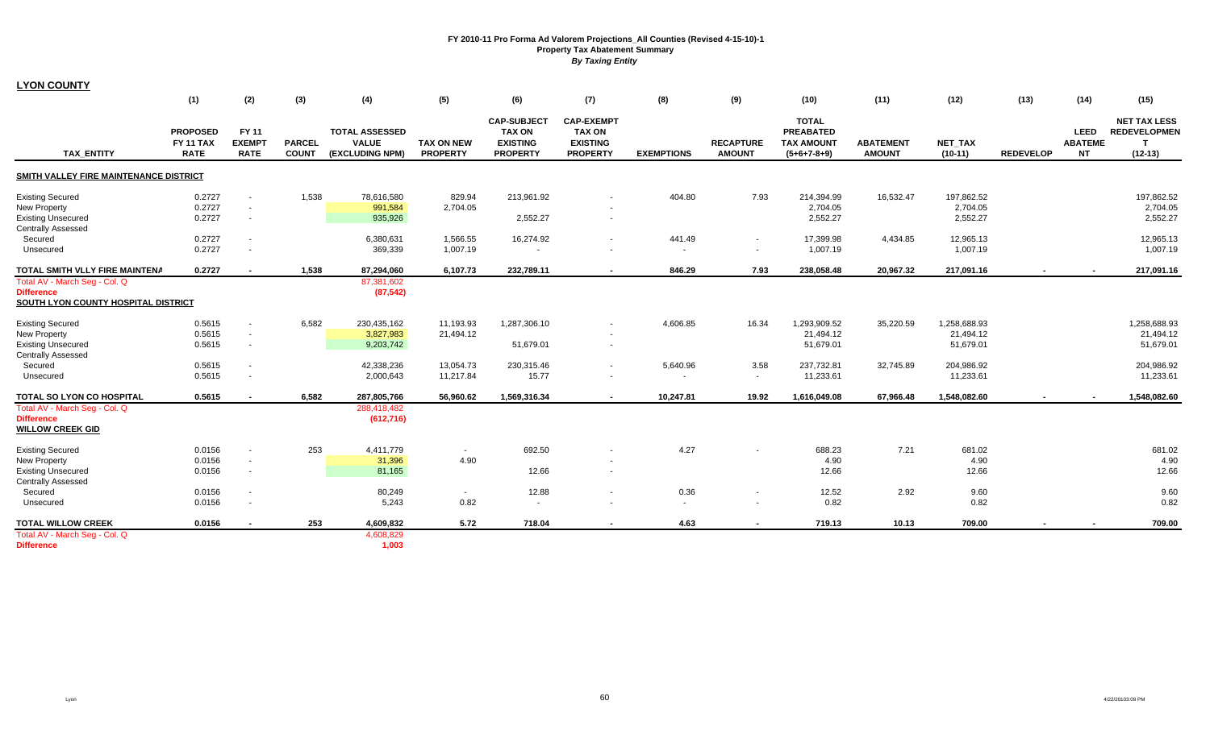# FY 2010-11 Pro Forma Ad Valorem Projections_All Counties (Revised 4-15-10)-1

**Property Tax Abatement Summary**

***By Taxing Entity***

## LYON COUNTY

| TAX_ENTITY | (1) PROPOSED FY 11 TAX RATE | (2) FY 11 EXEMPT RATE | (3) PARCEL COUNT | (4) TOTAL ASSESSED VALUE (EXCLUDING NPM) | (5) TAX ON NEW PROPERTY | (6) CAP-SUBJECT TAX ON EXISTING PROPERTY | (7) CAP-EXEMPT TAX ON EXISTING PROPERTY | (8) EXEMPTIONS | (9) RECAPTURE AMOUNT | (10) TOTAL PREABATED TAX AMOUNT (5+6+7-8+9) | (11) ABATEMENT AMOUNT | (12) NET_TAX (10-11) | (13) REDEVELOP | (14) LEED ABATEMENT | (15) NET TAX LESS REDEVELOPMENT (12-13) |
|---|---|---|---|---|---|---|---|---|---|---|---|---|---|---|---|
| **SMITH VALLEY FIRE MAINTENANCE DISTRICT** | | | | | | | | | | | | | | | |
| Existing Secured | 0.2727 | - | 1,538 | 78,616,580 | 829.94 | 213,961.92 | - | 404.80 | 7.93 | 214,394.99 | 16,532.47 | 197,862.52 | | | 197,862.52 |
| New Property | 0.2727 | - | | 991,584 | 2,704.05 | | - | | | 2,704.05 | | 2,704.05 | | | 2,704.05 |
| Existing Unsecured | 0.2727 | - | | 935,926 | | 2,552.27 | - | | | 2,552.27 | | 2,552.27 | | | 2,552.27 |
| Centrally Assessed | | | | | | | | | | | | | | | |
| Secured | 0.2727 | - | | 6,380,631 | 1,566.55 | 16,274.92 | - | 441.49 | - | 17,399.98 | 4,434.85 | 12,965.13 | | | 12,965.13 |
| Unsecured | 0.2727 | - | | 369,339 | 1,007.19 | - | - | - | - | 1,007.19 | | 1,007.19 | | | 1,007.19 |
| **TOTAL SMITH VLLY FIRE MAINTENA** | **0.2727** | **-** | **1,538** | **87,294,060** | **6,107.73** | **232,789.11** | **-** | **846.29** | **7.93** | **238,058.48** | **20,967.32** | **217,091.16** | **-** | **-** | **217,091.16** |
| Total AV - March Seg - Col. Q | | | | 87,381,602 | | | | | | | | | | | |
| **Difference** | | | | (87,542) | | | | | | | | | | | |
| **SOUTH LYON COUNTY HOSPITAL DISTRICT** | | | | | | | | | | | | | | | |
| Existing Secured | 0.5615 | - | 6,582 | 230,435,162 | 11,193.93 | 1,287,306.10 | - | 4,606.85 | 16.34 | 1,293,909.52 | 35,220.59 | 1,258,688.93 | | | 1,258,688.93 |
| New Property | 0.5615 | - | | 3,827,983 | 21,494.12 | | - | | | 21,494.12 | | 21,494.12 | | | 21,494.12 |
| Existing Unsecured | 0.5615 | - | | 9,203,742 | | 51,679.01 | - | | | 51,679.01 | | 51,679.01 | | | 51,679.01 |
| Centrally Assessed | | | | | | | | | | | | | | | |
| Secured | 0.5615 | - | | 42,338,236 | 13,054.73 | 230,315.46 | - | 5,640.96 | 3.58 | 237,732.81 | 32,745.89 | 204,986.92 | | | 204,986.92 |
| Unsecured | 0.5615 | - | | 2,000,643 | 11,217.84 | 15.77 | - | - | - | 11,233.61 | | 11,233.61 | | | 11,233.61 |
| **TOTAL SO LYON CO HOSPITAL** | **0.5615** | **-** | **6,582** | **287,805,766** | **56,960.62** | **1,569,316.34** | **-** | **10,247.81** | **19.92** | **1,616,049.08** | **67,966.48** | **1,548,082.60** | **-** | **-** | **1,548,082.60** |
| Total AV - March Seg - Col. Q | | | | 288,418,482 | | | | | | | | | | | |
| **Difference** | | | | (612,716) | | | | | | | | | | | |
| **WILLOW CREEK GID** | | | | | | | | | | | | | | | |
| Existing Secured | 0.0156 | - | 253 | 4,411,779 | - | 692.50 | - | 4.27 | - | 688.23 | 7.21 | 681.02 | | | 681.02 |
| New Property | 0.0156 | - | | 31,396 | 4.90 | | - | | | 4.90 | | 4.90 | | | 4.90 |
| Existing Unsecured | 0.0156 | - | | 81,165 | | 12.66 | - | | | 12.66 | | 12.66 | | | 12.66 |
| Centrally Assessed | | | | | | | | | | | | | | | |
| Secured | 0.0156 | - | | 80,249 | - | 12.88 | - | 0.36 | - | 12.52 | 2.92 | 9.60 | | | 9.60 |
| Unsecured | 0.0156 | - | | 5,243 | 0.82 | - | - | - | - | 0.82 | | 0.82 | | | 0.82 |
| **TOTAL WILLOW CREEK** | **0.0156** | **-** | **253** | **4,609,832** | **5.72** | **718.04** | **-** | **4.63** | **-** | **719.13** | **10.13** | **709.00** | **-** | **-** | **709.00** |
| Total AV - March Seg - Col. Q | | | | 4,608,829 | | | | | | | | | | | |
| **Difference** | | | | 1,003 | | | | | | | | | | | |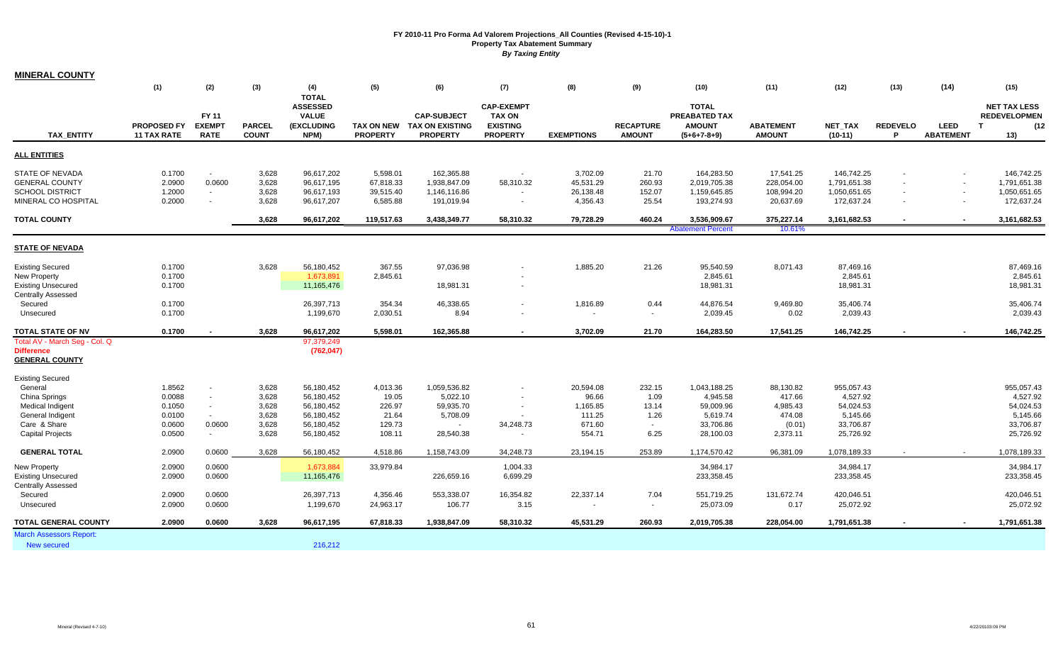# FY 2010-11 Pro Forma Ad Valorem Projections_All Counties (Revised 4-15-10)-1
## Property Tax Abatement Summary
### *By Taxing Entity*

**MINERAL COUNTY**

| TAX_ENTITY | (1) PROPOSED FY 11 TAX RATE | (2) FY 11 EXEMPT RATE | (3) PARCEL COUNT | (4) TOTAL ASSESSED VALUE (EXCLUDING NPM) | (5) TAX ON NEW PROPERTY | (6) CAP-SUBJECT TAX ON EXISTING PROPERTY | (7) CAP-EXEMPT TAX ON EXISTING PROPERTY | (8) EXEMPTIONS | (9) RECAPTURE AMOUNT | (10) TOTAL PREABATED TAX AMOUNT (5+6+7-8+9) | (11) ABATEMENT AMOUNT | (12) NET_TAX (10-11) | (13) REDEVELOP | (14) LEED ABATEMENT | (15) NET TAX LESS REDEVELOPMENT (12-13) |
|---|---|---|---|---|---|---|---|---|---|---|---|---|---|---|---|
| **ALL ENTITIES** | | | | | | | | | | | | | | | |
| STATE OF NEVADA | 0.1700 | - | 3,628 | 96,617,202 | 5,598.01 | 162,365.88 | - | 3,702.09 | 21.70 | 164,283.50 | 17,541.25 | 146,742.25 | - | - | 146,742.25 |
| GENERAL COUNTY | 2.0900 | 0.0600 | 3,628 | 96,617,195 | 67,818.33 | 1,938,847.09 | 58,310.32 | 45,531.29 | 260.93 | 2,019,705.38 | 228,054.00 | 1,791,651.38 | - | - | 1,791,651.38 |
| SCHOOL DISTRICT | 1.2000 | - | 3,628 | 96,617,193 | 39,515.40 | 1,146,116.86 | - | 26,138.48 | 152.07 | 1,159,645.85 | 108,994.20 | 1,050,651.65 | - | - | 1,050,651.65 |
| MINERAL CO HOSPITAL | 0.2000 | - | 3,628 | 96,617,207 | 6,585.88 | 191,019.94 | - | 4,356.43 | 25.54 | 193,274.93 | 20,637.69 | 172,637.24 | - | - | 172,637.24 |
| **TOTAL COUNTY** | | | **3,628** | **96,617,202** | **119,517.63** | **3,438,349.77** | **58,310.32** | **79,728.29** | **460.24** | **3,536,909.67** | **375,227.14** | **3,161,682.53** | **-** | **-** | **3,161,682.53** |
| | | | | | | | | | | Abatement Percent | 10.61% | | | | |
| **STATE OF NEVADA** | | | | | | | | | | | | | | | |
| Existing Secured | 0.1700 | | 3,628 | 56,180,452 | 367.55 | 97,036.98 | - | 1,885.20 | 21.26 | 95,540.59 | 8,071.43 | 87,469.16 | | | 87,469.16 |
| New Property | 0.1700 | | | 1,673,891 | 2,845.61 | | - | | | 2,845.61 | | 2,845.61 | | | 2,845.61 |
| Existing Unsecured | 0.1700 | | | 11,165,476 | | 18,981.31 | - | | | 18,981.31 | | 18,981.31 | | | 18,981.31 |
| Centrally Assessed | | | | | | | | | | | | | | | |
| Secured | 0.1700 | | | 26,397,713 | 354.34 | 46,338.65 | - | 1,816.89 | 0.44 | 44,876.54 | 9,469.80 | 35,406.74 | | | 35,406.74 |
| Unsecured | 0.1700 | | | 1,199,670 | 2,030.51 | 8.94 | - | - | - | 2,039.45 | 0.02 | 2,039.43 | | | 2,039.43 |
| **TOTAL STATE OF NV** | **0.1700** | **-** | **3,628** | **96,617,202** | **5,598.01** | **162,365.88** | **-** | **3,702.09** | **21.70** | **164,283.50** | **17,541.25** | **146,742.25** | **-** | **-** | **146,742.25** |
| Total AV - March Seg - Col. Q | | | | 97,379,249 | | | | | | | | | | | |
| **Difference** | | | | **(762,047)** | | | | | | | | | | | |
| **GENERAL COUNTY** | | | | | | | | | | | | | | | |
| Existing Secured | | | | | | | | | | | | | | | |
| General | 1.8562 | - | 3,628 | 56,180,452 | 4,013.36 | 1,059,536.82 | - | 20,594.08 | 232.15 | 1,043,188.25 | 88,130.82 | 955,057.43 | | | 955,057.43 |
| China Springs | 0.0088 | - | 3,628 | 56,180,452 | 19.05 | 5,022.10 | - | 96.66 | 1.09 | 4,945.58 | 417.66 | 4,527.92 | | | 4,527.92 |
| Medical Indigent | 0.1050 | - | 3,628 | 56,180,452 | 226.97 | 59,935.70 | - | 1,165.85 | 13.14 | 59,009.96 | 4,985.43 | 54,024.53 | | | 54,024.53 |
| General Indigent | 0.0100 | - | 3,628 | 56,180,452 | 21.64 | 5,708.09 | - | 111.25 | 1.26 | 5,619.74 | 474.08 | 5,145.66 | | | 5,145.66 |
| Care & Share | 0.0600 | 0.0600 | 3,628 | 56,180,452 | 129.73 | - | 34,248.73 | 671.60 | - | 33,706.86 | (0.01) | 33,706.87 | | | 33,706.87 |
| Capital Projects | 0.0500 | - | 3,628 | 56,180,452 | 108.11 | 28,540.38 | - | 554.71 | 6.25 | 28,100.03 | 2,373.11 | 25,726.92 | | | 25,726.92 |
| **GENERAL TOTAL** | **2.0900** | **0.0600** | **3,628** | **56,180,452** | **4,518.86** | **1,158,743.09** | **34,248.73** | **23,194.15** | **253.89** | **1,174,570.42** | **96,381.09** | **1,078,189.33** | **-** | **-** | **1,078,189.33** |
| New Property | 2.0900 | 0.0600 | | 1,673,884 | 33,979.84 | | 1,004.33 | | | 34,984.17 | | 34,984.17 | | | 34,984.17 |
| Existing Unsecured | 2.0900 | 0.0600 | | 11,165,476 | | 226,659.16 | 6,699.29 | | | 233,358.45 | | 233,358.45 | | | 233,358.45 |
| Centrally Assessed | | | | | | | | | | | | | | | |
| Secured | 2.0900 | 0.0600 | | 26,397,713 | 4,356.46 | 553,338.07 | 16,354.82 | 22,337.14 | 7.04 | 551,719.25 | 131,672.74 | 420,046.51 | | | 420,046.51 |
| Unsecured | 2.0900 | 0.0600 | | 1,199,670 | 24,963.17 | 106.77 | 3.15 | - | - | 25,073.09 | 0.17 | 25,072.92 | | | 25,072.92 |
| **TOTAL GENERAL COUNTY** | **2.0900** | **0.0600** | **3,628** | **96,617,195** | **67,818.33** | **1,938,847.09** | **58,310.32** | **45,531.29** | **260.93** | **2,019,705.38** | **228,054.00** | **1,791,651.38** | **-** | **-** | **1,791,651.38** |
| March Assessors Report: | | | | | | | | | | | | | | | |
| New secured | | | | 216,212 | | | | | | | | | | | |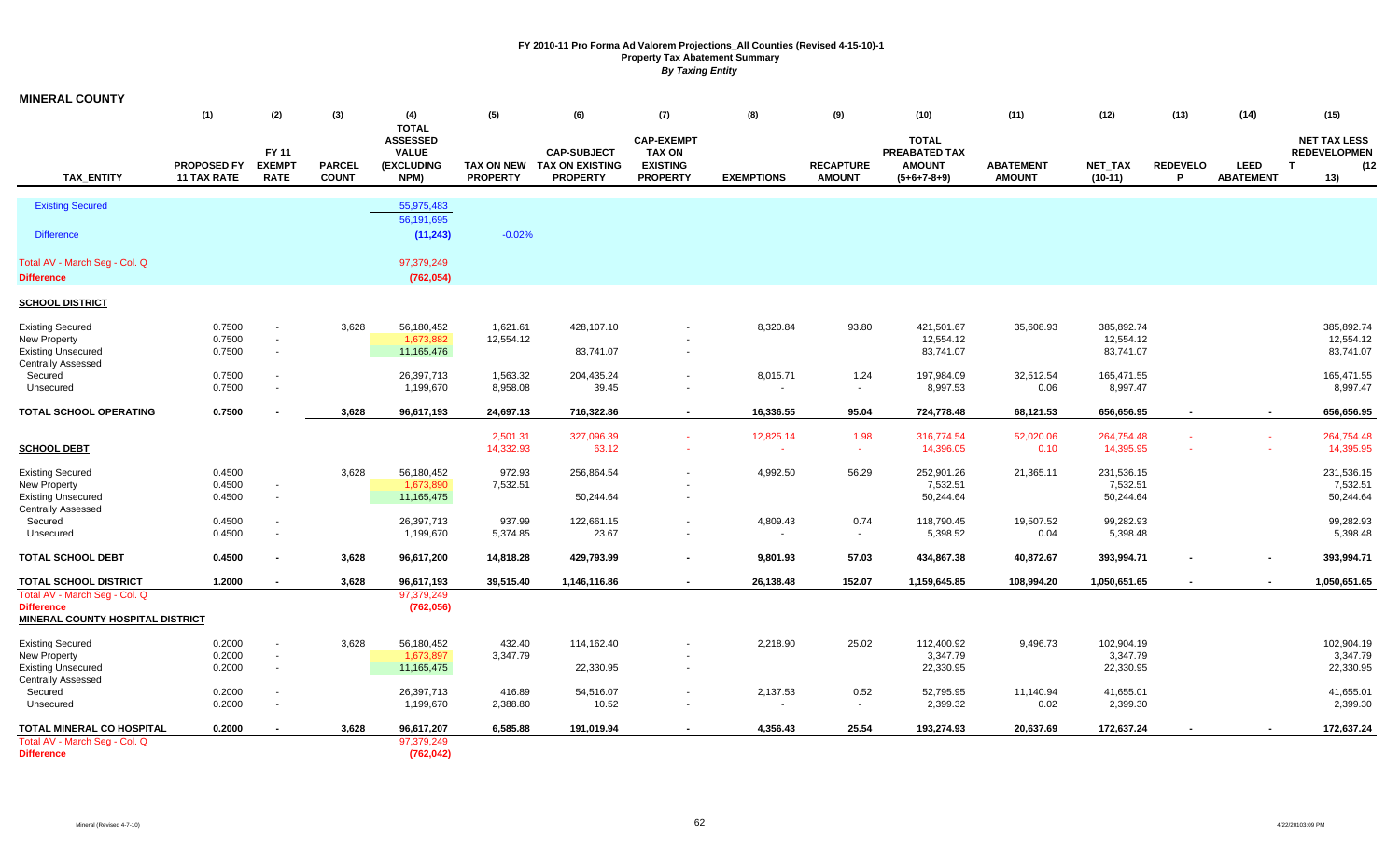# FY 2010-11 Pro Forma Ad Valorem Projections_All Counties (Revised 4-15-10)-1

## Property Tax Abatement Summary

### *By Taxing Entity*

**MINERAL COUNTY**

| TAX_ENTITY | (1) PROPOSED FY 11 TAX RATE | (2) FY 11 EXEMPT RATE | (3) PARCEL COUNT | (4) TOTAL ASSESSED VALUE (EXCLUDING NPM) | (5) TAX ON NEW PROPERTY | (6) CAP-SUBJECT TAX ON EXISTING PROPERTY | (7) CAP-EXEMPT TAX ON EXISTING PROPERTY | (8) EXEMPTIONS | (9) RECAPTURE AMOUNT | (10) TOTAL PREABATED TAX AMOUNT (5+6+7-8+9) | (11) ABATEMENT AMOUNT | (12) NET_TAX (10-11) | (13) REDEVELOP | (14) LEED ABATEMENT | (15) NET TAX LESS REDEVELOPMENT (12-13) |
|---|---|---|---|---|---|---|---|---|---|---|---|---|---|---|---|
| Existing Secured | | | | 55,975,483 | | | | | | | | | | | |
| | | | | 56,191,695 | | | | | | | | | | | |
| Difference | | | | (11,243) | -0.02% | | | | | | | | | | |
| Total AV - March Seg - Col. Q | | | | 97,379,249 | | | | | | | | | | | |
| **Difference** | | | | **(762,054)** | | | | | | | | | | | |
| **SCHOOL DISTRICT** | | | | | | | | | | | | | | | |
| Existing Secured | 0.7500 | - | 3,628 | 56,180,452 | 1,621.61 | 428,107.10 | - | 8,320.84 | 93.80 | 421,501.67 | 35,608.93 | 385,892.74 | | | 385,892.74 |
| New Property | 0.7500 | - | | 1,673,882 | 12,554.12 | | - | | | 12,554.12 | | 12,554.12 | | | 12,554.12 |
| Existing Unsecured | 0.7500 | - | | 11,165,476 | | 83,741.07 | - | | | 83,741.07 | | 83,741.07 | | | 83,741.07 |
| Centrally Assessed | | | | | | | | | | | | | | | |
| Secured | 0.7500 | - | | 26,397,713 | 1,563.32 | 204,435.24 | - | 8,015.71 | 1.24 | 197,984.09 | 32,512.54 | 165,471.55 | | | 165,471.55 |
| Unsecured | 0.7500 | - | | 1,199,670 | 8,958.08 | 39.45 | - | - | - | 8,997.53 | 0.06 | 8,997.47 | | | 8,997.47 |
| **TOTAL SCHOOL OPERATING** | **0.7500** | **-** | **3,628** | **96,617,193** | **24,697.13** | **716,322.86** | **-** | **16,336.55** | **95.04** | **724,778.48** | **68,121.53** | **656,656.95** | **-** | **-** | **656,656.95** |
| | | | | | 2,501.31 | 327,096.39 | - | 12,825.14 | 1.98 | 316,774.54 | 52,020.06 | 264,754.48 | - | - | 264,754.48 |
| **SCHOOL DEBT** | | | | | 14,332.93 | 63.12 | - | - | - | 14,396.05 | 0.10 | 14,395.95 | - | - | 14,395.95 |
| Existing Secured | 0.4500 | | 3,628 | 56,180,452 | 972.93 | 256,864.54 | - | 4,992.50 | 56.29 | 252,901.26 | 21,365.11 | 231,536.15 | | | 231,536.15 |
| New Property | 0.4500 | - | | 1,673,890 | 7,532.51 | | - | | | 7,532.51 | | 7,532.51 | | | 7,532.51 |
| Existing Unsecured | 0.4500 | - | | 11,165,475 | | 50,244.64 | - | | | 50,244.64 | | 50,244.64 | | | 50,244.64 |
| Centrally Assessed | | | | | | | | | | | | | | | |
| Secured | 0.4500 | - | | 26,397,713 | 937.99 | 122,661.15 | - | 4,809.43 | 0.74 | 118,790.45 | 19,507.52 | 99,282.93 | | | 99,282.93 |
| Unsecured | 0.4500 | - | | 1,199,670 | 5,374.85 | 23.67 | - | - | - | 5,398.52 | 0.04 | 5,398.48 | | | 5,398.48 |
| **TOTAL SCHOOL DEBT** | **0.4500** | **-** | **3,628** | **96,617,200** | **14,818.28** | **429,793.99** | **-** | **9,801.93** | **57.03** | **434,867.38** | **40,872.67** | **393,994.71** | **-** | **-** | **393,994.71** |
| **TOTAL SCHOOL DISTRICT** | **1.2000** | **-** | **3,628** | **96,617,193** | **39,515.40** | **1,146,116.86** | **-** | **26,138.48** | **152.07** | **1,159,645.85** | **108,994.20** | **1,050,651.65** | **-** | **-** | **1,050,651.65** |
| Total AV - March Seg - Col. Q | | | | 97,379,249 | | | | | | | | | | | |
| **Difference** | | | | **(762,056)** | | | | | | | | | | | |
| **MINERAL COUNTY HOSPITAL DISTRICT** | | | | | | | | | | | | | | | |
| Existing Secured | 0.2000 | - | 3,628 | 56,180,452 | 432.40 | 114,162.40 | - | 2,218.90 | 25.02 | 112,400.92 | 9,496.73 | 102,904.19 | | | 102,904.19 |
| New Property | 0.2000 | - | | 1,673,897 | 3,347.79 | | - | | | 3,347.79 | | 3,347.79 | | | 3,347.79 |
| Existing Unsecured | 0.2000 | - | | 11,165,475 | | 22,330.95 | - | | | 22,330.95 | | 22,330.95 | | | 22,330.95 |
| Centrally Assessed | | | | | | | | | | | | | | | |
| Secured | 0.2000 | - | | 26,397,713 | 416.89 | 54,516.07 | - | 2,137.53 | 0.52 | 52,795.95 | 11,140.94 | 41,655.01 | | | 41,655.01 |
| Unsecured | 0.2000 | - | | 1,199,670 | 2,388.80 | 10.52 | - | - | - | 2,399.32 | 0.02 | 2,399.30 | | | 2,399.30 |
| **TOTAL MINERAL CO HOSPITAL** | **0.2000** | **-** | **3,628** | **96,617,207** | **6,585.88** | **191,019.94** | **-** | **4,356.43** | **25.54** | **193,274.93** | **20,637.69** | **172,637.24** | **-** | **-** | **172,637.24** |
| Total AV - March Seg - Col. Q | | | | 97,379,249 | | | | | | | | | | | |
| **Difference** | | | | **(762,042)** | | | | | | | | | | | |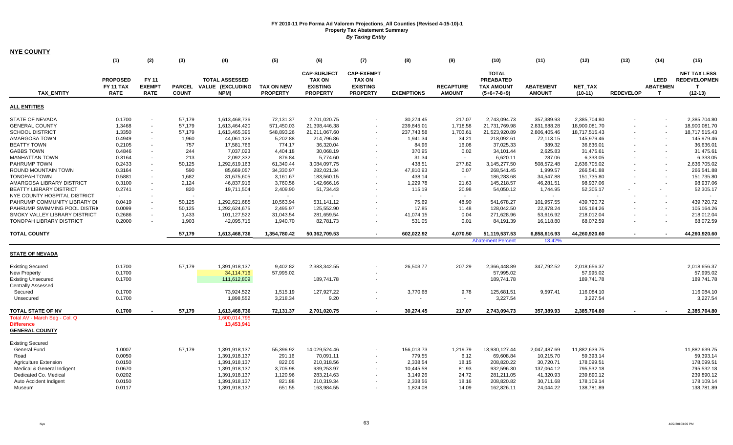**FY 2010-11 Pro Forma Ad Valorem Projections_All Counties (Revised 4-15-10)-1**
**Property Tax Abatement Summary**
***By Taxing Entity***

**NYE COUNTY**

| TAX_ENTITY | (1) PROPOSED FY 11 TAX RATE | (2) FY 11 EXEMPT RATE | (3) PARCEL COUNT | (4) TOTAL ASSESSED VALUE (EXCLUDING NPM) | (5) TAX ON NEW PROPERTY | (6) CAP-SUBJECT TAX ON EXISTING PROPERTY | (7) CAP-EXEMPT TAX ON EXISTING PROPERTY | (8) EXEMPTIONS | (9) RECAPTURE AMOUNT | (10) TOTAL PREABATED TAX AMOUNT (5+6+7-8+9) | (11) ABATEMENT AMOUNT | (12) NET_TAX (10-11) | (13) REDEVELOP | (14) LEED ABATEMENT | (15) NET TAX LESS REDEVELOPMENT (12-13) |
|---|---|---|---|---|---|---|---|---|---|---|---|---|---|---|---|
| **ALL ENTITIES** | | | | | | | | | | | | | | | |
| STATE OF NEVADA | 0.1700 | - | 57,179 | 1,613,468,736 | 72,131.37 | 2,701,020.75 | - | 30,274.45 | 217.07 | 2,743,094.73 | 357,389.93 | 2,385,704.80 | - | - | 2,385,704.80 |
| GENERAL COUNTY | 1.3468 | - | 57,179 | 1,613,464,420 | 571,450.03 | 21,398,446.38 | - | 239,845.01 | 1,718.58 | 21,731,769.98 | 2,831,688.28 | 18,900,081.70 | - | - | 18,900,081.70 |
| SCHOOL DISTRICT | 1.3350 | - | 57,179 | 1,613,465,395 | 548,893.26 | 21,211,067.60 | - | 237,743.58 | 1,703.61 | 21,523,920.89 | 2,806,405.46 | 18,717,515.43 | - | - | 18,717,515.43 |
| AMARGOSA TOWN | 0.4949 | - | 1,960 | 44,061,126 | 5,202.88 | 214,796.86 | - | 1,941.34 | 34.21 | 218,092.61 | 72,113.15 | 145,979.46 | - | - | 145,979.46 |
| BEATTY TOWN | 0.2105 | - | 757 | 17,581,766 | 774.17 | 36,320.04 | - | 84.96 | 16.08 | 37,025.33 | 389.32 | 36,636.01 | - | - | 36,636.01 |
| GABBS TOWN | 0.4846 | - | 244 | 7,037,023 | 4,404.18 | 30,068.19 | - | 370.95 | 0.02 | 34,101.44 | 2,625.83 | 31,475.61 | - | - | 31,475.61 |
| MANHATTAN TOWN | 0.3164 | - | 213 | 2,092,332 | 876.84 | 5,774.60 | - | 31.34 | - | 6,620.11 | 287.06 | 6,333.05 | - | - | 6,333.05 |
| PAHRUMP TOWN | 0.2433 | - | 50,125 | 1,292,619,163 | 61,340.44 | 3,084,097.75 | - | 438.51 | 277.82 | 3,145,277.50 | 508,572.48 | 2,636,705.02 | - | - | 2,636,705.02 |
| ROUND MOUNTAIN TOWN | 0.3164 | - | 590 | 85,669,057 | 34,330.97 | 282,021.34 | - | 47,810.93 | 0.07 | 268,541.45 | 1,999.57 | 266,541.88 | - | - | 266,541.88 |
| TONOPAH TOWN | 0.5881 | - | 1,682 | 31,675,605 | 3,161.67 | 183,560.15 | - | 438.14 | - | 186,283.68 | 34,547.88 | 151,735.80 | - | - | 151,735.80 |
| AMARGOSA LIBRARY DISTRICT | 0.3100 | - | 2,124 | 46,837,916 | 3,760.56 | 142,666.16 | - | 1,229.78 | 21.63 | 145,218.57 | 46,281.51 | 98,937.06 | - | - | 98,937.06 |
| BEATTY LIBRARY DISTRICT | 0.2741 | - | 820 | 19,711,504 | 2,409.90 | 51,734.43 | - | 115.19 | 20.98 | 54,050.12 | 1,744.95 | 52,305.17 | - | - | 52,305.17 |
| NYE COUNTY HOSPITAL DISTRICT | - | - | - | - | - | - | - | - | - | - | - | - | - | - | - |
| PAHRUMP COMMUNITY LIBRARY DI | 0.0419 | - | 50,125 | 1,292,621,685 | 10,563.94 | 531,141.12 | - | 75.69 | 48.90 | 541,678.27 | 101,957.55 | 439,720.72 | - | - | 439,720.72 |
| PAHRUMP SWIMMING POOL DISTRI | 0.0099 | - | 50,125 | 1,292,624,675 | 2,495.97 | 125,552.90 | - | 17.85 | 11.48 | 128,042.50 | 22,878.24 | 105,164.26 | - | - | 105,164.26 |
| SMOKY VALLEY LIBRARY DISTRICT | 0.2686 | - | 1,433 | 101,127,522 | 31,043.54 | 281,659.54 | - | 41,074.15 | 0.04 | 271,628.96 | 53,616.92 | 218,012.04 | - | - | 218,012.04 |
| TONOPAH LIBRARY DISTRICT | 0.2000 | - | 1,903 | 42,095,715 | 1,940.70 | 82,781.73 | - | 531.05 | 0.01 | 84,191.39 | 16,118.80 | 68,072.59 | - | - | 68,072.59 |
| **TOTAL COUNTY** | | | **57,179** | **1,613,468,736** | **1,354,780.42** | **50,362,709.53** | **-** | **602,022.92** | **4,070.50** | **51,119,537.53** | **6,858,616.93** | **44,260,920.60** | **-** | **-** | **44,260,920.60** |
| | | | | | | | | | | Abatement Percent | 13.42% | | | | |
| **STATE OF NEVADA** | | | | | | | | | | | | | | | |
| Existing Secured | 0.1700 | | 57,179 | 1,391,918,137 | 9,402.82 | 2,383,342.55 | - | 26,503.77 | 207.29 | 2,366,448.89 | 347,792.52 | 2,018,656.37 | | | 2,018,656.37 |
| New Property | 0.1700 | | | 34,114,716 | 57,995.02 | | - | | | 57,995.02 | | 57,995.02 | | | 57,995.02 |
| Existing Unsecured | 0.1700 | | | 111,612,809 | | 189,741.78 | - | | | 189,741.78 | | 189,741.78 | | | 189,741.78 |
| Centrally Assessed | | | | | | | | | | | | | | | |
| Secured | 0.1700 | | | 73,924,522 | 1,515.19 | 127,927.22 | - | 3,770.68 | 9.78 | 125,681.51 | 9,597.41 | 116,084.10 | | | 116,084.10 |
| Unsecured | 0.1700 | | | 1,898,552 | 3,218.34 | 9.20 | - | - | - | 3,227.54 | | 3,227.54 | | | 3,227.54 |
| **TOTAL STATE OF NV** | **0.1700** | **-** | **57,179** | **1,613,468,736** | **72,131.37** | **2,701,020.75** | **-** | **30,274.45** | **217.07** | **2,743,094.73** | **357,389.93** | **2,385,704.80** | **-** | **-** | **2,385,704.80** |
| Total AV - March Seg - Col. Q | | | | 1,600,014,795 | | | | | | | | | | | |
| **Difference** | | | | **13,453,941** | | | | | | | | | | | |
| **GENERAL COUNTY** | | | | | | | | | | | | | | | |
| Existing Secured | | | | | | | | | | | | | | | |
| General Fund | 1.0007 | | 57,179 | 1,391,918,137 | 55,396.92 | 14,029,524.46 | - | 156,013.73 | 1,219.79 | 13,930,127.44 | 2,047,487.69 | 11,882,639.75 | | | 11,882,639.75 |
| Road | 0.0050 | | | 1,391,918,137 | 291.16 | 70,091.11 | - | 779.55 | 6.12 | 69,608.84 | 10,215.70 | 59,393.14 | | | 59,393.14 |
| Agriculture Extension | 0.0150 | | | 1,391,918,137 | 822.05 | 210,318.56 | - | 2,338.54 | 18.15 | 208,820.22 | 30,720.71 | 178,099.51 | | | 178,099.51 |
| Medical & General Indigent | 0.0670 | | | 1,391,918,137 | 3,705.98 | 939,253.97 | - | 10,445.58 | 81.93 | 932,596.30 | 137,064.12 | 795,532.18 | | | 795,532.18 |
| Dedicated Co. Medical | 0.0202 | | | 1,391,918,137 | 1,120.96 | 283,214.63 | - | 3,149.26 | 24.72 | 281,211.05 | 41,320.93 | 239,890.12 | | | 239,890.12 |
| Auto Accident Indigent | 0.0150 | | | 1,391,918,137 | 821.88 | 210,319.34 | - | 2,338.56 | 18.16 | 208,820.82 | 30,711.68 | 178,109.14 | | | 178,109.14 |
| Museum | 0.0117 | | | 1,391,918,137 | 651.55 | 163,984.55 | - | 1,824.08 | 14.09 | 162,826.11 | 24,044.22 | 138,781.89 | | | 138,781.89 |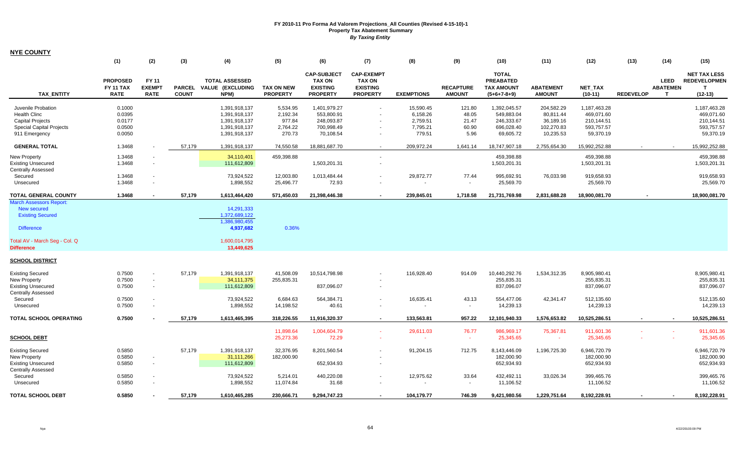**FY 2010-11 Pro Forma Ad Valorem Projections_All Counties (Revised 4-15-10)-1**
**Property Tax Abatement Summary**
***By Taxing Entity***

**NYE COUNTY**

| | (1) | (2) | (3) | (4) | (5) | (6) | (7) | (8) | (9) | (10) | (11) | (12) | (13) | (14) | (15) |
|---|---|---|---|---|---|---|---|---|---|---|---|---|---|---|---|
| **TAX_ENTITY** | **PROPOSED FY 11 TAX RATE** | **FY 11 EXEMPT RATE** | **PARCEL COUNT** | **TOTAL ASSESSED VALUE (EXCLUDING NPM)** | **TAX ON NEW PROPERTY** | **CAP-SUBJECT TAX ON EXISTING PROPERTY** | **CAP-EXEMPT TAX ON EXISTING PROPERTY** | **EXEMPTIONS** | **RECAPTURE AMOUNT** | **TOTAL PREABATED TAX AMOUNT (5+6+7-8+9)** | **ABATEMENT AMOUNT** | **NET_TAX (10-11)** | **REDEVELOP** | **LEED ABATEMENT** | **NET TAX LESS REDEVELOPMENT (12-13)** |
| Juvenile Probation | 0.1000 | | | 1,391,918,137 | 5,534.95 | 1,401,979.27 | - | 15,590.45 | 121.80 | 1,392,045.57 | 204,582.29 | 1,187,463.28 | | | 1,187,463.28 |
| Health Clinc | 0.0395 | | | 1,391,918,137 | 2,192.34 | 553,800.91 | - | 6,158.26 | 48.05 | 549,883.04 | 80,811.44 | 469,071.60 | | | 469,071.60 |
| Capital Projects | 0.0177 | | | 1,391,918,137 | 977.84 | 248,093.87 | - | 2,759.51 | 21.47 | 246,333.67 | 36,189.16 | 210,144.51 | | | 210,144.51 |
| Special Capital Projects | 0.0500 | | | 1,391,918,137 | 2,764.22 | 700,998.49 | - | 7,795.21 | 60.90 | 696,028.40 | 102,270.83 | 593,757.57 | | | 593,757.57 |
| 911 Emergency | 0.0050 | | | 1,391,918,137 | 270.73 | 70,108.54 | - | 779.51 | 5.96 | 69,605.72 | 10,235.53 | 59,370.19 | | | 59,370.19 |
| **GENERAL TOTAL** | 1.3468 | - | 57,179 | 1,391,918,137 | 74,550.58 | 18,881,687.70 | - | 209,972.24 | 1,641.14 | 18,747,907.18 | 2,755,654.30 | 15,992,252.88 | - | - | 15,992,252.88 |
| New Property | 1.3468 | - | | 34,110,401 | 459,398.88 | | - | | | 459,398.88 | | 459,398.88 | | | 459,398.88 |
| Existing Unsecured | 1.3468 | - | | 111,612,809 | | 1,503,201.31 | - | | | 1,503,201.31 | | 1,503,201.31 | | | 1,503,201.31 |
| Centrally Assessed | | | | | | | | | | | | | | | |
| Secured | 1.3468 | - | | 73,924,522 | 12,003.80 | 1,013,484.44 | - | 29,872.77 | 77.44 | 995,692.91 | 76,033.98 | 919,658.93 | | | 919,658.93 |
| Unsecured | 1.3468 | - | | 1,898,552 | 25,496.77 | 72.93 | - | - | - | 25,569.70 | | 25,569.70 | | | 25,569.70 |
| **TOTAL GENERAL COUNTY** | **1.3468** | **-** | **57,179** | **1,613,464,420** | **571,450.03** | **21,398,446.38** | **-** | **239,845.01** | **1,718.58** | **21,731,769.98** | **2,831,688.28** | **18,900,081.70** | **-** | | **18,900,081.70** |
| March Assessors Report: | | | | | | | | | | | | | | | |
| New secured | | | | 14,291,333 | | | | | | | | | | | |
| Existing Secured | | | | 1,372,689,122 | | | | | | | | | | | |
| | | | | 1,386,980,455 | | | | | | | | | | | |
| Difference | | | | **4,937,682** | 0.36% | | | | | | | | | | |
| Total AV - March Seg - Col. Q | | | | 1,600,014,795 | | | | | | | | | | | |
| **Difference** | | | | **13,449,625** | | | | | | | | | | | |
| **SCHOOL DISTRICT** | | | | | | | | | | | | | | | |
| Existing Secured | 0.7500 | - | 57,179 | 1,391,918,137 | 41,508.09 | 10,514,798.98 | - | 116,928.40 | 914.09 | 10,440,292.76 | 1,534,312.35 | 8,905,980.41 | | | 8,905,980.41 |
| New Property | 0.7500 | - | | 34,111,375 | 255,835.31 | | - | | | 255,835.31 | | 255,835.31 | | | 255,835.31 |
| Existing Unsecured | 0.7500 | - | | 111,612,809 | | 837,096.07 | - | | | 837,096.07 | | 837,096.07 | | | 837,096.07 |
| Centrally Assessed | | | | | | | | | | | | | | | |
| Secured | 0.7500 | - | | 73,924,522 | 6,684.63 | 564,384.71 | - | 16,635.41 | 43.13 | 554,477.06 | 42,341.47 | 512,135.60 | | | 512,135.60 |
| Unsecured | 0.7500 | - | | 1,898,552 | 14,198.52 | 40.61 | - | - | - | 14,239.13 | | 14,239.13 | | | 14,239.13 |
| **TOTAL SCHOOL OPERATING** | **0.7500** | **-** | **57,179** | **1,613,465,395** | **318,226.55** | **11,916,320.37** | **-** | **133,563.81** | **957.22** | **12,101,940.33** | **1,576,653.82** | **10,525,286.51** | **-** | **-** | **10,525,286.51** |
| | | | | | 11,898.64 | 1,004,604.79 | - | 29,611.03 | 76.77 | 986,969.17 | 75,367.81 | 911,601.36 | - | - | 911,601.36 |
| **SCHOOL DEBT** | | | | | 25,273.36 | 72.29 | - | - | - | 25,345.65 | - | 25,345.65 | - | - | 25,345.65 |
| Existing Secured | 0.5850 | | 57,179 | 1,391,918,137 | 32,376.95 | 8,201,560.54 | - | 91,204.15 | 712.75 | 8,143,446.09 | 1,196,725.30 | 6,946,720.79 | | | 6,946,720.79 |
| New Property | 0.5850 | - | | 31,111,266 | 182,000.90 | | - | | | 182,000.90 | | 182,000.90 | | | 182,000.90 |
| Existing Unsecured | 0.5850 | - | | 111,612,809 | | 652,934.93 | - | | | 652,934.93 | | 652,934.93 | | | 652,934.93 |
| Centrally Assessed | | | | | | | | | | | | | | | |
| Secured | 0.5850 | - | | 73,924,522 | 5,214.01 | 440,220.08 | - | 12,975.62 | 33.64 | 432,492.11 | 33,026.34 | 399,465.76 | | | 399,465.76 |
| Unsecured | 0.5850 | - | | 1,898,552 | 11,074.84 | 31.68 | - | - | - | 11,106.52 | | 11,106.52 | | | 11,106.52 |
| **TOTAL SCHOOL DEBT** | **0.5850** | **-** | **57,179** | **1,610,465,285** | **230,666.71** | **9,294,747.23** | **-** | **104,179.77** | **746.39** | **9,421,980.56** | **1,229,751.64** | **8,192,228.91** | **-** | **-** | **8,192,228.91** |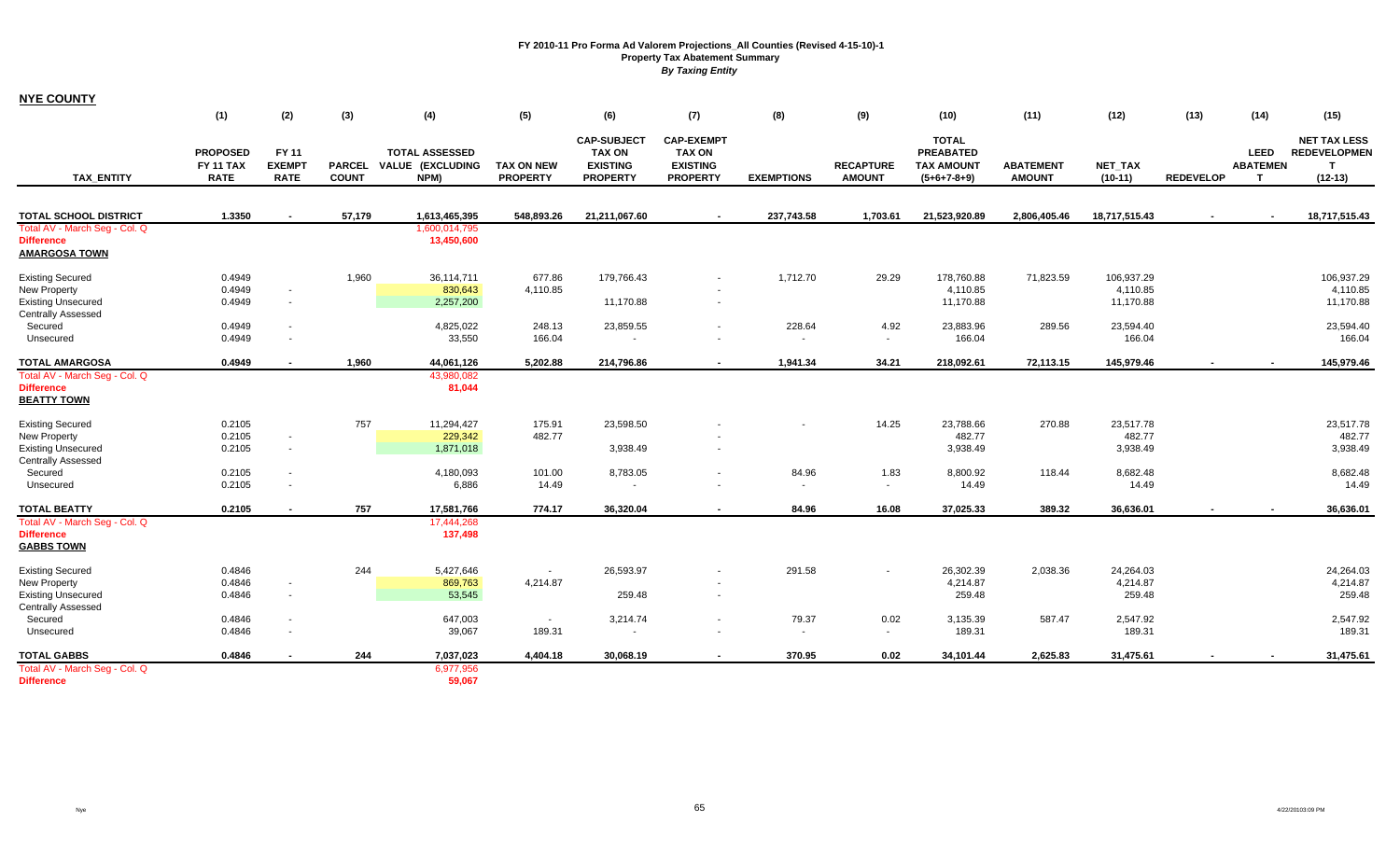**FY 2010-11 Pro Forma Ad Valorem Projections_All Counties (Revised 4-15-10)-1**
**Property Tax Abatement Summary**
***By Taxing Entity***

**NYE COUNTY**

| | (1) | (2) | (3) | (4) | (5) | (6) | (7) | (8) | (9) | (10) | (11) | (12) | (13) | (14) | (15) |
|---|---|---|---|---|---|---|---|---|---|---|---|---|---|---|---|
| **TAX_ENTITY** | **PROPOSED FY 11 TAX RATE** | **FY 11 EXEMPT RATE** | **PARCEL COUNT** | **TOTAL ASSESSED VALUE (EXCLUDING NPM)** | **TAX ON NEW PROPERTY** | **CAP-SUBJECT TAX ON EXISTING PROPERTY** | **CAP-EXEMPT TAX ON EXISTING PROPERTY** | **EXEMPTIONS** | **RECAPTURE AMOUNT** | **TOTAL PREABATED TAX AMOUNT (5+6+7-8+9)** | **ABATEMENT AMOUNT** | **NET_TAX (10-11)** | **REDEVELOP** | **LEED ABATEMENT** | **NET TAX LESS REDEVELOPMENT (12-13)** |
| **TOTAL SCHOOL DISTRICT** | **1.3350** | **-** | **57,179** | **1,613,465,395** | **548,893.26** | **21,211,067.60** | **-** | **237,743.58** | **1,703.61** | **21,523,920.89** | **2,806,405.46** | **18,717,515.43** | **-** | **-** | **18,717,515.43** |
| Total AV - March Seg - Col. Q | | | | 1,600,014,795 | | | | | | | | | | | |
| **Difference** | | | | **13,450,600** | | | | | | | | | | | |
| **AMARGOSA TOWN** | | | | | | | | | | | | | | | |
| Existing Secured | 0.4949 | | 1,960 | 36,114,711 | 677.86 | 179,766.43 | - | 1,712.70 | 29.29 | 178,760.88 | 71,823.59 | 106,937.29 | | | 106,937.29 |
| New Property | 0.4949 | - | | 830,643 | 4,110.85 | | - | | | 4,110.85 | | 4,110.85 | | | 4,110.85 |
| Existing Unsecured | 0.4949 | - | | 2,257,200 | | 11,170.88 | - | | | 11,170.88 | | 11,170.88 | | | 11,170.88 |
| Centrally Assessed | | | | | | | | | | | | | | | |
| Secured | 0.4949 | - | | 4,825,022 | 248.13 | 23,859.55 | - | 228.64 | 4.92 | 23,883.96 | 289.56 | 23,594.40 | | | 23,594.40 |
| Unsecured | 0.4949 | - | | 33,550 | 166.04 | - | - | - | - | 166.04 | | 166.04 | | | 166.04 |
| **TOTAL AMARGOSA** | **0.4949** | **-** | **1,960** | **44,061,126** | **5,202.88** | **214,796.86** | **-** | **1,941.34** | **34.21** | **218,092.61** | **72,113.15** | **145,979.46** | **-** | **-** | **145,979.46** |
| Total AV - March Seg - Col. Q | | | | 43,980,082 | | | | | | | | | | | |
| **Difference** | | | | **81,044** | | | | | | | | | | | |
| **BEATTY TOWN** | | | | | | | | | | | | | | | |
| Existing Secured | 0.2105 | | 757 | 11,294,427 | 175.91 | 23,598.50 | - | - | 14.25 | 23,788.66 | 270.88 | 23,517.78 | | | 23,517.78 |
| New Property | 0.2105 | - | | 229,342 | 482.77 | | - | | | 482.77 | | 482.77 | | | 482.77 |
| Existing Unsecured | 0.2105 | - | | 1,871,018 | | 3,938.49 | - | | | 3,938.49 | | 3,938.49 | | | 3,938.49 |
| Centrally Assessed | | | | | | | | | | | | | | | |
| Secured | 0.2105 | - | | 4,180,093 | 101.00 | 8,783.05 | - | 84.96 | 1.83 | 8,800.92 | 118.44 | 8,682.48 | | | 8,682.48 |
| Unsecured | 0.2105 | - | | 6,886 | 14.49 | - | - | - | - | 14.49 | | 14.49 | | | 14.49 |
| **TOTAL BEATTY** | **0.2105** | **-** | **757** | **17,581,766** | **774.17** | **36,320.04** | **-** | **84.96** | **16.08** | **37,025.33** | **389.32** | **36,636.01** | **-** | **-** | **36,636.01** |
| Total AV - March Seg - Col. Q | | | | 17,444,268 | | | | | | | | | | | |
| **Difference** | | | | **137,498** | | | | | | | | | | | |
| **GABBS TOWN** | | | | | | | | | | | | | | | |
| Existing Secured | 0.4846 | | 244 | 5,427,646 | - | 26,593.97 | - | 291.58 | - | 26,302.39 | 2,038.36 | 24,264.03 | | | 24,264.03 |
| New Property | 0.4846 | - | | 869,763 | 4,214.87 | | - | | | 4,214.87 | | 4,214.87 | | | 4,214.87 |
| Existing Unsecured | 0.4846 | - | | 53,545 | | 259.48 | - | | | 259.48 | | 259.48 | | | 259.48 |
| Centrally Assessed | | | | | | | | | | | | | | | |
| Secured | 0.4846 | - | | 647,003 | - | 3,214.74 | - | 79.37 | 0.02 | 3,135.39 | 587.47 | 2,547.92 | | | 2,547.92 |
| Unsecured | 0.4846 | - | | 39,067 | 189.31 | - | - | - | - | 189.31 | | 189.31 | | | 189.31 |
| **TOTAL GABBS** | **0.4846** | **-** | **244** | **7,037,023** | **4,404.18** | **30,068.19** | **-** | **370.95** | **0.02** | **34,101.44** | **2,625.83** | **31,475.61** | **-** | **-** | **31,475.61** |
| Total AV - March Seg - Col. Q | | | | 6,977,956 | | | | | | | | | | | |
| **Difference** | | | | **59,067** | | | | | | | | | | | |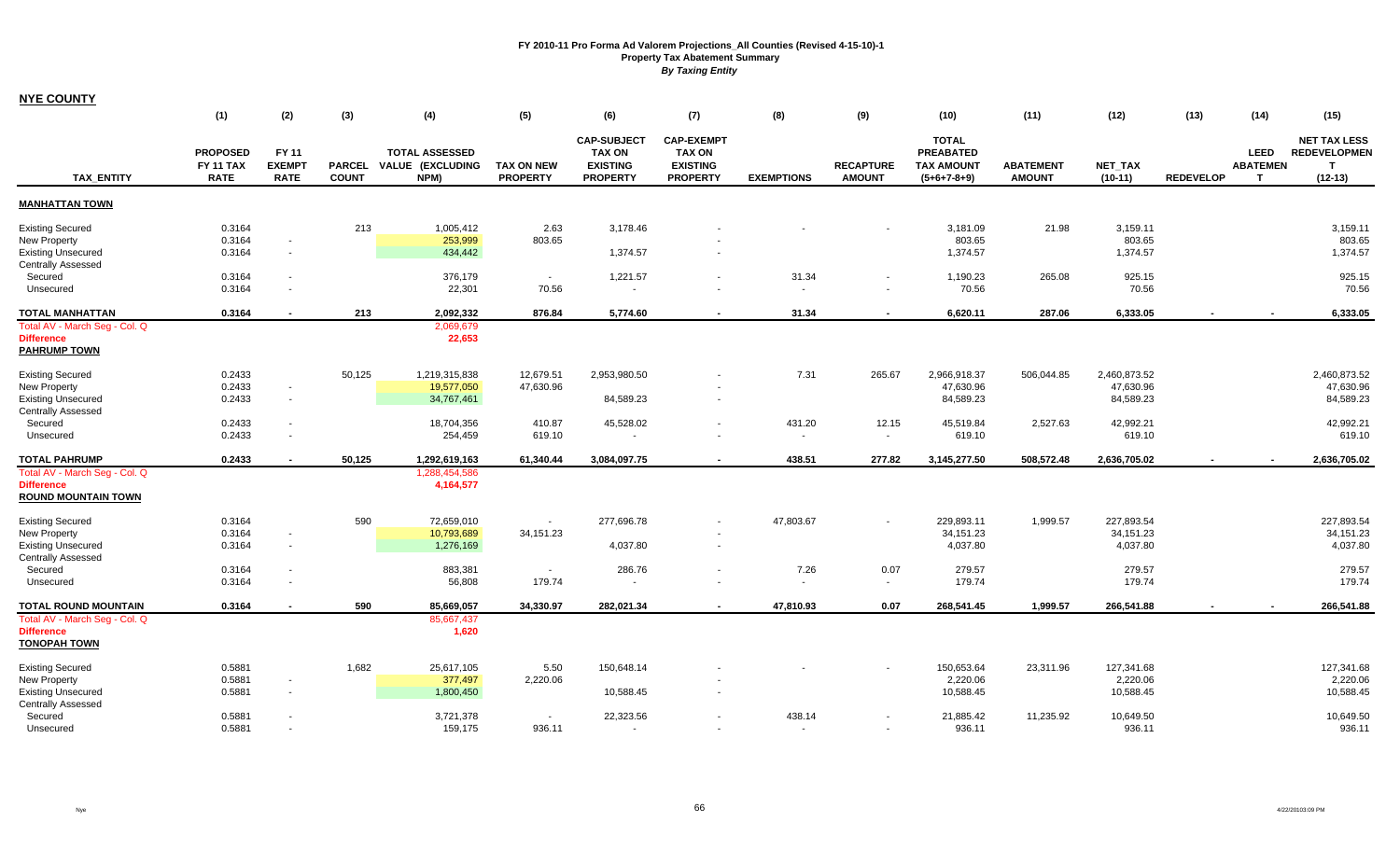# FY 2010-11 Pro Forma Ad Valorem Projections_All Counties (Revised 4-15-10)-1
## Property Tax Abatement Summary
### *By Taxing Entity*

**NYE COUNTY**

| TAX_ENTITY | (1) PROPOSED FY 11 TAX RATE | (2) FY 11 EXEMPT RATE | (3) PARCEL COUNT | (4) TOTAL ASSESSED VALUE (EXCLUDING NPM) | (5) TAX ON NEW PROPERTY | (6) CAP-SUBJECT TAX ON EXISTING PROPERTY | (7) CAP-EXEMPT TAX ON EXISTING PROPERTY | (8) EXEMPTIONS | (9) RECAPTURE AMOUNT | (10) TOTAL PREABATED TAX AMOUNT (5+6+7-8+9) | (11) ABATEMENT AMOUNT | (12) NET_TAX (10-11) | (13) REDEVELOP | (14) LEED ABATEMENT | (15) NET TAX LESS REDEVELOPMENT (12-13) |
|---|---|---|---|---|---|---|---|---|---|---|---|---|---|---|---|
| **MANHATTAN TOWN** | | | | | | | | | | | | | | | |
| Existing Secured | 0.3164 | | 213 | 1,005,412 | 2.63 | 3,178.46 | - | - | - | 3,181.09 | 21.98 | 3,159.11 | | | 3,159.11 |
| New Property | 0.3164 | - | | 253,999 | 803.65 | | - | | | 803.65 | | 803.65 | | | 803.65 |
| Existing Unsecured | 0.3164 | - | | 434,442 | | 1,374.57 | - | | | 1,374.57 | | 1,374.57 | | | 1,374.57 |
| Centrally Assessed | | | | | | | | | | | | | | | |
| Secured | 0.3164 | - | | 376,179 | - | 1,221.57 | - | 31.34 | - | 1,190.23 | 265.08 | 925.15 | | | 925.15 |
| Unsecured | 0.3164 | - | | 22,301 | 70.56 | - | - | - | - | 70.56 | | 70.56 | | | 70.56 |
| **TOTAL MANHATTAN** | **0.3164** | **-** | **213** | **2,092,332** | **876.84** | **5,774.60** | **-** | **31.34** | **-** | **6,620.11** | **287.06** | **6,333.05** | **-** | **-** | **6,333.05** |
| Total AV - March Seg - Col. Q | | | | 2,069,679 | | | | | | | | | | | |
| Difference | | | | 22,653 | | | | | | | | | | | |
| **PAHRUMP TOWN** | | | | | | | | | | | | | | | |
| Existing Secured | 0.2433 | | 50,125 | 1,219,315,838 | 12,679.51 | 2,953,980.50 | - | 7.31 | 265.67 | 2,966,918.37 | 506,044.85 | 2,460,873.52 | | | 2,460,873.52 |
| New Property | 0.2433 | - | | 19,577,050 | 47,630.96 | | - | | | 47,630.96 | | 47,630.96 | | | 47,630.96 |
| Existing Unsecured | 0.2433 | - | | 34,767,461 | | 84,589.23 | - | | | 84,589.23 | | 84,589.23 | | | 84,589.23 |
| Centrally Assessed | | | | | | | | | | | | | | | |
| Secured | 0.2433 | - | | 18,704,356 | 410.87 | 45,528.02 | - | 431.20 | 12.15 | 45,519.84 | 2,527.63 | 42,992.21 | | | 42,992.21 |
| Unsecured | 0.2433 | - | | 254,459 | 619.10 | - | - | - | - | 619.10 | | 619.10 | | | 619.10 |
| **TOTAL PAHRUMP** | **0.2433** | **-** | **50,125** | **1,292,619,163** | **61,340.44** | **3,084,097.75** | **-** | **438.51** | **277.82** | **3,145,277.50** | **508,572.48** | **2,636,705.02** | **-** | **-** | **2,636,705.02** |
| Total AV - March Seg - Col. Q | | | | 1,288,454,586 | | | | | | | | | | | |
| Difference | | | | 4,164,577 | | | | | | | | | | | |
| **ROUND MOUNTAIN TOWN** | | | | | | | | | | | | | | | |
| Existing Secured | 0.3164 | | 590 | 72,659,010 | - | 277,696.78 | - | 47,803.67 | - | 229,893.11 | 1,999.57 | 227,893.54 | | | 227,893.54 |
| New Property | 0.3164 | - | | 10,793,689 | 34,151.23 | | - | | | 34,151.23 | | 34,151.23 | | | 34,151.23 |
| Existing Unsecured | 0.3164 | - | | 1,276,169 | | 4,037.80 | - | | | 4,037.80 | | 4,037.80 | | | 4,037.80 |
| Centrally Assessed | | | | | | | | | | | | | | | |
| Secured | 0.3164 | - | | 883,381 | - | 286.76 | - | 7.26 | 0.07 | 279.57 | | 279.57 | | | 279.57 |
| Unsecured | 0.3164 | - | | 56,808 | 179.74 | - | - | - | - | 179.74 | | 179.74 | | | 179.74 |
| **TOTAL ROUND MOUNTAIN** | **0.3164** | **-** | **590** | **85,669,057** | **34,330.97** | **282,021.34** | **-** | **47,810.93** | **0.07** | **268,541.45** | **1,999.57** | **266,541.88** | **-** | **-** | **266,541.88** |
| Total AV - March Seg - Col. Q | | | | 85,667,437 | | | | | | | | | | | |
| Difference | | | | 1,620 | | | | | | | | | | | |
| **TONOPAH TOWN** | | | | | | | | | | | | | | | |
| Existing Secured | 0.5881 | | 1,682 | 25,617,105 | 5.50 | 150,648.14 | - | - | - | 150,653.64 | 23,311.96 | 127,341.68 | | | 127,341.68 |
| New Property | 0.5881 | - | | 377,497 | 2,220.06 | | - | | | 2,220.06 | | 2,220.06 | | | 2,220.06 |
| Existing Unsecured | 0.5881 | - | | 1,800,450 | | 10,588.45 | - | | | 10,588.45 | | 10,588.45 | | | 10,588.45 |
| Centrally Assessed | | | | | | | | | | | | | | | |
| Secured | 0.5881 | - | | 3,721,378 | - | 22,323.56 | - | 438.14 | - | 21,885.42 | 11,235.92 | 10,649.50 | | | 10,649.50 |
| Unsecured | 0.5881 | - | | 159,175 | 936.11 | - | - | - | - | 936.11 | | 936.11 | | | 936.11 |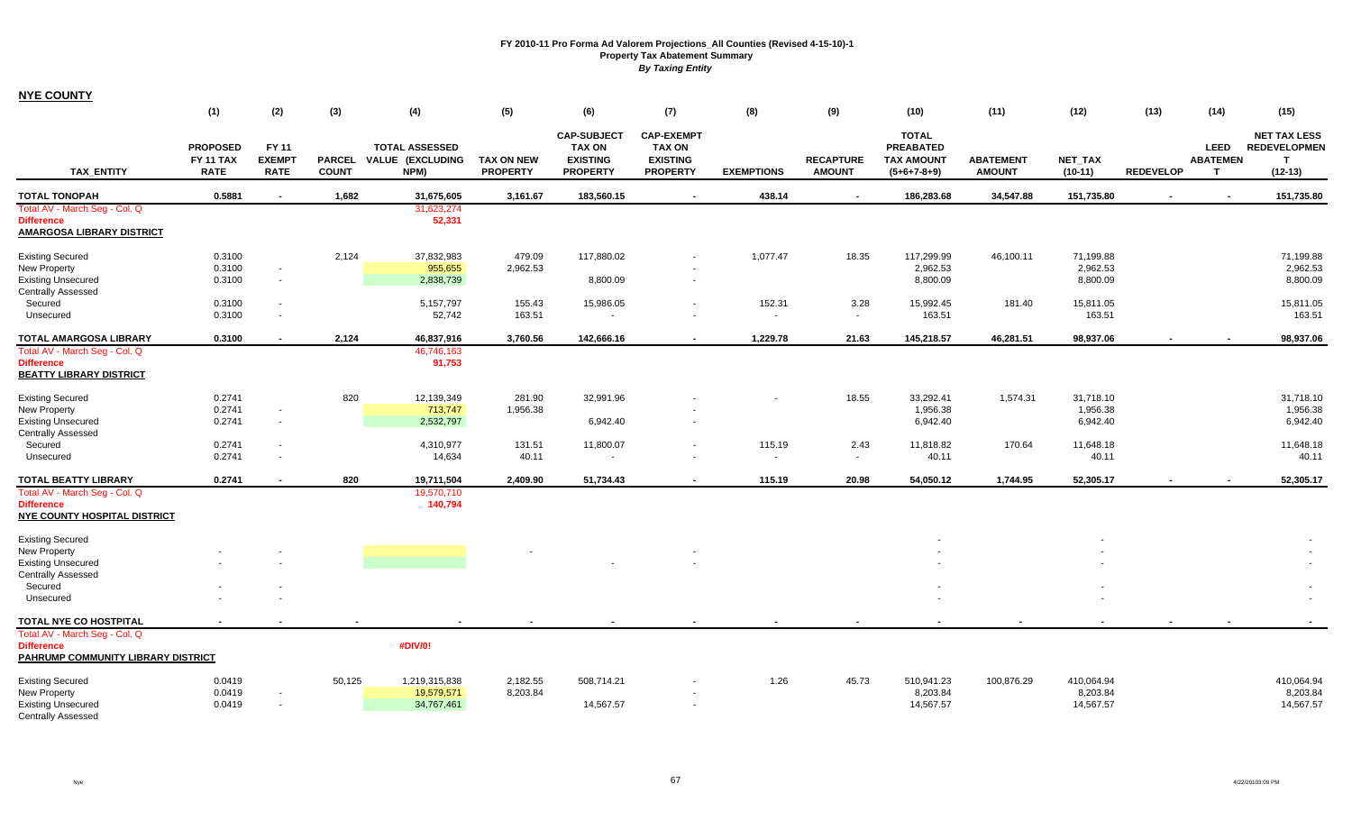**FY 2010-11 Pro Forma Ad Valorem Projections_All Counties (Revised 4-15-10)-1**
**Property Tax Abatement Summary**
***By Taxing Entity***

**NYE COUNTY**

| TAX_ENTITY | (1) PROPOSED FY 11 TAX RATE | (2) FY 11 EXEMPT RATE | (3) PARCEL COUNT | (4) TOTAL ASSESSED VALUE (EXCLUDING NPM) | (5) TAX ON NEW PROPERTY | (6) CAP-SUBJECT TAX ON EXISTING PROPERTY | (7) CAP-EXEMPT TAX ON EXISTING PROPERTY | (8) EXEMPTIONS | (9) RECAPTURE AMOUNT | (10) TOTAL PREABATED TAX AMOUNT (5+6+7-8+9) | (11) ABATEMENT AMOUNT | (12) NET_TAX (10-11) | (13) REDEVELOP | (14) LEED ABATEMENT | (15) NET TAX LESS REDEVELOPMENT (12-13) |
|---|---|---|---|---|---|---|---|---|---|---|---|---|---|---|---|
| **TOTAL TONOPAH** | **0.5881** | **-** | **1,682** | **31,675,605** | **3,161.67** | **183,560.15** | **-** | **438.14** | **-** | **186,283.68** | **34,547.88** | **151,735.80** | **-** | **-** | **151,735.80** |
| Total AV - March Seg - Col. Q | | | | 31,623,274 | | | | | | | | | | | |
| Difference | | | | 52,331 | | | | | | | | | | | |
| **AMARGOSA LIBRARY DISTRICT** | | | | | | | | | | | | | | | |
| Existing Secured | 0.3100 | | 2,124 | 37,832,983 | 479.09 | 117,880.02 | - | 1,077.47 | 18.35 | 117,299.99 | 46,100.11 | 71,199.88 | | | 71,199.88 |
| New Property | 0.3100 | - | | 955,655 | 2,962.53 | | - | | | 2,962.53 | | 2,962.53 | | | 2,962.53 |
| Existing Unsecured | 0.3100 | - | | 2,838,739 | | 8,800.09 | - | | | 8,800.09 | | 8,800.09 | | | 8,800.09 |
| Centrally Assessed | | | | | | | | | | | | | | | |
| Secured | 0.3100 | - | | 5,157,797 | 155.43 | 15,986.05 | - | 152.31 | 3.28 | 15,992.45 | 181.40 | 15,811.05 | | | 15,811.05 |
| Unsecured | 0.3100 | - | | 52,742 | 163.51 | - | - | - | - | 163.51 | | 163.51 | | | 163.51 |
| **TOTAL AMARGOSA LIBRARY** | **0.3100** | **-** | **2,124** | **46,837,916** | **3,760.56** | **142,666.16** | **-** | **1,229.78** | **21.63** | **145,218.57** | **46,281.51** | **98,937.06** | **-** | **-** | **98,937.06** |
| Total AV - March Seg - Col. Q | | | | 46,746,163 | | | | | | | | | | | |
| Difference | | | | 91,753 | | | | | | | | | | | |
| **BEATTY LIBRARY DISTRICT** | | | | | | | | | | | | | | | |
| Existing Secured | 0.2741 | | 820 | 12,139,349 | 281.90 | 32,991.96 | - | - | 18.55 | 33,292.41 | 1,574.31 | 31,718.10 | | | 31,718.10 |
| New Property | 0.2741 | - | | 713,747 | 1,956.38 | | - | | | 1,956.38 | | 1,956.38 | | | 1,956.38 |
| Existing Unsecured | 0.2741 | - | | 2,532,797 | | 6,942.40 | - | | | 6,942.40 | | 6,942.40 | | | 6,942.40 |
| Centrally Assessed | | | | | | | | | | | | | | | |
| Secured | 0.2741 | - | | 4,310,977 | 131.51 | 11,800.07 | - | 115.19 | 2.43 | 11,818.82 | 170.64 | 11,648.18 | | | 11,648.18 |
| Unsecured | 0.2741 | - | | 14,634 | 40.11 | - | - | - | - | 40.11 | | 40.11 | | | 40.11 |
| **TOTAL BEATTY LIBRARY** | **0.2741** | **-** | **820** | **19,711,504** | **2,409.90** | **51,734.43** | **-** | **115.19** | **20.98** | **54,050.12** | **1,744.95** | **52,305.17** | **-** | **-** | **52,305.17** |
| Total AV - March Seg - Col. Q | | | | 19,570,710 | | | | | | | | | | | |
| Difference | | | | 140,794 | | | | | | | | | | | |
| **NYE COUNTY HOSPITAL DISTRICT** | | | | | | | | | | | | | | | |
| Existing Secured | | | | | | | | | | - | | - | | | - |
| New Property | - | - | | | - | | - | | | - | | - | | | - |
| Existing Unsecured | - | - | | | | - | - | | | - | | - | | | - |
| Centrally Assessed | | | | | | | | | | | | | | | |
| Secured | - | - | | | | | | | | - | | - | | | - |
| Unsecured | - | - | | | | | | | | - | | - | | | - |
| **TOTAL NYE CO HOSTPITAL** | **-** | **-** | **-** | **-** | **-** | **-** | **-** | **-** | **-** | **-** | **-** | **-** | **-** | **-** | **-** |
| Total AV - March Seg - Col. Q | | | | | | | | | | | | | | | |
| Difference | | | | #DIV/0! | | | | | | | | | | | |
| **PAHRUMP COMMUNITY LIBRARY DISTRICT** | | | | | | | | | | | | | | | |
| Existing Secured | 0.0419 | | 50,125 | 1,219,315,838 | 2,182.55 | 508,714.21 | - | 1.26 | 45.73 | 510,941.23 | 100,876.29 | 410,064.94 | | | 410,064.94 |
| New Property | 0.0419 | - | | 19,579,571 | 8,203.84 | | - | | | 8,203.84 | | 8,203.84 | | | 8,203.84 |
| Existing Unsecured | 0.0419 | - | | 34,767,461 | | 14,567.57 | - | | | 14,567.57 | | 14,567.57 | | | 14,567.57 |
| Centrally Assessed | | | | | | | | | | | | | | | |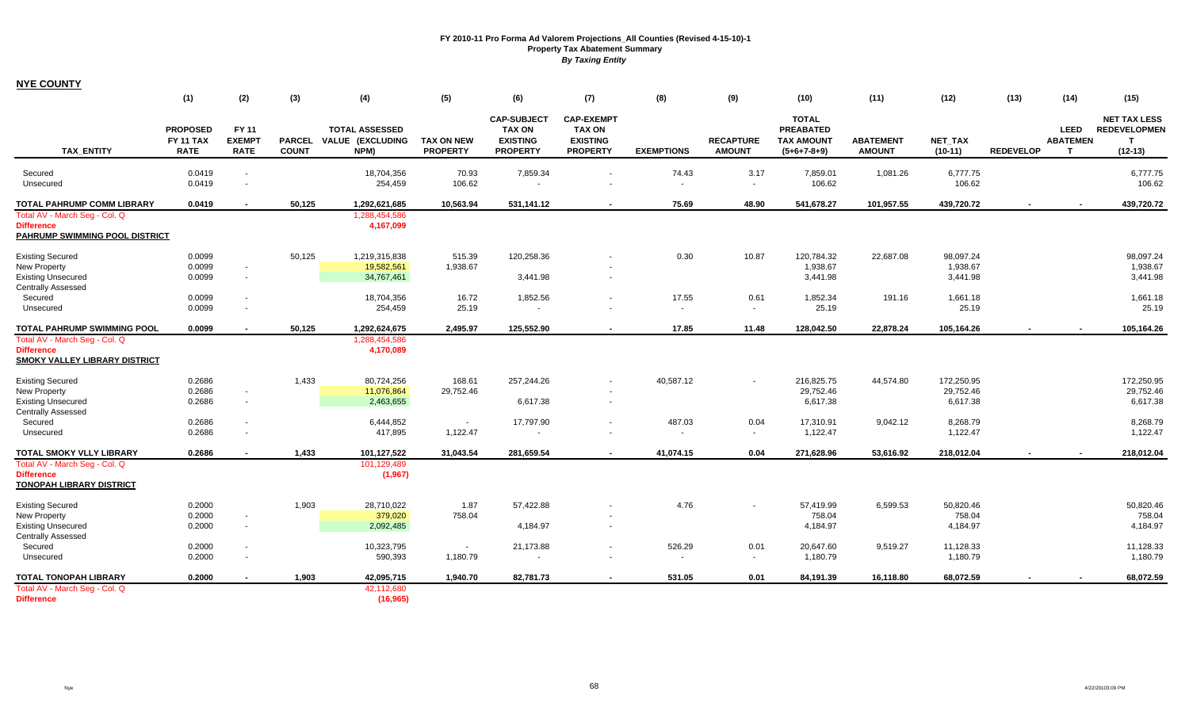# FY 2010-11 Pro Forma Ad Valorem Projections_All Counties (Revised 4-15-10)-1

## Property Tax Abatement Summary

### *By Taxing Entity*

**NYE COUNTY**

| | (1) | (2) | (3) | (4) | (5) | (6) | (7) | (8) | (9) | (10) | (11) | (12) | (13) | (14) | (15) |
|---|---|---|---|---|---|---|---|---|---|---|---|---|---|---|---|
| **TAX_ENTITY** | **PROPOSED FY 11 TAX RATE** | **FY 11 EXEMPT RATE** | **PARCEL COUNT** | **TOTAL ASSESSED VALUE (EXCLUDING NPM)** | **TAX ON NEW PROPERTY** | **CAP-SUBJECT TAX ON EXISTING PROPERTY** | **CAP-EXEMPT TAX ON EXISTING PROPERTY** | **EXEMPTIONS** | **RECAPTURE AMOUNT** | **TOTAL PREABATED TAX AMOUNT (5+6+7-8+9)** | **ABATEMENT AMOUNT** | **NET_TAX (10-11)** | **REDEVELOP** | **LEED ABATEMENT** | **NET TAX LESS REDEVELOPMENT (12-13)** |
| Secured | 0.0419 | - | | 18,704,356 | 70.93 | 7,859.34 | - | 74.43 | 3.17 | 7,859.01 | 1,081.26 | 6,777.75 | | | 6,777.75 |
| Unsecured | 0.0419 | - | | 254,459 | 106.62 | - | - | - | - | 106.62 | | 106.62 | | | 106.62 |
| **TOTAL PAHRUMP COMM LIBRARY** | **0.0419** | **-** | **50,125** | **1,292,621,685** | **10,563.94** | **531,141.12** | **-** | **75.69** | **48.90** | **541,678.27** | **101,957.55** | **439,720.72** | **-** | **-** | **439,720.72** |
| Total AV - March Seg - Col. Q | | | | 1,288,454,586 | | | | | | | | | | | |
| **Difference** | | | | **4,167,099** | | | | | | | | | | | |
| **PAHRUMP SWIMMING POOL DISTRICT** | | | | | | | | | | | | | | | |
| Existing Secured | 0.0099 | | 50,125 | 1,219,315,838 | 515.39 | 120,258.36 | - | 0.30 | 10.87 | 120,784.32 | 22,687.08 | 98,097.24 | | | 98,097.24 |
| New Property | 0.0099 | - | | 19,582,561 | 1,938.67 | | - | | | 1,938.67 | | 1,938.67 | | | 1,938.67 |
| Existing Unsecured | 0.0099 | - | | 34,767,461 | | 3,441.98 | - | | | 3,441.98 | | 3,441.98 | | | 3,441.98 |
| Centrally Assessed | | | | | | | | | | | | | | | |
| Secured | 0.0099 | - | | 18,704,356 | 16.72 | 1,852.56 | - | 17.55 | 0.61 | 1,852.34 | 191.16 | 1,661.18 | | | 1,661.18 |
| Unsecured | 0.0099 | - | | 254,459 | 25.19 | - | - | - | - | 25.19 | | 25.19 | | | 25.19 |
| **TOTAL PAHRUMP SWIMMING POOL** | **0.0099** | **-** | **50,125** | **1,292,624,675** | **2,495.97** | **125,552.90** | **-** | **17.85** | **11.48** | **128,042.50** | **22,878.24** | **105,164.26** | **-** | **-** | **105,164.26** |
| Total AV - March Seg - Col. Q | | | | 1,288,454,586 | | | | | | | | | | | |
| **Difference** | | | | **4,170,089** | | | | | | | | | | | |
| **SMOKY VALLEY LIBRARY DISTRICT** | | | | | | | | | | | | | | | |
| Existing Secured | 0.2686 | | 1,433 | 80,724,256 | 168.61 | 257,244.26 | - | 40,587.12 | - | 216,825.75 | 44,574.80 | 172,250.95 | | | 172,250.95 |
| New Property | 0.2686 | - | | 11,076,864 | 29,752.46 | | - | | | 29,752.46 | | 29,752.46 | | | 29,752.46 |
| Existing Unsecured | 0.2686 | - | | 2,463,655 | | 6,617.38 | - | | | 6,617.38 | | 6,617.38 | | | 6,617.38 |
| Centrally Assessed | | | | | | | | | | | | | | | |
| Secured | 0.2686 | - | | 6,444,852 | - | 17,797.90 | - | 487.03 | 0.04 | 17,310.91 | 9,042.12 | 8,268.79 | | | 8,268.79 |
| Unsecured | 0.2686 | - | | 417,895 | 1,122.47 | - | - | - | - | 1,122.47 | | 1,122.47 | | | 1,122.47 |
| **TOTAL SMOKY VLLY LIBRARY** | **0.2686** | **-** | **1,433** | **101,127,522** | **31,043.54** | **281,659.54** | **-** | **41,074.15** | **0.04** | **271,628.96** | **53,616.92** | **218,012.04** | **-** | **-** | **218,012.04** |
| Total AV - March Seg - Col. Q | | | | 101,129,489 | | | | | | | | | | | |
| **Difference** | | | | **(1,967)** | | | | | | | | | | | |
| **TONOPAH LIBRARY DISTRICT** | | | | | | | | | | | | | | | |
| Existing Secured | 0.2000 | | 1,903 | 28,710,022 | 1.87 | 57,422.88 | - | 4.76 | - | 57,419.99 | 6,599.53 | 50,820.46 | | | 50,820.46 |
| New Property | 0.2000 | - | | 379,020 | 758.04 | | - | | | 758.04 | | 758.04 | | | 758.04 |
| Existing Unsecured | 0.2000 | - | | 2,092,485 | | 4,184.97 | - | | | 4,184.97 | | 4,184.97 | | | 4,184.97 |
| Centrally Assessed | | | | | | | | | | | | | | | |
| Secured | 0.2000 | - | | 10,323,795 | - | 21,173.88 | - | 526.29 | 0.01 | 20,647.60 | 9,519.27 | 11,128.33 | | | 11,128.33 |
| Unsecured | 0.2000 | - | | 590,393 | 1,180.79 | - | - | - | - | 1,180.79 | | 1,180.79 | | | 1,180.79 |
| **TOTAL TONOPAH LIBRARY** | **0.2000** | **-** | **1,903** | **42,095,715** | **1,940.70** | **82,781.73** | **-** | **531.05** | **0.01** | **84,191.39** | **16,118.80** | **68,072.59** | **-** | **-** | **68,072.59** |
| Total AV - March Seg - Col. Q | | | | 42,112,680 | | | | | | | | | | | |
| **Difference** | | | | **(16,965)** | | | | | | | | | | | |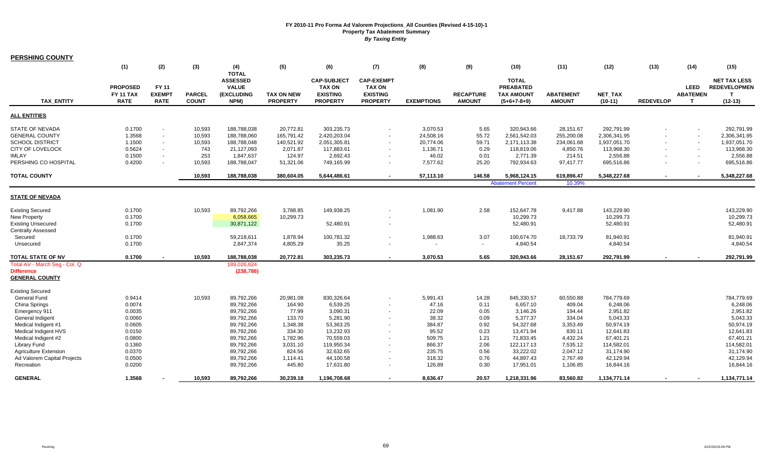# FY 2010-11 Pro Forma Ad Valorem Projections_All Counties (Revised 4-15-10)-1
## Property Tax Abatement Summary
### *By Taxing Entity*

**PERSHING COUNTY**

| TAX_ENTITY | (1) PROPOSED FY 11 TAX RATE | (2) FY 11 EXEMPT RATE | (3) PARCEL COUNT | (4) TOTAL ASSESSED VALUE (EXCLUDING NPM) | (5) TAX ON NEW PROPERTY | (6) CAP-SUBJECT TAX ON EXISTING PROPERTY | (7) CAP-EXEMPT TAX ON EXISTING PROPERTY | (8) EXEMPTIONS | (9) RECAPTURE AMOUNT | (10) TOTAL PREABATED TAX AMOUNT (5+6+7-8+9) | (11) ABATEMENT AMOUNT | (12) NET_TAX (10-11) | (13) REDEVELOP | (14) LEED ABATEMENT | (15) NET TAX LESS REDEVELOPMENT (12-13) |
|---|---|---|---|---|---|---|---|---|---|---|---|---|---|---|---|
| **ALL ENTITIES** | | | | | | | | | | | | | | | |
| STATE OF NEVADA | 0.1700 | - | 10,593 | 188,788,038 | 20,772.81 | 303,235.73 | - | 3,070.53 | 5.65 | 320,943.66 | 28,151.67 | 292,791.99 | - | - | 292,791.99 |
| GENERAL COUNTY | 1.3568 | - | 10,593 | 188,788,060 | 165,791.42 | 2,420,203.04 | - | 24,508.16 | 55.72 | 2,561,542.03 | 255,200.08 | 2,306,341.95 | - | - | 2,306,341.95 |
| SCHOOL DISTRICT | 1.1500 | - | 10,593 | 188,788,048 | 140,521.92 | 2,051,305.81 | - | 20,774.06 | 59.71 | 2,171,113.38 | 234,061.68 | 1,937,051.70 | - | - | 1,937,051.70 |
| CITY OF LOVELOCK | 0.5624 | - | 743 | 21,127,093 | 2,071.87 | 117,883.61 | - | 1,136.71 | 0.29 | 118,819.06 | 4,850.76 | 113,968.30 | - | - | 113,968.30 |
| IMLAY | 0.1500 | - | 253 | 1,847,637 | 124.97 | 2,692.43 | - | 46.02 | 0.01 | 2,771.39 | 214.51 | 2,556.88 | - | - | 2,556.88 |
| PERSHING CO HOSPITAL | 0.4200 | - | 10,593 | 188,788,047 | 51,321.06 | 749,165.99 | - | 7,577.62 | 25.20 | 792,934.63 | 97,417.77 | 695,516.86 | - | - | 695,516.86 |
| **TOTAL COUNTY** | | | **10,593** | **188,788,038** | **380,604.05** | **5,644,486.61** | **-** | **57,113.10** | **146.58** | **5,968,124.15** | **619,896.47** | **5,348,227.68** | **-** | **-** | **5,348,227.68** |
| | | | | | | | | | | Abatement Percent | 10.39% | | | | |
| **STATE OF NEVADA** | | | | | | | | | | | | | | | |
| Existing Secured | 0.1700 | | 10,593 | 89,792,266 | 3,788.85 | 149,938.25 | - | 1,081.90 | 2.58 | 152,647.78 | 9,417.88 | 143,229.90 | | | 143,229.90 |
| New Property | 0.1700 | | | 6,058,665 | 10,299.73 | | - | | | 10,299.73 | | 10,299.73 | | | 10,299.73 |
| Existing Unsecured | 0.1700 | | | 30,871,122 | | 52,480.91 | - | | | 52,480.91 | | 52,480.91 | | | 52,480.91 |
| Centrally Assessed | | | | | | | | | | | | | | | |
| Secured | 0.1700 | | | 59,218,611 | 1,878.94 | 100,781.32 | - | 1,988.63 | 3.07 | 100,674.70 | 18,733.79 | 81,940.91 | | | 81,940.91 |
| Unsecured | 0.1700 | | | 2,847,374 | 4,805.29 | 35.25 | - | - | - | 4,840.54 | | 4,840.54 | | | 4,840.54 |
| **TOTAL STATE OF NV** | **0.1700** | **-** | **10,593** | **188,788,038** | **20,772.81** | **303,235.73** | **-** | **3,070.53** | **5.65** | **320,943.66** | **28,151.67** | **292,791.99** | **-** | **-** | **292,791.99** |
| Total AV - March Seg - Col. Q | | | | 189,026,824 | | | | | | | | | | | |
| **Difference** | | | | (238,786) | | | | | | | | | | | |
| **GENERAL COUNTY** | | | | | | | | | | | | | | | |
| Existing Secured | | | | | | | | | | | | | | | |
| General Fund | 0.9414 | | 10,593 | 89,792,266 | 20,981.08 | 830,326.64 | - | 5,991.43 | 14.28 | 845,330.57 | 60,550.88 | 784,779.69 | | | 784,779.69 |
| China Springs | 0.0074 | | | 89,792,266 | 164.90 | 6,539.25 | - | 47.16 | 0.11 | 6,657.10 | 409.04 | 6,248.06 | | | 6,248.06 |
| Emergency 911 | 0.0035 | | | 89,792,266 | 77.99 | 3,090.31 | - | 22.09 | 0.05 | 3,146.26 | 194.44 | 2,951.82 | | | 2,951.82 |
| General Indigent | 0.0060 | | | 89,792,266 | 133.70 | 5,281.90 | - | 38.32 | 0.09 | 5,377.37 | 334.04 | 5,043.33 | | | 5,043.33 |
| Medical Indigent #1 | 0.0605 | | | 89,792,266 | 1,348.38 | 53,363.25 | - | 384.87 | 0.92 | 54,327.68 | 3,353.49 | 50,974.19 | | | 50,974.19 |
| Medical Indigent HVS | 0.0150 | | | 89,792,266 | 334.30 | 13,232.93 | - | 95.52 | 0.23 | 13,471.94 | 830.11 | 12,641.83 | | | 12,641.83 |
| Medical Indigent #2 | 0.0800 | | | 89,792,266 | 1,782.96 | 70,559.03 | - | 509.75 | 1.21 | 71,833.45 | 4,432.24 | 67,401.21 | | | 67,401.21 |
| Library Fund | 0.1360 | | | 89,792,266 | 3,031.10 | 119,950.34 | - | 866.37 | 2.06 | 122,117.13 | 7,535.12 | 114,582.01 | | | 114,582.01 |
| Agriculture Extension | 0.0370 | | | 89,792,266 | 824.56 | 32,632.65 | - | 235.75 | 0.56 | 33,222.02 | 2,047.12 | 31,174.90 | | | 31,174.90 |
| Ad Valorem Capital Projects | 0.0500 | | | 89,792,266 | 1,114.41 | 44,100.58 | - | 318.32 | 0.76 | 44,897.43 | 2,767.49 | 42,129.94 | | | 42,129.94 |
| Recreation | 0.0200 | | | 89,792,266 | 445.80 | 17,631.80 | - | 126.89 | 0.30 | 17,951.01 | 1,106.85 | 16,844.16 | | | 16,844.16 |
| **GENERAL** | **1.3568** | **-** | **10,593** | **89,792,266** | **30,239.18** | **1,196,708.68** | **-** | **8,636.47** | **20.57** | **1,218,331.96** | **83,560.82** | **1,134,771.14** | **-** | **-** | **1,134,771.14** |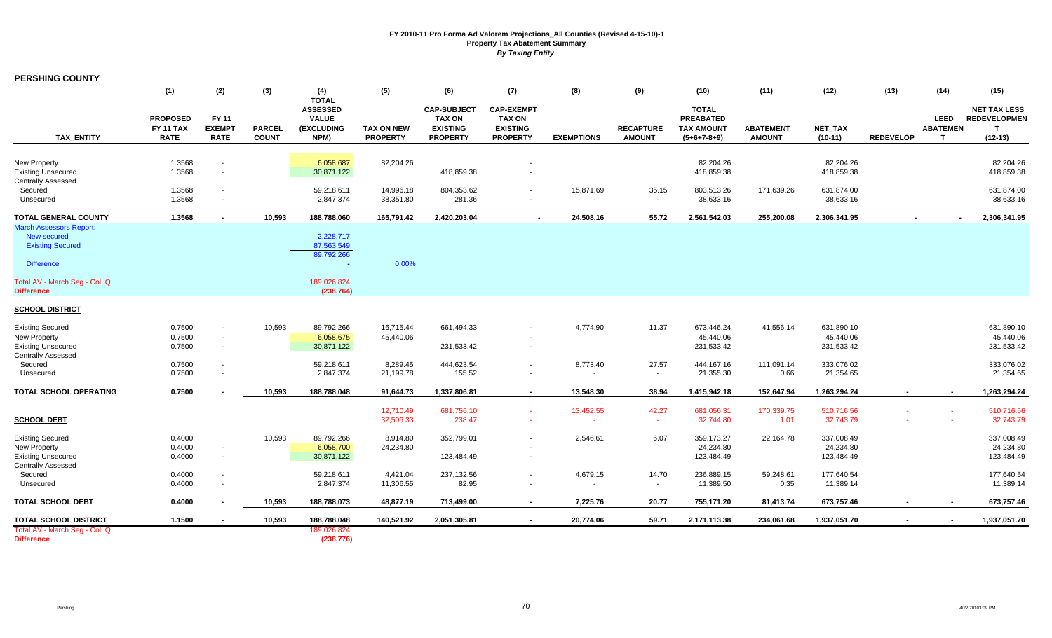**FY 2010-11 Pro Forma Ad Valorem Projections_All Counties (Revised 4-15-10)-1**
**Property Tax Abatement Summary**
***By Taxing Entity***

**PERSHING COUNTY**

| TAX_ENTITY | (1) PROPOSED FY 11 TAX RATE | (2) FY 11 EXEMPT RATE | (3) PARCEL COUNT | (4) TOTAL ASSESSED VALUE (EXCLUDING NPM) | (5) TAX ON NEW PROPERTY | (6) CAP-SUBJECT TAX ON EXISTING PROPERTY | (7) CAP-EXEMPT TAX ON EXISTING PROPERTY | (8) EXEMPTIONS | (9) RECAPTURE AMOUNT | (10) TOTAL PREABATED TAX AMOUNT (5+6+7-8+9) | (11) ABATEMENT AMOUNT | (12) NET_TAX (10-11) | (13) REDEVELOP | (14) LEED ABATEMENT | (15) NET TAX LESS REDEVELOPMENT (12-13) |
|---|---|---|---|---|---|---|---|---|---|---|---|---|---|---|---|
| New Property | 1.3568 | - | | 6,058,687 | 82,204.26 | | - | | | 82,204.26 | | 82,204.26 | | | 82,204.26 |
| Existing Unsecured | 1.3568 | - | | 30,871,122 | | 418,859.38 | - | | | 418,859.38 | | 418,859.38 | | | 418,859.38 |
| Centrally Assessed | | | | | | | | | | | | | | | |
| Secured | 1.3568 | - | | 59,218,611 | 14,996.18 | 804,353.62 | - | 15,871.69 | 35.15 | 803,513.26 | 171,639.26 | 631,874.00 | | | 631,874.00 |
| Unsecured | 1.3568 | - | | 2,847,374 | 38,351.80 | 281.36 | - | - | - | 38,633.16 | | 38,633.16 | | | 38,633.16 |
| **TOTAL GENERAL COUNTY** | **1.3568** | **-** | **10,593** | **188,788,060** | **165,791.42** | **2,420,203.04** | **-** | **24,508.16** | **55.72** | **2,561,542.03** | **255,200.08** | **2,306,341.95** | **-** | **-** | **2,306,341.95** |
| March Assessors Report: | | | | | | | | | | | | | | | |
| New secured | | | | 2,228,717 | | | | | | | | | | | |
| Existing Secured | | | | 87,563,549 | | | | | | | | | | | |
| | | | | 89,792,266 | | | | | | | | | | | |
| Difference | | | | - | 0.00% | | | | | | | | | | |
| Total AV - March Seg - Col. Q | | | | 189,026,824 | | | | | | | | | | | |
| **Difference** | | | | **(238,764)** | | | | | | | | | | | |
| **SCHOOL DISTRICT** | | | | | | | | | | | | | | | |
| Existing Secured | 0.7500 | - | 10,593 | 89,792,266 | 16,715.44 | 661,494.33 | - | 4,774.90 | 11.37 | 673,446.24 | 41,556.14 | 631,890.10 | | | 631,890.10 |
| New Property | 0.7500 | - | | 6,058,675 | 45,440.06 | | - | | | 45,440.06 | | 45,440.06 | | | 45,440.06 |
| Existing Unsecured | 0.7500 | - | | 30,871,122 | | 231,533.42 | - | | | 231,533.42 | | 231,533.42 | | | 231,533.42 |
| Centrally Assessed | | | | | | | | | | | | | | | |
| Secured | 0.7500 | - | | 59,218,611 | 8,289.45 | 444,623.54 | - | 8,773.40 | 27.57 | 444,167.16 | 111,091.14 | 333,076.02 | | | 333,076.02 |
| Unsecured | 0.7500 | - | | 2,847,374 | 21,199.78 | 155.52 | - | - | - | 21,355.30 | 0.66 | 21,354.65 | | | 21,354.65 |
| **TOTAL SCHOOL OPERATING** | **0.7500** | **-** | **10,593** | **188,788,048** | **91,644.73** | **1,337,806.81** | **-** | **13,548.30** | **38.94** | **1,415,942.18** | **152,647.94** | **1,263,294.24** | **-** | **-** | **1,263,294.24** |
| | | | | | 12,710.49 | 681,756.10 | - | 13,452.55 | 42.27 | 681,056.31 | 170,339.75 | 510,716.56 | - | - | 510,716.56 |
| **SCHOOL DEBT** | | | | | 32,506.33 | 238.47 | - | - | - | 32,744.80 | 1.01 | 32,743.79 | - | - | 32,743.79 |
| Existing Secured | 0.4000 | | 10,593 | 89,792,266 | 8,914.80 | 352,799.01 | - | 2,546.61 | 6.07 | 359,173.27 | 22,164.78 | 337,008.49 | | | 337,008.49 |
| New Property | 0.4000 | - | | 6,058,700 | 24,234.80 | | - | | | 24,234.80 | | 24,234.80 | | | 24,234.80 |
| Existing Unsecured | 0.4000 | - | | 30,871,122 | | 123,484.49 | - | | | 123,484.49 | | 123,484.49 | | | 123,484.49 |
| Centrally Assessed | | | | | | | | | | | | | | | |
| Secured | 0.4000 | - | | 59,218,611 | 4,421.04 | 237,132.56 | - | 4,679.15 | 14.70 | 236,889.15 | 59,248.61 | 177,640.54 | | | 177,640.54 |
| Unsecured | 0.4000 | - | | 2,847,374 | 11,306.55 | 82.95 | - | - | - | 11,389.50 | 0.35 | 11,389.14 | | | 11,389.14 |
| **TOTAL SCHOOL DEBT** | **0.4000** | **-** | **10,593** | **188,788,073** | **48,877.19** | **713,499.00** | **-** | **7,225.76** | **20.77** | **755,171.20** | **81,413.74** | **673,757.46** | **-** | **-** | **673,757.46** |
| **TOTAL SCHOOL DISTRICT** | **1.1500** | **-** | **10,593** | **188,788,048** | **140,521.92** | **2,051,305.81** | **-** | **20,774.06** | **59.71** | **2,171,113.38** | **234,061.68** | **1,937,051.70** | **-** | **-** | **1,937,051.70** |
| Total AV - March Seg - Col. Q | | | | 189,026,824 | | | | | | | | | | | |
| **Difference** | | | | **(238,776)** | | | | | | | | | | | |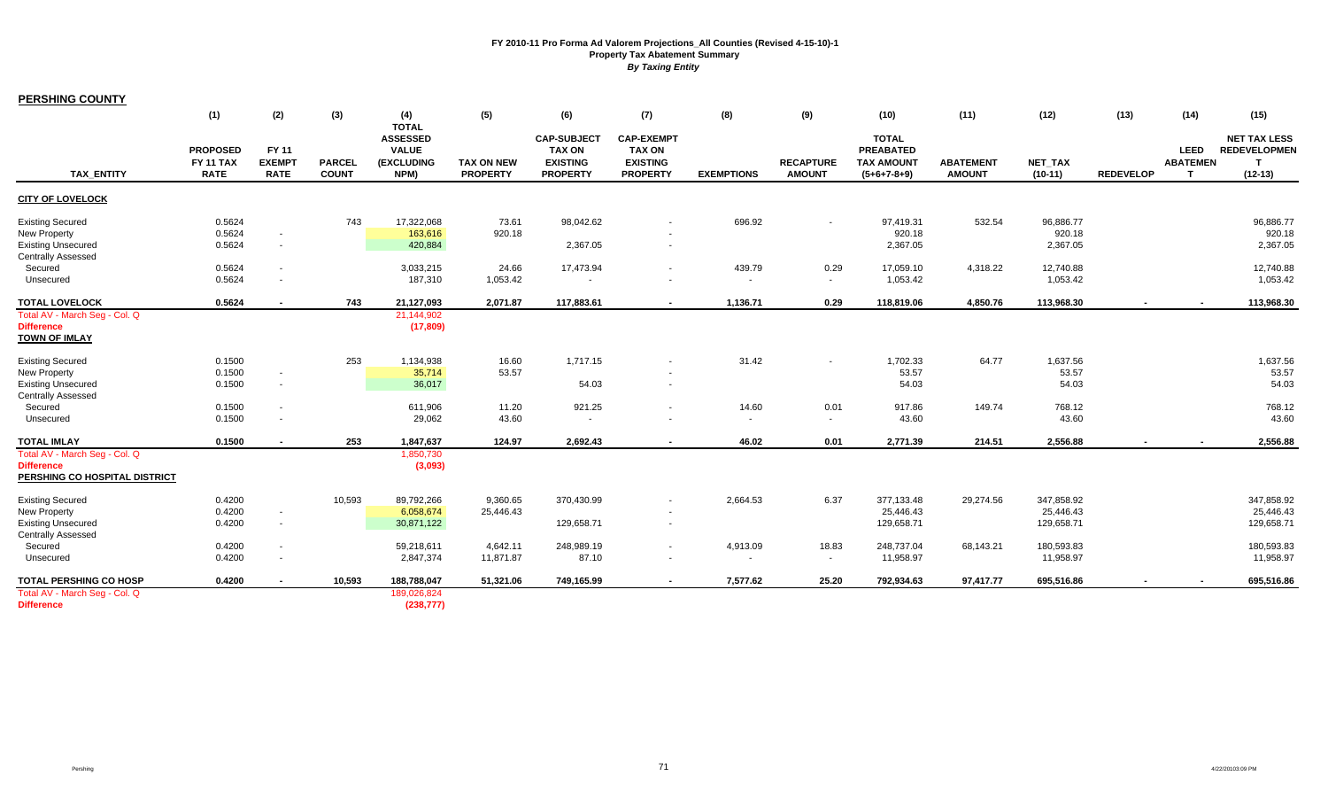**FY 2010-11 Pro Forma Ad Valorem Projections_All Counties (Revised 4-15-10)-1**
**Property Tax Abatement Summary**
***By Taxing Entity***

**PERSHING COUNTY**

| TAX_ENTITY | (1) PROPOSED FY 11 TAX RATE | (2) FY 11 EXEMPT RATE | (3) PARCEL COUNT | (4) TOTAL ASSESSED VALUE (EXCLUDING NPM) | (5) TAX ON NEW PROPERTY | (6) CAP-SUBJECT TAX ON EXISTING PROPERTY | (7) CAP-EXEMPT TAX ON EXISTING PROPERTY | (8) EXEMPTIONS | (9) RECAPTURE AMOUNT | (10) TOTAL PREABATED TAX AMOUNT (5+6+7-8+9) | (11) ABATEMENT AMOUNT | (12) NET_TAX (10-11) | (13) REDEVELOP | (14) LEED ABATEMENT | (15) NET TAX LESS REDEVELOPMENT (12-13) |
|---|---|---|---|---|---|---|---|---|---|---|---|---|---|---|---|
| **CITY OF LOVELOCK** | | | | | | | | | | | | | | | |
| Existing Secured | 0.5624 | | 743 | 17,322,068 | 73.61 | 98,042.62 | - | 696.92 | - | 97,419.31 | 532.54 | 96,886.77 | | | 96,886.77 |
| New Property | 0.5624 | - | | 163,616 | 920.18 | | - | | | 920.18 | | 920.18 | | | 920.18 |
| Existing Unsecured | 0.5624 | - | | 420,884 | | 2,367.05 | - | | | 2,367.05 | | 2,367.05 | | | 2,367.05 |
| Centrally Assessed | | | | | | | | | | | | | | | |
| Secured | 0.5624 | - | | 3,033,215 | 24.66 | 17,473.94 | - | 439.79 | 0.29 | 17,059.10 | 4,318.22 | 12,740.88 | | | 12,740.88 |
| Unsecured | 0.5624 | - | | 187,310 | 1,053.42 | - | - | - | - | 1,053.42 | | 1,053.42 | | | 1,053.42 |
| **TOTAL LOVELOCK** | **0.5624** | **-** | **743** | **21,127,093** | **2,071.87** | **117,883.61** | **-** | **1,136.71** | **0.29** | **118,819.06** | **4,850.76** | **113,968.30** | **-** | **-** | **113,968.30** |
| Total AV - March Seg - Col. Q | | | | 21,144,902 | | | | | | | | | | | |
| **Difference** | | | | **(17,809)** | | | | | | | | | | | |
| **TOWN OF IMLAY** | | | | | | | | | | | | | | | |
| Existing Secured | 0.1500 | | 253 | 1,134,938 | 16.60 | 1,717.15 | - | 31.42 | - | 1,702.33 | 64.77 | 1,637.56 | | | 1,637.56 |
| New Property | 0.1500 | - | | 35,714 | 53.57 | | - | | | 53.57 | | 53.57 | | | 53.57 |
| Existing Unsecured | 0.1500 | - | | 36,017 | | 54.03 | - | | | 54.03 | | 54.03 | | | 54.03 |
| Centrally Assessed | | | | | | | | | | | | | | | |
| Secured | 0.1500 | - | | 611,906 | 11.20 | 921.25 | - | 14.60 | 0.01 | 917.86 | 149.74 | 768.12 | | | 768.12 |
| Unsecured | 0.1500 | - | | 29,062 | 43.60 | - | - | - | - | 43.60 | | 43.60 | | | 43.60 |
| **TOTAL IMLAY** | **0.1500** | **-** | **253** | **1,847,637** | **124.97** | **2,692.43** | **-** | **46.02** | **0.01** | **2,771.39** | **214.51** | **2,556.88** | **-** | **-** | **2,556.88** |
| Total AV - March Seg - Col. Q | | | | 1,850,730 | | | | | | | | | | | |
| **Difference** | | | | **(3,093)** | | | | | | | | | | | |
| **PERSHING CO HOSPITAL DISTRICT** | | | | | | | | | | | | | | | |
| Existing Secured | 0.4200 | | 10,593 | 89,792,266 | 9,360.65 | 370,430.99 | - | 2,664.53 | 6.37 | 377,133.48 | 29,274.56 | 347,858.92 | | | 347,858.92 |
| New Property | 0.4200 | - | | 6,058,674 | 25,446.43 | | - | | | 25,446.43 | | 25,446.43 | | | 25,446.43 |
| Existing Unsecured | 0.4200 | - | | 30,871,122 | | 129,658.71 | - | | | 129,658.71 | | 129,658.71 | | | 129,658.71 |
| Centrally Assessed | | | | | | | | | | | | | | | |
| Secured | 0.4200 | - | | 59,218,611 | 4,642.11 | 248,989.19 | - | 4,913.09 | 18.83 | 248,737.04 | 68,143.21 | 180,593.83 | | | 180,593.83 |
| Unsecured | 0.4200 | - | | 2,847,374 | 11,871.87 | 87.10 | - | - | - | 11,958.97 | | 11,958.97 | | | 11,958.97 |
| **TOTAL PERSHING CO HOSP** | **0.4200** | **-** | **10,593** | **188,788,047** | **51,321.06** | **749,165.99** | **-** | **7,577.62** | **25.20** | **792,934.63** | **97,417.77** | **695,516.86** | **-** | **-** | **695,516.86** |
| Total AV - March Seg - Col. Q | | | | 189,026,824 | | | | | | | | | | | |
| **Difference** | | | | **(238,777)** | | | | | | | | | | | |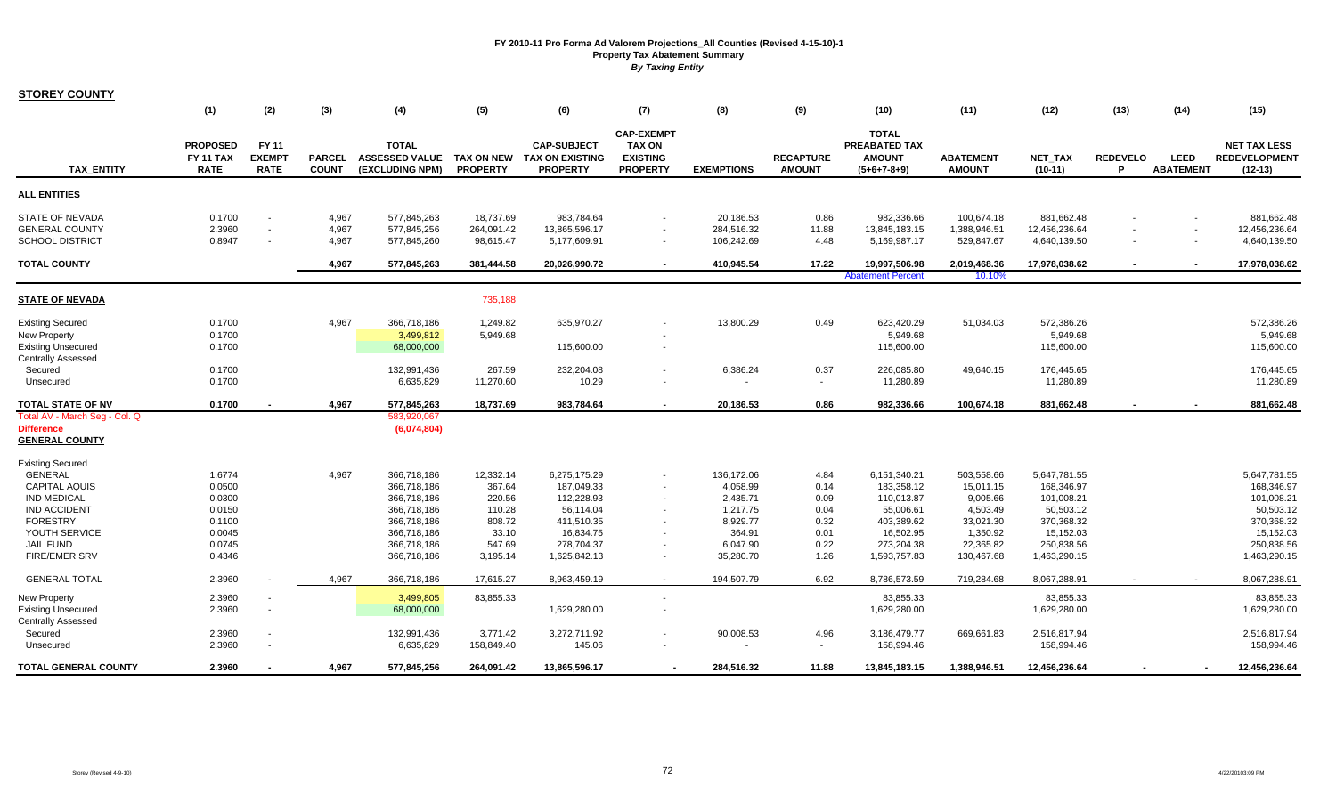**FY 2010-11 Pro Forma Ad Valorem Projections_All Counties (Revised 4-15-10)-1**
**Property Tax Abatement Summary**
***By Taxing Entity***

## STOREY COUNTY

| TAX_ENTITY | (1) PROPOSED FY 11 TAX RATE | (2) FY 11 EXEMPT RATE | (3) PARCEL COUNT | (4) TOTAL ASSESSED VALUE (EXCLUDING NPM) | (5) TAX ON NEW PROPERTY | (6) CAP-SUBJECT TAX ON EXISTING PROPERTY | (7) CAP-EXEMPT TAX ON EXISTING PROPERTY | (8) EXEMPTIONS | (9) RECAPTURE AMOUNT | (10) TOTAL PREABATED TAX AMOUNT (5+6+7-8+9) | (11) ABATEMENT AMOUNT | (12) NET_TAX (10-11) | (13) REDEVELOP | (14) LEED ABATEMENT | (15) NET TAX LESS REDEVELOPMENT (12-13) |
|---|---|---|---|---|---|---|---|---|---|---|---|---|---|---|---|
| **ALL ENTITIES** | | | | | | | | | | | | | | | |
| STATE OF NEVADA | 0.1700 | - | 4,967 | 577,845,263 | 18,737.69 | 983,784.64 | - | 20,186.53 | 0.86 | 982,336.66 | 100,674.18 | 881,662.48 | - | - | 881,662.48 |
| GENERAL COUNTY | 2.3960 | - | 4,967 | 577,845,256 | 264,091.42 | 13,865,596.17 | - | 284,516.32 | 11.88 | 13,845,183.15 | 1,388,946.51 | 12,456,236.64 | - | - | 12,456,236.64 |
| SCHOOL DISTRICT | 0.8947 | - | 4,967 | 577,845,260 | 98,615.47 | 5,177,609.91 | - | 106,242.69 | 4.48 | 5,169,987.17 | 529,847.67 | 4,640,139.50 | - | - | 4,640,139.50 |
| **TOTAL COUNTY** | | | **4,967** | **577,845,263** | **381,444.58** | **20,026,990.72** | **-** | **410,945.54** | **17.22** | **19,997,506.98** | **2,019,468.36** | **17,978,038.62** | **-** | **-** | **17,978,038.62** |
| | | | | | | | | | | Abatement Percent | 10.10% | | | | |
| **STATE OF NEVADA** | | | | | 735,188 | | | | | | | | | | |
| Existing Secured | 0.1700 | | 4,967 | 366,718,186 | 1,249.82 | 635,970.27 | - | 13,800.29 | 0.49 | 623,420.29 | 51,034.03 | 572,386.26 | | | 572,386.26 |
| New Property | 0.1700 | | | 3,499,812 | 5,949.68 | | - | | | 5,949.68 | | 5,949.68 | | | 5,949.68 |
| Existing Unsecured | 0.1700 | | | 68,000,000 | | 115,600.00 | - | | | 115,600.00 | | 115,600.00 | | | 115,600.00 |
| Centrally Assessed | | | | | | | | | | | | | | | |
| Secured | 0.1700 | | | 132,991,436 | 267.59 | 232,204.08 | - | 6,386.24 | 0.37 | 226,085.80 | 49,640.15 | 176,445.65 | | | 176,445.65 |
| Unsecured | 0.1700 | | | 6,635,829 | 11,270.60 | 10.29 | - | - | - | 11,280.89 | | 11,280.89 | | | 11,280.89 |
| **TOTAL STATE OF NV** | **0.1700** | **-** | **4,967** | **577,845,263** | **18,737.69** | **983,784.64** | **-** | **20,186.53** | **0.86** | **982,336.66** | **100,674.18** | **881,662.48** | **-** | **-** | **881,662.48** |
| Total AV - March Seg - Col. Q | | | | 583,920,067 | | | | | | | | | | | |
| **Difference** | | | | **(6,074,804)** | | | | | | | | | | | |
| **GENERAL COUNTY** | | | | | | | | | | | | | | | |
| Existing Secured | | | | | | | | | | | | | | | |
| GENERAL | 1.6774 | | 4,967 | 366,718,186 | 12,332.14 | 6,275,175.29 | - | 136,172.06 | 4.84 | 6,151,340.21 | 503,558.66 | 5,647,781.55 | | | 5,647,781.55 |
| CAPITAL AQUIS | 0.0500 | | | 366,718,186 | 367.64 | 187,049.33 | - | 4,058.99 | 0.14 | 183,358.12 | 15,011.15 | 168,346.97 | | | 168,346.97 |
| IND MEDICAL | 0.0300 | | | 366,718,186 | 220.56 | 112,228.93 | - | 2,435.71 | 0.09 | 110,013.87 | 9,005.66 | 101,008.21 | | | 101,008.21 |
| IND ACCIDENT | 0.0150 | | | 366,718,186 | 110.28 | 56,114.04 | - | 1,217.75 | 0.04 | 55,006.61 | 4,503.49 | 50,503.12 | | | 50,503.12 |
| FORESTRY | 0.1100 | | | 366,718,186 | 808.72 | 411,510.35 | - | 8,929.77 | 0.32 | 403,389.62 | 33,021.30 | 370,368.32 | | | 370,368.32 |
| YOUTH SERVICE | 0.0045 | | | 366,718,186 | 33.10 | 16,834.75 | - | 364.91 | 0.01 | 16,502.95 | 1,350.92 | 15,152.03 | | | 15,152.03 |
| JAIL FUND | 0.0745 | | | 366,718,186 | 547.69 | 278,704.37 | - | 6,047.90 | 0.22 | 273,204.38 | 22,365.82 | 250,838.56 | | | 250,838.56 |
| FIRE/EMER SRV | 0.4346 | | | 366,718,186 | 3,195.14 | 1,625,842.13 | - | 35,280.70 | 1.26 | 1,593,757.83 | 130,467.68 | 1,463,290.15 | | | 1,463,290.15 |
| GENERAL TOTAL | 2.3960 | - | 4,967 | 366,718,186 | 17,615.27 | 8,963,459.19 | - | 194,507.79 | 6.92 | 8,786,573.59 | 719,284.68 | 8,067,288.91 | - | - | 8,067,288.91 |
| New Property | 2.3960 | - | | 3,499,805 | 83,855.33 | | - | | | 83,855.33 | | 83,855.33 | | | 83,855.33 |
| Existing Unsecured | 2.3960 | - | | 68,000,000 | | 1,629,280.00 | - | | | 1,629,280.00 | | 1,629,280.00 | | | 1,629,280.00 |
| Centrally Assessed | | | | | | | | | | | | | | | |
| Secured | 2.3960 | - | | 132,991,436 | 3,771.42 | 3,272,711.92 | - | 90,008.53 | 4.96 | 3,186,479.77 | 669,661.83 | 2,516,817.94 | | | 2,516,817.94 |
| Unsecured | 2.3960 | - | | 6,635,829 | 158,849.40 | 145.06 | - | - | - | 158,994.46 | | 158,994.46 | | | 158,994.46 |
| **TOTAL GENERAL COUNTY** | **2.3960** | **-** | **4,967** | **577,845,256** | **264,091.42** | **13,865,596.17** | **-** | **284,516.32** | **11.88** | **13,845,183.15** | **1,388,946.51** | **12,456,236.64** | **-** | **-** | **12,456,236.64** |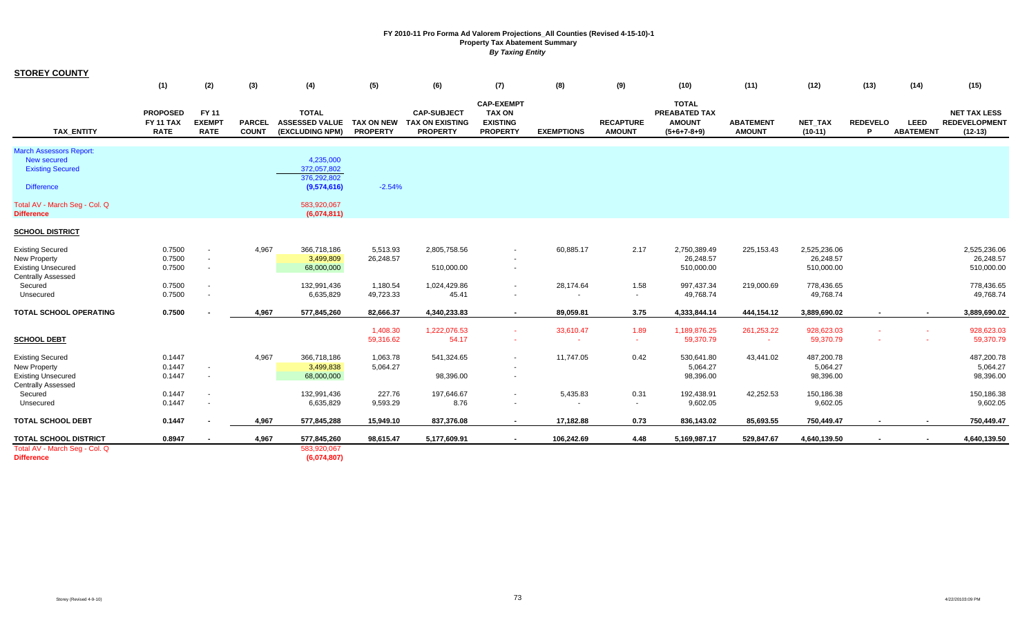**FY 2010-11 Pro Forma Ad Valorem Projections_All Counties (Revised 4-15-10)-1**
**Property Tax Abatement Summary**
***By Taxing Entity***

**STOREY COUNTY**

| TAX_ENTITY | (1) PROPOSED FY 11 TAX RATE | (2) FY 11 EXEMPT RATE | (3) PARCEL COUNT | (4) TOTAL ASSESSED VALUE (EXCLUDING NPM) | (5) TAX ON NEW PROPERTY | (6) CAP-SUBJECT TAX ON EXISTING PROPERTY | (7) CAP-EXEMPT TAX ON EXISTING PROPERTY | (8) EXEMPTIONS | (9) RECAPTURE AMOUNT | (10) TOTAL PREABATED TAX AMOUNT (5+6+7-8+9) | (11) ABATEMENT AMOUNT | (12) NET_TAX (10-11) | (13) REDEVELOP | (14) LEED ABATEMENT | (15) NET TAX LESS REDEVELOPMENT (12-13) |
|---|---|---|---|---|---|---|---|---|---|---|---|---|---|---|---|
| March Assessors Report: | | | | | | | | | | | | | | | |
| New secured | | | | 4,235,000 | | | | | | | | | | | |
| Existing Secured | | | | 372,057,802 | | | | | | | | | | | |
| | | | | 376,292,802 | | | | | | | | | | | |
| Difference | | | | (9,574,616) | -2.54% | | | | | | | | | | |
| Total AV - March Seg - Col. Q | | | | 583,920,067 | | | | | | | | | | | |
| Difference | | | | (6,074,811) | | | | | | | | | | | |
| **SCHOOL DISTRICT** | | | | | | | | | | | | | | | |
| Existing Secured | 0.7500 | - | 4,967 | 366,718,186 | 5,513.93 | 2,805,758.56 | - | 60,885.17 | 2.17 | 2,750,389.49 | 225,153.43 | 2,525,236.06 | | | 2,525,236.06 |
| New Property | 0.7500 | - | | 3,499,809 | 26,248.57 | | - | | | 26,248.57 | | 26,248.57 | | | 26,248.57 |
| Existing Unsecured | 0.7500 | - | | 68,000,000 | | 510,000.00 | - | | | 510,000.00 | | 510,000.00 | | | 510,000.00 |
| Centrally Assessed | | | | | | | | | | | | | | | |
| Secured | 0.7500 | - | | 132,991,436 | 1,180.54 | 1,024,429.86 | - | 28,174.64 | 1.58 | 997,437.34 | 219,000.69 | 778,436.65 | | | 778,436.65 |
| Unsecured | 0.7500 | - | | 6,635,829 | 49,723.33 | 45.41 | - | - | - | 49,768.74 | | 49,768.74 | | | 49,768.74 |
| **TOTAL SCHOOL OPERATING** | **0.7500** | **-** | **4,967** | **577,845,260** | **82,666.37** | **4,340,233.83** | **-** | **89,059.81** | **3.75** | **4,333,844.14** | **444,154.12** | **3,889,690.02** | **-** | **-** | **3,889,690.02** |
| | | | | | 1,408.30 | 1,222,076.53 | - | 33,610.47 | 1.89 | 1,189,876.25 | 261,253.22 | 928,623.03 | - | - | 928,623.03 |
| **SCHOOL DEBT** | | | | | 59,316.62 | 54.17 | - | - | - | 59,370.79 | - | 59,370.79 | - | - | 59,370.79 |
| Existing Secured | 0.1447 | | 4,967 | 366,718,186 | 1,063.78 | 541,324.65 | - | 11,747.05 | 0.42 | 530,641.80 | 43,441.02 | 487,200.78 | | | 487,200.78 |
| New Property | 0.1447 | - | | 3,499,838 | 5,064.27 | | - | | | 5,064.27 | | 5,064.27 | | | 5,064.27 |
| Existing Unsecured | 0.1447 | - | | 68,000,000 | | 98,396.00 | - | | | 98,396.00 | | 98,396.00 | | | 98,396.00 |
| Centrally Assessed | | | | | | | | | | | | | | | |
| Secured | 0.1447 | - | | 132,991,436 | 227.76 | 197,646.67 | - | 5,435.83 | 0.31 | 192,438.91 | 42,252.53 | 150,186.38 | | | 150,186.38 |
| Unsecured | 0.1447 | - | | 6,635,829 | 9,593.29 | 8.76 | - | - | - | 9,602.05 | | 9,602.05 | | | 9,602.05 |
| **TOTAL SCHOOL DEBT** | **0.1447** | **-** | **4,967** | **577,845,288** | **15,949.10** | **837,376.08** | **-** | **17,182.88** | **0.73** | **836,143.02** | **85,693.55** | **750,449.47** | **-** | **-** | **750,449.47** |
| **TOTAL SCHOOL DISTRICT** | **0.8947** | **-** | **4,967** | **577,845,260** | **98,615.47** | **5,177,609.91** | **-** | **106,242.69** | **4.48** | **5,169,987.17** | **529,847.67** | **4,640,139.50** | **-** | **-** | **4,640,139.50** |
| Total AV - March Seg - Col. Q | | | | 583,920,067 | | | | | | | | | | | |
| Difference | | | | (6,074,807) | | | | | | | | | | | |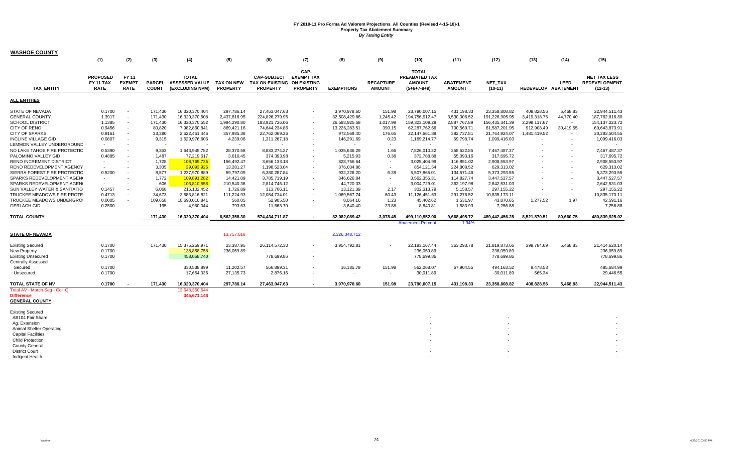**FY 2010-11 Pro Forma Ad Valorem Projections_All Counties (Revised 4-15-10)-1**
**Property Tax Abatement Summary**
*By Taxing Entity*

## WASHOE COUNTY

| TAX_ENTITY | (1) PROPOSED FY 11 TAX RATE | (2) FY 11 EXEMPT RATE | (3) PARCEL COUNT | (4) TOTAL ASSESSED VALUE (EXCLUDING NPM) | (5) TAX ON NEW PROPERTY | (6) CAP-SUBJECT TAX ON EXISTING PROPERTY | (7) CAP-EXEMPT TAX ON EXISTING PROPERTY | (8) EXEMPTIONS | (9) RECAPTURE AMOUNT | (10) TOTAL PREABATED TAX AMOUNT (5+6+7-8+9) | (11) ABATEMENT AMOUNT | (12) NET_TAX (10-11) | (13) REDEVELOP | (14) LEED ABATEMENT | (15) NET TAX LESS REDEVELOPMENT (12-13) |
|---|---|---|---|---|---|---|---|---|---|---|---|---|---|---|---|
| **ALL ENTITIES** | | | | | | | | | | | | | | | |
| STATE OF NEVADA | 0.1700 | - | 171,430 | 16,320,370,404 | 297,786.14 | 27,463,047.63 | - | 3,970,978.60 | 151.98 | 23,790,007.15 | 431,198.33 | 23,358,808.82 | 408,828.56 | 5,468.83 | 22,944,511.43 |
| GENERAL COUNTY | 1.3917 | - | 171,430 | 16,320,370,608 | 2,437,816.95 | 224,826,279.95 | - | 32,508,429.86 | 1,245.42 | 194,756,912.47 | 3,530,006.52 | 191,226,905.95 | 3,419,318.75 | 44,770.40 | 187,762,816.80 |
| SCHOOL DISTRICT | 1.1385 | - | 171,430 | 16,320,370,552 | 1,994,290.80 | 183,921,726.06 | - | 26,593,925.58 | 1,017.99 | 159,323,109.28 | 2,887,767.89 | 156,435,341.39 | 2,298,117.67 | - | 154,137,223.72 |
| CITY OF RENO | 0.9456 | - | 80,820 | 7,982,860,841 | 869,421.16 | 74,644,234.86 | - | 13,226,283.51 | 390.15 | 62,287,762.66 | 700,560.71 | 61,587,201.95 | 912,908.49 | 30,419.55 | 60,643,873.91 |
| CITY OF SPARKS | 0.9161 | - | 33,380 | 2,522,451,446 | 357,985.38 | 22,762,069.26 | - | 972,569.40 | 176.65 | 22,147,661.88 | 382,737.81 | 21,764,924.07 | 1,481,419.52 | - | 20,283,504.55 |
| INCLINE VILLAGE GID | 0.0807 | - | 9,315 | 1,629,976,606 | 4,239.06 | 1,311,267.18 | - | 146,291.69 | 0.23 | 1,169,214.77 | 69,798.74 | 1,099,416.03 | - | - | 1,099,416.03 |
| LEMMON VALLEY UNDERGROUND | - | - | - | - | - | - | - | - | - | - | - | - | - | - | - |
| NO LAKE TAHOE FIRE PROTECTIC | 0.5390 | - | 9,363 | 1,643,945,782 | 28,370.58 | 8,833,274.27 | - | 1,035,636.29 | 1.66 | 7,826,010.22 | 358,522.85 | 7,467,487.37 | - | - | 7,467,487.37 |
| PALOMINO VALLEY GID | 0.4885 | - | 1,487 | 77,219,617 | 3,610.45 | 374,393.98 | - | 5,215.93 | 0.38 | 372,788.88 | 55,093.16 | 317,695.72 | - | - | 317,695.72 |
| RENO INCREMENT DISTRICT | - | - | 1,728 | 108,765,735 | 156,492.47 | 3,656,133.18 | - | 828,756.64 | - | 3,025,404.99 | 116,851.02 | 2,908,553.97 | - | - | 2,908,553.97 |
| RENO REDEVELOPMENT AGENCY | - | - | 3,305 | 39,093,925 | 13,281.27 | 1,198,523.04 | - | 376,034.86 | - | 854,121.54 | 224,808.52 | 629,313.02 | - | - | 629,313.02 |
| SIERRA FOREST FIRE PROTECTIC | 0.5200 | - | 8,577 | 1,237,970,889 | 59,797.09 | 6,380,287.84 | - | 932,226.20 | 6.28 | 5,507,865.01 | 134,571.46 | 5,373,293.55 | - | - | 5,373,293.55 |
| SPARKS REDEVELOPMENT AGEN | - | - | 1,772 | 109,891,282 | 14,421.09 | 3,785,719.19 | - | 346,626.84 | - | 3,562,355.31 | 114,827.74 | 3,447,527.57 | - | - | 3,447,527.57 |
| SPARKS REDEVELOPMENT AGEN | - | - | 606 | 103,810,558 | 210,540.36 | 2,814,746.12 | - | 44,720.33 | - | 3,004,729.01 | 362,197.98 | 2,642,531.03 | - | - | 2,642,531.03 |
| SUN VALLEY WATER & SANITATIO | 0.1457 | - | 6,068 | 216,102,452 | 1,726.89 | 313,706.11 | - | 13,121.39 | 2.17 | 302,313.79 | 5,158.57 | 297,155.22 | - | - | 297,155.22 |
| TRUCKEE MEADOWS FIRE PROTE | 0.4713 | - | 34,673 | 2,583,816,821 | 111,224.93 | 12,084,734.01 | - | 1,069,567.74 | 60.43 | 11,126,451.63 | 291,278.52 | 10,835,173.11 | - | - | 10,835,173.11 |
| TRUCKEE MEADOWS UNDERGRO | 0.0005 | - | 109,658 | 10,690,010,841 | 560.05 | 52,905.50 | - | 8,064.16 | 1.23 | 45,402.62 | 1,531.97 | 43,870.65 | 1,277.52 | 1.97 | 42,591.16 |
| GERLACH GID | 0.2500 | - | 195 | 4,980,044 | 793.63 | 11,663.70 | - | 3,640.40 | 23.88 | 8,840.81 | 1,583.93 | 7,256.88 | - | - | 7,256.88 |
| **TOTAL COUNTY** | | | 171,430 | 16,320,370,404 | 6,562,358.30 | 574,434,711.87 | - | 82,082,089.42 | 3,078.45 | 499,110,952.00 | 9,668,495.72 | 489,442,456.28 | 8,521,870.51 | 80,660.75 | 480,839,925.02 |
| | | | | | | | | | | Abatement Percent | 1.94% | | | | |
| **STATE OF NEVADA** | | | | | 13,757,618 | | | 2,326,348,712 | | | | | | | |
| Existing Secured | 0.1700 | | 171,430 | 15,375,259,971 | 23,387.95 | 26,114,572.30 | - | 3,954,792.81 | - | 22,183,167.44 | 363,293.78 | 21,819,873.66 | 399,784.69 | 5,468.83 | 21,414,620.14 |
| New Property | 0.1700 | | | 138,858,758 | 236,059.89 | | - | | | 236,059.89 | | 236,059.89 | | | 236,059.89 |
| Existing Unsecured | 0.1700 | | | 458,058,740 | | 778,699.86 | - | | | 778,699.86 | | 778,699.86 | | | 778,699.86 |
| Centrally Assessed | | | | | | | | | | | | | | | |
| Secured | 0.1700 | | | 330,538,899 | 11,202.57 | 566,899.31 | - | 16,185.79 | 151.98 | 562,068.07 | 67,904.55 | 494,163.52 | 8,478.53 | | 485,684.99 |
| Unsecured | 0.1700 | | | 17,654,036 | 27,135.73 | 2,876.16 | - | - | - | 30,011.89 | | 30,011.89 | 565.34 | | 29,446.55 |
| **TOTAL STATE OF NV** | 0.1700 | - | 171,430 | 16,320,370,404 | 297,786.14 | 27,463,047.63 | - | 3,970,978.60 | 151.98 | 23,790,007.15 | 431,198.33 | 23,358,808.82 | 408,828.56 | 5,468.83 | 22,944,511.43 |
| Total AV - March Seg - Col. Q | | | | 13,648,350,544 | | | | | | | | | | | |
| **Difference** | | | | 345,671,148 | | | | | | | | | | | |
| **GENERAL COUNTY** | | | | | | | | | | | | | | | |
| Existing Secured | | | | | | | | | | | | | | | |
| AB104 Fair Share | | | | | | | | | | - | | - | | | - |
| Ag. Extension | | | | | | | | | | - | | - | | | - |
| Animal Shelter Operating | | | | | | | | | | - | | - | | | - |
| Capital Facilities | | | | | | | | | | - | | - | | | - |
| Child Protection | | | | | | | | | | - | | - | | | - |
| County General | | | | | | | | | | - | | - | | | - |
| District Court | | | | | | | | | | - | | - | | | - |
| Indigent Health | | | | | | | | | | - | | - | | | - |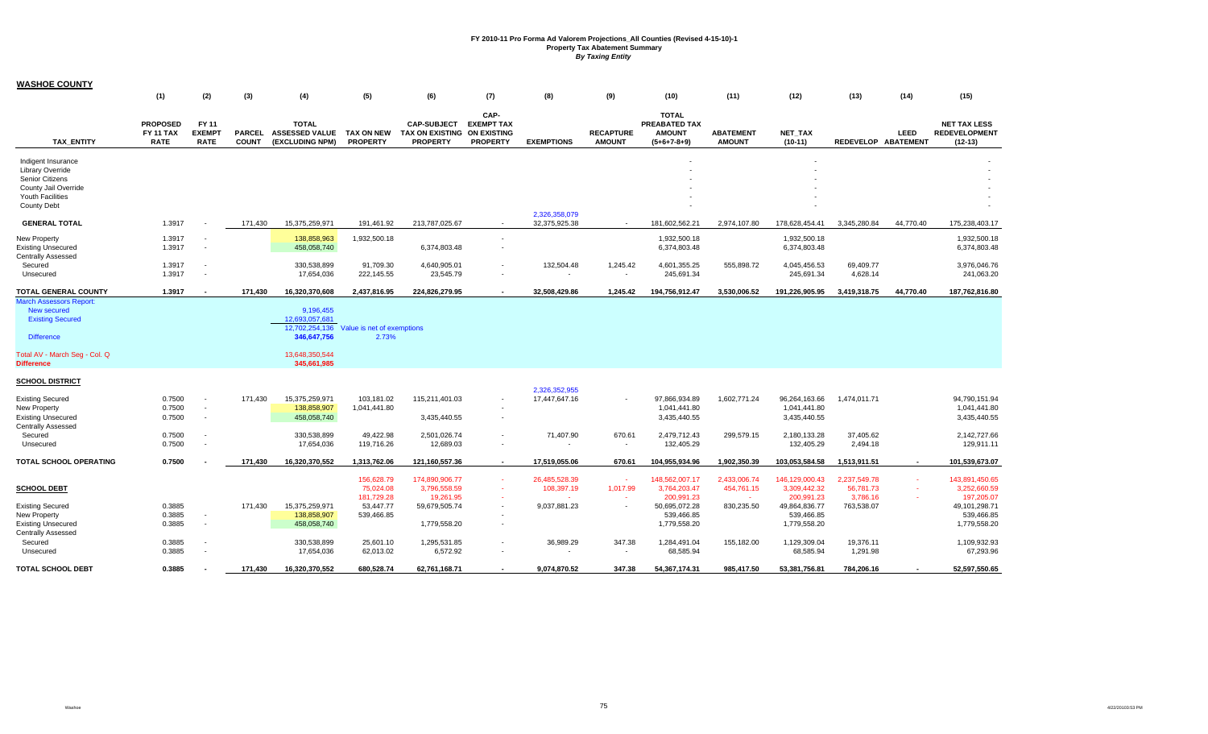# FY 2010-11 Pro Forma Ad Valorem Projections_All Counties (Revised 4-15-10)-1
## Property Tax Abatement Summary
*By Taxing Entity*

## WASHOE COUNTY

| TAX_ENTITY | (1) PROPOSED FY 11 TAX RATE | (2) FY 11 EXEMPT RATE | (3) PARCEL COUNT | (4) TOTAL ASSESSED VALUE (EXCLUDING NPM) | (5) TAX ON NEW PROPERTY | (6) CAP-SUBJECT TAX ON EXISTING PROPERTY | (7) CAP-EXEMPT TAX ON EXISTING PROPERTY | (8) EXEMPTIONS | (9) RECAPTURE AMOUNT | (10) TOTAL PREABATED TAX AMOUNT (5+6+7-8+9) | (11) ABATEMENT AMOUNT | (12) NET_TAX (10-11) | (13) REDEVELOP | (14) LEED ABATEMENT | (15) NET TAX LESS REDEVELOPMENT (12-13) |
|---|---|---|---|---|---|---|---|---|---|---|---|---|---|---|---|
| Indigent Insurance | | | | | | | | | | - | | - | | | - |
| Library Override | | | | | | | | | | - | | - | | | - |
| Senior Citizens | | | | | | | | | | - | | - | | | - |
| County Jail Override | | | | | | | | | | - | | - | | | - |
| Youth Facilities | | | | | | | | | | - | | - | | | - |
| County Debt | | | | | | | | 2,326,358,079 | | - | | - | | | - |
| **GENERAL TOTAL** | 1.3917 | - | 171,430 | 15,375,259,971 | 191,461.92 | 213,787,025.67 | - | 32,375,925.38 | - | 181,602,562.21 | 2,974,107.80 | 178,628,454.41 | 3,345,280.84 | 44,770.40 | 175,238,403.17 |
| New Property | 1.3917 | - | | 138,858,963 | 1,932,500.18 | | - | | | 1,932,500.18 | | 1,932,500.18 | | | 1,932,500.18 |
| Existing Unsecured | 1.3917 | - | | 458,058,740 | | 6,374,803.48 | - | | | 6,374,803.48 | | 6,374,803.48 | | | 6,374,803.48 |
| Centrally Assessed | | | | | | | | | | | | | | | |
| Secured | 1.3917 | - | | 330,538,899 | 91,709.30 | 4,640,905.01 | - | 132,504.48 | 1,245.42 | 4,601,355.25 | 555,898.72 | 4,045,456.53 | 69,409.77 | | 3,976,046.76 |
| Unsecured | 1.3917 | - | | 17,654,036 | 222,145.55 | 23,545.79 | - | - | - | 245,691.34 | | 245,691.34 | 4,628.14 | | 241,063.20 |
| **TOTAL GENERAL COUNTY** | **1.3917** | **-** | **171,430** | **16,320,370,608** | **2,437,816.95** | **224,826,279.95** | **-** | **32,508,429.86** | **1,245.42** | **194,756,912.47** | **3,530,006.52** | **191,226,905.95** | **3,419,318.75** | **44,770.40** | **187,762,816.80** |
| March Assessors Report: | | | | | | | | | | | | | | | |
| New secured | | | | 9,196,455 | | | | | | | | | | | |
| Existing Secured | | | | 12,693,057,681 | | | | | | | | | | | |
| | | | | 12,702,254,136 | Value is net of exemptions | | | | | | | | | | |
| Difference | | | | **346,647,756** | 2.73% | | | | | | | | | | |
| Total AV - March Seg - Col. Q | | | | 13,648,350,544 | | | | | | | | | | | |
| **Difference** | | | | **345,661,985** | | | | | | | | | | | |
| **SCHOOL DISTRICT** | | | | | | | | 2,326,352,955 | | | | | | | |
| Existing Secured | 0.7500 | - | 171,430 | 15,375,259,971 | 103,181.02 | 115,211,401.03 | - | 17,447,647.16 | - | 97,866,934.89 | 1,602,771.24 | 96,264,163.66 | 1,474,011.71 | | 94,790,151.94 |
| New Property | 0.7500 | - | | 138,858,907 | 1,041,441.80 | | - | | | 1,041,441.80 | | 1,041,441.80 | | | 1,041,441.80 |
| Existing Unsecured | 0.7500 | - | | 458,058,740 | | 3,435,440.55 | - | | | 3,435,440.55 | | 3,435,440.55 | | | 3,435,440.55 |
| Centrally Assessed | | | | | | | | | | | | | | | |
| Secured | 0.7500 | - | | 330,538,899 | 49,422.98 | 2,501,026.74 | - | 71,407.90 | 670.61 | 2,479,712.43 | 299,579.15 | 2,180,133.28 | 37,405.62 | | 2,142,727.66 |
| Unsecured | 0.7500 | - | | 17,654,036 | 119,716.26 | 12,689.03 | - | - | - | 132,405.29 | | 132,405.29 | 2,494.18 | | 129,911.11 |
| **TOTAL SCHOOL OPERATING** | **0.7500** | **-** | **171,430** | **16,320,370,552** | **1,313,762.06** | **121,160,557.36** | **-** | **17,519,055.06** | **670.61** | **104,955,934.96** | **1,902,350.39** | **103,053,584.58** | **1,513,911.51** | **-** | **101,539,673.07** |
| | | | | | 156,628.79 | 174,890,906.77 | - | 26,485,528.39 | - | 148,562,007.17 | 2,433,006.74 | 146,129,000.43 | 2,237,549.78 | - | 143,891,450.65 |
| **SCHOOL DEBT** | | | | | 75,024.08 | 3,796,558.59 | - | 108,397.19 | 1,017.99 | 3,764,203.47 | 454,761.15 | 3,309,442.32 | 56,781.73 | - | 3,252,660.59 |
| | | | | | 181,729.28 | 19,261.95 | - | - | - | 200,991.23 | - | 200,991.23 | 3,786.16 | - | 197,205.07 |
| Existing Secured | 0.3885 | | 171,430 | 15,375,259,971 | 53,447.77 | 59,679,505.74 | - | 9,037,881.23 | - | 50,695,072.28 | 830,235.50 | 49,864,836.77 | 763,538.07 | | 49,101,298.71 |
| New Property | 0.3885 | - | | 138,858,907 | 539,466.85 | | - | | | 539,466.85 | | 539,466.85 | | | 539,466.85 |
| Existing Unsecured | 0.3885 | - | | 458,058,740 | | 1,779,558.20 | - | | | 1,779,558.20 | | 1,779,558.20 | | | 1,779,558.20 |
| Centrally Assessed | | | | | | | | | | | | | | | |
| Secured | 0.3885 | - | | 330,538,899 | 25,601.10 | 1,295,531.85 | - | 36,989.29 | 347.38 | 1,284,491.04 | 155,182.00 | 1,129,309.04 | 19,376.11 | | 1,109,932.93 |
| Unsecured | 0.3885 | - | | 17,654,036 | 62,013.02 | 6,572.92 | - | - | - | 68,585.94 | | 68,585.94 | 1,291.98 | | 67,293.96 |
| **TOTAL SCHOOL DEBT** | **0.3885** | **-** | **171,430** | **16,320,370,552** | **680,528.74** | **62,761,168.71** | **-** | **9,074,870.52** | **347.38** | **54,367,174.31** | **985,417.50** | **53,381,756.81** | **784,206.16** | **-** | **52,597,550.65** |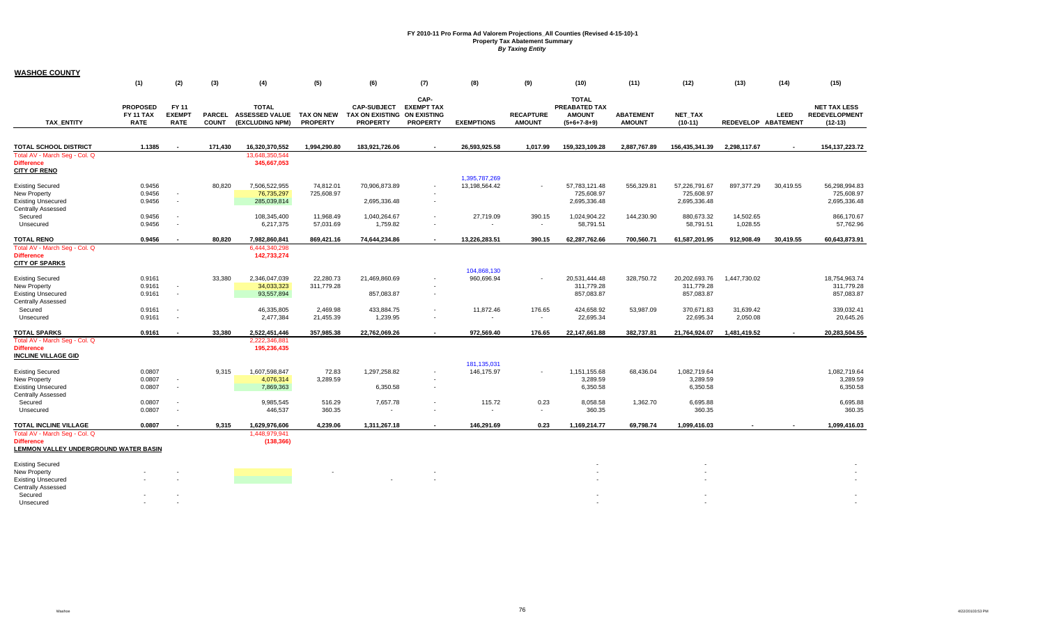**FY 2010-11 Pro Forma Ad Valorem Projections_All Counties (Revised 4-15-10)-1**
**Property Tax Abatement Summary**
***By Taxing Entity***

## WASHOE COUNTY

| | (1) | (2) | (3) | (4) | (5) | (6) | (7) | (8) | (9) | (10) | (11) | (12) | (13) | (14) | (15) |
|---|---|---|---|---|---|---|---|---|---|---|---|---|---|---|---|
| **TAX_ENTITY** | **PROPOSED FY 11 TAX RATE** | **FY 11 EXEMPT RATE** | **PARCEL COUNT** | **TOTAL ASSESSED VALUE (EXCLUDING NPM)** | **TAX ON NEW PROPERTY** | **CAP-SUBJECT TAX ON EXISTING PROPERTY** | **CAP-EXEMPT TAX ON EXISTING PROPERTY** | **EXEMPTIONS** | **RECAPTURE AMOUNT** | **TOTAL PREABATED TAX AMOUNT (5+6+7-8+9)** | **ABATEMENT AMOUNT** | **NET_TAX (10-11)** | **REDEVELOP** | **LEED ABATEMENT** | **NET TAX LESS REDEVELOPMENT (12-13)** |
| **TOTAL SCHOOL DISTRICT** | **1.1385** | **-** | **171,430** | **16,320,370,552** | **1,994,290.80** | **183,921,726.06** | **-** | **26,593,925.58** | **1,017.99** | **159,323,109.28** | **2,887,767.89** | **156,435,341.39** | **2,298,117.67** | **-** | **154,137,223.72** |
| Total AV - March Seg - Col. Q | | | | 13,648,350,544 | | | | | | | | | | | |
| **Difference** | | | | 345,667,053 | | | | | | | | | | | |
| **CITY OF RENO** | | | | | | | | | | | | | | | |
| | | | | | | | | 1,395,787,269 | | | | | | | |
| Existing Secured | 0.9456 | | 80,820 | 7,506,522,955 | 74,812.01 | 70,906,873.89 | - | 13,198,564.42 | - | 57,783,121.48 | 556,329.81 | 57,226,791.67 | 897,377.29 | 30,419.55 | 56,298,994.83 |
| New Property | 0.9456 | - | | 76,735,297 | 725,608.97 | | - | | | 725,608.97 | | 725,608.97 | | | 725,608.97 |
| Existing Unsecured | 0.9456 | - | | 285,039,814 | | 2,695,336.48 | - | | | 2,695,336.48 | | 2,695,336.48 | | | 2,695,336.48 |
| Centrally Assessed | | | | | | | | | | | | | | | |
| Secured | 0.9456 | - | | 108,345,400 | 11,968.49 | 1,040,264.67 | - | 27,719.09 | 390.15 | 1,024,904.22 | 144,230.90 | 880,673.32 | 14,502.65 | | 866,170.67 |
| Unsecured | 0.9456 | - | | 6,217,375 | 57,031.69 | 1,759.82 | - | - | - | 58,791.51 | | 58,791.51 | 1,028.55 | | 57,762.96 |
| **TOTAL RENO** | **0.9456** | **-** | **80,820** | **7,982,860,841** | **869,421.16** | **74,644,234.86** | **-** | **13,226,283.51** | **390.15** | **62,287,762.66** | **700,560.71** | **61,587,201.95** | **912,908.49** | **30,419.55** | **60,643,873.91** |
| Total AV - March Seg - Col. Q | | | | 6,444,340,298 | | | | | | | | | | | |
| **Difference** | | | | 142,733,274 | | | | | | | | | | | |
| **CITY OF SPARKS** | | | | | | | | | | | | | | | |
| | | | | | | | | 104,868,130 | | | | | | | |
| Existing Secured | 0.9161 | | 33,380 | 2,346,047,039 | 22,280.73 | 21,469,860.69 | - | 960,696.94 | - | 20,531,444.48 | 328,750.72 | 20,202,693.76 | 1,447,730.02 | | 18,754,963.74 |
| New Property | 0.9161 | - | | 34,033,323 | 311,779.28 | | - | | | 311,779.28 | | 311,779.28 | | | 311,779.28 |
| Existing Unsecured | 0.9161 | - | | 93,557,894 | | 857,083.87 | - | | | 857,083.87 | | 857,083.87 | | | 857,083.87 |
| Centrally Assessed | | | | | | | | | | | | | | | |
| Secured | 0.9161 | - | | 46,335,805 | 2,469.98 | 433,884.75 | - | 11,872.46 | 176.65 | 424,658.92 | 53,987.09 | 370,671.83 | 31,639.42 | | 339,032.41 |
| Unsecured | 0.9161 | - | | 2,477,384 | 21,455.39 | 1,239.95 | - | - | - | 22,695.34 | | 22,695.34 | 2,050.08 | | 20,645.26 |
| **TOTAL SPARKS** | **0.9161** | **-** | **33,380** | **2,522,451,446** | **357,985.38** | **22,762,069.26** | **-** | **972,569.40** | **176.65** | **22,147,661.88** | **382,737.81** | **21,764,924.07** | **1,481,419.52** | **-** | **20,283,504.55** |
| Total AV - March Seg - Col. Q | | | | 2,222,346,881 | | | | | | | | | | | |
| **Difference** | | | | 195,236,435 | | | | | | | | | | | |
| **INCLINE VILLAGE GID** | | | | | | | | | | | | | | | |
| | | | | | | | | 181,135,031 | | | | | | | |
| Existing Secured | 0.0807 | | 9,315 | 1,607,598,847 | 72.83 | 1,297,258.82 | - | 146,175.97 | - | 1,151,155.68 | 68,436.04 | 1,082,719.64 | | | 1,082,719.64 |
| New Property | 0.0807 | - | | 4,076,314 | 3,289.59 | | - | | | 3,289.59 | | 3,289.59 | | | 3,289.59 |
| Existing Unsecured | 0.0807 | - | | 7,869,363 | | 6,350.58 | - | | | 6,350.58 | | 6,350.58 | | | 6,350.58 |
| Centrally Assessed | | | | | | | | | | | | | | | |
| Secured | 0.0807 | - | | 9,985,545 | 516.29 | 7,657.78 | - | 115.72 | 0.23 | 8,058.58 | 1,362.70 | 6,695.88 | | | 6,695.88 |
| Unsecured | 0.0807 | - | | 446,537 | 360.35 | - | - | - | - | 360.35 | | 360.35 | | | 360.35 |
| **TOTAL INCLINE VILLAGE** | **0.0807** | **-** | **9,315** | **1,629,976,606** | **4,239.06** | **1,311,267.18** | **-** | **146,291.69** | **0.23** | **1,169,214.77** | **69,798.74** | **1,099,416.03** | **-** | **-** | **1,099,416.03** |
| Total AV - March Seg - Col. Q | | | | 1,448,979,941 | | | | | | | | | | | |
| **Difference** | | | | (138,366) | | | | | | | | | | | |
| **LEMMON VALLEY UNDERGROUND WATER BASIN** | | | | | | | | | | | | | | | |
| Existing Secured | | | | | | | | | | - | | - | | | - |
| New Property | - | - | | | - | | - | | | - | | - | | | - |
| Existing Unsecured | - | - | | | | - | - | | | - | | - | | | - |
| Centrally Assessed | | | | | | | | | | | | | | | |
| Secured | - | - | | | | | | | | - | | - | | | - |
| Unsecured | - | - | | | | | | | | - | | - | | | - |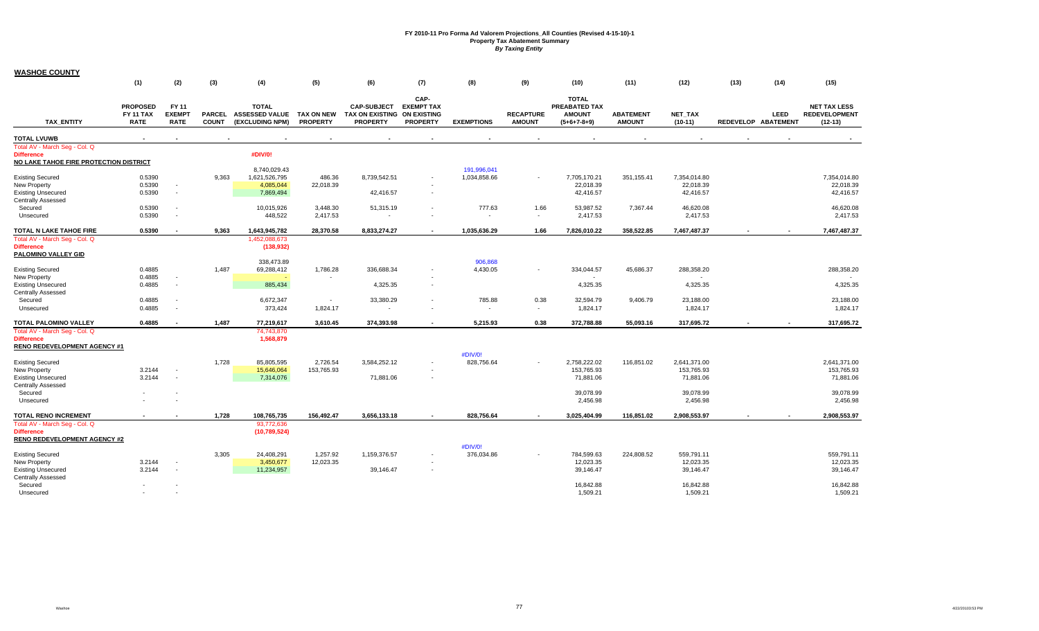**FY 2010-11 Pro Forma Ad Valorem Projections_All Counties (Revised 4-15-10)-1**
**Property Tax Abatement Summary**
***By Taxing Entity***

**WASHOE COUNTY**

| TAX_ENTITY | (1) PROPOSED FY 11 TAX RATE | (2) FY 11 EXEMPT RATE | (3) PARCEL COUNT | (4) TOTAL ASSESSED VALUE (EXCLUDING NPM) | (5) TAX ON NEW PROPERTY | (6) CAP-SUBJECT TAX ON EXISTING PROPERTY | (7) CAP-EXEMPT TAX ON EXISTING PROPERTY | (8) EXEMPTIONS | (9) RECAPTURE AMOUNT | (10) TOTAL PREABATED TAX AMOUNT (5+6+7-8+9) | (11) ABATEMENT AMOUNT | (12) NET_TAX (10-11) | (13) REDEVELOP | (14) LEED ABATEMENT | (15) NET TAX LESS REDEVELOPMENT (12-13) |
|---|---|---|---|---|---|---|---|---|---|---|---|---|---|---|---|
| **TOTAL LVUWB** | - | - | - | - | - | - | - | - | - | - | - | - | - | - | - |
| Total AV - March Seg - Col. Q | | | | | | | | | | | | | | | |
| **Difference** | | | | #DIV/0! | | | | | | | | | | | |
| **NO LAKE TAHOE FIRE PROTECTION DISTRICT** | | | | | | | | | | | | | | | |
| | | | | 8,740,029.43 | | | | 191,996,041 | | | | | | | |
| Existing Secured | 0.5390 | | 9,363 | 1,621,526,795 | 486.36 | 8,739,542.51 | - | 1,034,858.66 | - | 7,705,170.21 | 351,155.41 | 7,354,014.80 | | | 7,354,014.80 |
| New Property | 0.5390 | - | | 4,085,044 | 22,018.39 | | - | | | 22,018.39 | | 22,018.39 | | | 22,018.39 |
| Existing Unsecured | 0.5390 | - | | 7,869,494 | | 42,416.57 | - | | | 42,416.57 | | 42,416.57 | | | 42,416.57 |
| Centrally Assessed | | | | | | | | | | | | | | | |
| Secured | 0.5390 | - | | 10,015,926 | 3,448.30 | 51,315.19 | - | 777.63 | 1.66 | 53,987.52 | 7,367.44 | 46,620.08 | | | 46,620.08 |
| Unsecured | 0.5390 | - | | 448,522 | 2,417.53 | - | - | - | - | 2,417.53 | | 2,417.53 | | | 2,417.53 |
| **TOTAL N LAKE TAHOE FIRE** | **0.5390** | - | **9,363** | **1,643,945,782** | **28,370.58** | **8,833,274.27** | - | **1,035,636.29** | **1.66** | **7,826,010.22** | **358,522.85** | **7,467,487.37** | - | - | **7,467,487.37** |
| Total AV - March Seg - Col. Q | | | | 1,452,088,673 | | | | | | | | | | | |
| **Difference** | | | | (138,932) | | | | | | | | | | | |
| **PALOMINO VALLEY GID** | | | | | | | | | | | | | | | |
| | | | | 338,473.89 | | | | 906,868 | | | | | | | |
| Existing Secured | 0.4885 | | 1,487 | 69,288,412 | 1,786.28 | 336,688.34 | - | 4,430.05 | - | 334,044.57 | 45,686.37 | 288,358.20 | | | 288,358.20 |
| New Property | 0.4885 | - | | - | - | | - | | | - | | - | | | - |
| Existing Unsecured | 0.4885 | - | | 885,434 | | 4,325.35 | - | | | 4,325.35 | | 4,325.35 | | | 4,325.35 |
| Centrally Assessed | | | | | | | | | | | | | | | |
| Secured | 0.4885 | - | | 6,672,347 | - | 33,380.29 | - | 785.88 | 0.38 | 32,594.79 | 9,406.79 | 23,188.00 | | | 23,188.00 |
| Unsecured | 0.4885 | - | | 373,424 | 1,824.17 | - | - | - | - | 1,824.17 | | 1,824.17 | | | 1,824.17 |
| **TOTAL PALOMINO VALLEY** | **0.4885** | - | **1,487** | **77,219,617** | **3,610.45** | **374,393.98** | - | **5,215.93** | **0.38** | **372,788.88** | **55,093.16** | **317,695.72** | - | - | **317,695.72** |
| Total AV - March Seg - Col. Q | | | | 74,743,870 | | | | | | | | | | | |
| **Difference** | | | | 1,568,879 | | | | | | | | | | | |
| **RENO REDEVELOPMENT AGENCY #1** | | | | | | | | | | | | | | | |
| | | | | | | | | #DIV/0! | | | | | | | |
| Existing Secured | | | 1,728 | 85,805,595 | 2,726.54 | 3,584,252.12 | - | 828,756.64 | - | 2,758,222.02 | 116,851.02 | 2,641,371.00 | | | 2,641,371.00 |
| New Property | 3.2144 | - | | 15,646,064 | 153,765.93 | | - | | | 153,765.93 | | 153,765.93 | | | 153,765.93 |
| Existing Unsecured | 3.2144 | - | | 7,314,076 | | 71,881.06 | - | | | 71,881.06 | | 71,881.06 | | | 71,881.06 |
| Centrally Assessed | | | | | | | | | | | | | | | |
| Secured | - | - | | | | | | | | 39,078.99 | | 39,078.99 | | | 39,078.99 |
| Unsecured | - | - | | | | | | | | 2,456.98 | | 2,456.98 | | | 2,456.98 |
| **TOTAL RENO INCREMENT** | - | - | **1,728** | **108,765,735** | **156,492.47** | **3,656,133.18** | - | **828,756.64** | - | **3,025,404.99** | **116,851.02** | **2,908,553.97** | - | - | **2,908,553.97** |
| Total AV - March Seg - Col. Q | | | | 93,772,636 | | | | | | | | | | | |
| **Difference** | | | | (10,789,524) | | | | | | | | | | | |
| **RENO REDEVELOPMENT AGENCY #2** | | | | | | | | | | | | | | | |
| | | | | | | | | #DIV/0! | | | | | | | |
| Existing Secured | | | 3,305 | 24,408,291 | 1,257.92 | 1,159,376.57 | - | 376,034.86 | - | 784,599.63 | 224,808.52 | 559,791.11 | | | 559,791.11 |
| New Property | 3.2144 | - | | 3,450,677 | 12,023.35 | | - | | | 12,023.35 | | 12,023.35 | | | 12,023.35 |
| Existing Unsecured | 3.2144 | - | | 11,234,957 | | 39,146.47 | - | | | 39,146.47 | | 39,146.47 | | | 39,146.47 |
| Centrally Assessed | | | | | | | | | | | | | | | |
| Secured | - | - | | | | | | | | 16,842.88 | | 16,842.88 | | | 16,842.88 |
| Unsecured | - | - | | | | | | | | 1,509.21 | | 1,509.21 | | | 1,509.21 |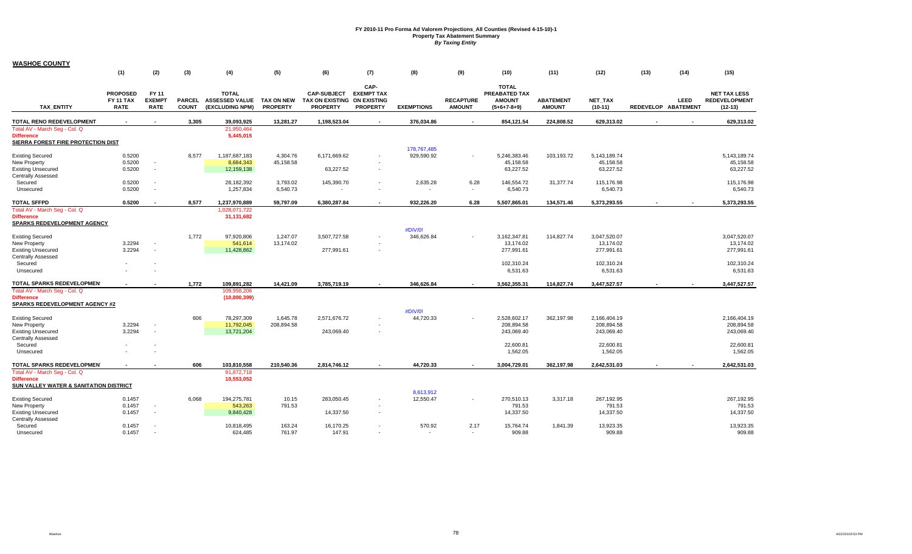# FY 2010-11 Pro Forma Ad Valorem Projections_All Counties (Revised 4-15-10)-1
## Property Tax Abatement Summary
### *By Taxing Entity*

**WASHOE COUNTY**

| TAX_ENTITY | (1) PROPOSED FY 11 TAX RATE | (2) FY 11 EXEMPT RATE | (3) PARCEL COUNT | (4) TOTAL ASSESSED VALUE (EXCLUDING NPM) | (5) TAX ON NEW PROPERTY | (6) CAP-SUBJECT TAX ON EXISTING PROPERTY | (7) CAP-EXEMPT TAX ON EXISTING PROPERTY | (8) EXEMPTIONS | (9) RECAPTURE AMOUNT | (10) TOTAL PREABATED TAX AMOUNT (5+6+7-8+9) | (11) ABATEMENT AMOUNT | (12) NET_TAX (10-11) | (13) REDEVELOP | (14) LEED ABATEMENT | (15) NET TAX LESS REDEVELOPMENT (12-13) |
|---|---|---|---|---|---|---|---|---|---|---|---|---|---|---|---|
| **TOTAL RENO REDEVELOPMENT** | - | - | 3,305 | 39,093,925 | 13,281.27 | 1,198,523.04 | - | 376,034.86 | - | 854,121.54 | 224,808.52 | 629,313.02 | - | - | 629,313.02 |
| Total AV - March Seg - Col. Q | | | | 21,950,464 | | | | | | | | | | | |
| **Difference** | | | | 5,445,015 | | | | | | | | | | | |
| **SIERRA FOREST FIRE PROTECTION DIST** | | | | | | | | 178,767,485 | | | | | | | |
| Existing Secured | 0.5200 | | 8,577 | 1,187,687,183 | 4,304.76 | 6,171,669.62 | - | 929,590.92 | - | 5,246,383.46 | 103,193.72 | 5,143,189.74 | | | 5,143,189.74 |
| New Property | 0.5200 | - | | 8,684,343 | 45,158.58 | | - | | | 45,158.58 | | 45,158.58 | | | 45,158.58 |
| Existing Unsecured | 0.5200 | - | | 12,159,138 | | 63,227.52 | - | | | 63,227.52 | | 63,227.52 | | | 63,227.52 |
| Centrally Assessed | | | | | | | | | | | | | | | |
| Secured | 0.5200 | - | | 28,182,392 | 3,793.02 | 145,390.70 | - | 2,635.28 | 6.28 | 146,554.72 | 31,377.74 | 115,176.98 | | | 115,176.98 |
| Unsecured | 0.5200 | - | | 1,257,834 | 6,540.73 | - | - | - | - | 6,540.73 | | 6,540.73 | | | 6,540.73 |
| **TOTAL SFFPD** | 0.5200 | - | 8,577 | 1,237,970,889 | 59,797.09 | 6,380,287.84 | - | 932,226.20 | 6.28 | 5,507,865.01 | 134,571.46 | 5,373,293.55 | - | - | 5,373,293.55 |
| Total AV - March Seg - Col. Q | | | | 1,028,071,722 | | | | | | | | | | | |
| **Difference** | | | | 31,131,682 | | | | | | | | | | | |
| **SPARKS REDEVELOPMENT AGENCY** | | | | | | | | #DIV/0! | | | | | | | |
| Existing Secured | | | 1,772 | 97,920,806 | 1,247.07 | 3,507,727.58 | - | 346,626.84 | - | 3,162,347.81 | 114,827.74 | 3,047,520.07 | | | 3,047,520.07 |
| New Property | 3.2294 | - | | 541,614 | 13,174.02 | | - | | | 13,174.02 | | 13,174.02 | | | 13,174.02 |
| Existing Unsecured | 3.2294 | - | | 11,428,862 | | 277,991.61 | - | | | 277,991.61 | | 277,991.61 | | | 277,991.61 |
| Centrally Assessed | | | | | | | | | | | | | | | |
| Secured | - | - | | | | | | | | 102,310.24 | | 102,310.24 | | | 102,310.24 |
| Unsecured | - | - | | | | | | | | 6,531.63 | | 6,531.63 | | | 6,531.63 |
| **TOTAL SPARKS REDEVELOPMEN** | - | - | 1,772 | 109,891,282 | 14,421.09 | 3,785,719.19 | - | 346,626.84 | - | 3,562,355.31 | 114,827.74 | 3,447,527.57 | - | - | 3,447,527.57 |
| Total AV - March Seg - Col. Q | | | | 109,958,206 | | | | | | | | | | | |
| **Difference** | | | | (10,800,399) | | | | | | | | | | | |
| **SPARKS REDEVELOPMENT AGENCY #2** | | | | | | | | #DIV/0! | | | | | | | |
| Existing Secured | | | 606 | 78,297,309 | 1,645.78 | 2,571,676.72 | - | 44,720.33 | - | 2,528,602.17 | 362,197.98 | 2,166,404.19 | | | 2,166,404.19 |
| New Property | 3.2294 | - | | 11,792,045 | 208,894.58 | | - | | | 208,894.58 | | 208,894.58 | | | 208,894.58 |
| Existing Unsecured | 3.2294 | - | | 13,721,204 | | 243,069.40 | - | | | 243,069.40 | | 243,069.40 | | | 243,069.40 |
| Centrally Assessed | | | | | | | | | | | | | | | |
| Secured | - | - | | | | | | | | 22,600.81 | | 22,600.81 | | | 22,600.81 |
| Unsecured | - | - | | | | | | | | 1,562.05 | | 1,562.05 | | | 1,562.05 |
| **TOTAL SPARKS REDEVELOPMEN** | - | - | 606 | 103,810,558 | 210,540.36 | 2,814,746.12 | - | 44,720.33 | - | 3,004,729.01 | 362,197.98 | 2,642,531.03 | - | - | 2,642,531.03 |
| Total AV - March Seg - Col. Q | | | | 91,872,718 | | | | | | | | | | | |
| **Difference** | | | | 10,553,052 | | | | | | | | | | | |
| **SUN VALLEY WATER & SANITATION DISTRICT** | | | | | | | | 8,613,912 | | | | | | | |
| Existing Secured | 0.1457 | | 6,068 | 194,275,781 | 10.15 | 283,050.45 | - | 12,550.47 | - | 270,510.13 | 3,317.18 | 267,192.95 | | | 267,192.95 |
| New Property | 0.1457 | - | | 543,263 | 791.53 | | - | | | 791.53 | | 791.53 | | | 791.53 |
| Existing Unsecured | 0.1457 | - | | 9,840,428 | | 14,337.50 | - | | | 14,337.50 | | 14,337.50 | | | 14,337.50 |
| Centrally Assessed | | | | | | | | | | | | | | | |
| Secured | 0.1457 | - | | 10,818,495 | 163.24 | 16,170.25 | - | 570.92 | 2.17 | 15,764.74 | 1,841.39 | 13,923.35 | | | 13,923.35 |
| Unsecured | 0.1457 | - | | 624,485 | 761.97 | 147.91 | - | - | - | 909.88 | | 909.88 | | | 909.88 |

Washoe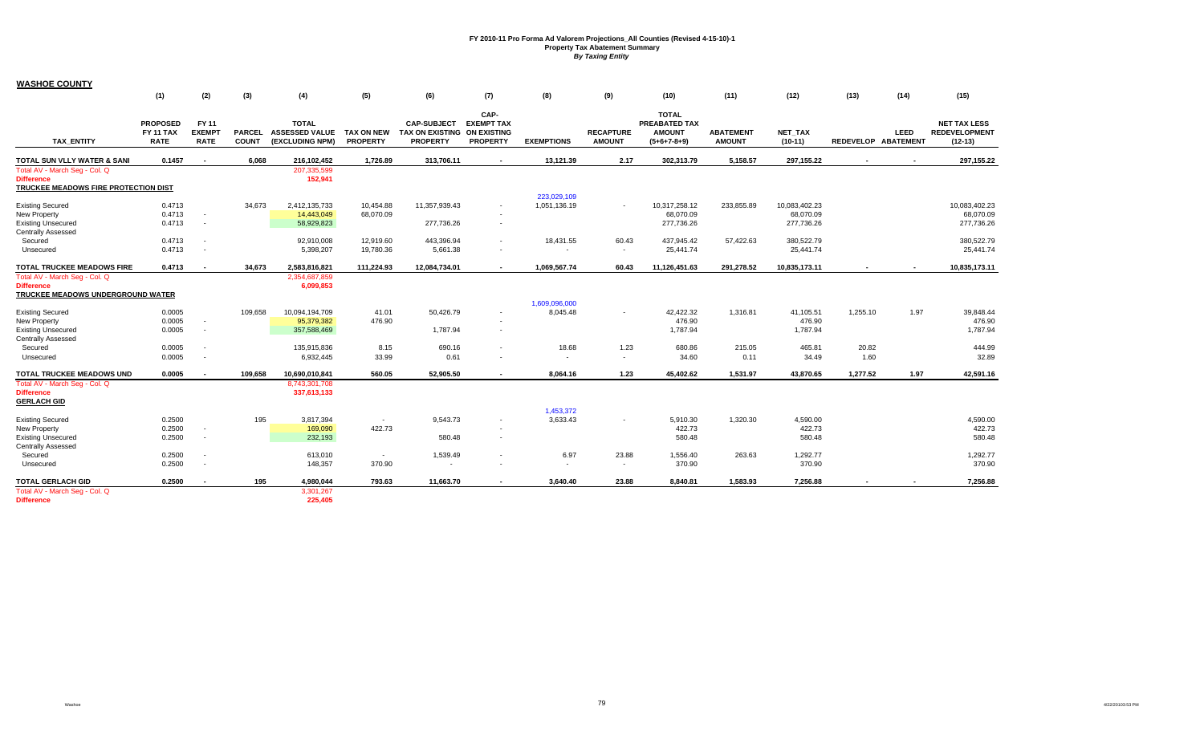**FY 2010-11 Pro Forma Ad Valorem Projections_All Counties (Revised 4-15-10)-1**
**Property Tax Abatement Summary**
***By Taxing Entity***

## WASHOE COUNTY

| TAX_ENTITY | (1) PROPOSED FY 11 TAX RATE | (2) FY 11 EXEMPT RATE | (3) PARCEL COUNT | (4) TOTAL ASSESSED VALUE (EXCLUDING NPM) | (5) TAX ON NEW PROPERTY | (6) CAP-SUBJECT TAX ON EXISTING PROPERTY | (7) CAP-EXEMPT TAX ON EXISTING PROPERTY | (8) EXEMPTIONS | (9) RECAPTURE AMOUNT | (10) TOTAL PREABATED TAX AMOUNT (5+6+7-8+9) | (11) ABATEMENT AMOUNT | (12) NET_TAX (10-11) | (13) REDEVELOP | (14) LEED ABATEMENT | (15) NET TAX LESS REDEVELOPMENT (12-13) |
|---|---|---|---|---|---|---|---|---|---|---|---|---|---|---|---|
| **TOTAL SUN VLLY WATER & SANI** | **0.1457** | **-** | **6,068** | **216,102,452** | **1,726.89** | **313,706.11** | **-** | **13,121.39** | **2.17** | **302,313.79** | **5,158.57** | **297,155.22** | **-** | **-** | **297,155.22** |
| Total AV - March Seg - Col. Q | | | | 207,335,599 | | | | | | | | | | | |
| **Difference** | | | | **152,941** | | | | | | | | | | | |
| **TRUCKEE MEADOWS FIRE PROTECTION DIST** | | | | | | | | 223,029,109 | | | | | | | |
| Existing Secured | 0.4713 | | 34,673 | 2,412,135,733 | 10,454.88 | 11,357,939.43 | - | 1,051,136.19 | - | 10,317,258.12 | 233,855.89 | 10,083,402.23 | | | 10,083,402.23 |
| New Property | 0.4713 | - | | 14,443,049 | 68,070.09 | | - | | | 68,070.09 | | 68,070.09 | | | 68,070.09 |
| Existing Unsecured | 0.4713 | - | | 58,929,823 | | 277,736.26 | - | | | 277,736.26 | | 277,736.26 | | | 277,736.26 |
| Centrally Assessed | | | | | | | | | | | | | | | |
| Secured | 0.4713 | - | | 92,910,008 | 12,919.60 | 443,396.94 | - | 18,431.55 | 60.43 | 437,945.42 | 57,422.63 | 380,522.79 | | | 380,522.79 |
| Unsecured | 0.4713 | - | | 5,398,207 | 19,780.36 | 5,661.38 | - | - | - | 25,441.74 | | 25,441.74 | | | 25,441.74 |
| **TOTAL TRUCKEE MEADOWS FIRE** | **0.4713** | **-** | **34,673** | **2,583,816,821** | **111,224.93** | **12,084,734.01** | **-** | **1,069,567.74** | **60.43** | **11,126,451.63** | **291,278.52** | **10,835,173.11** | **-** | **-** | **10,835,173.11** |
| Total AV - March Seg - Col. Q | | | | 2,354,687,859 | | | | | | | | | | | |
| **Difference** | | | | **6,099,853** | | | | | | | | | | | |
| **TRUCKEE MEADOWS UNDERGROUND WATER** | | | | | | | | 1,609,096,000 | | | | | | | |
| Existing Secured | 0.0005 | | 109,658 | 10,094,194,709 | 41.01 | 50,426.79 | - | 8,045.48 | - | 42,422.32 | 1,316.81 | 41,105.51 | 1,255.10 | 1.97 | 39,848.44 |
| New Property | 0.0005 | - | | 95,379,382 | 476.90 | | - | | | 476.90 | | 476.90 | | | 476.90 |
| Existing Unsecured | 0.0005 | - | | 357,588,469 | | 1,787.94 | - | | | 1,787.94 | | 1,787.94 | | | 1,787.94 |
| Centrally Assessed | | | | | | | | | | | | | | | |
| Secured | 0.0005 | - | | 135,915,836 | 8.15 | 690.16 | - | 18.68 | 1.23 | 680.86 | 215.05 | 465.81 | 20.82 | | 444.99 |
| Unsecured | 0.0005 | - | | 6,932,445 | 33.99 | 0.61 | - | - | - | 34.60 | 0.11 | 34.49 | 1.60 | | 32.89 |
| **TOTAL TRUCKEE MEADOWS UND** | **0.0005** | **-** | **109,658** | **10,690,010,841** | **560.05** | **52,905.50** | **-** | **8,064.16** | **1.23** | **45,402.62** | **1,531.97** | **43,870.65** | **1,277.52** | **1.97** | **42,591.16** |
| Total AV - March Seg - Col. Q | | | | 8,743,301,708 | | | | | | | | | | | |
| **Difference** | | | | **337,613,133** | | | | | | | | | | | |
| **GERLACH GID** | | | | | | | | 1,453,372 | | | | | | | |
| Existing Secured | 0.2500 | | 195 | 3,817,394 | - | 9,543.73 | - | 3,633.43 | - | 5,910.30 | 1,320.30 | 4,590.00 | | | 4,590.00 |
| New Property | 0.2500 | - | | 169,090 | 422.73 | | - | | | 422.73 | | 422.73 | | | 422.73 |
| Existing Unsecured | 0.2500 | - | | 232,193 | | 580.48 | - | | | 580.48 | | 580.48 | | | 580.48 |
| Centrally Assessed | | | | | | | | | | | | | | | |
| Secured | 0.2500 | - | | 613,010 | - | 1,539.49 | - | 6.97 | 23.88 | 1,556.40 | 263.63 | 1,292.77 | | | 1,292.77 |
| Unsecured | 0.2500 | - | | 148,357 | 370.90 | - | - | - | - | 370.90 | | 370.90 | | | 370.90 |
| **TOTAL GERLACH GID** | **0.2500** | **-** | **195** | **4,980,044** | **793.63** | **11,663.70** | **-** | **3,640.40** | **23.88** | **8,840.81** | **1,583.93** | **7,256.88** | **-** | **-** | **7,256.88** |
| Total AV - March Seg - Col. Q | | | | 3,301,267 | | | | | | | | | | | |
| **Difference** | | | | **225,405** | | | | | | | | | | | |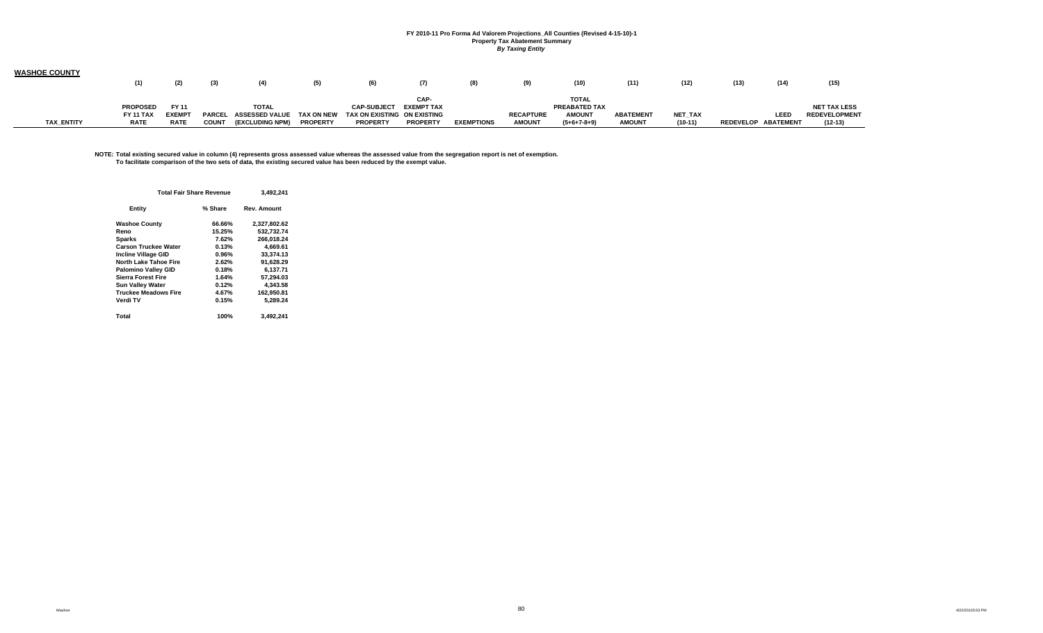# FY 2010-11 Pro Forma Ad Valorem Projections_All Counties (Revised 4-15-10)-1

**Property Tax Abatement Summary**

***By Taxing Entity***

## WASHOE COUNTY

| TAX_ENTITY | (1) PROPOSED FY 11 TAX RATE | (2) FY 11 EXEMPT RATE | (3) PARCEL COUNT | (4) TOTAL ASSESSED VALUE (EXCLUDING NPM) | (5) TAX ON NEW PROPERTY | (6) CAP-SUBJECT TAX ON EXISTING PROPERTY | (7) CAP-EXEMPT TAX ON EXISTING PROPERTY | (8) EXEMPTIONS | (9) RECAPTURE AMOUNT | (10) TOTAL PREABATED TAX AMOUNT (5+6+7-8+9) | (11) ABATEMENT AMOUNT | (12) NET_TAX (10-11) | (13) REDEVELOP | (14) LEED ABATEMENT | (15) NET TAX LESS REDEVELOPMENT (12-13) |
|---|---|---|---|---|---|---|---|---|---|---|---|---|---|---|---|

**NOTE: Total existing secured value in column (4) represents gross assessed value whereas the assessed value from the segregation report is net of exemption. To facilitate comparison of the two sets of data, the existing secured value has been reduced by the exempt value.**

| Total Fair Share Revenue | | 3,492,241 |
|---|---|---|
| **Entity** | **% Share** | **Rev. Amount** |
| Washoe County | 66.66% | 2,327,802.62 |
| Reno | 15.25% | 532,732.74 |
| Sparks | 7.62% | 266,018.24 |
| Carson Truckee Water | 0.13% | 4,669.61 |
| Incline Village GID | 0.96% | 33,374.13 |
| North Lake Tahoe Fire | 2.62% | 91,628.29 |
| Palomino Valley GID | 0.18% | 6,137.71 |
| Sierra Forest Fire | 1.64% | 57,294.03 |
| Sun Valley Water | 0.12% | 4,343.58 |
| Truckee Meadows Fire | 4.67% | 162,950.81 |
| Verdi TV | 0.15% | 5,289.24 |
| **Total** | **100%** | **3,492,241** |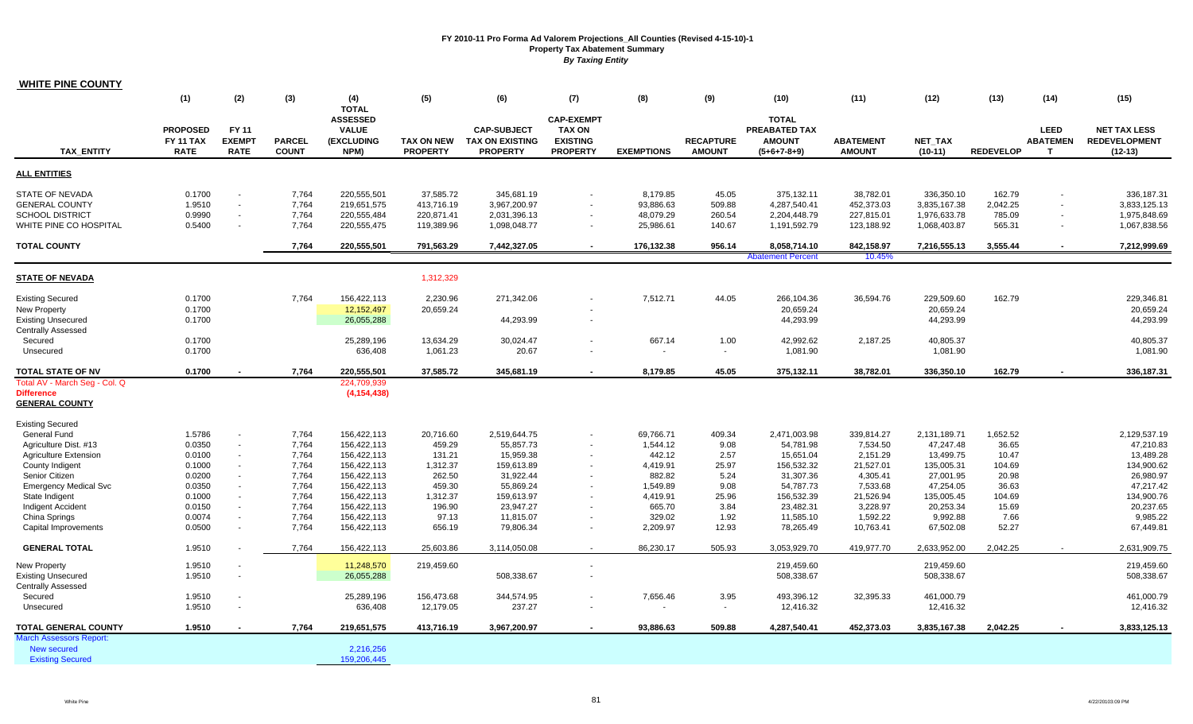**FY 2010-11 Pro Forma Ad Valorem Projections_All Counties (Revised 4-15-10)-1**
**Property Tax Abatement Summary**
***By Taxing Entity***

**WHITE PINE COUNTY**

| TAX_ENTITY | (1) PROPOSED FY 11 TAX RATE | (2) FY 11 EXEMPT RATE | (3) PARCEL COUNT | (4) TOTAL ASSESSED VALUE (EXCLUDING NPM) | (5) TAX ON NEW PROPERTY | (6) CAP-SUBJECT TAX ON EXISTING PROPERTY | (7) CAP-EXEMPT TAX ON EXISTING PROPERTY | (8) EXEMPTIONS | (9) RECAPTURE AMOUNT | (10) TOTAL PREABATED TAX AMOUNT (5+6+7-8+9) | (11) ABATEMENT AMOUNT | (12) NET_TAX (10-11) | (13) REDEVELOP | (14) LEED ABATEMENT | (15) NET TAX LESS REDEVELOPMENT (12-13) |
|---|---|---|---|---|---|---|---|---|---|---|---|---|---|---|---|
| **ALL ENTITIES** | | | | | | | | | | | | | | | |
| STATE OF NEVADA | 0.1700 | - | 7,764 | 220,555,501 | 37,585.72 | 345,681.19 | - | 8,179.85 | 45.05 | 375,132.11 | 38,782.01 | 336,350.10 | 162.79 | - | 336,187.31 |
| GENERAL COUNTY | 1.9510 | - | 7,764 | 219,651,575 | 413,716.19 | 3,967,200.97 | - | 93,886.63 | 509.88 | 4,287,540.41 | 452,373.03 | 3,835,167.38 | 2,042.25 | - | 3,833,125.13 |
| SCHOOL DISTRICT | 0.9990 | - | 7,764 | 220,555,484 | 220,871.41 | 2,031,396.13 | - | 48,079.29 | 260.54 | 2,204,448.79 | 227,815.01 | 1,976,633.78 | 785.09 | - | 1,975,848.69 |
| WHITE PINE CO HOSPITAL | 0.5400 | - | 7,764 | 220,555,475 | 119,389.96 | 1,098,048.77 | - | 25,986.61 | 140.67 | 1,191,592.79 | 123,188.92 | 1,068,403.87 | 565.31 | - | 1,067,838.56 |
| **TOTAL COUNTY** | | | 7,764 | 220,555,501 | 791,563.29 | 7,442,327.05 | - | 176,132.38 | 956.14 | 8,058,714.10 | 842,158.97 | 7,216,555.13 | 3,555.44 | - | 7,212,999.69 |
| | | | | | | | | | | Abatement Percent | 10.45% | | | | |
| **STATE OF NEVADA** | | | | | 1,312,329 | | | | | | | | | | |
| Existing Secured | 0.1700 | | 7,764 | 156,422,113 | 2,230.96 | 271,342.06 | - | 7,512.71 | 44.05 | 266,104.36 | 36,594.76 | 229,509.60 | 162.79 | | 229,346.81 |
| New Property | 0.1700 | | | 12,152,497 | 20,659.24 | | - | | | 20,659.24 | | 20,659.24 | | | 20,659.24 |
| Existing Unsecured | 0.1700 | | | 26,055,288 | | 44,293.99 | - | | | 44,293.99 | | 44,293.99 | | | 44,293.99 |
| Centrally Assessed | | | | | | | | | | | | | | | |
| Secured | 0.1700 | | | 25,289,196 | 13,634.29 | 30,024.47 | - | 667.14 | 1.00 | 42,992.62 | 2,187.25 | 40,805.37 | | | 40,805.37 |
| Unsecured | 0.1700 | | | 636,408 | 1,061.23 | 20.67 | - | - | - | 1,081.90 | | 1,081.90 | | | 1,081.90 |
| **TOTAL STATE OF NV** | 0.1700 | - | 7,764 | 220,555,501 | 37,585.72 | 345,681.19 | - | 8,179.85 | 45.05 | 375,132.11 | 38,782.01 | 336,350.10 | 162.79 | - | 336,187.31 |
| Total AV - March Seg - Col. Q | | | | 224,709,939 | | | | | | | | | | | |
| **Difference** | | | | (4,154,438) | | | | | | | | | | | |
| **GENERAL COUNTY** | | | | | | | | | | | | | | | |
| Existing Secured | | | | | | | | | | | | | | | |
| General Fund | 1.5786 | - | 7,764 | 156,422,113 | 20,716.60 | 2,519,644.75 | - | 69,766.71 | 409.34 | 2,471,003.98 | 339,814.27 | 2,131,189.71 | 1,652.52 | | 2,129,537.19 |
| Agriculture Dist. #13 | 0.0350 | - | 7,764 | 156,422,113 | 459.29 | 55,857.73 | - | 1,544.12 | 9.08 | 54,781.98 | 7,534.50 | 47,247.48 | 36.65 | | 47,210.83 |
| Agriculture Extension | 0.0100 | - | 7,764 | 156,422,113 | 131.21 | 15,959.38 | - | 442.12 | 2.57 | 15,651.04 | 2,151.29 | 13,499.75 | 10.47 | | 13,489.28 |
| County Indigent | 0.1000 | - | 7,764 | 156,422,113 | 1,312.37 | 159,613.89 | - | 4,419.91 | 25.97 | 156,532.32 | 21,527.01 | 135,005.31 | 104.69 | | 134,900.62 |
| Senior Citizen | 0.0200 | - | 7,764 | 156,422,113 | 262.50 | 31,922.44 | - | 882.82 | 5.24 | 31,307.36 | 4,305.41 | 27,001.95 | 20.98 | | 26,980.97 |
| Emergency Medical Svc | 0.0350 | - | 7,764 | 156,422,113 | 459.30 | 55,869.24 | - | 1,549.89 | 9.08 | 54,787.73 | 7,533.68 | 47,254.05 | 36.63 | | 47,217.42 |
| State Indigent | 0.1000 | - | 7,764 | 156,422,113 | 1,312.37 | 159,613.97 | - | 4,419.91 | 25.96 | 156,532.39 | 21,526.94 | 135,005.45 | 104.69 | | 134,900.76 |
| Indigent Accident | 0.0150 | - | 7,764 | 156,422,113 | 196.90 | 23,947.27 | - | 665.70 | 3.84 | 23,482.31 | 3,228.97 | 20,253.34 | 15.69 | | 20,237.65 |
| China Springs | 0.0074 | - | 7,764 | 156,422,113 | 97.13 | 11,815.07 | - | 329.02 | 1.92 | 11,585.10 | 1,592.22 | 9,992.88 | 7.66 | | 9,985.22 |
| Capital Improvements | 0.0500 | - | 7,764 | 156,422,113 | 656.19 | 79,806.34 | - | 2,209.97 | 12.93 | 78,265.49 | 10,763.41 | 67,502.08 | 52.27 | | 67,449.81 |
| **GENERAL TOTAL** | 1.9510 | - | 7,764 | 156,422,113 | 25,603.86 | 3,114,050.08 | - | 86,230.17 | 505.93 | 3,053,929.70 | 419,977.70 | 2,633,952.00 | 2,042.25 | - | 2,631,909.75 |
| New Property | 1.9510 | - | | 11,248,570 | 219,459.60 | | - | | | 219,459.60 | | 219,459.60 | | | 219,459.60 |
| Existing Unsecured | 1.9510 | - | | 26,055,288 | | 508,338.67 | - | | | 508,338.67 | | 508,338.67 | | | 508,338.67 |
| Centrally Assessed | | | | | | | | | | | | | | | |
| Secured | 1.9510 | - | | 25,289,196 | 156,473.68 | 344,574.95 | - | 7,656.46 | 3.95 | 493,396.12 | 32,395.33 | 461,000.79 | | | 461,000.79 |
| Unsecured | 1.9510 | - | | 636,408 | 12,179.05 | 237.27 | - | - | - | 12,416.32 | | 12,416.32 | | | 12,416.32 |
| **TOTAL GENERAL COUNTY** | 1.9510 | - | 7,764 | 219,651,575 | 413,716.19 | 3,967,200.97 | - | 93,886.63 | 509.88 | 4,287,540.41 | 452,373.03 | 3,835,167.38 | 2,042.25 | - | 3,833,125.13 |
| March Assessors Report: | | | | | | | | | | | | | | | |
| New secured | | | | 2,216,256 | | | | | | | | | | | |
| Existing Secured | | | | 159,206,445 | | | | | | | | | | | |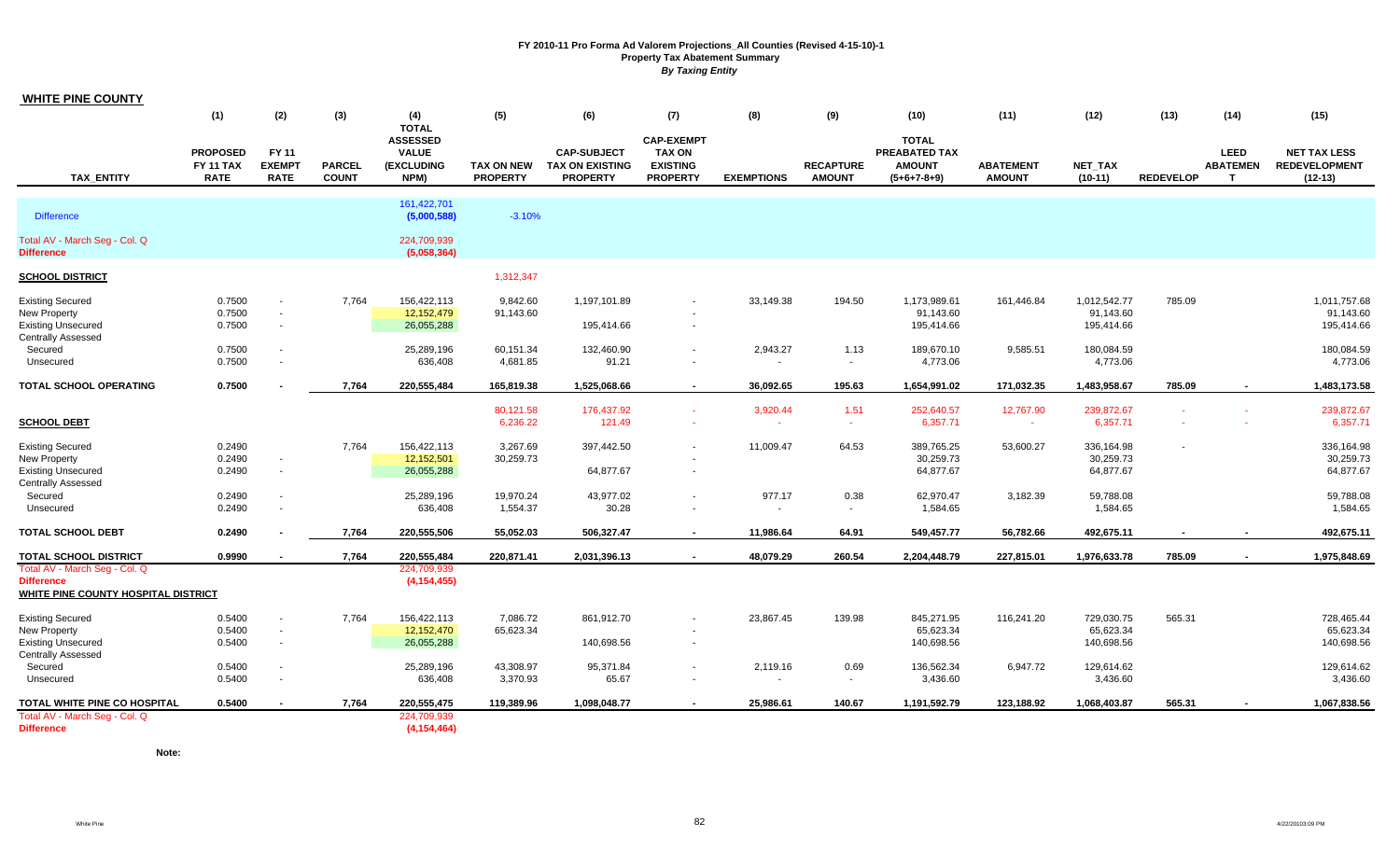# FY 2010-11 Pro Forma Ad Valorem Projections_All Counties (Revised 4-15-10)-1
**Property Tax Abatement Summary**
***By Taxing Entity***

## WHITE PINE COUNTY

| TAX_ENTITY | (1) PROPOSED FY 11 TAX RATE | (2) FY 11 EXEMPT RATE | (3) PARCEL COUNT | (4) TOTAL ASSESSED VALUE (EXCLUDING NPM) | (5) TAX ON NEW PROPERTY | (6) CAP-SUBJECT TAX ON EXISTING PROPERTY | (7) CAP-EXEMPT TAX ON EXISTING PROPERTY | (8) EXEMPTIONS | (9) RECAPTURE AMOUNT | (10) TOTAL PREABATED TAX AMOUNT (5+6+7-8+9) | (11) ABATEMENT AMOUNT | (12) NET_TAX (10-11) | (13) REDEVELOP | (14) LEED ABATEMENT | (15) NET TAX LESS REDEVELOPMENT (12-13) |
|---|---|---|---|---|---|---|---|---|---|---|---|---|---|---|---|
| | | | | 161,422,701 | | | | | | | | | | | |
| Difference | | | | (5,000,588) | -3.10% | | | | | | | | | | |
| Total AV - March Seg - Col. Q | | | | 224,709,939 | | | | | | | | | | | |
| Difference | | | | (5,058,364) | | | | | | | | | | | |
| **SCHOOL DISTRICT** | | | | | 1,312,347 | | | | | | | | | | |
| Existing Secured | 0.7500 | - | 7,764 | 156,422,113 | 9,842.60 | 1,197,101.89 | - | 33,149.38 | 194.50 | 1,173,989.61 | 161,446.84 | 1,012,542.77 | 785.09 | | 1,011,757.68 |
| New Property | 0.7500 | - | | 12,152,479 | 91,143.60 | | - | | | 91,143.60 | | 91,143.60 | | | 91,143.60 |
| Existing Unsecured | 0.7500 | - | | 26,055,288 | | 195,414.66 | - | | | 195,414.66 | | 195,414.66 | | | 195,414.66 |
| Centrally Assessed | | | | | | | | | | | | | | | |
| Secured | 0.7500 | - | | 25,289,196 | 60,151.34 | 132,460.90 | - | 2,943.27 | 1.13 | 189,670.10 | 9,585.51 | 180,084.59 | | | 180,084.59 |
| Unsecured | 0.7500 | - | | 636,408 | 4,681.85 | 91.21 | - | - | - | 4,773.06 | | 4,773.06 | | | 4,773.06 |
| **TOTAL SCHOOL OPERATING** | **0.7500** | **-** | **7,764** | **220,555,484** | **165,819.38** | **1,525,068.66** | **-** | **36,092.65** | **195.63** | **1,654,991.02** | **171,032.35** | **1,483,958.67** | **785.09** | **-** | **1,483,173.58** |
| | | | | | 80,121.58 | 176,437.92 | - | 3,920.44 | 1.51 | 252,640.57 | 12,767.90 | 239,872.67 | - | - | 239,872.67 |
| **SCHOOL DEBT** | | | | | 6,236.22 | 121.49 | - | - | - | 6,357.71 | - | 6,357.71 | - | - | 6,357.71 |
| Existing Secured | 0.2490 | | 7,764 | 156,422,113 | 3,267.69 | 397,442.50 | - | 11,009.47 | 64.53 | 389,765.25 | 53,600.27 | 336,164.98 | - | | 336,164.98 |
| New Property | 0.2490 | - | | 12,152,501 | 30,259.73 | | - | | | 30,259.73 | | 30,259.73 | | | 30,259.73 |
| Existing Unsecured | 0.2490 | - | | 26,055,288 | | 64,877.67 | - | | | 64,877.67 | | 64,877.67 | | | 64,877.67 |
| Centrally Assessed | | | | | | | | | | | | | | | |
| Secured | 0.2490 | - | | 25,289,196 | 19,970.24 | 43,977.02 | - | 977.17 | 0.38 | 62,970.47 | 3,182.39 | 59,788.08 | | | 59,788.08 |
| Unsecured | 0.2490 | - | | 636,408 | 1,554.37 | 30.28 | - | - | - | 1,584.65 | | 1,584.65 | | | 1,584.65 |
| **TOTAL SCHOOL DEBT** | **0.2490** | **-** | **7,764** | **220,555,506** | **55,052.03** | **506,327.47** | **-** | **11,986.64** | **64.91** | **549,457.77** | **56,782.66** | **492,675.11** | **-** | **-** | **492,675.11** |
| **TOTAL SCHOOL DISTRICT** | **0.9990** | **-** | **7,764** | **220,555,484** | **220,871.41** | **2,031,396.13** | **-** | **48,079.29** | **260.54** | **2,204,448.79** | **227,815.01** | **1,976,633.78** | **785.09** | **-** | **1,975,848.69** |
| Total AV - March Seg - Col. Q | | | | 224,709,939 | | | | | | | | | | | |
| Difference | | | | (4,154,455) | | | | | | | | | | | |
| **WHITE PINE COUNTY HOSPITAL DISTRICT** | | | | | | | | | | | | | | | |
| Existing Secured | 0.5400 | - | 7,764 | 156,422,113 | 7,086.72 | 861,912.70 | - | 23,867.45 | 139.98 | 845,271.95 | 116,241.20 | 729,030.75 | 565.31 | | 728,465.44 |
| New Property | 0.5400 | - | | 12,152,470 | 65,623.34 | | - | | | 65,623.34 | | 65,623.34 | | | 65,623.34 |
| Existing Unsecured | 0.5400 | - | | 26,055,288 | | 140,698.56 | - | | | 140,698.56 | | 140,698.56 | | | 140,698.56 |
| Centrally Assessed | | | | | | | | | | | | | | | |
| Secured | 0.5400 | - | | 25,289,196 | 43,308.97 | 95,371.84 | - | 2,119.16 | 0.69 | 136,562.34 | 6,947.72 | 129,614.62 | | | 129,614.62 |
| Unsecured | 0.5400 | - | | 636,408 | 3,370.93 | 65.67 | - | - | - | 3,436.60 | | 3,436.60 | | | 3,436.60 |
| **TOTAL WHITE PINE CO HOSPITAL** | **0.5400** | **-** | **7,764** | **220,555,475** | **119,389.96** | **1,098,048.77** | **-** | **25,986.61** | **140.67** | **1,191,592.79** | **123,188.92** | **1,068,403.87** | **565.31** | **-** | **1,067,838.56** |
| Total AV - March Seg - Col. Q | | | | 224,709,939 | | | | | | | | | | | |
| Difference | | | | (4,154,464) | | | | | | | | | | | |

**Note:**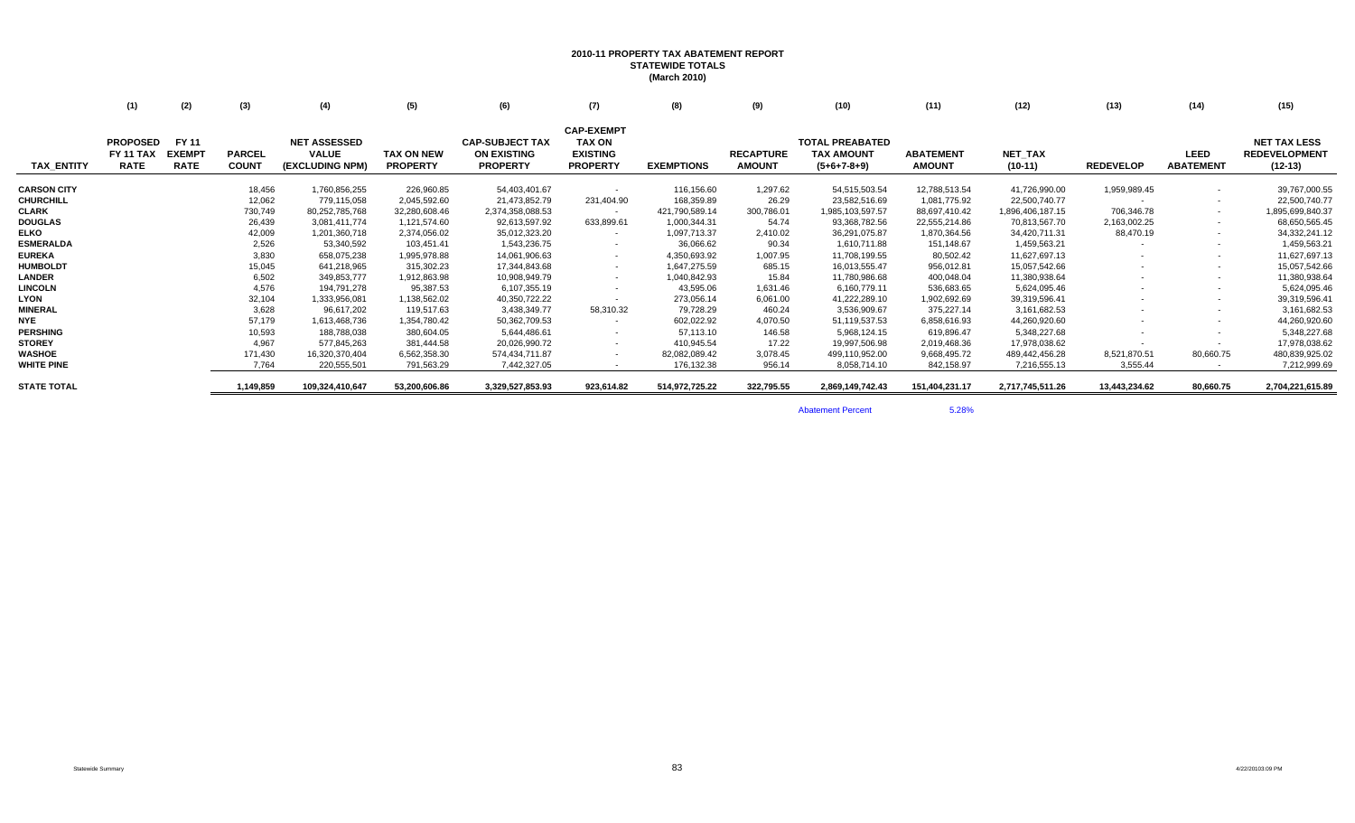**2010-11 PROPERTY TAX ABATEMENT REPORT**
**STATEWIDE TOTALS**
**(March 2010)**

| | (1) | (2) | (3) | (4) | (5) | (6) | (7) | (8) | (9) | (10) | (11) | (12) | (13) | (14) | (15) |
|---|---|---|---|---|---|---|---|---|---|---|---|---|---|---|---|
| **TAX_ENTITY** | **PROPOSED FY 11 TAX RATE** | **FY 11 EXEMPT RATE** | **PARCEL COUNT** | **NET ASSESSED VALUE (EXCLUDING NPM)** | **TAX ON NEW PROPERTY** | **CAP-SUBJECT TAX ON EXISTING PROPERTY** | **CAP-EXEMPT TAX ON EXISTING PROPERTY** | **EXEMPTIONS** | **RECAPTURE AMOUNT** | **TOTAL PREABATED TAX AMOUNT (5+6+7-8+9)** | **ABATEMENT AMOUNT** | **NET_TAX (10-11)** | **REDEVELOP** | **LEED ABATEMENT** | **NET TAX LESS REDEVELOPMENT (12-13)** |
| **CARSON CITY** | | | 18,456 | 1,760,856,255 | 226,960.85 | 54,403,401.67 | - | 116,156.60 | 1,297.62 | 54,515,503.54 | 12,788,513.54 | 41,726,990.00 | 1,959,989.45 | - | 39,767,000.55 |
| **CHURCHILL** | | | 12,062 | 779,115,058 | 2,045,592.60 | 21,473,852.79 | 231,404.90 | 168,359.89 | 26.29 | 23,582,516.69 | 1,081,775.92 | 22,500,740.77 | - | - | 22,500,740.77 |
| **CLARK** | | | 730,749 | 80,252,785,768 | 32,280,608.46 | 2,374,358,088.53 | - | 421,790,589.14 | 300,786.01 | 1,985,103,597.57 | 88,697,410.42 | 1,896,406,187.15 | 706,346.78 | - | 1,895,699,840.37 |
| **DOUGLAS** | | | 26,439 | 3,081,411,774 | 1,121,574.60 | 92,613,597.92 | 633,899.61 | 1,000,344.31 | 54.74 | 93,368,782.56 | 22,555,214.86 | 70,813,567.70 | 2,163,002.25 | - | 68,650,565.45 |
| **ELKO** | | | 42,009 | 1,201,360,718 | 2,374,056.02 | 35,012,323.20 | - | 1,097,713.37 | 2,410.02 | 36,291,075.87 | 1,870,364.56 | 34,420,711.31 | 88,470.19 | - | 34,332,241.12 |
| **ESMERALDA** | | | 2,526 | 53,340,592 | 103,451.41 | 1,543,236.75 | - | 36,066.62 | 90.34 | 1,610,711.88 | 151,148.67 | 1,459,563.21 | - | - | 1,459,563.21 |
| **EUREKA** | | | 3,830 | 658,075,238 | 1,995,978.88 | 14,061,906.63 | - | 4,350,693.92 | 1,007.95 | 11,708,199.55 | 80,502.42 | 11,627,697.13 | - | - | 11,627,697.13 |
| **HUMBOLDT** | | | 15,045 | 641,218,965 | 315,302.23 | 17,344,843.68 | - | 1,647,275.59 | 685.15 | 16,013,555.47 | 956,012.81 | 15,057,542.66 | - | - | 15,057,542.66 |
| **LANDER** | | | 6,502 | 349,853,777 | 1,912,863.98 | 10,908,949.79 | - | 1,040,842.93 | 15.84 | 11,780,986.68 | 400,048.04 | 11,380,938.64 | - | - | 11,380,938.64 |
| **LINCOLN** | | | 4,576 | 194,791,278 | 95,387.53 | 6,107,355.19 | - | 43,595.06 | 1,631.46 | 6,160,779.11 | 536,683.65 | 5,624,095.46 | - | - | 5,624,095.46 |
| **LYON** | | | 32,104 | 1,333,956,081 | 1,138,562.02 | 40,350,722.22 | - | 273,056.14 | 6,061.00 | 41,222,289.10 | 1,902,692.69 | 39,319,596.41 | - | - | 39,319,596.41 |
| **MINERAL** | | | 3,628 | 96,617,202 | 119,517.63 | 3,438,349.77 | 58,310.32 | 79,728.29 | 460.24 | 3,536,909.67 | 375,227.14 | 3,161,682.53 | - | - | 3,161,682.53 |
| **NYE** | | | 57,179 | 1,613,468,736 | 1,354,780.42 | 50,362,709.53 | - | 602,022.92 | 4,070.50 | 51,119,537.53 | 6,858,616.93 | 44,260,920.60 | - | - | 44,260,920.60 |
| **PERSHING** | | | 10,593 | 188,788,038 | 380,604.05 | 5,644,486.61 | - | 57,113.10 | 146.58 | 5,968,124.15 | 619,896.47 | 5,348,227.68 | - | - | 5,348,227.68 |
| **STOREY** | | | 4,967 | 577,845,263 | 381,444.58 | 20,026,990.72 | - | 410,945.54 | 17.22 | 19,997,506.98 | 2,019,468.36 | 17,978,038.62 | - | - | 17,978,038.62 |
| **WASHOE** | | | 171,430 | 16,320,370,404 | 6,562,358.30 | 574,434,711.87 | - | 82,082,089.42 | 3,078.45 | 499,110,952.00 | 9,668,495.72 | 489,442,456.28 | 8,521,870.51 | 80,660.75 | 480,839,925.02 |
| **WHITE PINE** | | | 7,764 | 220,555,501 | 791,563.29 | 7,442,327.05 | - | 176,132.38 | 956.14 | 8,058,714.10 | 842,158.97 | 7,216,555.13 | 3,555.44 | - | 7,212,999.69 |
| **STATE TOTAL** | | | **1,149,859** | **109,324,410,647** | **53,200,606.86** | **3,329,527,853.93** | **923,614.82** | **514,972,725.22** | **322,795.55** | **2,869,149,742.43** | **151,404,231.17** | **2,717,745,511.26** | **13,443,234.62** | **80,660.75** | **2,704,221,615.89** |

Abatement Percent 5.28%

Statewide Summary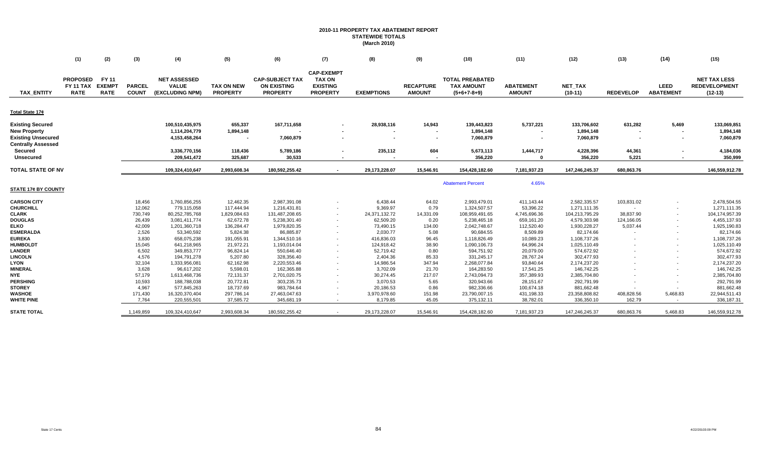# 2010-11 PROPERTY TAX ABATEMENT REPORT
## STATEWIDE TOTALS
### (March 2010)

| | (1) | (2) | (3) | (4) | (5) | (6) | (7) | (8) | (9) | (10) | (11) | (12) | (13) | (14) | (15) |
|---|---|---|---|---|---|---|---|---|---|---|---|---|---|---|---|
| TAX_ENTITY | PROPOSED FY 11 TAX RATE | FY 11 EXEMPT RATE | PARCEL COUNT | NET ASSESSED VALUE (EXCLUDING NPM) | TAX ON NEW PROPERTY | CAP-SUBJECT TAX ON EXISTING PROPERTY | CAP-EXEMPT TAX ON EXISTING PROPERTY | EXEMPTIONS | RECAPTURE AMOUNT | TOTAL PREABATED TAX AMOUNT (5+6+7-8+9) | ABATEMENT AMOUNT | NET_TAX (10-11) | REDEVELOP | LEED ABATEMENT | NET TAX LESS REDEVELOPMENT (12-13) |
| **Total State 17¢** | | | | | | | | | | | | | | | |
| **Existing Secured** | | | | 100,510,435,975 | 655,337 | 167,711,658 | - | 28,938,116 | 14,943 | 139,443,823 | 5,737,221 | 133,706,602 | 631,282 | 5,469 | 133,069,851 |
| **New Property** | | | | 1,114,204,779 | 1,894,148 | - | - | - | - | 1,894,148 | - | 1,894,148 | - | - | 1,894,148 |
| **Existing Unsecured** | | | | 4,153,458,264 | - | 7,060,879 | - | - | - | 7,060,879 | - | 7,060,879 | - | - | 7,060,879 |
| **Centrally Assessed** | | | | | | | | | | | | | | | |
| **Secured** | | | | 3,336,770,156 | 118,436 | 5,789,186 | - | 235,112 | 604 | 5,673,113 | 1,444,717 | 4,228,396 | 44,361 | - | 4,184,036 |
| **Unsecured** | | | | 209,541,472 | 325,687 | 30,533 | - | - | - | 356,220 | 0 | 356,220 | 5,221 | - | 350,999 |
| **TOTAL STATE OF NV** | | | | 109,324,410,647 | 2,993,608.34 | 180,592,255.42 | - | 29,173,228.07 | 15,546.91 | 154,428,182.60 | 7,181,937.23 | 147,246,245.37 | 680,863.76 | | 146,559,912.78 |
| | | | | | | | | | | Abatement Percent | 4.65% | | | | |
| **STATE 17¢ BY COUNTY** | | | | | | | | | | | | | | | |
| **CARSON CITY** | | | 18,456 | 1,760,856,255 | 12,462.35 | 2,987,391.08 | - | 6,438.44 | 64.02 | 2,993,479.01 | 411,143.44 | 2,582,335.57 | 103,831.02 | - | 2,478,504.55 |
| **CHURCHILL** | | | 12,062 | 779,115,058 | 117,444.94 | 1,216,431.81 | - | 9,369.97 | 0.79 | 1,324,507.57 | 53,396.22 | 1,271,111.35 | - | - | 1,271,111.35 |
| **CLARK** | | | 730,749 | 80,252,785,768 | 1,829,084.63 | 131,487,208.65 | - | 24,371,132.72 | 14,331.09 | 108,959,491.65 | 4,745,696.36 | 104,213,795.29 | 38,837.90 | - | 104,174,957.39 |
| **DOUGLAS** | | | 26,439 | 3,081,411,774 | 62,672.78 | 5,238,301.40 | - | 62,509.20 | 0.20 | 5,238,465.18 | 659,161.20 | 4,579,303.98 | 124,166.05 | - | 4,455,137.93 |
| **ELKO** | | | 42,009 | 1,201,360,718 | 136,284.47 | 1,979,820.35 | - | 73,490.15 | 134.00 | 2,042,748.67 | 112,520.40 | 1,930,228.27 | 5,037.44 | - | 1,925,190.83 |
| **ESMERALDA** | | | 2,526 | 53,340,592 | 5,824.38 | 86,885.87 | - | 2,030.77 | 5.08 | 90,684.55 | 8,509.89 | 82,174.66 | - | - | 82,174.66 |
| **EUREKA** | | | 3,830 | 658,075,238 | 191,055.91 | 1,344,510.16 | - | 416,836.03 | 96.45 | 1,118,826.49 | 10,089.23 | 1,108,737.26 | - | - | 1,108,737.26 |
| **HUMBOLDT** | | | 15,045 | 641,218,965 | 21,972.21 | 1,193,014.04 | - | 124,918.42 | 38.90 | 1,090,106.73 | 64,996.24 | 1,025,110.49 | - | - | 1,025,110.49 |
| **LANDER** | | | 6,502 | 349,853,777 | 96,824.14 | 550,646.40 | - | 52,719.42 | 0.80 | 594,751.92 | 20,079.00 | 574,672.92 | - | - | 574,672.92 |
| **LINCOLN** | | | 4,576 | 194,791,278 | 5,207.80 | 328,356.40 | - | 2,404.36 | 85.33 | 331,245.17 | 28,767.24 | 302,477.93 | - | - | 302,477.93 |
| **LYON** | | | 32,104 | 1,333,956,081 | 62,162.98 | 2,220,553.46 | - | 14,986.54 | 347.94 | 2,268,077.84 | 93,840.64 | 2,174,237.20 | - | - | 2,174,237.20 |
| **MINERAL** | | | 3,628 | 96,617,202 | 5,598.01 | 162,365.88 | - | 3,702.09 | 21.70 | 164,283.50 | 17,541.25 | 146,742.25 | - | - | 146,742.25 |
| **NYE** | | | 57,179 | 1,613,468,736 | 72,131.37 | 2,701,020.75 | - | 30,274.45 | 217.07 | 2,743,094.73 | 357,389.93 | 2,385,704.80 | - | - | 2,385,704.80 |
| **PERSHING** | | | 10,593 | 188,788,038 | 20,772.81 | 303,235.73 | - | 3,070.53 | 5.65 | 320,943.66 | 28,151.67 | 292,791.99 | - | - | 292,791.99 |
| **STOREY** | | | 4,967 | 577,845,263 | 18,737.69 | 983,784.64 | - | 20,186.53 | 0.86 | 982,336.66 | 100,674.18 | 881,662.48 | - | - | 881,662.48 |
| **WASHOE** | | | 171,430 | 16,320,370,404 | 297,786.14 | 27,463,047.63 | - | 3,970,978.60 | 151.98 | 23,790,007.15 | 431,198.33 | 23,358,808.82 | 408,828.56 | 5,468.83 | 22,944,511.43 |
| **WHITE PINE** | | | 7,764 | 220,555,501 | 37,585.72 | 345,681.19 | - | 8,179.85 | 45.05 | 375,132.11 | 38,782.01 | 336,350.10 | 162.79 | - | 336,187.31 |
| **STATE TOTAL** | | | 1,149,859 | 109,324,410,647 | 2,993,608.34 | 180,592,255.42 | - | 29,173,228.07 | 15,546.91 | 154,428,182.60 | 7,181,937.23 | 147,246,245.37 | 680,863.76 | 5,468.83 | 146,559,912.78 |

State 17 Cents

4/22/2010 3:09 PM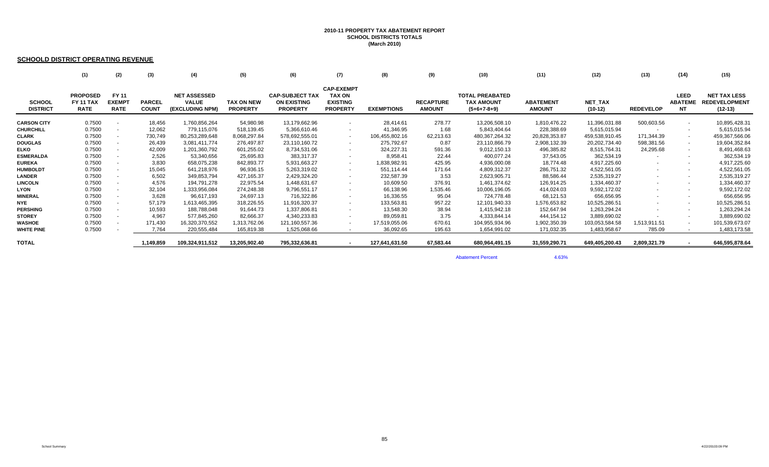**2010-11 PROPERTY TAX ABATEMENT REPORT**
**SCHOOL DISTRICTS TOTALS**
**(March 2010)**

## SCHOOLD DISTRICT OPERATING REVENUE

| | (1) | (2) | (3) | (4) | (5) | (6) | (7) | (8) | (9) | (10) | (11) | (12) | (13) | (14) | (15) |
|---|---|---|---|---|---|---|---|---|---|---|---|---|---|---|---|
| **SCHOOL DISTRICT** | **PROPOSED FY 11 TAX RATE** | **FY 11 EXEMPT RATE** | **PARCEL COUNT** | **NET ASSESSED VALUE (EXCLUDING NPM)** | **TAX ON NEW PROPERTY** | **CAP-SUBJECT TAX ON EXISTING PROPERTY** | **CAP-EXEMPT TAX ON EXISTING PROPERTY** | **EXEMPTIONS** | **RECAPTURE AMOUNT** | **TOTAL PREABATED TAX AMOUNT (5+6+7-8+9)** | **ABATEMENT AMOUNT** | **NET_TAX (10-12)** | **REDEVELOP** | **LEED ABATEMENT NT** | **NET TAX LESS REDEVELOPMENT (12-13)** |
| **CARSON CITY** | 0.7500 | - | 18,456 | 1,760,856,264 | 54,980.98 | 13,179,662.96 | - | 28,414.61 | 278.77 | 13,206,508.10 | 1,810,476.22 | 11,396,031.88 | 500,603.56 | - | 10,895,428.31 |
| **CHURCHILL** | 0.7500 | - | 12,062 | 779,115,076 | 518,139.45 | 5,366,610.46 | - | 41,346.95 | 1.68 | 5,843,404.64 | 228,388.69 | 5,615,015.94 | - | - | 5,615,015.94 |
| **CLARK** | 0.7500 | - | 730,749 | 80,253,289,648 | 8,068,297.84 | 578,692,555.01 | - | 106,455,802.16 | 62,213.63 | 480,367,264.32 | 20,828,353.87 | 459,538,910.45 | 171,344.39 | - | 459,367,566.06 |
| **DOUGLAS** | 0.7500 | - | 26,439 | 3,081,411,774 | 276,497.87 | 23,110,160.72 | - | 275,792.67 | 0.87 | 23,110,866.79 | 2,908,132.39 | 20,202,734.40 | 598,381.56 | - | 19,604,352.84 |
| **ELKO** | 0.7500 | - | 42,009 | 1,201,360,792 | 601,255.02 | 8,734,531.06 | - | 324,227.31 | 591.36 | 9,012,150.13 | 496,385.82 | 8,515,764.31 | 24,295.68 | - | 8,491,468.63 |
| **ESMERALDA** | 0.7500 | - | 2,526 | 53,340,656 | 25,695.83 | 383,317.37 | - | 8,958.41 | 22.44 | 400,077.24 | 37,543.05 | 362,534.19 | - | - | 362,534.19 |
| **EUREKA** | 0.7500 | - | 3,830 | 658,075,238 | 842,893.77 | 5,931,663.27 | - | 1,838,982.91 | 425.95 | 4,936,000.08 | 18,774.48 | 4,917,225.60 | - | - | 4,917,225.60 |
| **HUMBOLDT** | 0.7500 | - | 15,045 | 641,218,976 | 96,936.15 | 5,263,319.02 | - | 551,114.44 | 171.64 | 4,809,312.37 | 286,751.32 | 4,522,561.05 | - | - | 4,522,561.05 |
| **LANDER** | 0.7500 | - | 6,502 | 349,853,794 | 427,165.37 | 2,429,324.20 | - | 232,587.39 | 3.53 | 2,623,905.71 | 88,586.44 | 2,535,319.27 | - | - | 2,535,319.27 |
| **LINCOLN** | 0.7500 | - | 4,576 | 194,791,278 | 22,975.54 | 1,448,631.67 | - | 10,609.50 | 376.91 | 1,461,374.62 | 126,914.25 | 1,334,460.37 | - | - | 1,334,460.37 |
| **LYON** | 0.7500 | - | 32,104 | 1,333,956,084 | 274,248.38 | 9,796,551.17 | - | 66,138.96 | 1,535.46 | 10,006,196.05 | 414,024.03 | 9,592,172.02 | - | - | 9,592,172.02 |
| **MINERAL** | 0.7500 | - | 3,628 | 96,617,193 | 24,697.13 | 716,322.86 | - | 16,336.55 | 95.04 | 724,778.48 | 68,121.53 | 656,656.95 | - | - | 656,656.95 |
| **NYE** | 0.7500 | - | 57,179 | 1,613,465,395 | 318,226.55 | 11,916,320.37 | - | 133,563.81 | 957.22 | 12,101,940.33 | 1,576,653.82 | 10,525,286.51 | - | - | 10,525,286.51 |
| **PERSHING** | 0.7500 | - | 10,593 | 188,788,048 | 91,644.73 | 1,337,806.81 | - | 13,548.30 | 38.94 | 1,415,942.18 | 152,647.94 | 1,263,294.24 | - | - | 1,263,294.24 |
| **STOREY** | 0.7500 | - | 4,967 | 577,845,260 | 82,666.37 | 4,340,233.83 | - | 89,059.81 | 3.75 | 4,333,844.14 | 444,154.12 | 3,889,690.02 | - | - | 3,889,690.02 |
| **WASHOE** | 0.7500 | - | 171,430 | 16,320,370,552 | 1,313,762.06 | 121,160,557.36 | - | 17,519,055.06 | 670.61 | 104,955,934.96 | 1,902,350.39 | 103,053,584.58 | 1,513,911.51 | - | 101,539,673.07 |
| **WHITE PINE** | 0.7500 | - | 7,764 | 220,555,484 | 165,819.38 | 1,525,068.66 | - | 36,092.65 | 195.63 | 1,654,991.02 | 171,032.35 | 1,483,958.67 | 785.09 | - | 1,483,173.58 |
| **TOTAL** | | | 1,149,859 | 109,324,911,512 | 13,205,902.40 | 795,332,636.81 | - | 127,641,631.50 | 67,583.44 | 680,964,491.15 | 31,559,290.71 | 649,405,200.43 | 2,809,321.79 | - | 646,595,878.64 |

Abatement Percent 4.63%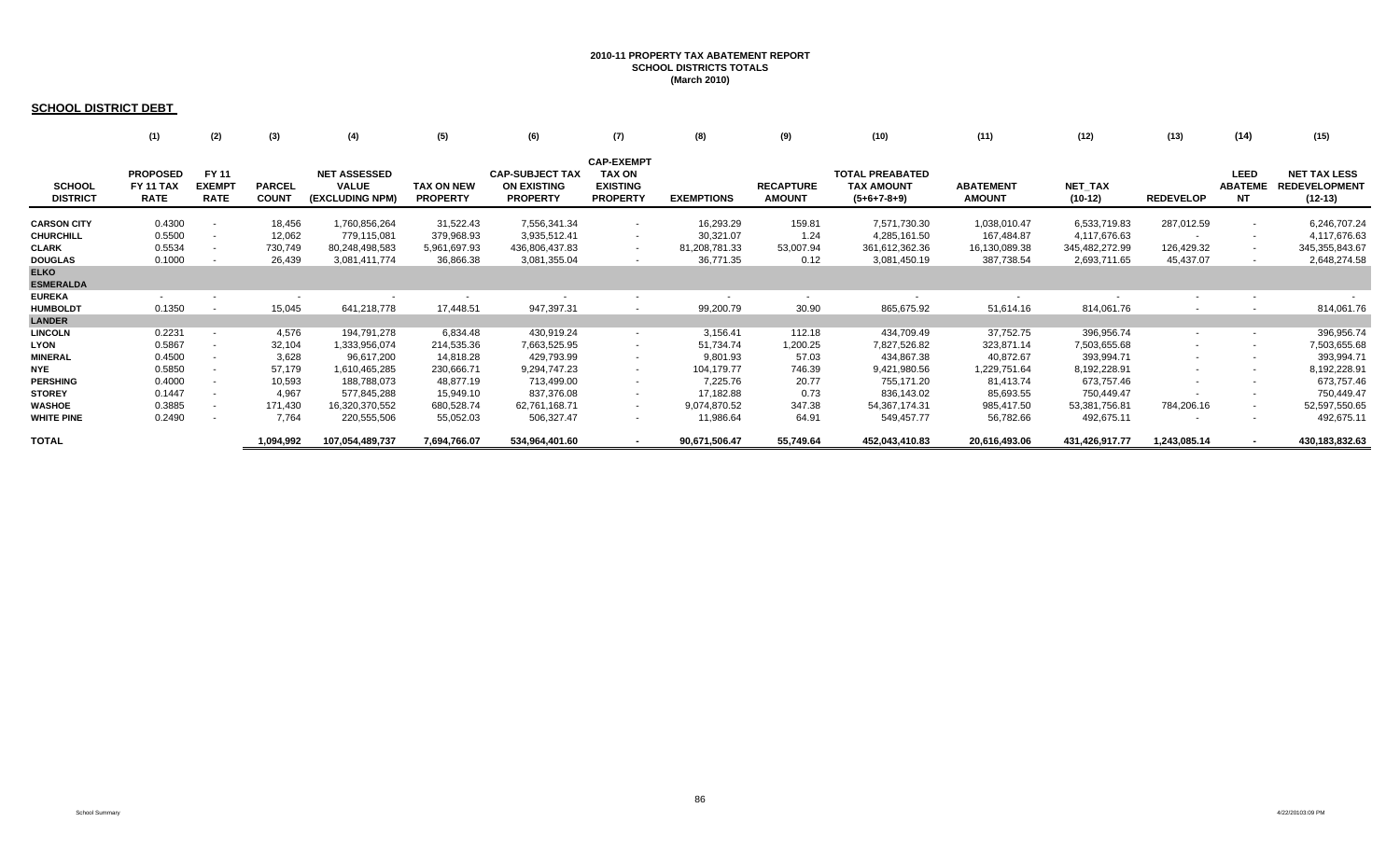**2010-11 PROPERTY TAX ABATEMENT REPORT**
**SCHOOL DISTRICTS TOTALS**
**(March 2010)**

## SCHOOL DISTRICT DEBT

| | (1) | (2) | (3) | (4) | (5) | (6) | (7) | (8) | (9) | (10) | (11) | (12) | (13) | (14) | (15) |
|---|---|---|---|---|---|---|---|---|---|---|---|---|---|---|---|
| **SCHOOL DISTRICT** | **PROPOSED FY 11 TAX RATE** | **FY 11 EXEMPT RATE** | **PARCEL COUNT** | **NET ASSESSED VALUE (EXCLUDING NPM)** | **TAX ON NEW PROPERTY** | **CAP-SUBJECT TAX ON EXISTING PROPERTY** | **CAP-EXEMPT TAX ON EXISTING PROPERTY** | **EXEMPTIONS** | **RECAPTURE AMOUNT** | **TOTAL PREABATED TAX AMOUNT (5+6+7-8+9)** | **ABATEMENT AMOUNT** | **NET_TAX (10-12)** | **REDEVELOP** | **LEED ABATEMENT** | **NET TAX LESS REDEVELOPMENT (12-13)** |
| **CARSON CITY** | 0.4300 | - | 18,456 | 1,760,856,264 | 31,522.43 | 7,556,341.34 | - | 16,293.29 | 159.81 | 7,571,730.30 | 1,038,010.47 | 6,533,719.83 | 287,012.59 | - | 6,246,707.24 |
| **CHURCHILL** | 0.5500 | - | 12,062 | 779,115,081 | 379,968.93 | 3,935,512.41 | - | 30,321.07 | 1.24 | 4,285,161.50 | 167,484.87 | 4,117,676.63 | - | - | 4,117,676.63 |
| **CLARK** | 0.5534 | - | 730,749 | 80,248,498,583 | 5,961,697.93 | 436,806,437.83 | - | 81,208,781.33 | 53,007.94 | 361,612,362.36 | 16,130,089.38 | 345,482,272.99 | 126,429.32 | - | 345,355,843.67 |
| **DOUGLAS** | 0.1000 | - | 26,439 | 3,081,411,774 | 36,866.38 | 3,081,355.04 | - | 36,771.35 | 0.12 | 3,081,450.19 | 387,738.54 | 2,693,711.65 | 45,437.07 | - | 2,648,274.58 |
| **ELKO** | | | | | | | | | | | | | | | |
| **ESMERALDA** | | | | | | | | | | | | | | | |
| **EUREKA** | - | - | - | - | - | - | - | - | - | - | - | - | - | - | - |
| **HUMBOLDT** | 0.1350 | - | 15,045 | 641,218,778 | 17,448.51 | 947,397.31 | - | 99,200.79 | 30.90 | 865,675.92 | 51,614.16 | 814,061.76 | - | - | 814,061.76 |
| **LANDER** | | | | | | | | | | | | | | | |
| **LINCOLN** | 0.2231 | - | 4,576 | 194,791,278 | 6,834.48 | 430,919.24 | - | 3,156.41 | 112.18 | 434,709.49 | 37,752.75 | 396,956.74 | - | - | 396,956.74 |
| **LYON** | 0.5867 | - | 32,104 | 1,333,956,074 | 214,535.36 | 7,663,525.95 | - | 51,734.74 | 1,200.25 | 7,827,526.82 | 323,871.14 | 7,503,655.68 | - | - | 7,503,655.68 |
| **MINERAL** | 0.4500 | - | 3,628 | 96,617,200 | 14,818.28 | 429,793.99 | - | 9,801.93 | 57.03 | 434,867.38 | 40,872.67 | 393,994.71 | - | - | 393,994.71 |
| **NYE** | 0.5850 | - | 57,179 | 1,610,465,285 | 230,666.71 | 9,294,747.23 | - | 104,179.77 | 746.39 | 9,421,980.56 | 1,229,751.64 | 8,192,228.91 | - | - | 8,192,228.91 |
| **PERSHING** | 0.4000 | - | 10,593 | 188,788,073 | 48,877.19 | 713,499.00 | - | 7,225.76 | 20.77 | 755,171.20 | 81,413.74 | 673,757.46 | - | - | 673,757.46 |
| **STOREY** | 0.1447 | - | 4,967 | 577,845,288 | 15,949.10 | 837,376.08 | - | 17,182.88 | 0.73 | 836,143.02 | 85,693.55 | 750,449.47 | - | - | 750,449.47 |
| **WASHOE** | 0.3885 | - | 171,430 | 16,320,370,552 | 680,528.74 | 62,761,168.71 | - | 9,074,870.52 | 347.38 | 54,367,174.31 | 985,417.50 | 53,381,756.81 | 784,206.16 | - | 52,597,550.65 |
| **WHITE PINE** | 0.2490 | - | 7,764 | 220,555,506 | 55,052.03 | 506,327.47 | - | 11,986.64 | 64.91 | 549,457.77 | 56,782.66 | 492,675.11 | - | - | 492,675.11 |
| **TOTAL** | | | **1,094,992** | **107,054,489,737** | **7,694,766.07** | **534,964,401.60** | **-** | **90,671,506.47** | **55,749.64** | **452,043,410.83** | **20,616,493.06** | **431,426,917.77** | **1,243,085.14** | **-** | **430,183,832.63** |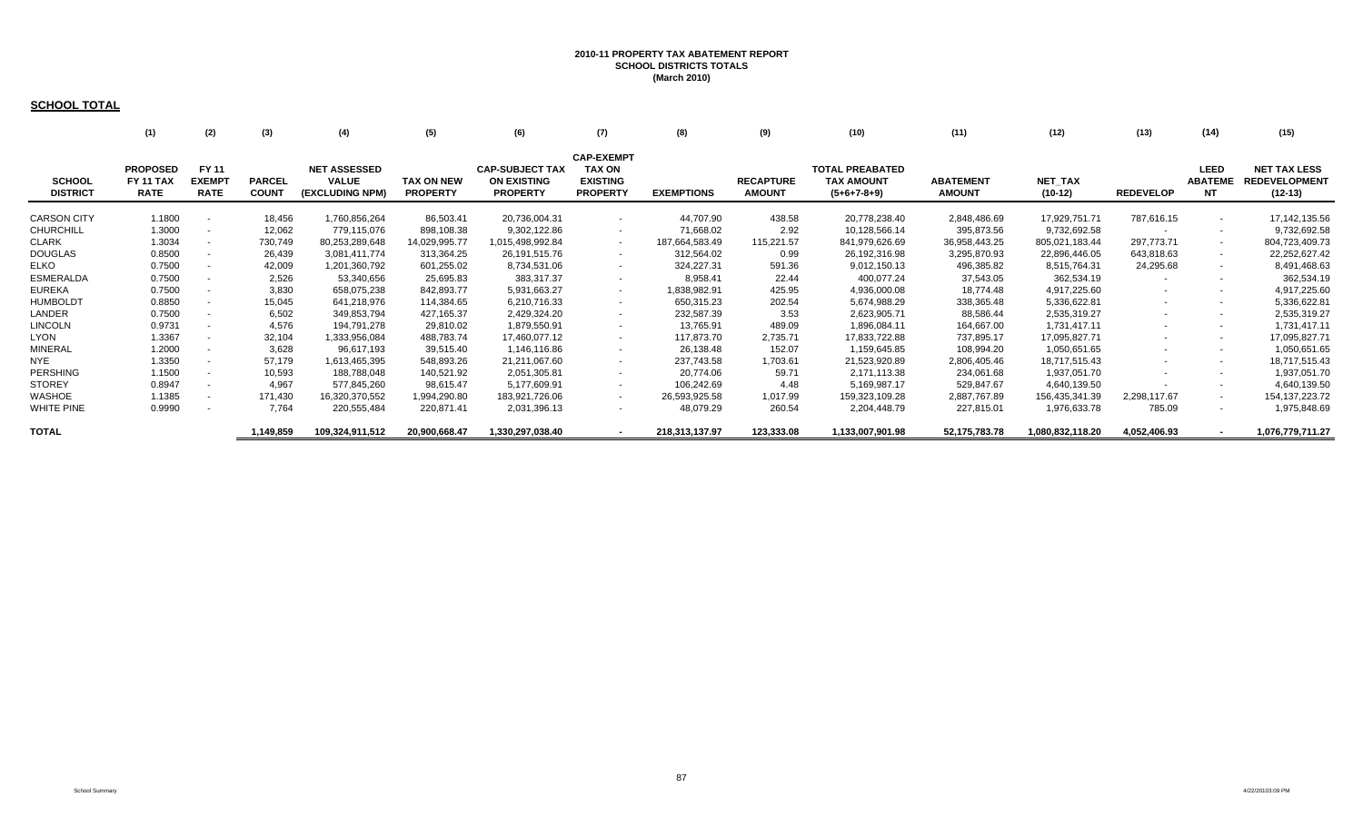**2010-11 PROPERTY TAX ABATEMENT REPORT**
**SCHOOL DISTRICTS TOTALS**
**(March 2010)**

## SCHOOL TOTAL

| SCHOOL DISTRICT | (1) PROPOSED FY 11 TAX RATE | (2) FY 11 EXEMPT RATE | (3) PARCEL COUNT | (4) NET ASSESSED VALUE (EXCLUDING NPM) | (5) TAX ON NEW PROPERTY | (6) CAP-SUBJECT TAX ON EXISTING PROPERTY | (7) CAP-EXEMPT TAX ON EXISTING PROPERTY | (8) EXEMPTIONS | (9) RECAPTURE AMOUNT | (10) TOTAL PREABATED TAX AMOUNT (5+6+7-8+9) | (11) ABATEMENT AMOUNT | (12) NET_TAX (10-12) | (13) REDEVELOP | (14) LEED ABATEMENT | (15) NET TAX LESS REDEVELOPMENT (12-13) |
|---|---|---|---|---|---|---|---|---|---|---|---|---|---|---|---|
| CARSON CITY | 1.1800 | - | 18,456 | 1,760,856,264 | 86,503.41 | 20,736,004.31 | - | 44,707.90 | 438.58 | 20,778,238.40 | 2,848,486.69 | 17,929,751.71 | 787,616.15 | - | 17,142,135.56 |
| CHURCHILL | 1.3000 | - | 12,062 | 779,115,076 | 898,108.38 | 9,302,122.86 | - | 71,668.02 | 2.92 | 10,128,566.14 | 395,873.56 | 9,732,692.58 | - | - | 9,732,692.58 |
| CLARK | 1.3034 | - | 730,749 | 80,253,289,648 | 14,029,995.77 | 1,015,498,992.84 | - | 187,664,583.49 | 115,221.57 | 841,979,626.69 | 36,958,443.25 | 805,021,183.44 | 297,773.71 | - | 804,723,409.73 |
| DOUGLAS | 0.8500 | - | 26,439 | 3,081,411,774 | 313,364.25 | 26,191,515.76 | - | 312,564.02 | 0.99 | 26,192,316.98 | 3,295,870.93 | 22,896,446.05 | 643,818.63 | - | 22,252,627.42 |
| ELKO | 0.7500 | - | 42,009 | 1,201,360,792 | 601,255.02 | 8,734,531.06 | - | 324,227.31 | 591.36 | 9,012,150.13 | 496,385.82 | 8,515,764.31 | 24,295.68 | - | 8,491,468.63 |
| ESMERALDA | 0.7500 | - | 2,526 | 53,340,656 | 25,695.83 | 383,317.37 | - | 8,958.41 | 22.44 | 400,077.24 | 37,543.05 | 362,534.19 | - | - | 362,534.19 |
| EUREKA | 0.7500 | - | 3,830 | 658,075,238 | 842,893.77 | 5,931,663.27 | - | 1,838,982.91 | 425.95 | 4,936,000.08 | 18,774.48 | 4,917,225.60 | - | - | 4,917,225.60 |
| HUMBOLDT | 0.8850 | - | 15,045 | 641,218,976 | 114,384.65 | 6,210,716.33 | - | 650,315.23 | 202.54 | 5,674,988.29 | 338,365.48 | 5,336,622.81 | - | - | 5,336,622.81 |
| LANDER | 0.7500 | - | 6,502 | 349,853,794 | 427,165.37 | 2,429,324.20 | - | 232,587.39 | 3.53 | 2,623,905.71 | 88,586.44 | 2,535,319.27 | - | - | 2,535,319.27 |
| LINCOLN | 0.9731 | - | 4,576 | 194,791,278 | 29,810.02 | 1,879,550.91 | - | 13,765.91 | 489.09 | 1,896,084.11 | 164,667.00 | 1,731,417.11 | - | - | 1,731,417.11 |
| LYON | 1.3367 | - | 32,104 | 1,333,956,084 | 488,783.74 | 17,460,077.12 | - | 117,873.70 | 2,735.71 | 17,833,722.88 | 737,895.17 | 17,095,827.71 | - | - | 17,095,827.71 |
| MINERAL | 1.2000 | - | 3,628 | 96,617,193 | 39,515.40 | 1,146,116.86 | - | 26,138.48 | 152.07 | 1,159,645.85 | 108,994.20 | 1,050,651.65 | - | - | 1,050,651.65 |
| NYE | 1.3350 | - | 57,179 | 1,613,465,395 | 548,893.26 | 21,211,067.60 | - | 237,743.58 | 1,703.61 | 21,523,920.89 | 2,806,405.46 | 18,717,515.43 | - | - | 18,717,515.43 |
| PERSHING | 1.1500 | - | 10,593 | 188,788,048 | 140,521.92 | 2,051,305.81 | - | 20,774.06 | 59.71 | 2,171,113.38 | 234,061.68 | 1,937,051.70 | - | - | 1,937,051.70 |
| STOREY | 0.8947 | - | 4,967 | 577,845,260 | 98,615.47 | 5,177,609.91 | - | 106,242.69 | 4.48 | 5,169,987.17 | 529,847.67 | 4,640,139.50 | - | - | 4,640,139.50 |
| WASHOE | 1.1385 | - | 171,430 | 16,320,370,552 | 1,994,290.80 | 183,921,726.06 | - | 26,593,925.58 | 1,017.99 | 159,323,109.28 | 2,887,767.89 | 156,435,341.39 | 2,298,117.67 | - | 154,137,223.72 |
| WHITE PINE | 0.9990 | - | 7,764 | 220,555,484 | 220,871.41 | 2,031,396.13 | - | 48,079.29 | 260.54 | 2,204,448.79 | 227,815.01 | 1,976,633.78 | 785.09 | - | 1,975,848.69 |
| **TOTAL** | | | **1,149,859** | **109,324,911,512** | **20,900,668.47** | **1,330,297,038.40** | **-** | **218,313,137.97** | **123,333.08** | **1,133,007,901.98** | **52,175,783.78** | **1,080,832,118.20** | **4,052,406.93** | **-** | **1,076,779,711.27** |